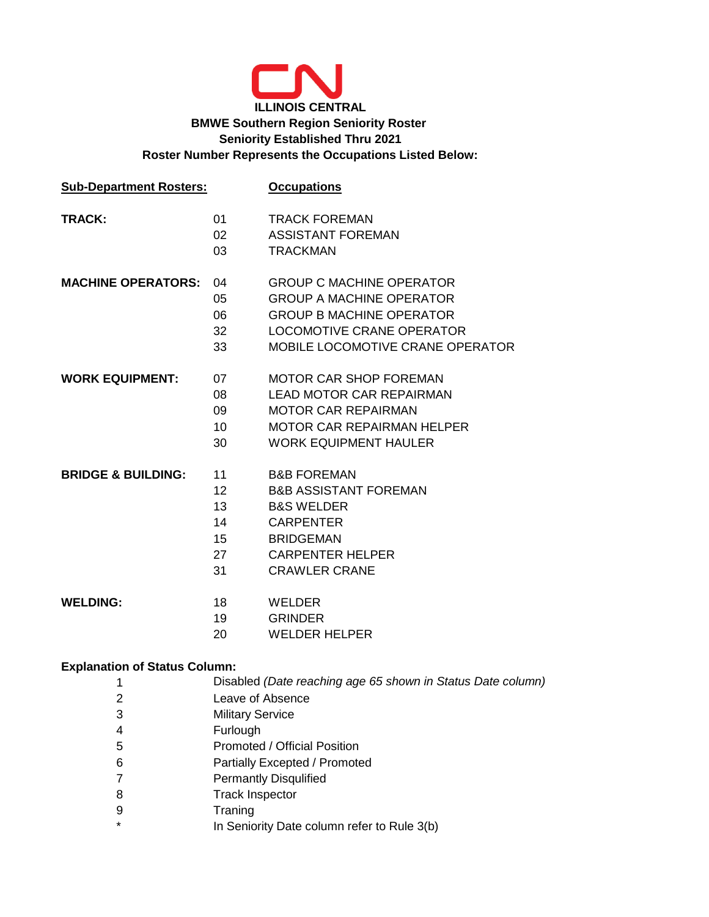CN

# ILLINOIS CENTRAL

## BMWE Southern Region Seniority Roster

**Seniority Established Thru 2021**

**Roster Number Represents the Occupations Listed Below:**

| Sub-Department Rosters: | | Occupations |
|---|---|---|
| **TRACK:** | 01 | TRACK FOREMAN |
| | 02 | ASSISTANT FOREMAN |
| | 03 | TRACKMAN |
| **MACHINE OPERATORS:** | 04 | GROUP C MACHINE OPERATOR |
| | 05 | GROUP A MACHINE OPERATOR |
| | 06 | GROUP B MACHINE OPERATOR |
| | 32 | LOCOMOTIVE CRANE OPERATOR |
| | 33 | MOBILE LOCOMOTIVE CRANE OPERATOR |
| **WORK EQUIPMENT:** | 07 | MOTOR CAR SHOP FOREMAN |
| | 08 | LEAD MOTOR CAR REPAIRMAN |
| | 09 | MOTOR CAR REPAIRMAN |
| | 10 | MOTOR CAR REPAIRMAN HELPER |
| | 30 | WORK EQUIPMENT HAULER |
| **BRIDGE & BUILDING:** | 11 | B&B FOREMAN |
| | 12 | B&B ASSISTANT FOREMAN |
| | 13 | B&S WELDER |
| | 14 | CARPENTER |
| | 15 | BRIDGEMAN |
| | 27 | CARPENTER HELPER |
| | 31 | CRAWLER CRANE |
| **WELDING:** | 18 | WELDER |
| | 19 | GRINDER |
| | 20 | WELDER HELPER |

**Explanation of Status Column:**

| | |
|---|---|
| 1 | Disabled *(Date reaching age 65 shown in Status Date column)* |
| 2 | Leave of Absence |
| 3 | Military Service |
| 4 | Furlough |
| 5 | Promoted / Official Position |
| 6 | Partially Excepted / Promoted |
| 7 | Permantly Disqulified |
| 8 | Track Inspector |
| 9 | Traning |
| * | In Seniority Date column refer to Rule 3(b) |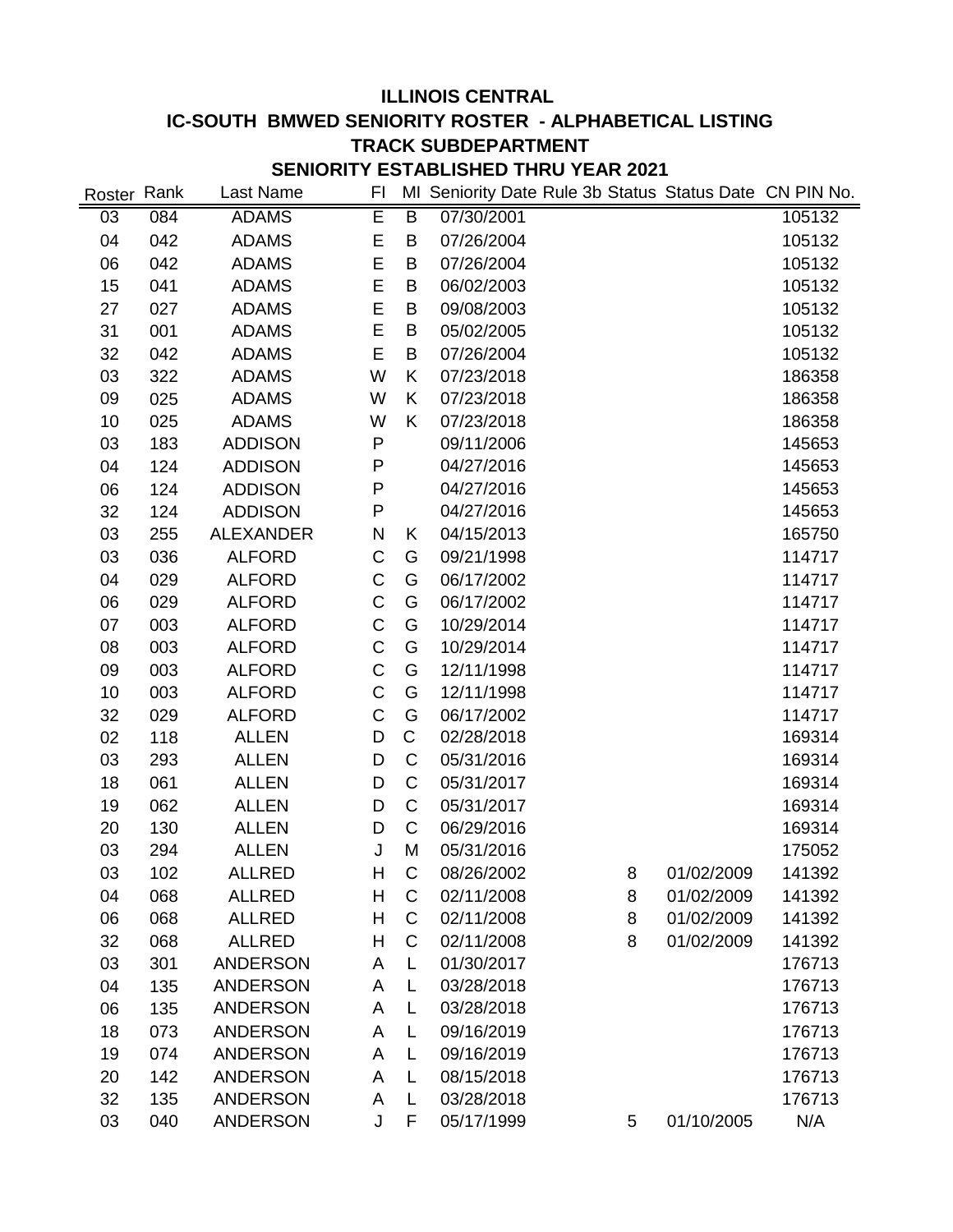# ILLINOIS CENTRAL

## IC-SOUTH BMWED SENIORITY ROSTER - ALPHABETICAL LISTING

## TRACK SUBDEPARTMENT

## SENIORITY ESTABLISHED THRU YEAR 2021

| Roster | Rank | Last Name | FI | MI | Seniority Date | Rule 3b Status | Status Date | CN PIN No. |
|---|---|---|---|---|---|---|---|---|
| 03 | 084 | ADAMS | E | B | 07/30/2001 | | | 105132 |
| 04 | 042 | ADAMS | E | B | 07/26/2004 | | | 105132 |
| 06 | 042 | ADAMS | E | B | 07/26/2004 | | | 105132 |
| 15 | 041 | ADAMS | E | B | 06/02/2003 | | | 105132 |
| 27 | 027 | ADAMS | E | B | 09/08/2003 | | | 105132 |
| 31 | 001 | ADAMS | E | B | 05/02/2005 | | | 105132 |
| 32 | 042 | ADAMS | E | B | 07/26/2004 | | | 105132 |
| 03 | 322 | ADAMS | W | K | 07/23/2018 | | | 186358 |
| 09 | 025 | ADAMS | W | K | 07/23/2018 | | | 186358 |
| 10 | 025 | ADAMS | W | K | 07/23/2018 | | | 186358 |
| 03 | 183 | ADDISON | P | | 09/11/2006 | | | 145653 |
| 04 | 124 | ADDISON | P | | 04/27/2016 | | | 145653 |
| 06 | 124 | ADDISON | P | | 04/27/2016 | | | 145653 |
| 32 | 124 | ADDISON | P | | 04/27/2016 | | | 145653 |
| 03 | 255 | ALEXANDER | N | K | 04/15/2013 | | | 165750 |
| 03 | 036 | ALFORD | C | G | 09/21/1998 | | | 114717 |
| 04 | 029 | ALFORD | C | G | 06/17/2002 | | | 114717 |
| 06 | 029 | ALFORD | C | G | 06/17/2002 | | | 114717 |
| 07 | 003 | ALFORD | C | G | 10/29/2014 | | | 114717 |
| 08 | 003 | ALFORD | C | G | 10/29/2014 | | | 114717 |
| 09 | 003 | ALFORD | C | G | 12/11/1998 | | | 114717 |
| 10 | 003 | ALFORD | C | G | 12/11/1998 | | | 114717 |
| 32 | 029 | ALFORD | C | G | 06/17/2002 | | | 114717 |
| 02 | 118 | ALLEN | D | C | 02/28/2018 | | | 169314 |
| 03 | 293 | ALLEN | D | C | 05/31/2016 | | | 169314 |
| 18 | 061 | ALLEN | D | C | 05/31/2017 | | | 169314 |
| 19 | 062 | ALLEN | D | C | 05/31/2017 | | | 169314 |
| 20 | 130 | ALLEN | D | C | 06/29/2016 | | | 169314 |
| 03 | 294 | ALLEN | J | M | 05/31/2016 | | | 175052 |
| 03 | 102 | ALLRED | H | C | 08/26/2002 | 8 | 01/02/2009 | 141392 |
| 04 | 068 | ALLRED | H | C | 02/11/2008 | 8 | 01/02/2009 | 141392 |
| 06 | 068 | ALLRED | H | C | 02/11/2008 | 8 | 01/02/2009 | 141392 |
| 32 | 068 | ALLRED | H | C | 02/11/2008 | 8 | 01/02/2009 | 141392 |
| 03 | 301 | ANDERSON | A | L | 01/30/2017 | | | 176713 |
| 04 | 135 | ANDERSON | A | L | 03/28/2018 | | | 176713 |
| 06 | 135 | ANDERSON | A | L | 03/28/2018 | | | 176713 |
| 18 | 073 | ANDERSON | A | L | 09/16/2019 | | | 176713 |
| 19 | 074 | ANDERSON | A | L | 09/16/2019 | | | 176713 |
| 20 | 142 | ANDERSON | A | L | 08/15/2018 | | | 176713 |
| 32 | 135 | ANDERSON | A | L | 03/28/2018 | | | 176713 |
| 03 | 040 | ANDERSON | J | F | 05/17/1999 | 5 | 01/10/2005 | N/A |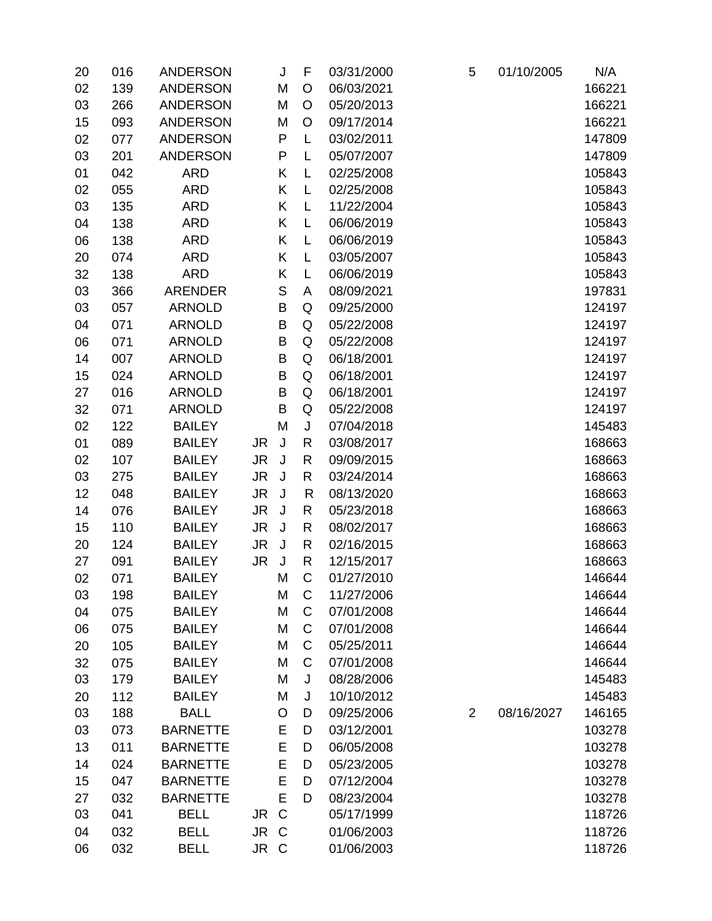| | | | | | | | | | |
|---|---|---|---|---|---|---|---|---|---|
| 20 | 016 | ANDERSON | | J | F | 03/31/2000 | 5 | 01/10/2005 | N/A |
| 02 | 139 | ANDERSON | | M | O | 06/03/2021 | | | 166221 |
| 03 | 266 | ANDERSON | | M | O | 05/20/2013 | | | 166221 |
| 15 | 093 | ANDERSON | | M | O | 09/17/2014 | | | 166221 |
| 02 | 077 | ANDERSON | | P | L | 03/02/2011 | | | 147809 |
| 03 | 201 | ANDERSON | | P | L | 05/07/2007 | | | 147809 |
| 01 | 042 | ARD | | K | L | 02/25/2008 | | | 105843 |
| 02 | 055 | ARD | | K | L | 02/25/2008 | | | 105843 |
| 03 | 135 | ARD | | K | L | 11/22/2004 | | | 105843 |
| 04 | 138 | ARD | | K | L | 06/06/2019 | | | 105843 |
| 06 | 138 | ARD | | K | L | 06/06/2019 | | | 105843 |
| 20 | 074 | ARD | | K | L | 03/05/2007 | | | 105843 |
| 32 | 138 | ARD | | K | L | 06/06/2019 | | | 105843 |
| 03 | 366 | ARENDER | | S | A | 08/09/2021 | | | 197831 |
| 03 | 057 | ARNOLD | | B | Q | 09/25/2000 | | | 124197 |
| 04 | 071 | ARNOLD | | B | Q | 05/22/2008 | | | 124197 |
| 06 | 071 | ARNOLD | | B | Q | 05/22/2008 | | | 124197 |
| 14 | 007 | ARNOLD | | B | Q | 06/18/2001 | | | 124197 |
| 15 | 024 | ARNOLD | | B | Q | 06/18/2001 | | | 124197 |
| 27 | 016 | ARNOLD | | B | Q | 06/18/2001 | | | 124197 |
| 32 | 071 | ARNOLD | | B | Q | 05/22/2008 | | | 124197 |
| 02 | 122 | BAILEY | | M | J | 07/04/2018 | | | 145483 |
| 01 | 089 | BAILEY | JR | J | R | 03/08/2017 | | | 168663 |
| 02 | 107 | BAILEY | JR | J | R | 09/09/2015 | | | 168663 |
| 03 | 275 | BAILEY | JR | J | R | 03/24/2014 | | | 168663 |
| 12 | 048 | BAILEY | JR | J | R | 08/13/2020 | | | 168663 |
| 14 | 076 | BAILEY | JR | J | R | 05/23/2018 | | | 168663 |
| 15 | 110 | BAILEY | JR | J | R | 08/02/2017 | | | 168663 |
| 20 | 124 | BAILEY | JR | J | R | 02/16/2015 | | | 168663 |
| 27 | 091 | BAILEY | JR | J | R | 12/15/2017 | | | 168663 |
| 02 | 071 | BAILEY | | M | C | 01/27/2010 | | | 146644 |
| 03 | 198 | BAILEY | | M | C | 11/27/2006 | | | 146644 |
| 04 | 075 | BAILEY | | M | C | 07/01/2008 | | | 146644 |
| 06 | 075 | BAILEY | | M | C | 07/01/2008 | | | 146644 |
| 20 | 105 | BAILEY | | M | C | 05/25/2011 | | | 146644 |
| 32 | 075 | BAILEY | | M | C | 07/01/2008 | | | 146644 |
| 03 | 179 | BAILEY | | M | J | 08/28/2006 | | | 145483 |
| 20 | 112 | BAILEY | | M | J | 10/10/2012 | | | 145483 |
| 03 | 188 | BALL | | O | D | 09/25/2006 | 2 | 08/16/2027 | 146165 |
| 03 | 073 | BARNETTE | | E | D | 03/12/2001 | | | 103278 |
| 13 | 011 | BARNETTE | | E | D | 06/05/2008 | | | 103278 |
| 14 | 024 | BARNETTE | | E | D | 05/23/2005 | | | 103278 |
| 15 | 047 | BARNETTE | | E | D | 07/12/2004 | | | 103278 |
| 27 | 032 | BARNETTE | | E | D | 08/23/2004 | | | 103278 |
| 03 | 041 | BELL | JR | C | | 05/17/1999 | | | 118726 |
| 04 | 032 | BELL | JR | C | | 01/06/2003 | | | 118726 |
| 06 | 032 | BELL | JR | C | | 01/06/2003 | | | 118726 |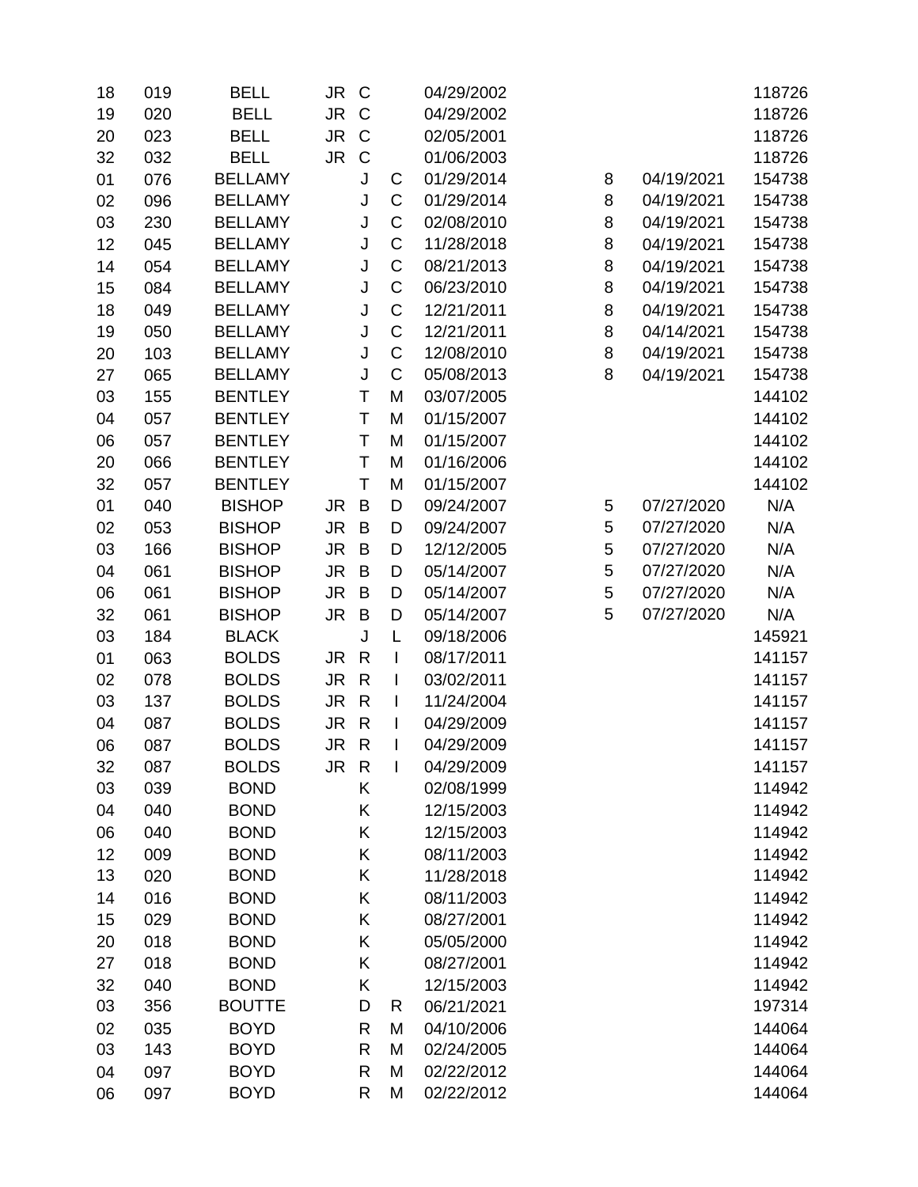| | | | | | | | | | |
|---|---|---|---|---|---|---|---|---|---|
| 18 | 019 | BELL | JR | C | | 04/29/2002 | | | 118726 |
| 19 | 020 | BELL | JR | C | | 04/29/2002 | | | 118726 |
| 20 | 023 | BELL | JR | C | | 02/05/2001 | | | 118726 |
| 32 | 032 | BELL | JR | C | | 01/06/2003 | | | 118726 |
| 01 | 076 | BELLAMY | | J | C | 01/29/2014 | 8 | 04/19/2021 | 154738 |
| 02 | 096 | BELLAMY | | J | C | 01/29/2014 | 8 | 04/19/2021 | 154738 |
| 03 | 230 | BELLAMY | | J | C | 02/08/2010 | 8 | 04/19/2021 | 154738 |
| 12 | 045 | BELLAMY | | J | C | 11/28/2018 | 8 | 04/19/2021 | 154738 |
| 14 | 054 | BELLAMY | | J | C | 08/21/2013 | 8 | 04/19/2021 | 154738 |
| 15 | 084 | BELLAMY | | J | C | 06/23/2010 | 8 | 04/19/2021 | 154738 |
| 18 | 049 | BELLAMY | | J | C | 12/21/2011 | 8 | 04/19/2021 | 154738 |
| 19 | 050 | BELLAMY | | J | C | 12/21/2011 | 8 | 04/14/2021 | 154738 |
| 20 | 103 | BELLAMY | | J | C | 12/08/2010 | 8 | 04/19/2021 | 154738 |
| 27 | 065 | BELLAMY | | J | C | 05/08/2013 | 8 | 04/19/2021 | 154738 |
| 03 | 155 | BENTLEY | | T | M | 03/07/2005 | | | 144102 |
| 04 | 057 | BENTLEY | | T | M | 01/15/2007 | | | 144102 |
| 06 | 057 | BENTLEY | | T | M | 01/15/2007 | | | 144102 |
| 20 | 066 | BENTLEY | | T | M | 01/16/2006 | | | 144102 |
| 32 | 057 | BENTLEY | | T | M | 01/15/2007 | | | 144102 |
| 01 | 040 | BISHOP | JR | B | D | 09/24/2007 | 5 | 07/27/2020 | N/A |
| 02 | 053 | BISHOP | JR | B | D | 09/24/2007 | 5 | 07/27/2020 | N/A |
| 03 | 166 | BISHOP | JR | B | D | 12/12/2005 | 5 | 07/27/2020 | N/A |
| 04 | 061 | BISHOP | JR | B | D | 05/14/2007 | 5 | 07/27/2020 | N/A |
| 06 | 061 | BISHOP | JR | B | D | 05/14/2007 | 5 | 07/27/2020 | N/A |
| 32 | 061 | BISHOP | JR | B | D | 05/14/2007 | 5 | 07/27/2020 | N/A |
| 03 | 184 | BLACK | | J | L | 09/18/2006 | | | 145921 |
| 01 | 063 | BOLDS | JR | R | I | 08/17/2011 | | | 141157 |
| 02 | 078 | BOLDS | JR | R | I | 03/02/2011 | | | 141157 |
| 03 | 137 | BOLDS | JR | R | I | 11/24/2004 | | | 141157 |
| 04 | 087 | BOLDS | JR | R | I | 04/29/2009 | | | 141157 |
| 06 | 087 | BOLDS | JR | R | I | 04/29/2009 | | | 141157 |
| 32 | 087 | BOLDS | JR | R | I | 04/29/2009 | | | 141157 |
| 03 | 039 | BOND | | K | | 02/08/1999 | | | 114942 |
| 04 | 040 | BOND | | K | | 12/15/2003 | | | 114942 |
| 06 | 040 | BOND | | K | | 12/15/2003 | | | 114942 |
| 12 | 009 | BOND | | K | | 08/11/2003 | | | 114942 |
| 13 | 020 | BOND | | K | | 11/28/2018 | | | 114942 |
| 14 | 016 | BOND | | K | | 08/11/2003 | | | 114942 |
| 15 | 029 | BOND | | K | | 08/27/2001 | | | 114942 |
| 20 | 018 | BOND | | K | | 05/05/2000 | | | 114942 |
| 27 | 018 | BOND | | K | | 08/27/2001 | | | 114942 |
| 32 | 040 | BOND | | K | | 12/15/2003 | | | 114942 |
| 03 | 356 | BOUTTE | | D | R | 06/21/2021 | | | 197314 |
| 02 | 035 | BOYD | | R | M | 04/10/2006 | | | 144064 |
| 03 | 143 | BOYD | | R | M | 02/24/2005 | | | 144064 |
| 04 | 097 | BOYD | | R | M | 02/22/2012 | | | 144064 |
| 06 | 097 | BOYD | | R | M | 02/22/2012 | | | 144064 |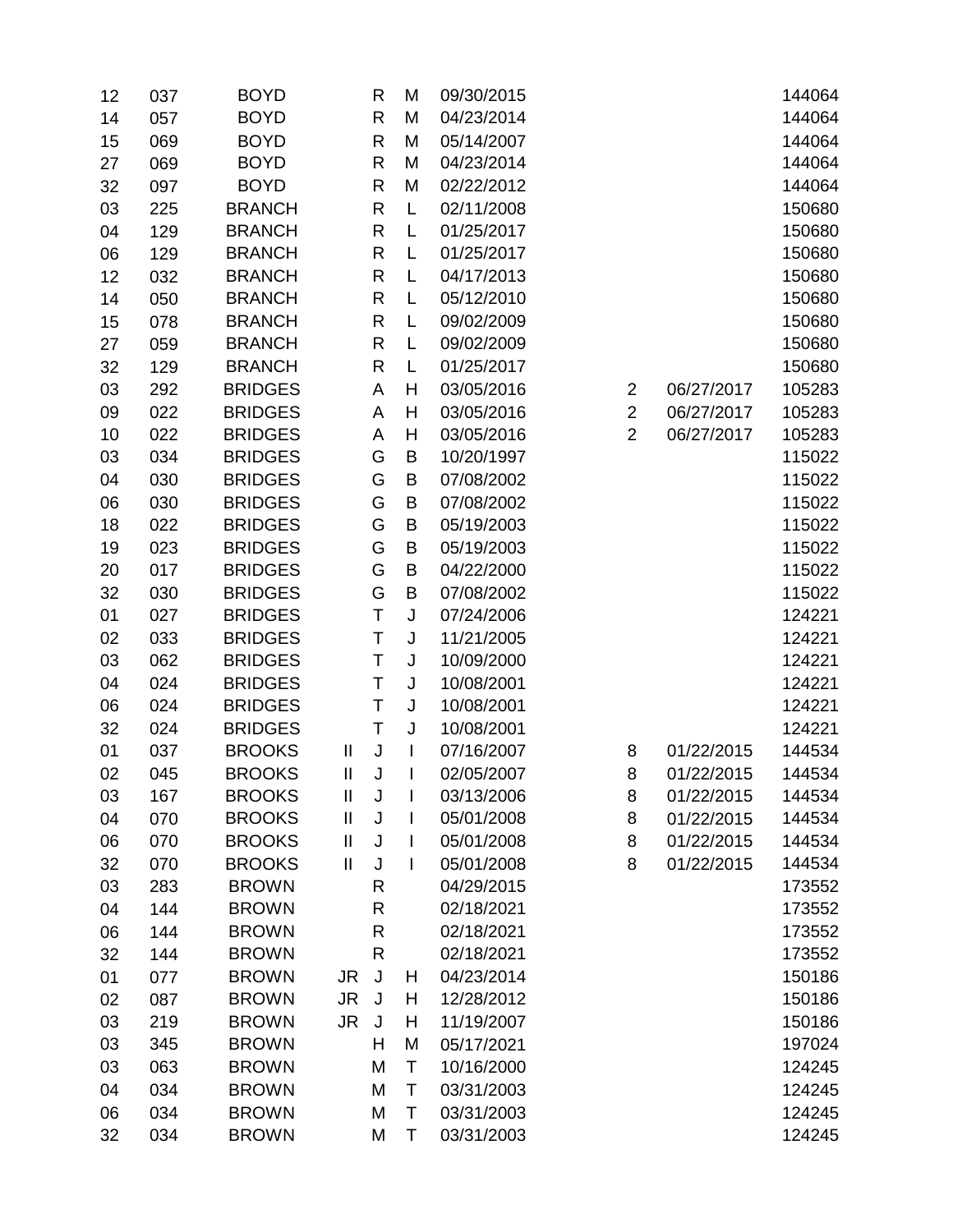| | | | | | | | | | |
|---|---|---|---|---|---|---|---|---|---|
| 12 | 037 | BOYD | | R | M | 09/30/2015 | | | 144064 |
| 14 | 057 | BOYD | | R | M | 04/23/2014 | | | 144064 |
| 15 | 069 | BOYD | | R | M | 05/14/2007 | | | 144064 |
| 27 | 069 | BOYD | | R | M | 04/23/2014 | | | 144064 |
| 32 | 097 | BOYD | | R | M | 02/22/2012 | | | 144064 |
| 03 | 225 | BRANCH | | R | L | 02/11/2008 | | | 150680 |
| 04 | 129 | BRANCH | | R | L | 01/25/2017 | | | 150680 |
| 06 | 129 | BRANCH | | R | L | 01/25/2017 | | | 150680 |
| 12 | 032 | BRANCH | | R | L | 04/17/2013 | | | 150680 |
| 14 | 050 | BRANCH | | R | L | 05/12/2010 | | | 150680 |
| 15 | 078 | BRANCH | | R | L | 09/02/2009 | | | 150680 |
| 27 | 059 | BRANCH | | R | L | 09/02/2009 | | | 150680 |
| 32 | 129 | BRANCH | | R | L | 01/25/2017 | | | 150680 |
| 03 | 292 | BRIDGES | | A | H | 03/05/2016 | 2 | 06/27/2017 | 105283 |
| 09 | 022 | BRIDGES | | A | H | 03/05/2016 | 2 | 06/27/2017 | 105283 |
| 10 | 022 | BRIDGES | | A | H | 03/05/2016 | 2 | 06/27/2017 | 105283 |
| 03 | 034 | BRIDGES | | G | B | 10/20/1997 | | | 115022 |
| 04 | 030 | BRIDGES | | G | B | 07/08/2002 | | | 115022 |
| 06 | 030 | BRIDGES | | G | B | 07/08/2002 | | | 115022 |
| 18 | 022 | BRIDGES | | G | B | 05/19/2003 | | | 115022 |
| 19 | 023 | BRIDGES | | G | B | 05/19/2003 | | | 115022 |
| 20 | 017 | BRIDGES | | G | B | 04/22/2000 | | | 115022 |
| 32 | 030 | BRIDGES | | G | B | 07/08/2002 | | | 115022 |
| 01 | 027 | BRIDGES | | T | J | 07/24/2006 | | | 124221 |
| 02 | 033 | BRIDGES | | T | J | 11/21/2005 | | | 124221 |
| 03 | 062 | BRIDGES | | T | J | 10/09/2000 | | | 124221 |
| 04 | 024 | BRIDGES | | T | J | 10/08/2001 | | | 124221 |
| 06 | 024 | BRIDGES | | T | J | 10/08/2001 | | | 124221 |
| 32 | 024 | BRIDGES | | T | J | 10/08/2001 | | | 124221 |
| 01 | 037 | BROOKS | II | J | I | 07/16/2007 | 8 | 01/22/2015 | 144534 |
| 02 | 045 | BROOKS | II | J | I | 02/05/2007 | 8 | 01/22/2015 | 144534 |
| 03 | 167 | BROOKS | II | J | I | 03/13/2006 | 8 | 01/22/2015 | 144534 |
| 04 | 070 | BROOKS | II | J | I | 05/01/2008 | 8 | 01/22/2015 | 144534 |
| 06 | 070 | BROOKS | II | J | I | 05/01/2008 | 8 | 01/22/2015 | 144534 |
| 32 | 070 | BROOKS | II | J | I | 05/01/2008 | 8 | 01/22/2015 | 144534 |
| 03 | 283 | BROWN | | R | | 04/29/2015 | | | 173552 |
| 04 | 144 | BROWN | | R | | 02/18/2021 | | | 173552 |
| 06 | 144 | BROWN | | R | | 02/18/2021 | | | 173552 |
| 32 | 144 | BROWN | | R | | 02/18/2021 | | | 173552 |
| 01 | 077 | BROWN | JR | J | H | 04/23/2014 | | | 150186 |
| 02 | 087 | BROWN | JR | J | H | 12/28/2012 | | | 150186 |
| 03 | 219 | BROWN | JR | J | H | 11/19/2007 | | | 150186 |
| 03 | 345 | BROWN | | H | M | 05/17/2021 | | | 197024 |
| 03 | 063 | BROWN | | M | T | 10/16/2000 | | | 124245 |
| 04 | 034 | BROWN | | M | T | 03/31/2003 | | | 124245 |
| 06 | 034 | BROWN | | M | T | 03/31/2003 | | | 124245 |
| 32 | 034 | BROWN | | M | T | 03/31/2003 | | | 124245 |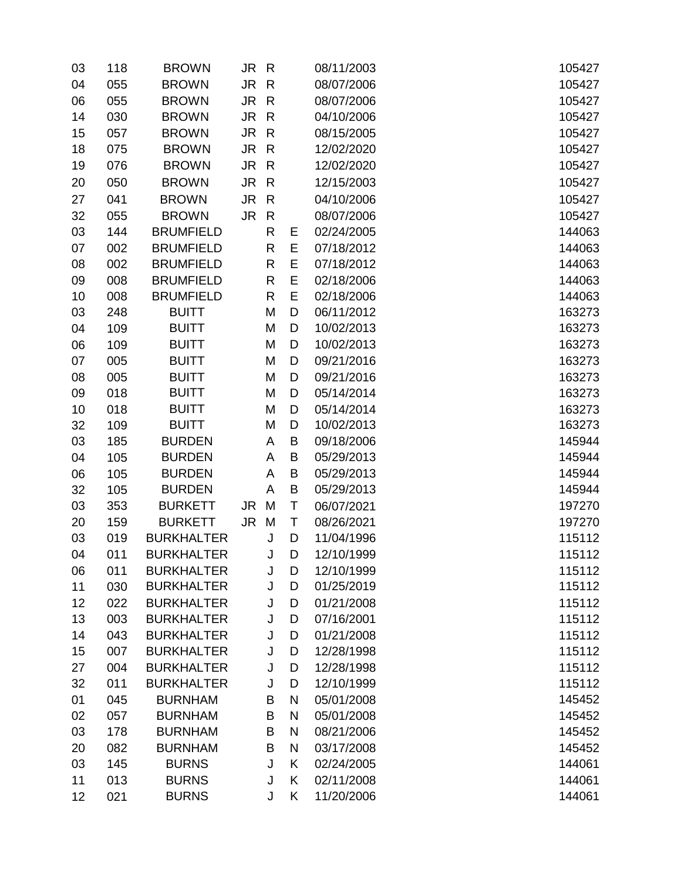| | | | | | | | |
|---|---|---|---|---|---|---|---|
| 03 | 118 | BROWN | JR | R | | 08/11/2003 | 105427 |
| 04 | 055 | BROWN | JR | R | | 08/07/2006 | 105427 |
| 06 | 055 | BROWN | JR | R | | 08/07/2006 | 105427 |
| 14 | 030 | BROWN | JR | R | | 04/10/2006 | 105427 |
| 15 | 057 | BROWN | JR | R | | 08/15/2005 | 105427 |
| 18 | 075 | BROWN | JR | R | | 12/02/2020 | 105427 |
| 19 | 076 | BROWN | JR | R | | 12/02/2020 | 105427 |
| 20 | 050 | BROWN | JR | R | | 12/15/2003 | 105427 |
| 27 | 041 | BROWN | JR | R | | 04/10/2006 | 105427 |
| 32 | 055 | BROWN | JR | R | | 08/07/2006 | 105427 |
| 03 | 144 | BRUMFIELD | | R | E | 02/24/2005 | 144063 |
| 07 | 002 | BRUMFIELD | | R | E | 07/18/2012 | 144063 |
| 08 | 002 | BRUMFIELD | | R | E | 07/18/2012 | 144063 |
| 09 | 008 | BRUMFIELD | | R | E | 02/18/2006 | 144063 |
| 10 | 008 | BRUMFIELD | | R | E | 02/18/2006 | 144063 |
| 03 | 248 | BUITT | | M | D | 06/11/2012 | 163273 |
| 04 | 109 | BUITT | | M | D | 10/02/2013 | 163273 |
| 06 | 109 | BUITT | | M | D | 10/02/2013 | 163273 |
| 07 | 005 | BUITT | | M | D | 09/21/2016 | 163273 |
| 08 | 005 | BUITT | | M | D | 09/21/2016 | 163273 |
| 09 | 018 | BUITT | | M | D | 05/14/2014 | 163273 |
| 10 | 018 | BUITT | | M | D | 05/14/2014 | 163273 |
| 32 | 109 | BUITT | | M | D | 10/02/2013 | 163273 |
| 03 | 185 | BURDEN | | A | B | 09/18/2006 | 145944 |
| 04 | 105 | BURDEN | | A | B | 05/29/2013 | 145944 |
| 06 | 105 | BURDEN | | A | B | 05/29/2013 | 145944 |
| 32 | 105 | BURDEN | | A | B | 05/29/2013 | 145944 |
| 03 | 353 | BURKETT | JR | M | T | 06/07/2021 | 197270 |
| 20 | 159 | BURKETT | JR | M | T | 08/26/2021 | 197270 |
| 03 | 019 | BURKHALTER | | J | D | 11/04/1996 | 115112 |
| 04 | 011 | BURKHALTER | | J | D | 12/10/1999 | 115112 |
| 06 | 011 | BURKHALTER | | J | D | 12/10/1999 | 115112 |
| 11 | 030 | BURKHALTER | | J | D | 01/25/2019 | 115112 |
| 12 | 022 | BURKHALTER | | J | D | 01/21/2008 | 115112 |
| 13 | 003 | BURKHALTER | | J | D | 07/16/2001 | 115112 |
| 14 | 043 | BURKHALTER | | J | D | 01/21/2008 | 115112 |
| 15 | 007 | BURKHALTER | | J | D | 12/28/1998 | 115112 |
| 27 | 004 | BURKHALTER | | J | D | 12/28/1998 | 115112 |
| 32 | 011 | BURKHALTER | | J | D | 12/10/1999 | 115112 |
| 01 | 045 | BURNHAM | | B | N | 05/01/2008 | 145452 |
| 02 | 057 | BURNHAM | | B | N | 05/01/2008 | 145452 |
| 03 | 178 | BURNHAM | | B | N | 08/21/2006 | 145452 |
| 20 | 082 | BURNHAM | | B | N | 03/17/2008 | 145452 |
| 03 | 145 | BURNS | | J | K | 02/24/2005 | 144061 |
| 11 | 013 | BURNS | | J | K | 02/11/2008 | 144061 |
| 12 | 021 | BURNS | | J | K | 11/20/2006 | 144061 |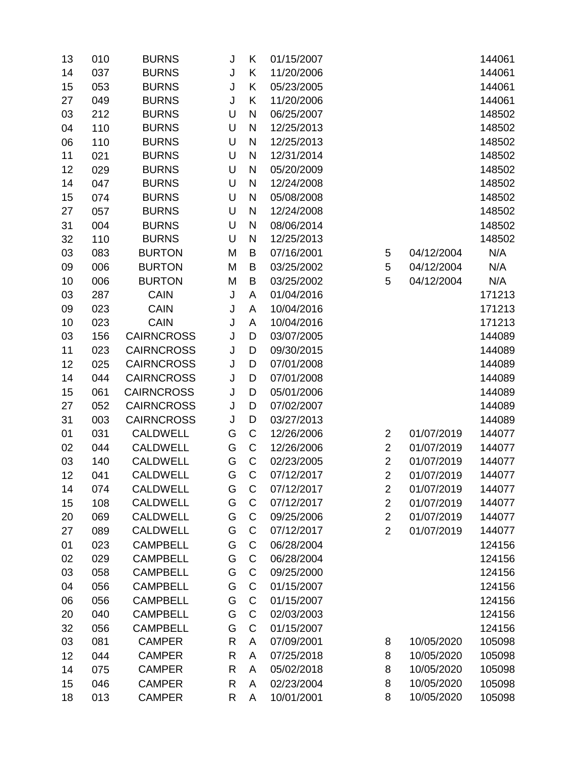| | | | | | | | | |
|---|---|---|---|---|---|---|---|---|
| 13 | 010 | BURNS | J | K | 01/15/2007 | | | 144061 |
| 14 | 037 | BURNS | J | K | 11/20/2006 | | | 144061 |
| 15 | 053 | BURNS | J | K | 05/23/2005 | | | 144061 |
| 27 | 049 | BURNS | J | K | 11/20/2006 | | | 144061 |
| 03 | 212 | BURNS | U | N | 06/25/2007 | | | 148502 |
| 04 | 110 | BURNS | U | N | 12/25/2013 | | | 148502 |
| 06 | 110 | BURNS | U | N | 12/25/2013 | | | 148502 |
| 11 | 021 | BURNS | U | N | 12/31/2014 | | | 148502 |
| 12 | 029 | BURNS | U | N | 05/20/2009 | | | 148502 |
| 14 | 047 | BURNS | U | N | 12/24/2008 | | | 148502 |
| 15 | 074 | BURNS | U | N | 05/08/2008 | | | 148502 |
| 27 | 057 | BURNS | U | N | 12/24/2008 | | | 148502 |
| 31 | 004 | BURNS | U | N | 08/06/2014 | | | 148502 |
| 32 | 110 | BURNS | U | N | 12/25/2013 | | | 148502 |
| 03 | 083 | BURTON | M | B | 07/16/2001 | 5 | 04/12/2004 | N/A |
| 09 | 006 | BURTON | M | B | 03/25/2002 | 5 | 04/12/2004 | N/A |
| 10 | 006 | BURTON | M | B | 03/25/2002 | 5 | 04/12/2004 | N/A |
| 03 | 287 | CAIN | J | A | 01/04/2016 | | | 171213 |
| 09 | 023 | CAIN | J | A | 10/04/2016 | | | 171213 |
| 10 | 023 | CAIN | J | A | 10/04/2016 | | | 171213 |
| 03 | 156 | CAIRNCROSS | J | D | 03/07/2005 | | | 144089 |
| 11 | 023 | CAIRNCROSS | J | D | 09/30/2015 | | | 144089 |
| 12 | 025 | CAIRNCROSS | J | D | 07/01/2008 | | | 144089 |
| 14 | 044 | CAIRNCROSS | J | D | 07/01/2008 | | | 144089 |
| 15 | 061 | CAIRNCROSS | J | D | 05/01/2006 | | | 144089 |
| 27 | 052 | CAIRNCROSS | J | D | 07/02/2007 | | | 144089 |
| 31 | 003 | CAIRNCROSS | J | D | 03/27/2013 | | | 144089 |
| 01 | 031 | CALDWELL | G | C | 12/26/2006 | 2 | 01/07/2019 | 144077 |
| 02 | 044 | CALDWELL | G | C | 12/26/2006 | 2 | 01/07/2019 | 144077 |
| 03 | 140 | CALDWELL | G | C | 02/23/2005 | 2 | 01/07/2019 | 144077 |
| 12 | 041 | CALDWELL | G | C | 07/12/2017 | 2 | 01/07/2019 | 144077 |
| 14 | 074 | CALDWELL | G | C | 07/12/2017 | 2 | 01/07/2019 | 144077 |
| 15 | 108 | CALDWELL | G | C | 07/12/2017 | 2 | 01/07/2019 | 144077 |
| 20 | 069 | CALDWELL | G | C | 09/25/2006 | 2 | 01/07/2019 | 144077 |
| 27 | 089 | CALDWELL | G | C | 07/12/2017 | 2 | 01/07/2019 | 144077 |
| 01 | 023 | CAMPBELL | G | C | 06/28/2004 | | | 124156 |
| 02 | 029 | CAMPBELL | G | C | 06/28/2004 | | | 124156 |
| 03 | 058 | CAMPBELL | G | C | 09/25/2000 | | | 124156 |
| 04 | 056 | CAMPBELL | G | C | 01/15/2007 | | | 124156 |
| 06 | 056 | CAMPBELL | G | C | 01/15/2007 | | | 124156 |
| 20 | 040 | CAMPBELL | G | C | 02/03/2003 | | | 124156 |
| 32 | 056 | CAMPBELL | G | C | 01/15/2007 | | | 124156 |
| 03 | 081 | CAMPER | R | A | 07/09/2001 | 8 | 10/05/2020 | 105098 |
| 12 | 044 | CAMPER | R | A | 07/25/2018 | 8 | 10/05/2020 | 105098 |
| 14 | 075 | CAMPER | R | A | 05/02/2018 | 8 | 10/05/2020 | 105098 |
| 15 | 046 | CAMPER | R | A | 02/23/2004 | 8 | 10/05/2020 | 105098 |
| 18 | 013 | CAMPER | R | A | 10/01/2001 | 8 | 10/05/2020 | 105098 |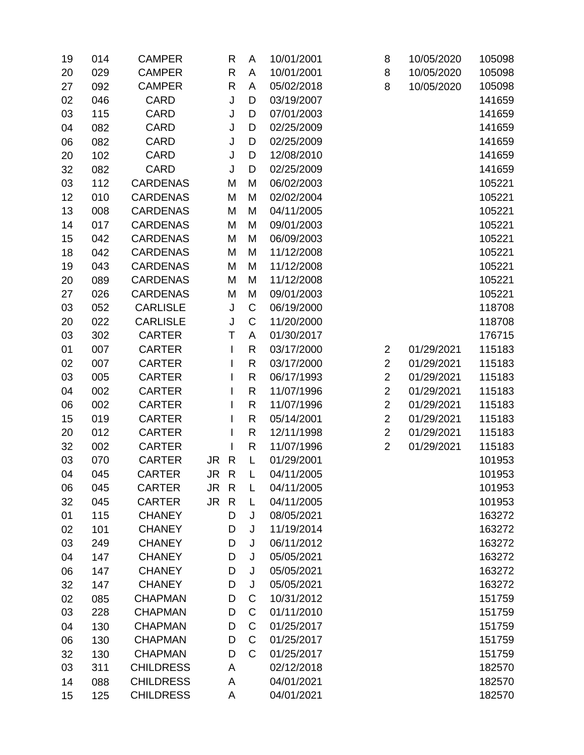| | | | | | | | | | |
|---|---|---|---|---|---|---|---|---|---|
| 19 | 014 | CAMPER | | R | A | 10/01/2001 | 8 | 10/05/2020 | 105098 |
| 20 | 029 | CAMPER | | R | A | 10/01/2001 | 8 | 10/05/2020 | 105098 |
| 27 | 092 | CAMPER | | R | A | 05/02/2018 | 8 | 10/05/2020 | 105098 |
| 02 | 046 | CARD | | J | D | 03/19/2007 | | | 141659 |
| 03 | 115 | CARD | | J | D | 07/01/2003 | | | 141659 |
| 04 | 082 | CARD | | J | D | 02/25/2009 | | | 141659 |
| 06 | 082 | CARD | | J | D | 02/25/2009 | | | 141659 |
| 20 | 102 | CARD | | J | D | 12/08/2010 | | | 141659 |
| 32 | 082 | CARD | | J | D | 02/25/2009 | | | 141659 |
| 03 | 112 | CARDENAS | | M | M | 06/02/2003 | | | 105221 |
| 12 | 010 | CARDENAS | | M | M | 02/02/2004 | | | 105221 |
| 13 | 008 | CARDENAS | | M | M | 04/11/2005 | | | 105221 |
| 14 | 017 | CARDENAS | | M | M | 09/01/2003 | | | 105221 |
| 15 | 042 | CARDENAS | | M | M | 06/09/2003 | | | 105221 |
| 18 | 042 | CARDENAS | | M | M | 11/12/2008 | | | 105221 |
| 19 | 043 | CARDENAS | | M | M | 11/12/2008 | | | 105221 |
| 20 | 089 | CARDENAS | | M | M | 11/12/2008 | | | 105221 |
| 27 | 026 | CARDENAS | | M | M | 09/01/2003 | | | 105221 |
| 03 | 052 | CARLISLE | | J | C | 06/19/2000 | | | 118708 |
| 20 | 022 | CARLISLE | | J | C | 11/20/2000 | | | 118708 |
| 03 | 302 | CARTER | | T | A | 01/30/2017 | | | 176715 |
| 01 | 007 | CARTER | | I | R | 03/17/2000 | 2 | 01/29/2021 | 115183 |
| 02 | 007 | CARTER | | I | R | 03/17/2000 | 2 | 01/29/2021 | 115183 |
| 03 | 005 | CARTER | | I | R | 06/17/1993 | 2 | 01/29/2021 | 115183 |
| 04 | 002 | CARTER | | I | R | 11/07/1996 | 2 | 01/29/2021 | 115183 |
| 06 | 002 | CARTER | | I | R | 11/07/1996 | 2 | 01/29/2021 | 115183 |
| 15 | 019 | CARTER | | I | R | 05/14/2001 | 2 | 01/29/2021 | 115183 |
| 20 | 012 | CARTER | | I | R | 12/11/1998 | 2 | 01/29/2021 | 115183 |
| 32 | 002 | CARTER | | I | R | 11/07/1996 | 2 | 01/29/2021 | 115183 |
| 03 | 070 | CARTER | JR | R | L | 01/29/2001 | | | 101953 |
| 04 | 045 | CARTER | JR | R | L | 04/11/2005 | | | 101953 |
| 06 | 045 | CARTER | JR | R | L | 04/11/2005 | | | 101953 |
| 32 | 045 | CARTER | JR | R | L | 04/11/2005 | | | 101953 |
| 01 | 115 | CHANEY | | D | J | 08/05/2021 | | | 163272 |
| 02 | 101 | CHANEY | | D | J | 11/19/2014 | | | 163272 |
| 03 | 249 | CHANEY | | D | J | 06/11/2012 | | | 163272 |
| 04 | 147 | CHANEY | | D | J | 05/05/2021 | | | 163272 |
| 06 | 147 | CHANEY | | D | J | 05/05/2021 | | | 163272 |
| 32 | 147 | CHANEY | | D | J | 05/05/2021 | | | 163272 |
| 02 | 085 | CHAPMAN | | D | C | 10/31/2012 | | | 151759 |
| 03 | 228 | CHAPMAN | | D | C | 01/11/2010 | | | 151759 |
| 04 | 130 | CHAPMAN | | D | C | 01/25/2017 | | | 151759 |
| 06 | 130 | CHAPMAN | | D | C | 01/25/2017 | | | 151759 |
| 32 | 130 | CHAPMAN | | D | C | 01/25/2017 | | | 151759 |
| 03 | 311 | CHILDRESS | | A | | 02/12/2018 | | | 182570 |
| 14 | 088 | CHILDRESS | | A | | 04/01/2021 | | | 182570 |
| 15 | 125 | CHILDRESS | | A | | 04/01/2021 | | | 182570 |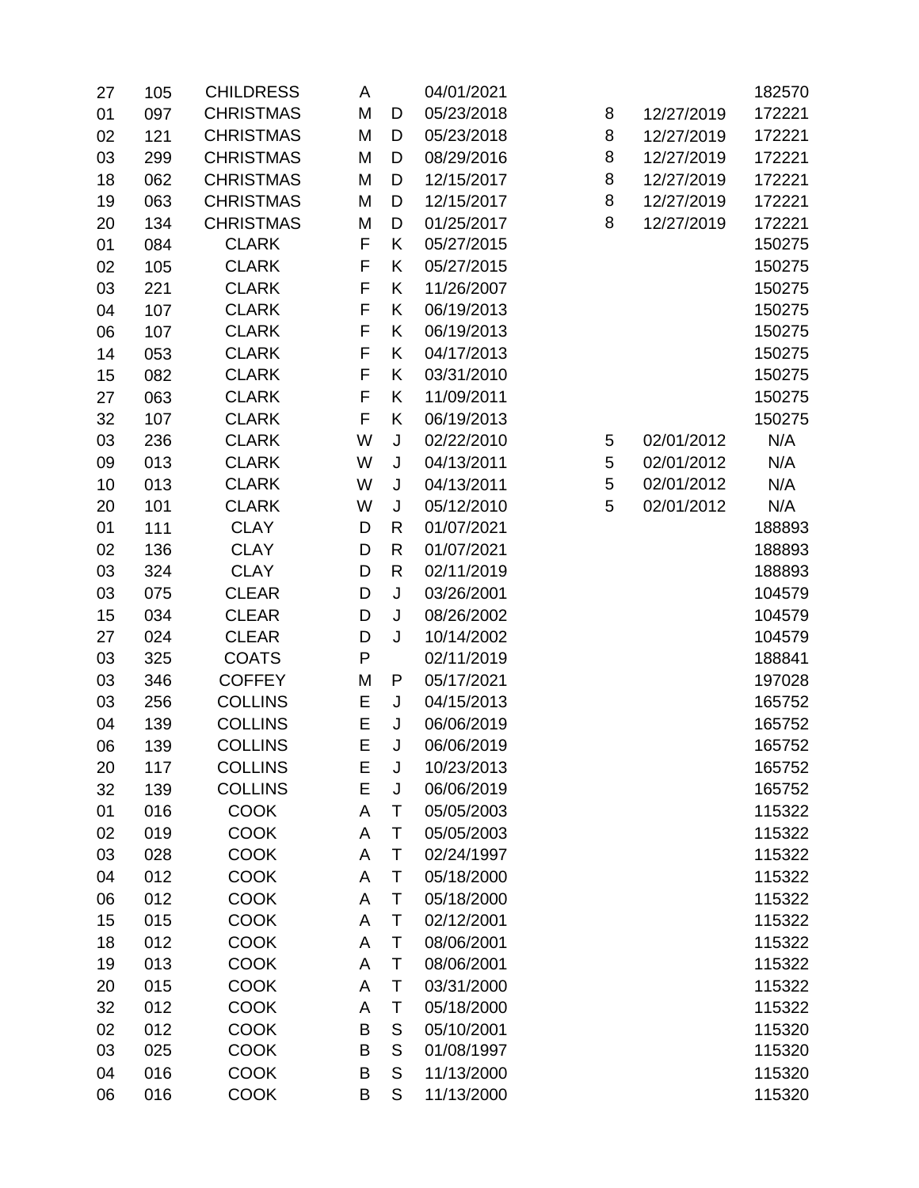| | | | | | | | | |
|---|---|---|---|---|---|---|---|---|
| 27 | 105 | CHILDRESS | A | | 04/01/2021 | | | 182570 |
| 01 | 097 | CHRISTMAS | M | D | 05/23/2018 | 8 | 12/27/2019 | 172221 |
| 02 | 121 | CHRISTMAS | M | D | 05/23/2018 | 8 | 12/27/2019 | 172221 |
| 03 | 299 | CHRISTMAS | M | D | 08/29/2016 | 8 | 12/27/2019 | 172221 |
| 18 | 062 | CHRISTMAS | M | D | 12/15/2017 | 8 | 12/27/2019 | 172221 |
| 19 | 063 | CHRISTMAS | M | D | 12/15/2017 | 8 | 12/27/2019 | 172221 |
| 20 | 134 | CHRISTMAS | M | D | 01/25/2017 | 8 | 12/27/2019 | 172221 |
| 01 | 084 | CLARK | F | K | 05/27/2015 | | | 150275 |
| 02 | 105 | CLARK | F | K | 05/27/2015 | | | 150275 |
| 03 | 221 | CLARK | F | K | 11/26/2007 | | | 150275 |
| 04 | 107 | CLARK | F | K | 06/19/2013 | | | 150275 |
| 06 | 107 | CLARK | F | K | 06/19/2013 | | | 150275 |
| 14 | 053 | CLARK | F | K | 04/17/2013 | | | 150275 |
| 15 | 082 | CLARK | F | K | 03/31/2010 | | | 150275 |
| 27 | 063 | CLARK | F | K | 11/09/2011 | | | 150275 |
| 32 | 107 | CLARK | F | K | 06/19/2013 | | | 150275 |
| 03 | 236 | CLARK | W | J | 02/22/2010 | 5 | 02/01/2012 | N/A |
| 09 | 013 | CLARK | W | J | 04/13/2011 | 5 | 02/01/2012 | N/A |
| 10 | 013 | CLARK | W | J | 04/13/2011 | 5 | 02/01/2012 | N/A |
| 20 | 101 | CLARK | W | J | 05/12/2010 | 5 | 02/01/2012 | N/A |
| 01 | 111 | CLAY | D | R | 01/07/2021 | | | 188893 |
| 02 | 136 | CLAY | D | R | 01/07/2021 | | | 188893 |
| 03 | 324 | CLAY | D | R | 02/11/2019 | | | 188893 |
| 03 | 075 | CLEAR | D | J | 03/26/2001 | | | 104579 |
| 15 | 034 | CLEAR | D | J | 08/26/2002 | | | 104579 |
| 27 | 024 | CLEAR | D | J | 10/14/2002 | | | 104579 |
| 03 | 325 | COATS | P | | 02/11/2019 | | | 188841 |
| 03 | 346 | COFFEY | M | P | 05/17/2021 | | | 197028 |
| 03 | 256 | COLLINS | E | J | 04/15/2013 | | | 165752 |
| 04 | 139 | COLLINS | E | J | 06/06/2019 | | | 165752 |
| 06 | 139 | COLLINS | E | J | 06/06/2019 | | | 165752 |
| 20 | 117 | COLLINS | E | J | 10/23/2013 | | | 165752 |
| 32 | 139 | COLLINS | E | J | 06/06/2019 | | | 165752 |
| 01 | 016 | COOK | A | T | 05/05/2003 | | | 115322 |
| 02 | 019 | COOK | A | T | 05/05/2003 | | | 115322 |
| 03 | 028 | COOK | A | T | 02/24/1997 | | | 115322 |
| 04 | 012 | COOK | A | T | 05/18/2000 | | | 115322 |
| 06 | 012 | COOK | A | T | 05/18/2000 | | | 115322 |
| 15 | 015 | COOK | A | T | 02/12/2001 | | | 115322 |
| 18 | 012 | COOK | A | T | 08/06/2001 | | | 115322 |
| 19 | 013 | COOK | A | T | 08/06/2001 | | | 115322 |
| 20 | 015 | COOK | A | T | 03/31/2000 | | | 115322 |
| 32 | 012 | COOK | A | T | 05/18/2000 | | | 115322 |
| 02 | 012 | COOK | B | S | 05/10/2001 | | | 115320 |
| 03 | 025 | COOK | B | S | 01/08/1997 | | | 115320 |
| 04 | 016 | COOK | B | S | 11/13/2000 | | | 115320 |
| 06 | 016 | COOK | B | S | 11/13/2000 | | | 115320 |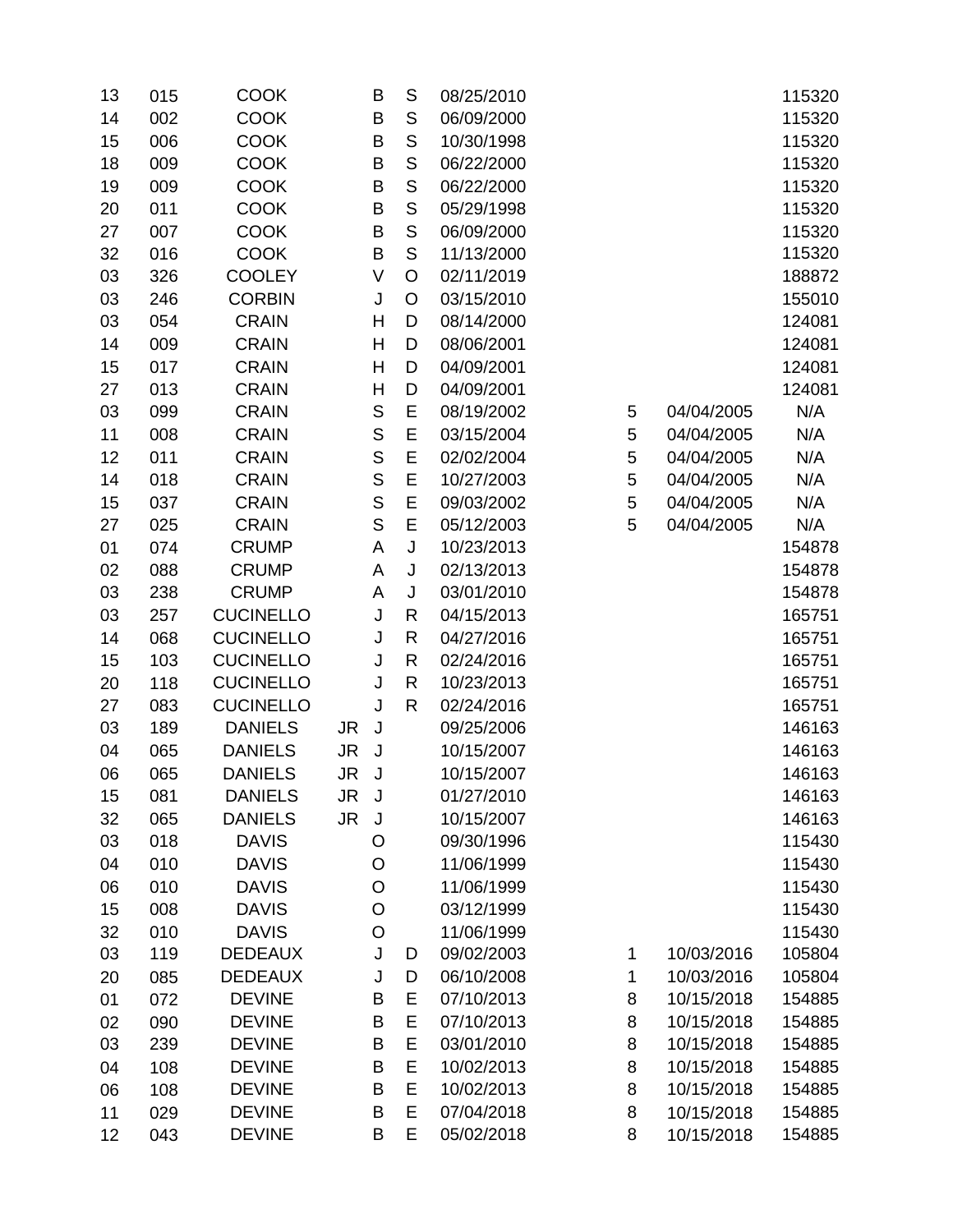| | | | | | | | | | |
|---|---|---|---|---|---|---|---|---|---|
| 13 | 015 | COOK | | B | S | 08/25/2010 | | | 115320 |
| 14 | 002 | COOK | | B | S | 06/09/2000 | | | 115320 |
| 15 | 006 | COOK | | B | S | 10/30/1998 | | | 115320 |
| 18 | 009 | COOK | | B | S | 06/22/2000 | | | 115320 |
| 19 | 009 | COOK | | B | S | 06/22/2000 | | | 115320 |
| 20 | 011 | COOK | | B | S | 05/29/1998 | | | 115320 |
| 27 | 007 | COOK | | B | S | 06/09/2000 | | | 115320 |
| 32 | 016 | COOK | | B | S | 11/13/2000 | | | 115320 |
| 03 | 326 | COOLEY | | V | O | 02/11/2019 | | | 188872 |
| 03 | 246 | CORBIN | | J | O | 03/15/2010 | | | 155010 |
| 03 | 054 | CRAIN | | H | D | 08/14/2000 | | | 124081 |
| 14 | 009 | CRAIN | | H | D | 08/06/2001 | | | 124081 |
| 15 | 017 | CRAIN | | H | D | 04/09/2001 | | | 124081 |
| 27 | 013 | CRAIN | | H | D | 04/09/2001 | | | 124081 |
| 03 | 099 | CRAIN | | S | E | 08/19/2002 | 5 | 04/04/2005 | N/A |
| 11 | 008 | CRAIN | | S | E | 03/15/2004 | 5 | 04/04/2005 | N/A |
| 12 | 011 | CRAIN | | S | E | 02/02/2004 | 5 | 04/04/2005 | N/A |
| 14 | 018 | CRAIN | | S | E | 10/27/2003 | 5 | 04/04/2005 | N/A |
| 15 | 037 | CRAIN | | S | E | 09/03/2002 | 5 | 04/04/2005 | N/A |
| 27 | 025 | CRAIN | | S | E | 05/12/2003 | 5 | 04/04/2005 | N/A |
| 01 | 074 | CRUMP | | A | J | 10/23/2013 | | | 154878 |
| 02 | 088 | CRUMP | | A | J | 02/13/2013 | | | 154878 |
| 03 | 238 | CRUMP | | A | J | 03/01/2010 | | | 154878 |
| 03 | 257 | CUCINELLO | | J | R | 04/15/2013 | | | 165751 |
| 14 | 068 | CUCINELLO | | J | R | 04/27/2016 | | | 165751 |
| 15 | 103 | CUCINELLO | | J | R | 02/24/2016 | | | 165751 |
| 20 | 118 | CUCINELLO | | J | R | 10/23/2013 | | | 165751 |
| 27 | 083 | CUCINELLO | | J | R | 02/24/2016 | | | 165751 |
| 03 | 189 | DANIELS | JR | J | | 09/25/2006 | | | 146163 |
| 04 | 065 | DANIELS | JR | J | | 10/15/2007 | | | 146163 |
| 06 | 065 | DANIELS | JR | J | | 10/15/2007 | | | 146163 |
| 15 | 081 | DANIELS | JR | J | | 01/27/2010 | | | 146163 |
| 32 | 065 | DANIELS | JR | J | | 10/15/2007 | | | 146163 |
| 03 | 018 | DAVIS | | O | | 09/30/1996 | | | 115430 |
| 04 | 010 | DAVIS | | O | | 11/06/1999 | | | 115430 |
| 06 | 010 | DAVIS | | O | | 11/06/1999 | | | 115430 |
| 15 | 008 | DAVIS | | O | | 03/12/1999 | | | 115430 |
| 32 | 010 | DAVIS | | O | | 11/06/1999 | | | 115430 |
| 03 | 119 | DEDEAUX | | J | D | 09/02/2003 | 1 | 10/03/2016 | 105804 |
| 20 | 085 | DEDEAUX | | J | D | 06/10/2008 | 1 | 10/03/2016 | 105804 |
| 01 | 072 | DEVINE | | B | E | 07/10/2013 | 8 | 10/15/2018 | 154885 |
| 02 | 090 | DEVINE | | B | E | 07/10/2013 | 8 | 10/15/2018 | 154885 |
| 03 | 239 | DEVINE | | B | E | 03/01/2010 | 8 | 10/15/2018 | 154885 |
| 04 | 108 | DEVINE | | B | E | 10/02/2013 | 8 | 10/15/2018 | 154885 |
| 06 | 108 | DEVINE | | B | E | 10/02/2013 | 8 | 10/15/2018 | 154885 |
| 11 | 029 | DEVINE | | B | E | 07/04/2018 | 8 | 10/15/2018 | 154885 |
| 12 | 043 | DEVINE | | B | E | 05/02/2018 | 8 | 10/15/2018 | 154885 |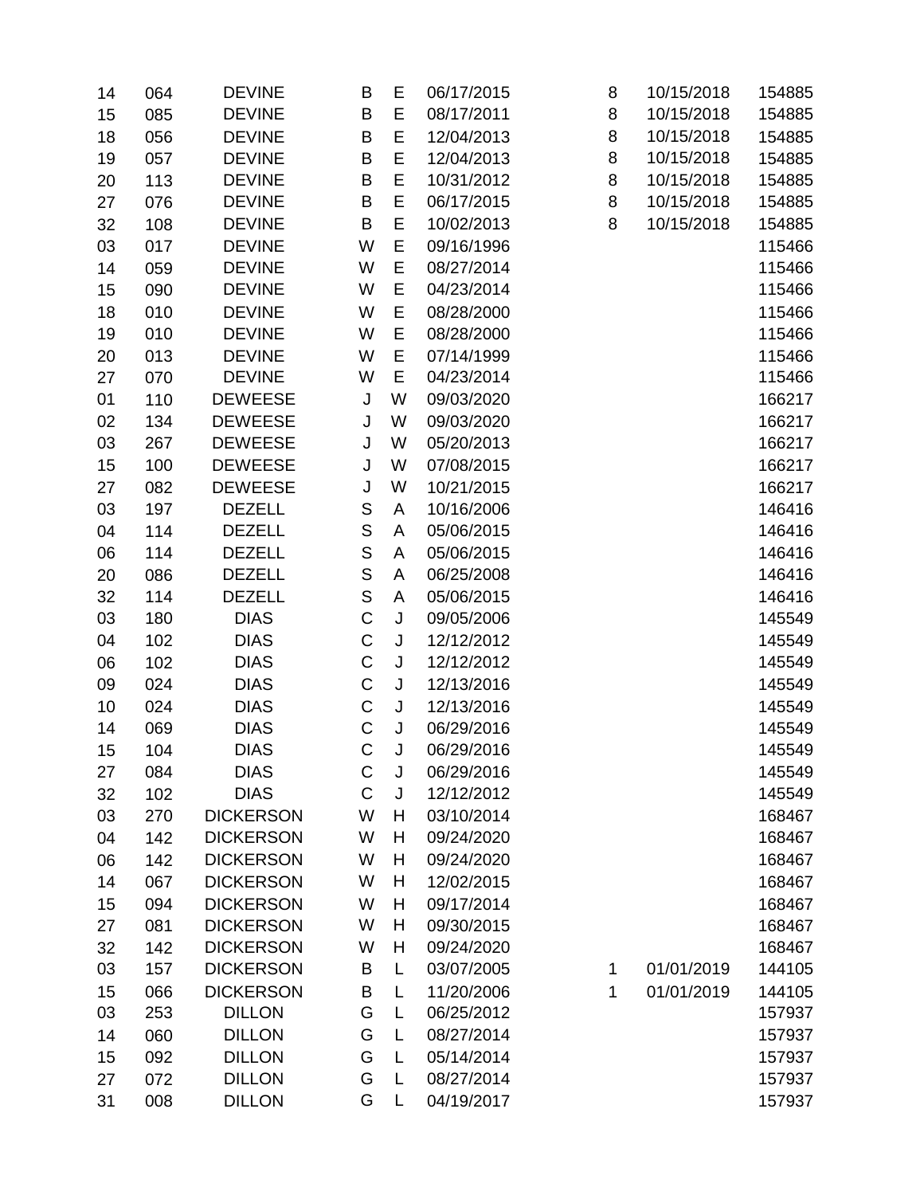| | | | | | | | | |
|---|---|---|---|---|---|---|---|---|
| 14 | 064 | DEVINE | B | E | 06/17/2015 | 8 | 10/15/2018 | 154885 |
| 15 | 085 | DEVINE | B | E | 08/17/2011 | 8 | 10/15/2018 | 154885 |
| 18 | 056 | DEVINE | B | E | 12/04/2013 | 8 | 10/15/2018 | 154885 |
| 19 | 057 | DEVINE | B | E | 12/04/2013 | 8 | 10/15/2018 | 154885 |
| 20 | 113 | DEVINE | B | E | 10/31/2012 | 8 | 10/15/2018 | 154885 |
| 27 | 076 | DEVINE | B | E | 06/17/2015 | 8 | 10/15/2018 | 154885 |
| 32 | 108 | DEVINE | B | E | 10/02/2013 | 8 | 10/15/2018 | 154885 |
| 03 | 017 | DEVINE | W | E | 09/16/1996 | | | 115466 |
| 14 | 059 | DEVINE | W | E | 08/27/2014 | | | 115466 |
| 15 | 090 | DEVINE | W | E | 04/23/2014 | | | 115466 |
| 18 | 010 | DEVINE | W | E | 08/28/2000 | | | 115466 |
| 19 | 010 | DEVINE | W | E | 08/28/2000 | | | 115466 |
| 20 | 013 | DEVINE | W | E | 07/14/1999 | | | 115466 |
| 27 | 070 | DEVINE | W | E | 04/23/2014 | | | 115466 |
| 01 | 110 | DEWEESE | J | W | 09/03/2020 | | | 166217 |
| 02 | 134 | DEWEESE | J | W | 09/03/2020 | | | 166217 |
| 03 | 267 | DEWEESE | J | W | 05/20/2013 | | | 166217 |
| 15 | 100 | DEWEESE | J | W | 07/08/2015 | | | 166217 |
| 27 | 082 | DEWEESE | J | W | 10/21/2015 | | | 166217 |
| 03 | 197 | DEZELL | S | A | 10/16/2006 | | | 146416 |
| 04 | 114 | DEZELL | S | A | 05/06/2015 | | | 146416 |
| 06 | 114 | DEZELL | S | A | 05/06/2015 | | | 146416 |
| 20 | 086 | DEZELL | S | A | 06/25/2008 | | | 146416 |
| 32 | 114 | DEZELL | S | A | 05/06/2015 | | | 146416 |
| 03 | 180 | DIAS | C | J | 09/05/2006 | | | 145549 |
| 04 | 102 | DIAS | C | J | 12/12/2012 | | | 145549 |
| 06 | 102 | DIAS | C | J | 12/12/2012 | | | 145549 |
| 09 | 024 | DIAS | C | J | 12/13/2016 | | | 145549 |
| 10 | 024 | DIAS | C | J | 12/13/2016 | | | 145549 |
| 14 | 069 | DIAS | C | J | 06/29/2016 | | | 145549 |
| 15 | 104 | DIAS | C | J | 06/29/2016 | | | 145549 |
| 27 | 084 | DIAS | C | J | 06/29/2016 | | | 145549 |
| 32 | 102 | DIAS | C | J | 12/12/2012 | | | 145549 |
| 03 | 270 | DICKERSON | W | H | 03/10/2014 | | | 168467 |
| 04 | 142 | DICKERSON | W | H | 09/24/2020 | | | 168467 |
| 06 | 142 | DICKERSON | W | H | 09/24/2020 | | | 168467 |
| 14 | 067 | DICKERSON | W | H | 12/02/2015 | | | 168467 |
| 15 | 094 | DICKERSON | W | H | 09/17/2014 | | | 168467 |
| 27 | 081 | DICKERSON | W | H | 09/30/2015 | | | 168467 |
| 32 | 142 | DICKERSON | W | H | 09/24/2020 | | | 168467 |
| 03 | 157 | DICKERSON | B | L | 03/07/2005 | 1 | 01/01/2019 | 144105 |
| 15 | 066 | DICKERSON | B | L | 11/20/2006 | 1 | 01/01/2019 | 144105 |
| 03 | 253 | DILLON | G | L | 06/25/2012 | | | 157937 |
| 14 | 060 | DILLON | G | L | 08/27/2014 | | | 157937 |
| 15 | 092 | DILLON | G | L | 05/14/2014 | | | 157937 |
| 27 | 072 | DILLON | G | L | 08/27/2014 | | | 157937 |
| 31 | 008 | DILLON | G | L | 04/19/2017 | | | 157937 |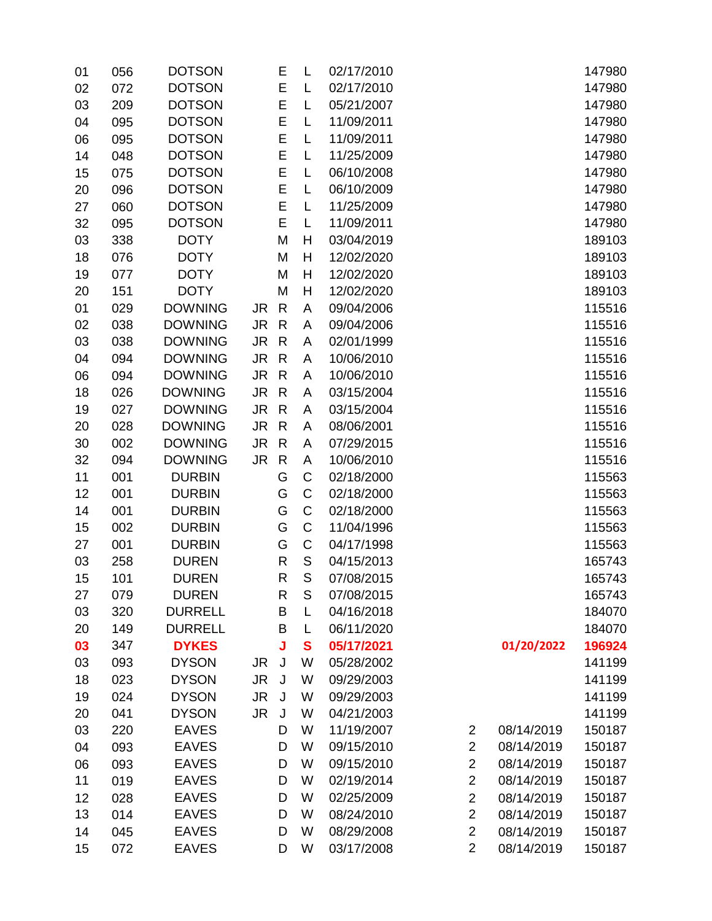| | | | | | | | | | |
|---|---|---|---|---|---|---|---|---|---|
| 01 | 056 | DOTSON | | E | L | 02/17/2010 | | | 147980 |
| 02 | 072 | DOTSON | | E | L | 02/17/2010 | | | 147980 |
| 03 | 209 | DOTSON | | E | L | 05/21/2007 | | | 147980 |
| 04 | 095 | DOTSON | | E | L | 11/09/2011 | | | 147980 |
| 06 | 095 | DOTSON | | E | L | 11/09/2011 | | | 147980 |
| 14 | 048 | DOTSON | | E | L | 11/25/2009 | | | 147980 |
| 15 | 075 | DOTSON | | E | L | 06/10/2008 | | | 147980 |
| 20 | 096 | DOTSON | | E | L | 06/10/2009 | | | 147980 |
| 27 | 060 | DOTSON | | E | L | 11/25/2009 | | | 147980 |
| 32 | 095 | DOTSON | | E | L | 11/09/2011 | | | 147980 |
| 03 | 338 | DOTY | | M | H | 03/04/2019 | | | 189103 |
| 18 | 076 | DOTY | | M | H | 12/02/2020 | | | 189103 |
| 19 | 077 | DOTY | | M | H | 12/02/2020 | | | 189103 |
| 20 | 151 | DOTY | | M | H | 12/02/2020 | | | 189103 |
| 01 | 029 | DOWNING | JR | R | A | 09/04/2006 | | | 115516 |
| 02 | 038 | DOWNING | JR | R | A | 09/04/2006 | | | 115516 |
| 03 | 038 | DOWNING | JR | R | A | 02/01/1999 | | | 115516 |
| 04 | 094 | DOWNING | JR | R | A | 10/06/2010 | | | 115516 |
| 06 | 094 | DOWNING | JR | R | A | 10/06/2010 | | | 115516 |
| 18 | 026 | DOWNING | JR | R | A | 03/15/2004 | | | 115516 |
| 19 | 027 | DOWNING | JR | R | A | 03/15/2004 | | | 115516 |
| 20 | 028 | DOWNING | JR | R | A | 08/06/2001 | | | 115516 |
| 30 | 002 | DOWNING | JR | R | A | 07/29/2015 | | | 115516 |
| 32 | 094 | DOWNING | JR | R | A | 10/06/2010 | | | 115516 |
| 11 | 001 | DURBIN | | G | C | 02/18/2000 | | | 115563 |
| 12 | 001 | DURBIN | | G | C | 02/18/2000 | | | 115563 |
| 14 | 001 | DURBIN | | G | C | 02/18/2000 | | | 115563 |
| 15 | 002 | DURBIN | | G | C | 11/04/1996 | | | 115563 |
| 27 | 001 | DURBIN | | G | C | 04/17/1998 | | | 115563 |
| 03 | 258 | DUREN | | R | S | 04/15/2013 | | | 165743 |
| 15 | 101 | DUREN | | R | S | 07/08/2015 | | | 165743 |
| 27 | 079 | DUREN | | R | S | 07/08/2015 | | | 165743 |
| 03 | 320 | DURRELL | | B | L | 04/16/2018 | | | 184070 |
| 20 | 149 | DURRELL | | B | L | 06/11/2020 | | | 184070 |
| **03** | 347 | **DYKES** | | **J** | **S** | **05/17/2021** | | **01/20/2022** | **196924** |
| 03 | 093 | DYSON | JR | J | W | 05/28/2002 | | | 141199 |
| 18 | 023 | DYSON | JR | J | W | 09/29/2003 | | | 141199 |
| 19 | 024 | DYSON | JR | J | W | 09/29/2003 | | | 141199 |
| 20 | 041 | DYSON | JR | J | W | 04/21/2003 | | | 141199 |
| 03 | 220 | EAVES | | D | W | 11/19/2007 | 2 | 08/14/2019 | 150187 |
| 04 | 093 | EAVES | | D | W | 09/15/2010 | 2 | 08/14/2019 | 150187 |
| 06 | 093 | EAVES | | D | W | 09/15/2010 | 2 | 08/14/2019 | 150187 |
| 11 | 019 | EAVES | | D | W | 02/19/2014 | 2 | 08/14/2019 | 150187 |
| 12 | 028 | EAVES | | D | W | 02/25/2009 | 2 | 08/14/2019 | 150187 |
| 13 | 014 | EAVES | | D | W | 08/24/2010 | 2 | 08/14/2019 | 150187 |
| 14 | 045 | EAVES | | D | W | 08/29/2008 | 2 | 08/14/2019 | 150187 |
| 15 | 072 | EAVES | | D | W | 03/17/2008 | 2 | 08/14/2019 | 150187 |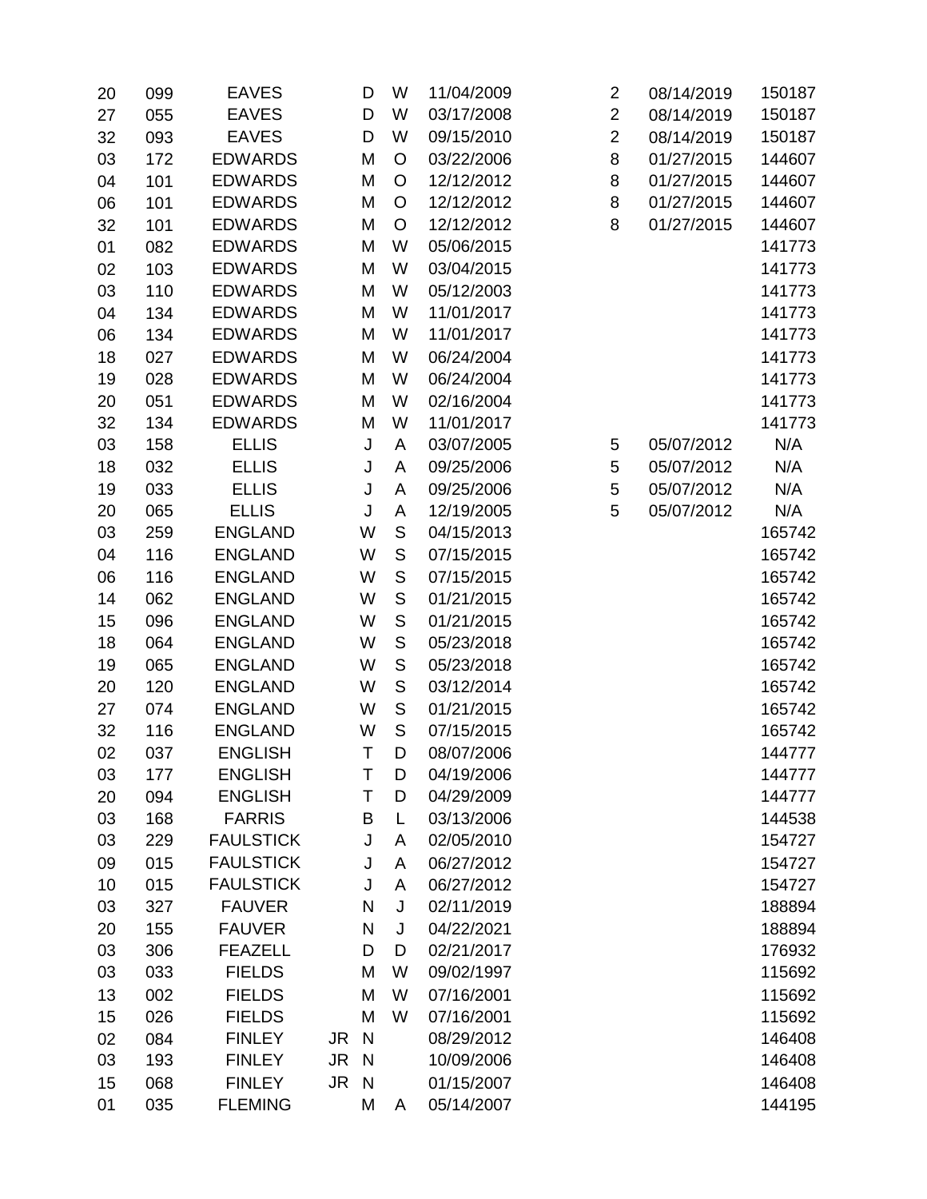| | | | | | | | | | |
|---|---|---|---|---|---|---|---|---|---|
| 20 | 099 | EAVES | | D | W | 11/04/2009 | 2 | 08/14/2019 | 150187 |
| 27 | 055 | EAVES | | D | W | 03/17/2008 | 2 | 08/14/2019 | 150187 |
| 32 | 093 | EAVES | | D | W | 09/15/2010 | 2 | 08/14/2019 | 150187 |
| 03 | 172 | EDWARDS | | M | O | 03/22/2006 | 8 | 01/27/2015 | 144607 |
| 04 | 101 | EDWARDS | | M | O | 12/12/2012 | 8 | 01/27/2015 | 144607 |
| 06 | 101 | EDWARDS | | M | O | 12/12/2012 | 8 | 01/27/2015 | 144607 |
| 32 | 101 | EDWARDS | | M | O | 12/12/2012 | 8 | 01/27/2015 | 144607 |
| 01 | 082 | EDWARDS | | M | W | 05/06/2015 | | | 141773 |
| 02 | 103 | EDWARDS | | M | W | 03/04/2015 | | | 141773 |
| 03 | 110 | EDWARDS | | M | W | 05/12/2003 | | | 141773 |
| 04 | 134 | EDWARDS | | M | W | 11/01/2017 | | | 141773 |
| 06 | 134 | EDWARDS | | M | W | 11/01/2017 | | | 141773 |
| 18 | 027 | EDWARDS | | M | W | 06/24/2004 | | | 141773 |
| 19 | 028 | EDWARDS | | M | W | 06/24/2004 | | | 141773 |
| 20 | 051 | EDWARDS | | M | W | 02/16/2004 | | | 141773 |
| 32 | 134 | EDWARDS | | M | W | 11/01/2017 | | | 141773 |
| 03 | 158 | ELLIS | | J | A | 03/07/2005 | 5 | 05/07/2012 | N/A |
| 18 | 032 | ELLIS | | J | A | 09/25/2006 | 5 | 05/07/2012 | N/A |
| 19 | 033 | ELLIS | | J | A | 09/25/2006 | 5 | 05/07/2012 | N/A |
| 20 | 065 | ELLIS | | J | A | 12/19/2005 | 5 | 05/07/2012 | N/A |
| 03 | 259 | ENGLAND | | W | S | 04/15/2013 | | | 165742 |
| 04 | 116 | ENGLAND | | W | S | 07/15/2015 | | | 165742 |
| 06 | 116 | ENGLAND | | W | S | 07/15/2015 | | | 165742 |
| 14 | 062 | ENGLAND | | W | S | 01/21/2015 | | | 165742 |
| 15 | 096 | ENGLAND | | W | S | 01/21/2015 | | | 165742 |
| 18 | 064 | ENGLAND | | W | S | 05/23/2018 | | | 165742 |
| 19 | 065 | ENGLAND | | W | S | 05/23/2018 | | | 165742 |
| 20 | 120 | ENGLAND | | W | S | 03/12/2014 | | | 165742 |
| 27 | 074 | ENGLAND | | W | S | 01/21/2015 | | | 165742 |
| 32 | 116 | ENGLAND | | W | S | 07/15/2015 | | | 165742 |
| 02 | 037 | ENGLISH | | T | D | 08/07/2006 | | | 144777 |
| 03 | 177 | ENGLISH | | T | D | 04/19/2006 | | | 144777 |
| 20 | 094 | ENGLISH | | T | D | 04/29/2009 | | | 144777 |
| 03 | 168 | FARRIS | | B | L | 03/13/2006 | | | 144538 |
| 03 | 229 | FAULSTICK | | J | A | 02/05/2010 | | | 154727 |
| 09 | 015 | FAULSTICK | | J | A | 06/27/2012 | | | 154727 |
| 10 | 015 | FAULSTICK | | J | A | 06/27/2012 | | | 154727 |
| 03 | 327 | FAUVER | | N | J | 02/11/2019 | | | 188894 |
| 20 | 155 | FAUVER | | N | J | 04/22/2021 | | | 188894 |
| 03 | 306 | FEAZELL | | D | D | 02/21/2017 | | | 176932 |
| 03 | 033 | FIELDS | | M | W | 09/02/1997 | | | 115692 |
| 13 | 002 | FIELDS | | M | W | 07/16/2001 | | | 115692 |
| 15 | 026 | FIELDS | | M | W | 07/16/2001 | | | 115692 |
| 02 | 084 | FINLEY | JR | N | | 08/29/2012 | | | 146408 |
| 03 | 193 | FINLEY | JR | N | | 10/09/2006 | | | 146408 |
| 15 | 068 | FINLEY | JR | N | | 01/15/2007 | | | 146408 |
| 01 | 035 | FLEMING | | M | A | 05/14/2007 | | | 144195 |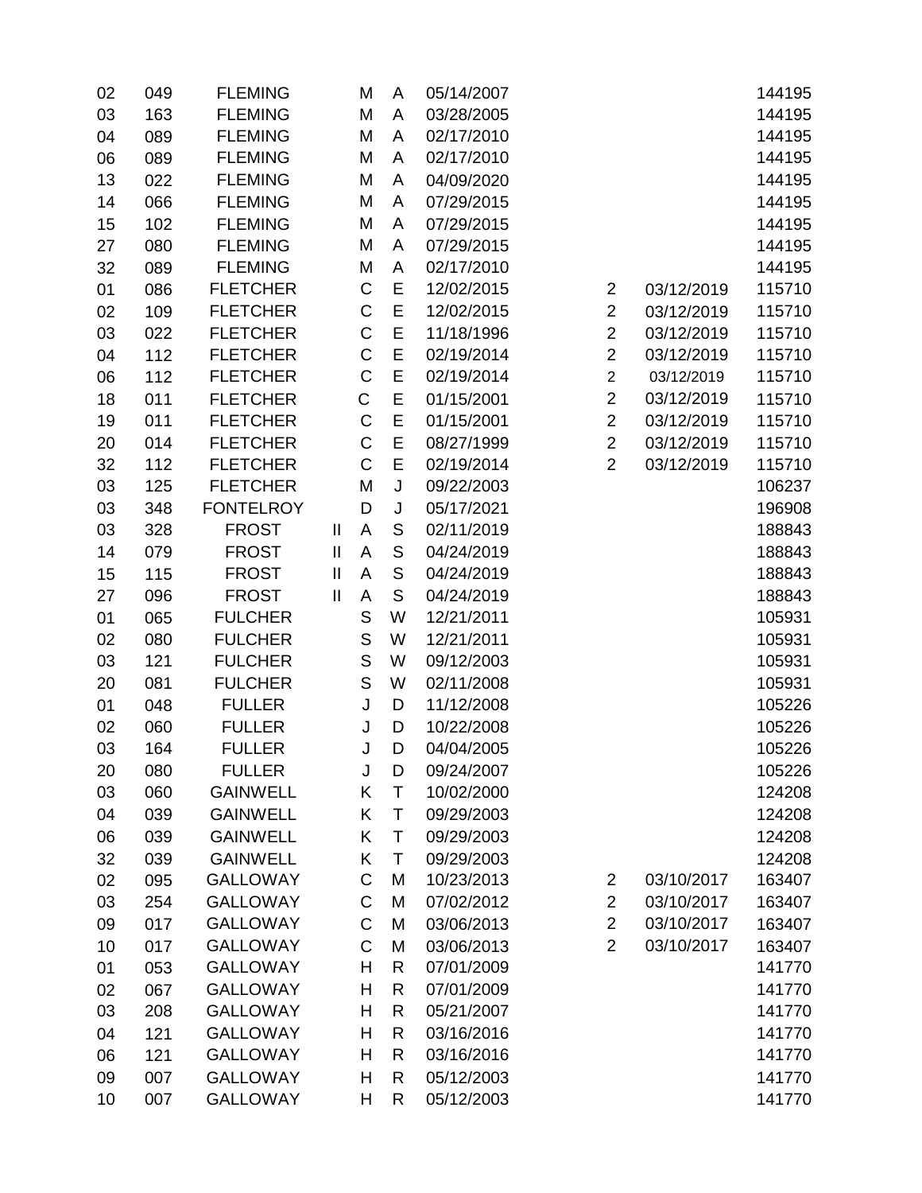| | | | | | | | | | |
|---|---|---|---|---|---|---|---|---|---|
| 02 | 049 | FLEMING | | M | A | 05/14/2007 | | | 144195 |
| 03 | 163 | FLEMING | | M | A | 03/28/2005 | | | 144195 |
| 04 | 089 | FLEMING | | M | A | 02/17/2010 | | | 144195 |
| 06 | 089 | FLEMING | | M | A | 02/17/2010 | | | 144195 |
| 13 | 022 | FLEMING | | M | A | 04/09/2020 | | | 144195 |
| 14 | 066 | FLEMING | | M | A | 07/29/2015 | | | 144195 |
| 15 | 102 | FLEMING | | M | A | 07/29/2015 | | | 144195 |
| 27 | 080 | FLEMING | | M | A | 07/29/2015 | | | 144195 |
| 32 | 089 | FLEMING | | M | A | 02/17/2010 | | | 144195 |
| 01 | 086 | FLETCHER | | C | E | 12/02/2015 | 2 | 03/12/2019 | 115710 |
| 02 | 109 | FLETCHER | | C | E | 12/02/2015 | 2 | 03/12/2019 | 115710 |
| 03 | 022 | FLETCHER | | C | E | 11/18/1996 | 2 | 03/12/2019 | 115710 |
| 04 | 112 | FLETCHER | | C | E | 02/19/2014 | 2 | 03/12/2019 | 115710 |
| 06 | 112 | FLETCHER | | C | E | 02/19/2014 | 2 | 03/12/2019 | 115710 |
| 18 | 011 | FLETCHER | | C | E | 01/15/2001 | 2 | 03/12/2019 | 115710 |
| 19 | 011 | FLETCHER | | C | E | 01/15/2001 | 2 | 03/12/2019 | 115710 |
| 20 | 014 | FLETCHER | | C | E | 08/27/1999 | 2 | 03/12/2019 | 115710 |
| 32 | 112 | FLETCHER | | C | E | 02/19/2014 | 2 | 03/12/2019 | 115710 |
| 03 | 125 | FLETCHER | | M | J | 09/22/2003 | | | 106237 |
| 03 | 348 | FONTELROY | | D | J | 05/17/2021 | | | 196908 |
| 03 | 328 | FROST | II | A | S | 02/11/2019 | | | 188843 |
| 14 | 079 | FROST | II | A | S | 04/24/2019 | | | 188843 |
| 15 | 115 | FROST | II | A | S | 04/24/2019 | | | 188843 |
| 27 | 096 | FROST | II | A | S | 04/24/2019 | | | 188843 |
| 01 | 065 | FULCHER | | S | W | 12/21/2011 | | | 105931 |
| 02 | 080 | FULCHER | | S | W | 12/21/2011 | | | 105931 |
| 03 | 121 | FULCHER | | S | W | 09/12/2003 | | | 105931 |
| 20 | 081 | FULCHER | | S | W | 02/11/2008 | | | 105931 |
| 01 | 048 | FULLER | | J | D | 11/12/2008 | | | 105226 |
| 02 | 060 | FULLER | | J | D | 10/22/2008 | | | 105226 |
| 03 | 164 | FULLER | | J | D | 04/04/2005 | | | 105226 |
| 20 | 080 | FULLER | | J | D | 09/24/2007 | | | 105226 |
| 03 | 060 | GAINWELL | | K | T | 10/02/2000 | | | 124208 |
| 04 | 039 | GAINWELL | | K | T | 09/29/2003 | | | 124208 |
| 06 | 039 | GAINWELL | | K | T | 09/29/2003 | | | 124208 |
| 32 | 039 | GAINWELL | | K | T | 09/29/2003 | | | 124208 |
| 02 | 095 | GALLOWAY | | C | M | 10/23/2013 | 2 | 03/10/2017 | 163407 |
| 03 | 254 | GALLOWAY | | C | M | 07/02/2012 | 2 | 03/10/2017 | 163407 |
| 09 | 017 | GALLOWAY | | C | M | 03/06/2013 | 2 | 03/10/2017 | 163407 |
| 10 | 017 | GALLOWAY | | C | M | 03/06/2013 | 2 | 03/10/2017 | 163407 |
| 01 | 053 | GALLOWAY | | H | R | 07/01/2009 | | | 141770 |
| 02 | 067 | GALLOWAY | | H | R | 07/01/2009 | | | 141770 |
| 03 | 208 | GALLOWAY | | H | R | 05/21/2007 | | | 141770 |
| 04 | 121 | GALLOWAY | | H | R | 03/16/2016 | | | 141770 |
| 06 | 121 | GALLOWAY | | H | R | 03/16/2016 | | | 141770 |
| 09 | 007 | GALLOWAY | | H | R | 05/12/2003 | | | 141770 |
| 10 | 007 | GALLOWAY | | H | R | 05/12/2003 | | | 141770 |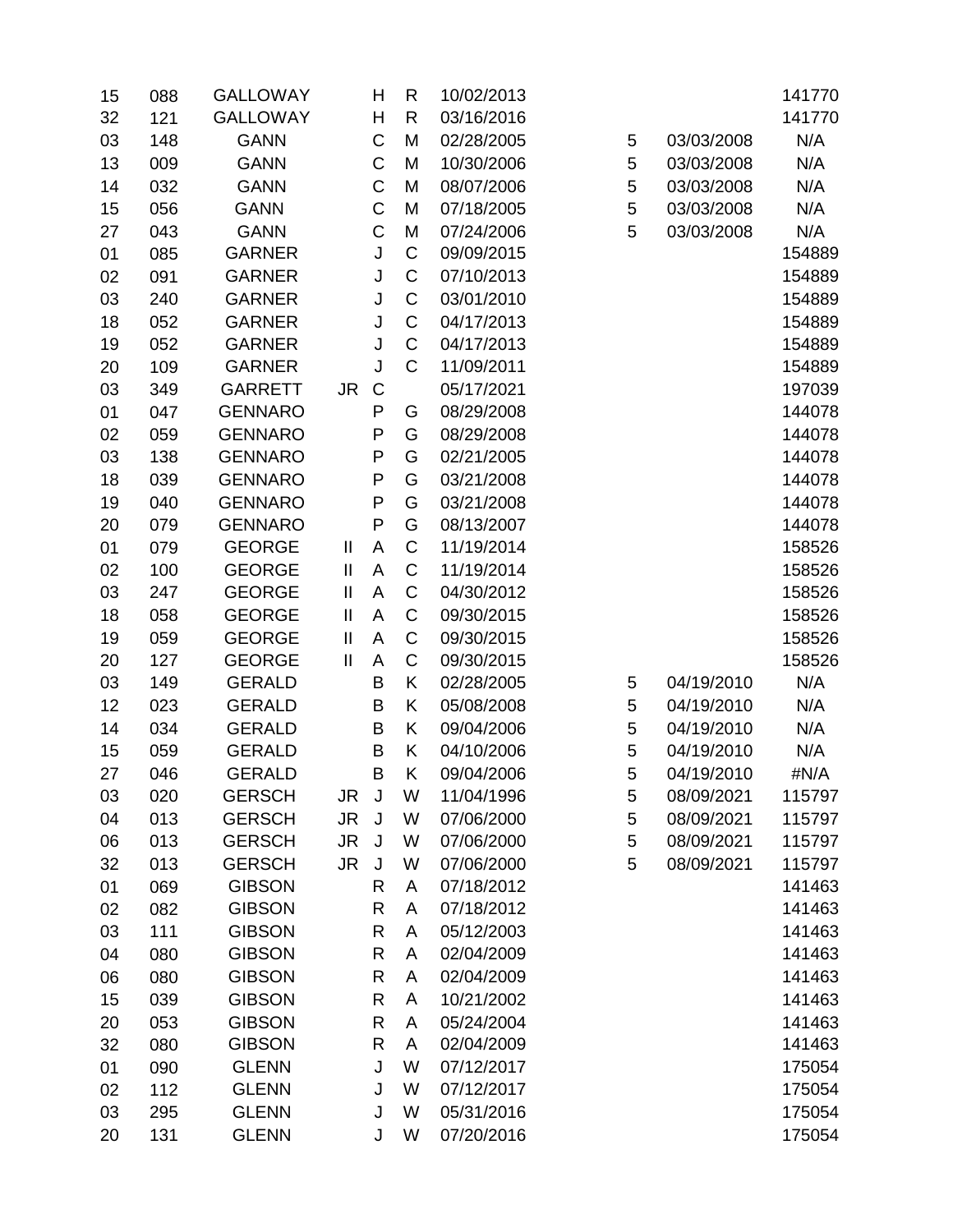| | | | | | | | | | |
|---|---|---|---|---|---|---|---|---|---|
| 15 | 088 | GALLOWAY | | H | R | 10/02/2013 | | | 141770 |
| 32 | 121 | GALLOWAY | | H | R | 03/16/2016 | | | 141770 |
| 03 | 148 | GANN | | C | M | 02/28/2005 | 5 | 03/03/2008 | N/A |
| 13 | 009 | GANN | | C | M | 10/30/2006 | 5 | 03/03/2008 | N/A |
| 14 | 032 | GANN | | C | M | 08/07/2006 | 5 | 03/03/2008 | N/A |
| 15 | 056 | GANN | | C | M | 07/18/2005 | 5 | 03/03/2008 | N/A |
| 27 | 043 | GANN | | C | M | 07/24/2006 | 5 | 03/03/2008 | N/A |
| 01 | 085 | GARNER | | J | C | 09/09/2015 | | | 154889 |
| 02 | 091 | GARNER | | J | C | 07/10/2013 | | | 154889 |
| 03 | 240 | GARNER | | J | C | 03/01/2010 | | | 154889 |
| 18 | 052 | GARNER | | J | C | 04/17/2013 | | | 154889 |
| 19 | 052 | GARNER | | J | C | 04/17/2013 | | | 154889 |
| 20 | 109 | GARNER | | J | C | 11/09/2011 | | | 154889 |
| 03 | 349 | GARRETT | JR | C | | 05/17/2021 | | | 197039 |
| 01 | 047 | GENNARO | | P | G | 08/29/2008 | | | 144078 |
| 02 | 059 | GENNARO | | P | G | 08/29/2008 | | | 144078 |
| 03 | 138 | GENNARO | | P | G | 02/21/2005 | | | 144078 |
| 18 | 039 | GENNARO | | P | G | 03/21/2008 | | | 144078 |
| 19 | 040 | GENNARO | | P | G | 03/21/2008 | | | 144078 |
| 20 | 079 | GENNARO | | P | G | 08/13/2007 | | | 144078 |
| 01 | 079 | GEORGE | II | A | C | 11/19/2014 | | | 158526 |
| 02 | 100 | GEORGE | II | A | C | 11/19/2014 | | | 158526 |
| 03 | 247 | GEORGE | II | A | C | 04/30/2012 | | | 158526 |
| 18 | 058 | GEORGE | II | A | C | 09/30/2015 | | | 158526 |
| 19 | 059 | GEORGE | II | A | C | 09/30/2015 | | | 158526 |
| 20 | 127 | GEORGE | II | A | C | 09/30/2015 | | | 158526 |
| 03 | 149 | GERALD | | B | K | 02/28/2005 | 5 | 04/19/2010 | N/A |
| 12 | 023 | GERALD | | B | K | 05/08/2008 | 5 | 04/19/2010 | N/A |
| 14 | 034 | GERALD | | B | K | 09/04/2006 | 5 | 04/19/2010 | N/A |
| 15 | 059 | GERALD | | B | K | 04/10/2006 | 5 | 04/19/2010 | N/A |
| 27 | 046 | GERALD | | B | K | 09/04/2006 | 5 | 04/19/2010 | #N/A |
| 03 | 020 | GERSCH | JR | J | W | 11/04/1996 | 5 | 08/09/2021 | 115797 |
| 04 | 013 | GERSCH | JR | J | W | 07/06/2000 | 5 | 08/09/2021 | 115797 |
| 06 | 013 | GERSCH | JR | J | W | 07/06/2000 | 5 | 08/09/2021 | 115797 |
| 32 | 013 | GERSCH | JR | J | W | 07/06/2000 | 5 | 08/09/2021 | 115797 |
| 01 | 069 | GIBSON | | R | A | 07/18/2012 | | | 141463 |
| 02 | 082 | GIBSON | | R | A | 07/18/2012 | | | 141463 |
| 03 | 111 | GIBSON | | R | A | 05/12/2003 | | | 141463 |
| 04 | 080 | GIBSON | | R | A | 02/04/2009 | | | 141463 |
| 06 | 080 | GIBSON | | R | A | 02/04/2009 | | | 141463 |
| 15 | 039 | GIBSON | | R | A | 10/21/2002 | | | 141463 |
| 20 | 053 | GIBSON | | R | A | 05/24/2004 | | | 141463 |
| 32 | 080 | GIBSON | | R | A | 02/04/2009 | | | 141463 |
| 01 | 090 | GLENN | | J | W | 07/12/2017 | | | 175054 |
| 02 | 112 | GLENN | | J | W | 07/12/2017 | | | 175054 |
| 03 | 295 | GLENN | | J | W | 05/31/2016 | | | 175054 |
| 20 | 131 | GLENN | | J | W | 07/20/2016 | | | 175054 |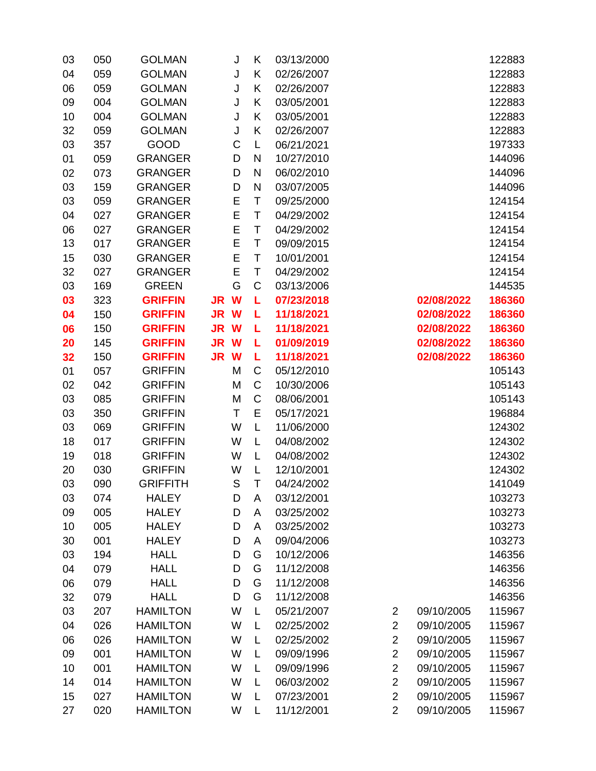| | | | | | | | | | |
|---|---|---|---|---|---|---|---|---|---|
| 03 | 050 | GOLMAN | | J | K | 03/13/2000 | | | 122883 |
| 04 | 059 | GOLMAN | | J | K | 02/26/2007 | | | 122883 |
| 06 | 059 | GOLMAN | | J | K | 02/26/2007 | | | 122883 |
| 09 | 004 | GOLMAN | | J | K | 03/05/2001 | | | 122883 |
| 10 | 004 | GOLMAN | | J | K | 03/05/2001 | | | 122883 |
| 32 | 059 | GOLMAN | | J | K | 02/26/2007 | | | 122883 |
| 03 | 357 | GOOD | | C | L | 06/21/2021 | | | 197333 |
| 01 | 059 | GRANGER | | D | N | 10/27/2010 | | | 144096 |
| 02 | 073 | GRANGER | | D | N | 06/02/2010 | | | 144096 |
| 03 | 159 | GRANGER | | D | N | 03/07/2005 | | | 144096 |
| 03 | 059 | GRANGER | | E | T | 09/25/2000 | | | 124154 |
| 04 | 027 | GRANGER | | E | T | 04/29/2002 | | | 124154 |
| 06 | 027 | GRANGER | | E | T | 04/29/2002 | | | 124154 |
| 13 | 017 | GRANGER | | E | T | 09/09/2015 | | | 124154 |
| 15 | 030 | GRANGER | | E | T | 10/01/2001 | | | 124154 |
| 32 | 027 | GRANGER | | E | T | 04/29/2002 | | | 124154 |
| 03 | 169 | GREEN | | G | C | 03/13/2006 | | | 144535 |
| **03** | **323** | **GRIFFIN** | **JR** | **W** | **L** | **07/23/2018** | | **02/08/2022** | **186360** |
| **04** | **150** | **GRIFFIN** | **JR** | **W** | **L** | **11/18/2021** | | **02/08/2022** | **186360** |
| **06** | **150** | **GRIFFIN** | **JR** | **W** | **L** | **11/18/2021** | | **02/08/2022** | **186360** |
| **20** | **145** | **GRIFFIN** | **JR** | **W** | **L** | **01/09/2019** | | **02/08/2022** | **186360** |
| **32** | **150** | **GRIFFIN** | **JR** | **W** | **L** | **11/18/2021** | | **02/08/2022** | **186360** |
| 01 | 057 | GRIFFIN | | M | C | 05/12/2010 | | | 105143 |
| 02 | 042 | GRIFFIN | | M | C | 10/30/2006 | | | 105143 |
| 03 | 085 | GRIFFIN | | M | C | 08/06/2001 | | | 105143 |
| 03 | 350 | GRIFFIN | | T | E | 05/17/2021 | | | 196884 |
| 03 | 069 | GRIFFIN | | W | L | 11/06/2000 | | | 124302 |
| 18 | 017 | GRIFFIN | | W | L | 04/08/2002 | | | 124302 |
| 19 | 018 | GRIFFIN | | W | L | 04/08/2002 | | | 124302 |
| 20 | 030 | GRIFFIN | | W | L | 12/10/2001 | | | 124302 |
| 03 | 090 | GRIFFITH | | S | T | 04/24/2002 | | | 141049 |
| 03 | 074 | HALEY | | D | A | 03/12/2001 | | | 103273 |
| 09 | 005 | HALEY | | D | A | 03/25/2002 | | | 103273 |
| 10 | 005 | HALEY | | D | A | 03/25/2002 | | | 103273 |
| 30 | 001 | HALEY | | D | A | 09/04/2006 | | | 103273 |
| 03 | 194 | HALL | | D | G | 10/12/2006 | | | 146356 |
| 04 | 079 | HALL | | D | G | 11/12/2008 | | | 146356 |
| 06 | 079 | HALL | | D | G | 11/12/2008 | | | 146356 |
| 32 | 079 | HALL | | D | G | 11/12/2008 | | | 146356 |
| 03 | 207 | HAMILTON | | W | L | 05/21/2007 | 2 | 09/10/2005 | 115967 |
| 04 | 026 | HAMILTON | | W | L | 02/25/2002 | 2 | 09/10/2005 | 115967 |
| 06 | 026 | HAMILTON | | W | L | 02/25/2002 | 2 | 09/10/2005 | 115967 |
| 09 | 001 | HAMILTON | | W | L | 09/09/1996 | 2 | 09/10/2005 | 115967 |
| 10 | 001 | HAMILTON | | W | L | 09/09/1996 | 2 | 09/10/2005 | 115967 |
| 14 | 014 | HAMILTON | | W | L | 06/03/2002 | 2 | 09/10/2005 | 115967 |
| 15 | 027 | HAMILTON | | W | L | 07/23/2001 | 2 | 09/10/2005 | 115967 |
| 27 | 020 | HAMILTON | | W | L | 11/12/2001 | 2 | 09/10/2005 | 115967 |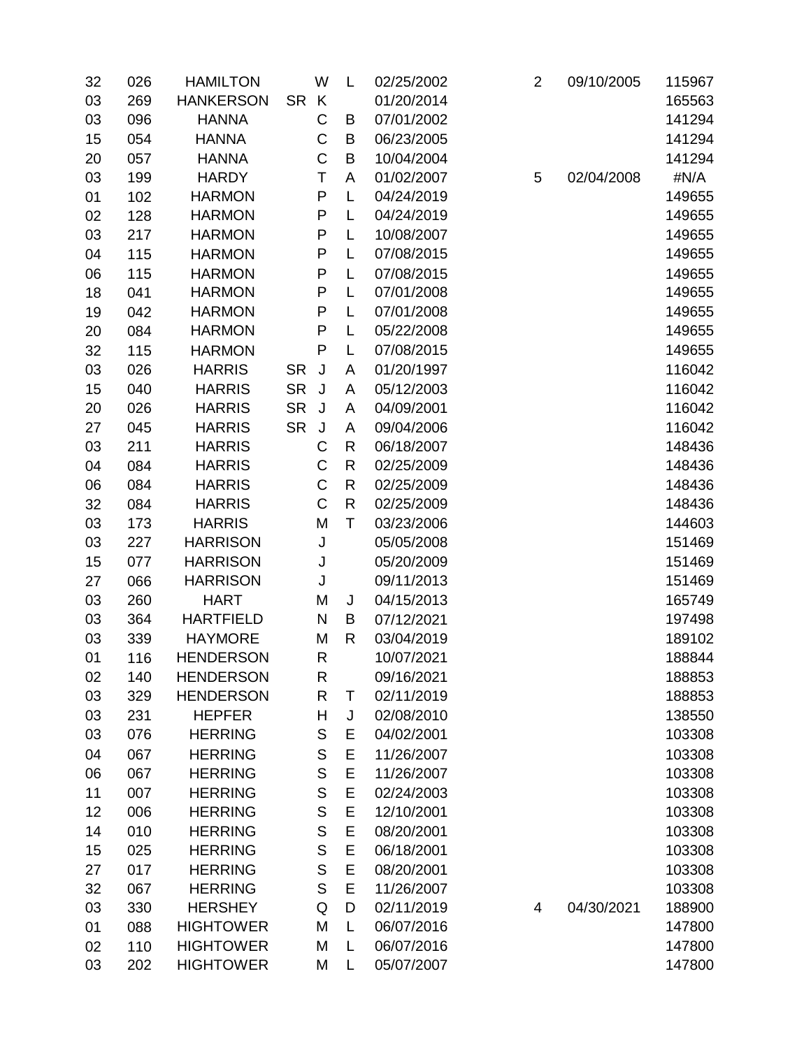| | | | | | | | | | |
|---|---|---|---|---|---|---|---|---|---|
| 32 | 026 | HAMILTON | | W | L | 02/25/2002 | 2 | 09/10/2005 | 115967 |
| 03 | 269 | HANKERSON | SR | K | | 01/20/2014 | | | 165563 |
| 03 | 096 | HANNA | | C | B | 07/01/2002 | | | 141294 |
| 15 | 054 | HANNA | | C | B | 06/23/2005 | | | 141294 |
| 20 | 057 | HANNA | | C | B | 10/04/2004 | | | 141294 |
| 03 | 199 | HARDY | | T | A | 01/02/2007 | 5 | 02/04/2008 | #N/A |
| 01 | 102 | HARMON | | P | L | 04/24/2019 | | | 149655 |
| 02 | 128 | HARMON | | P | L | 04/24/2019 | | | 149655 |
| 03 | 217 | HARMON | | P | L | 10/08/2007 | | | 149655 |
| 04 | 115 | HARMON | | P | L | 07/08/2015 | | | 149655 |
| 06 | 115 | HARMON | | P | L | 07/08/2015 | | | 149655 |
| 18 | 041 | HARMON | | P | L | 07/01/2008 | | | 149655 |
| 19 | 042 | HARMON | | P | L | 07/01/2008 | | | 149655 |
| 20 | 084 | HARMON | | P | L | 05/22/2008 | | | 149655 |
| 32 | 115 | HARMON | | P | L | 07/08/2015 | | | 149655 |
| 03 | 026 | HARRIS | SR | J | A | 01/20/1997 | | | 116042 |
| 15 | 040 | HARRIS | SR | J | A | 05/12/2003 | | | 116042 |
| 20 | 026 | HARRIS | SR | J | A | 04/09/2001 | | | 116042 |
| 27 | 045 | HARRIS | SR | J | A | 09/04/2006 | | | 116042 |
| 03 | 211 | HARRIS | | C | R | 06/18/2007 | | | 148436 |
| 04 | 084 | HARRIS | | C | R | 02/25/2009 | | | 148436 |
| 06 | 084 | HARRIS | | C | R | 02/25/2009 | | | 148436 |
| 32 | 084 | HARRIS | | C | R | 02/25/2009 | | | 148436 |
| 03 | 173 | HARRIS | | M | T | 03/23/2006 | | | 144603 |
| 03 | 227 | HARRISON | | J | | 05/05/2008 | | | 151469 |
| 15 | 077 | HARRISON | | J | | 05/20/2009 | | | 151469 |
| 27 | 066 | HARRISON | | J | | 09/11/2013 | | | 151469 |
| 03 | 260 | HART | | M | J | 04/15/2013 | | | 165749 |
| 03 | 364 | HARTFIELD | | N | B | 07/12/2021 | | | 197498 |
| 03 | 339 | HAYMORE | | M | R | 03/04/2019 | | | 189102 |
| 01 | 116 | HENDERSON | | R | | 10/07/2021 | | | 188844 |
| 02 | 140 | HENDERSON | | R | | 09/16/2021 | | | 188853 |
| 03 | 329 | HENDERSON | | R | T | 02/11/2019 | | | 188853 |
| 03 | 231 | HEPFER | | H | J | 02/08/2010 | | | 138550 |
| 03 | 076 | HERRING | | S | E | 04/02/2001 | | | 103308 |
| 04 | 067 | HERRING | | S | E | 11/26/2007 | | | 103308 |
| 06 | 067 | HERRING | | S | E | 11/26/2007 | | | 103308 |
| 11 | 007 | HERRING | | S | E | 02/24/2003 | | | 103308 |
| 12 | 006 | HERRING | | S | E | 12/10/2001 | | | 103308 |
| 14 | 010 | HERRING | | S | E | 08/20/2001 | | | 103308 |
| 15 | 025 | HERRING | | S | E | 06/18/2001 | | | 103308 |
| 27 | 017 | HERRING | | S | E | 08/20/2001 | | | 103308 |
| 32 | 067 | HERRING | | S | E | 11/26/2007 | | | 103308 |
| 03 | 330 | HERSHEY | | Q | D | 02/11/2019 | 4 | 04/30/2021 | 188900 |
| 01 | 088 | HIGHTOWER | | M | L | 06/07/2016 | | | 147800 |
| 02 | 110 | HIGHTOWER | | M | L | 06/07/2016 | | | 147800 |
| 03 | 202 | HIGHTOWER | | M | L | 05/07/2007 | | | 147800 |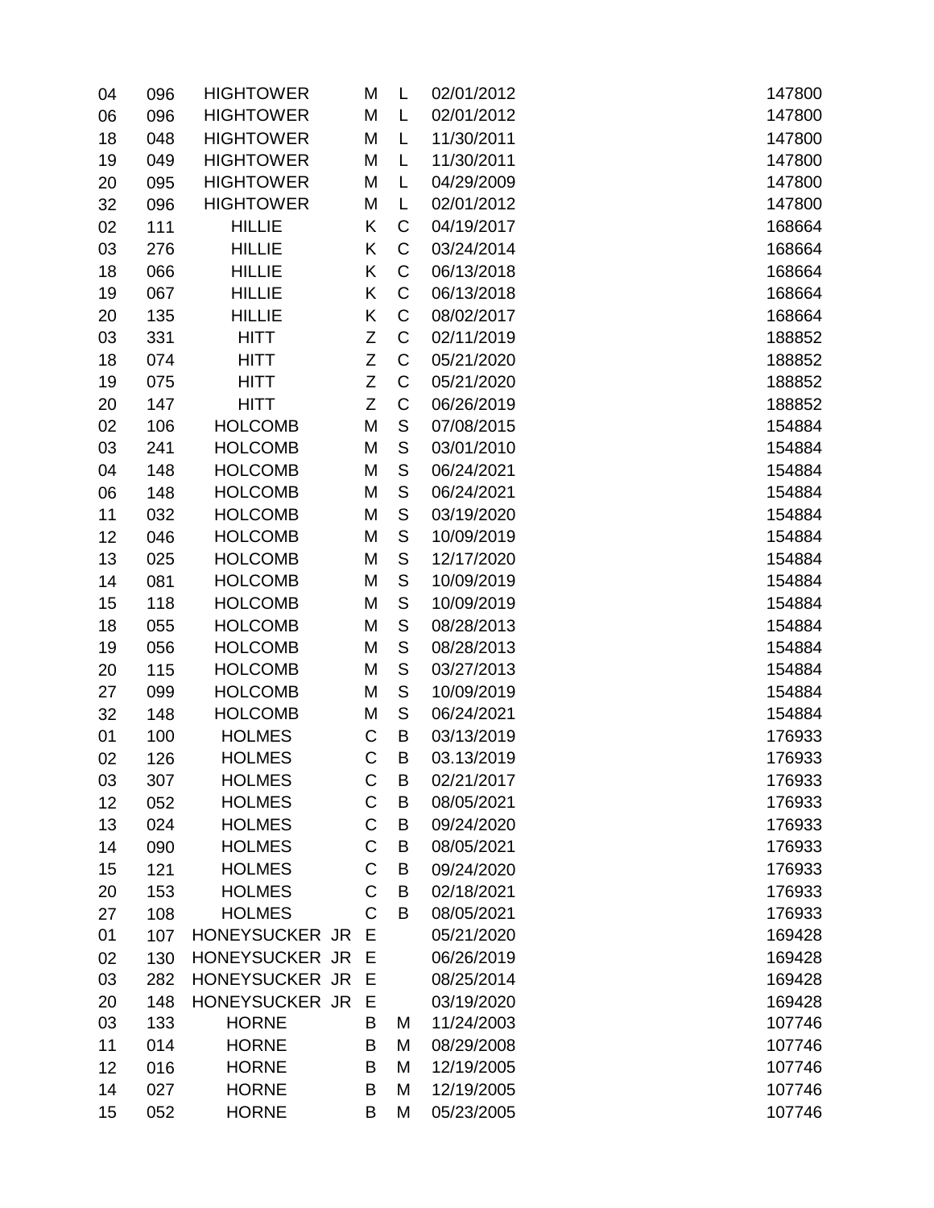| | | | | | | |
|---|---|---|---|---|---|---|
| 04 | 096 | HIGHTOWER | M | L | 02/01/2012 | 147800 |
| 06 | 096 | HIGHTOWER | M | L | 02/01/2012 | 147800 |
| 18 | 048 | HIGHTOWER | M | L | 11/30/2011 | 147800 |
| 19 | 049 | HIGHTOWER | M | L | 11/30/2011 | 147800 |
| 20 | 095 | HIGHTOWER | M | L | 04/29/2009 | 147800 |
| 32 | 096 | HIGHTOWER | M | L | 02/01/2012 | 147800 |
| 02 | 111 | HILLIE | K | C | 04/19/2017 | 168664 |
| 03 | 276 | HILLIE | K | C | 03/24/2014 | 168664 |
| 18 | 066 | HILLIE | K | C | 06/13/2018 | 168664 |
| 19 | 067 | HILLIE | K | C | 06/13/2018 | 168664 |
| 20 | 135 | HILLIE | K | C | 08/02/2017 | 168664 |
| 03 | 331 | HITT | Z | C | 02/11/2019 | 188852 |
| 18 | 074 | HITT | Z | C | 05/21/2020 | 188852 |
| 19 | 075 | HITT | Z | C | 05/21/2020 | 188852 |
| 20 | 147 | HITT | Z | C | 06/26/2019 | 188852 |
| 02 | 106 | HOLCOMB | M | S | 07/08/2015 | 154884 |
| 03 | 241 | HOLCOMB | M | S | 03/01/2010 | 154884 |
| 04 | 148 | HOLCOMB | M | S | 06/24/2021 | 154884 |
| 06 | 148 | HOLCOMB | M | S | 06/24/2021 | 154884 |
| 11 | 032 | HOLCOMB | M | S | 03/19/2020 | 154884 |
| 12 | 046 | HOLCOMB | M | S | 10/09/2019 | 154884 |
| 13 | 025 | HOLCOMB | M | S | 12/17/2020 | 154884 |
| 14 | 081 | HOLCOMB | M | S | 10/09/2019 | 154884 |
| 15 | 118 | HOLCOMB | M | S | 10/09/2019 | 154884 |
| 18 | 055 | HOLCOMB | M | S | 08/28/2013 | 154884 |
| 19 | 056 | HOLCOMB | M | S | 08/28/2013 | 154884 |
| 20 | 115 | HOLCOMB | M | S | 03/27/2013 | 154884 |
| 27 | 099 | HOLCOMB | M | S | 10/09/2019 | 154884 |
| 32 | 148 | HOLCOMB | M | S | 06/24/2021 | 154884 |
| 01 | 100 | HOLMES | C | B | 03/13/2019 | 176933 |
| 02 | 126 | HOLMES | C | B | 03.13/2019 | 176933 |
| 03 | 307 | HOLMES | C | B | 02/21/2017 | 176933 |
| 12 | 052 | HOLMES | C | B | 08/05/2021 | 176933 |
| 13 | 024 | HOLMES | C | B | 09/24/2020 | 176933 |
| 14 | 090 | HOLMES | C | B | 08/05/2021 | 176933 |
| 15 | 121 | HOLMES | C | B | 09/24/2020 | 176933 |
| 20 | 153 | HOLMES | C | B | 02/18/2021 | 176933 |
| 27 | 108 | HOLMES | C | B | 08/05/2021 | 176933 |
| 01 | 107 | HONEYSUCKER JR | E | | 05/21/2020 | 169428 |
| 02 | 130 | HONEYSUCKER JR | E | | 06/26/2019 | 169428 |
| 03 | 282 | HONEYSUCKER JR | E | | 08/25/2014 | 169428 |
| 20 | 148 | HONEYSUCKER JR | E | | 03/19/2020 | 169428 |
| 03 | 133 | HORNE | B | M | 11/24/2003 | 107746 |
| 11 | 014 | HORNE | B | M | 08/29/2008 | 107746 |
| 12 | 016 | HORNE | B | M | 12/19/2005 | 107746 |
| 14 | 027 | HORNE | B | M | 12/19/2005 | 107746 |
| 15 | 052 | HORNE | B | M | 05/23/2005 | 107746 |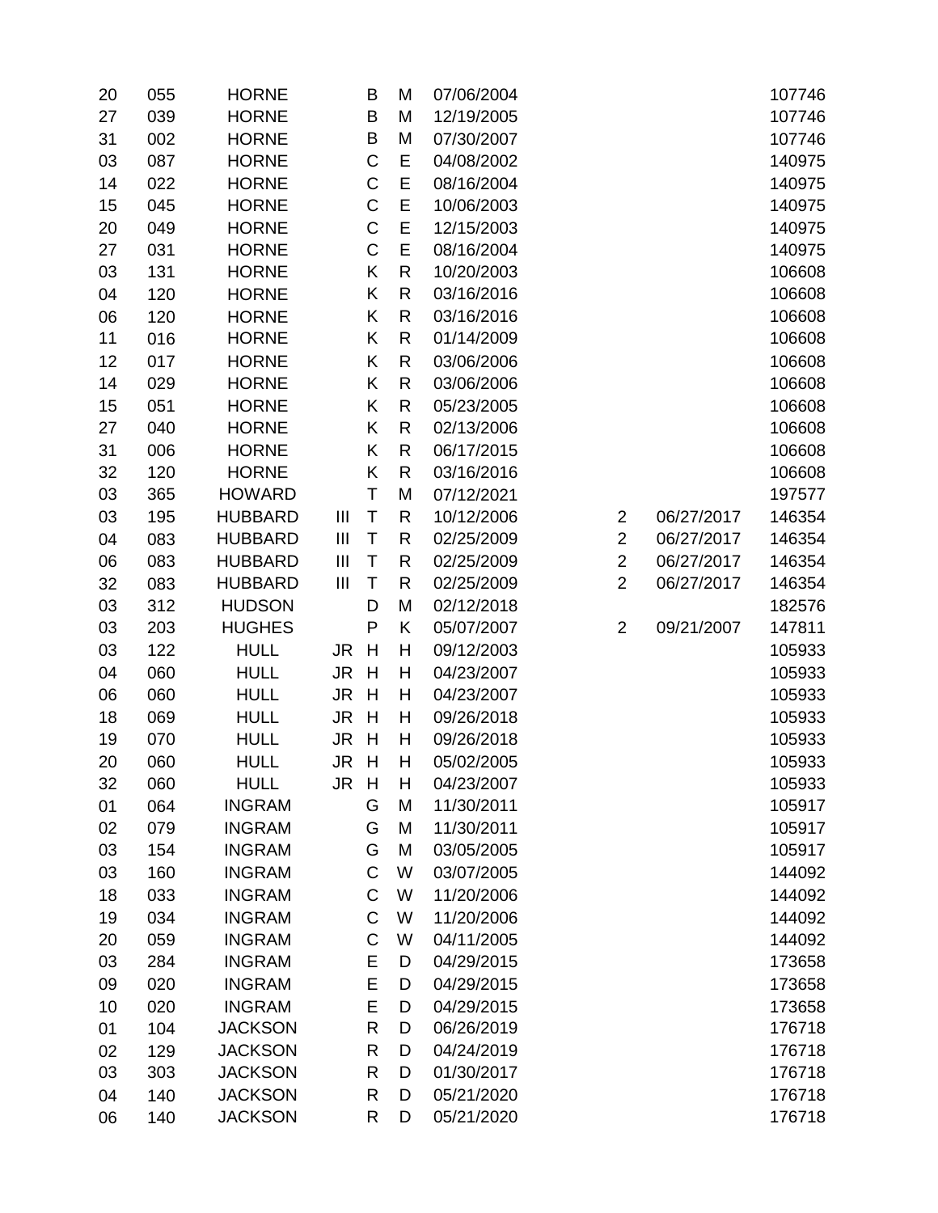| | | | | | | | | | |
|---|---|---|---|---|---|---|---|---|---|
| 20 | 055 | HORNE | | B | M | 07/06/2004 | | | 107746 |
| 27 | 039 | HORNE | | B | M | 12/19/2005 | | | 107746 |
| 31 | 002 | HORNE | | B | M | 07/30/2007 | | | 107746 |
| 03 | 087 | HORNE | | C | E | 04/08/2002 | | | 140975 |
| 14 | 022 | HORNE | | C | E | 08/16/2004 | | | 140975 |
| 15 | 045 | HORNE | | C | E | 10/06/2003 | | | 140975 |
| 20 | 049 | HORNE | | C | E | 12/15/2003 | | | 140975 |
| 27 | 031 | HORNE | | C | E | 08/16/2004 | | | 140975 |
| 03 | 131 | HORNE | | K | R | 10/20/2003 | | | 106608 |
| 04 | 120 | HORNE | | K | R | 03/16/2016 | | | 106608 |
| 06 | 120 | HORNE | | K | R | 03/16/2016 | | | 106608 |
| 11 | 016 | HORNE | | K | R | 01/14/2009 | | | 106608 |
| 12 | 017 | HORNE | | K | R | 03/06/2006 | | | 106608 |
| 14 | 029 | HORNE | | K | R | 03/06/2006 | | | 106608 |
| 15 | 051 | HORNE | | K | R | 05/23/2005 | | | 106608 |
| 27 | 040 | HORNE | | K | R | 02/13/2006 | | | 106608 |
| 31 | 006 | HORNE | | K | R | 06/17/2015 | | | 106608 |
| 32 | 120 | HORNE | | K | R | 03/16/2016 | | | 106608 |
| 03 | 365 | HOWARD | | T | M | 07/12/2021 | | | 197577 |
| 03 | 195 | HUBBARD | III | T | R | 10/12/2006 | 2 | 06/27/2017 | 146354 |
| 04 | 083 | HUBBARD | III | T | R | 02/25/2009 | 2 | 06/27/2017 | 146354 |
| 06 | 083 | HUBBARD | III | T | R | 02/25/2009 | 2 | 06/27/2017 | 146354 |
| 32 | 083 | HUBBARD | III | T | R | 02/25/2009 | 2 | 06/27/2017 | 146354 |
| 03 | 312 | HUDSON | | D | M | 02/12/2018 | | | 182576 |
| 03 | 203 | HUGHES | | P | K | 05/07/2007 | 2 | 09/21/2007 | 147811 |
| 03 | 122 | HULL | JR | H | H | 09/12/2003 | | | 105933 |
| 04 | 060 | HULL | JR | H | H | 04/23/2007 | | | 105933 |
| 06 | 060 | HULL | JR | H | H | 04/23/2007 | | | 105933 |
| 18 | 069 | HULL | JR | H | H | 09/26/2018 | | | 105933 |
| 19 | 070 | HULL | JR | H | H | 09/26/2018 | | | 105933 |
| 20 | 060 | HULL | JR | H | H | 05/02/2005 | | | 105933 |
| 32 | 060 | HULL | JR | H | H | 04/23/2007 | | | 105933 |
| 01 | 064 | INGRAM | | G | M | 11/30/2011 | | | 105917 |
| 02 | 079 | INGRAM | | G | M | 11/30/2011 | | | 105917 |
| 03 | 154 | INGRAM | | G | M | 03/05/2005 | | | 105917 |
| 03 | 160 | INGRAM | | C | W | 03/07/2005 | | | 144092 |
| 18 | 033 | INGRAM | | C | W | 11/20/2006 | | | 144092 |
| 19 | 034 | INGRAM | | C | W | 11/20/2006 | | | 144092 |
| 20 | 059 | INGRAM | | C | W | 04/11/2005 | | | 144092 |
| 03 | 284 | INGRAM | | E | D | 04/29/2015 | | | 173658 |
| 09 | 020 | INGRAM | | E | D | 04/29/2015 | | | 173658 |
| 10 | 020 | INGRAM | | E | D | 04/29/2015 | | | 173658 |
| 01 | 104 | JACKSON | | R | D | 06/26/2019 | | | 176718 |
| 02 | 129 | JACKSON | | R | D | 04/24/2019 | | | 176718 |
| 03 | 303 | JACKSON | | R | D | 01/30/2017 | | | 176718 |
| 04 | 140 | JACKSON | | R | D | 05/21/2020 | | | 176718 |
| 06 | 140 | JACKSON | | R | D | 05/21/2020 | | | 176718 |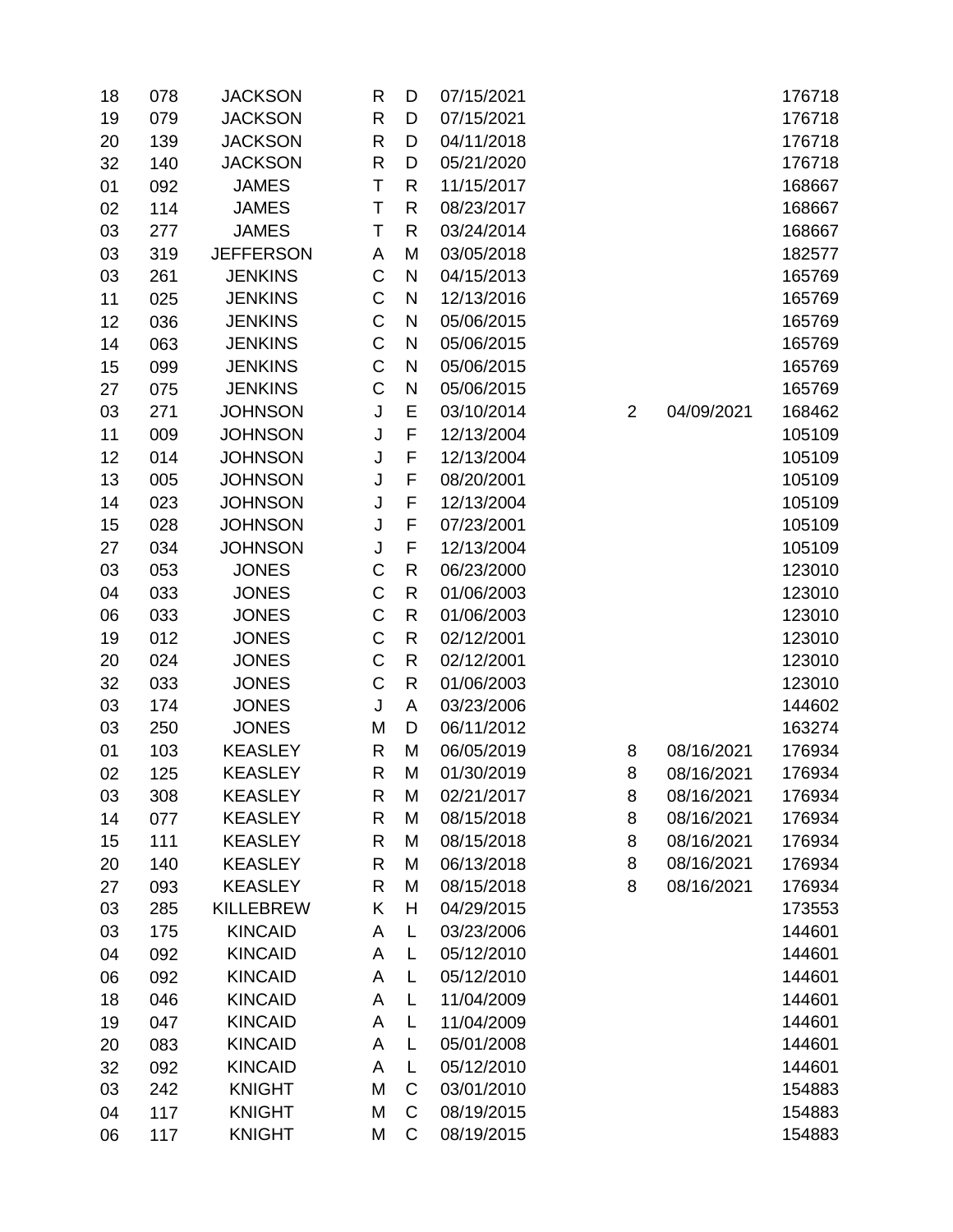| | | | | | | | | |
|---|---|---|---|---|---|---|---|---|
| 18 | 078 | JACKSON | R | D | 07/15/2021 | | | 176718 |
| 19 | 079 | JACKSON | R | D | 07/15/2021 | | | 176718 |
| 20 | 139 | JACKSON | R | D | 04/11/2018 | | | 176718 |
| 32 | 140 | JACKSON | R | D | 05/21/2020 | | | 176718 |
| 01 | 092 | JAMES | T | R | 11/15/2017 | | | 168667 |
| 02 | 114 | JAMES | T | R | 08/23/2017 | | | 168667 |
| 03 | 277 | JAMES | T | R | 03/24/2014 | | | 168667 |
| 03 | 319 | JEFFERSON | A | M | 03/05/2018 | | | 182577 |
| 03 | 261 | JENKINS | C | N | 04/15/2013 | | | 165769 |
| 11 | 025 | JENKINS | C | N | 12/13/2016 | | | 165769 |
| 12 | 036 | JENKINS | C | N | 05/06/2015 | | | 165769 |
| 14 | 063 | JENKINS | C | N | 05/06/2015 | | | 165769 |
| 15 | 099 | JENKINS | C | N | 05/06/2015 | | | 165769 |
| 27 | 075 | JENKINS | C | N | 05/06/2015 | | | 165769 |
| 03 | 271 | JOHNSON | J | E | 03/10/2014 | 2 | 04/09/2021 | 168462 |
| 11 | 009 | JOHNSON | J | F | 12/13/2004 | | | 105109 |
| 12 | 014 | JOHNSON | J | F | 12/13/2004 | | | 105109 |
| 13 | 005 | JOHNSON | J | F | 08/20/2001 | | | 105109 |
| 14 | 023 | JOHNSON | J | F | 12/13/2004 | | | 105109 |
| 15 | 028 | JOHNSON | J | F | 07/23/2001 | | | 105109 |
| 27 | 034 | JOHNSON | J | F | 12/13/2004 | | | 105109 |
| 03 | 053 | JONES | C | R | 06/23/2000 | | | 123010 |
| 04 | 033 | JONES | C | R | 01/06/2003 | | | 123010 |
| 06 | 033 | JONES | C | R | 01/06/2003 | | | 123010 |
| 19 | 012 | JONES | C | R | 02/12/2001 | | | 123010 |
| 20 | 024 | JONES | C | R | 02/12/2001 | | | 123010 |
| 32 | 033 | JONES | C | R | 01/06/2003 | | | 123010 |
| 03 | 174 | JONES | J | A | 03/23/2006 | | | 144602 |
| 03 | 250 | JONES | M | D | 06/11/2012 | | | 163274 |
| 01 | 103 | KEASLEY | R | M | 06/05/2019 | 8 | 08/16/2021 | 176934 |
| 02 | 125 | KEASLEY | R | M | 01/30/2019 | 8 | 08/16/2021 | 176934 |
| 03 | 308 | KEASLEY | R | M | 02/21/2017 | 8 | 08/16/2021 | 176934 |
| 14 | 077 | KEASLEY | R | M | 08/15/2018 | 8 | 08/16/2021 | 176934 |
| 15 | 111 | KEASLEY | R | M | 08/15/2018 | 8 | 08/16/2021 | 176934 |
| 20 | 140 | KEASLEY | R | M | 06/13/2018 | 8 | 08/16/2021 | 176934 |
| 27 | 093 | KEASLEY | R | M | 08/15/2018 | 8 | 08/16/2021 | 176934 |
| 03 | 285 | KILLEBREW | K | H | 04/29/2015 | | | 173553 |
| 03 | 175 | KINCAID | A | L | 03/23/2006 | | | 144601 |
| 04 | 092 | KINCAID | A | L | 05/12/2010 | | | 144601 |
| 06 | 092 | KINCAID | A | L | 05/12/2010 | | | 144601 |
| 18 | 046 | KINCAID | A | L | 11/04/2009 | | | 144601 |
| 19 | 047 | KINCAID | A | L | 11/04/2009 | | | 144601 |
| 20 | 083 | KINCAID | A | L | 05/01/2008 | | | 144601 |
| 32 | 092 | KINCAID | A | L | 05/12/2010 | | | 144601 |
| 03 | 242 | KNIGHT | M | C | 03/01/2010 | | | 154883 |
| 04 | 117 | KNIGHT | M | C | 08/19/2015 | | | 154883 |
| 06 | 117 | KNIGHT | M | C | 08/19/2015 | | | 154883 |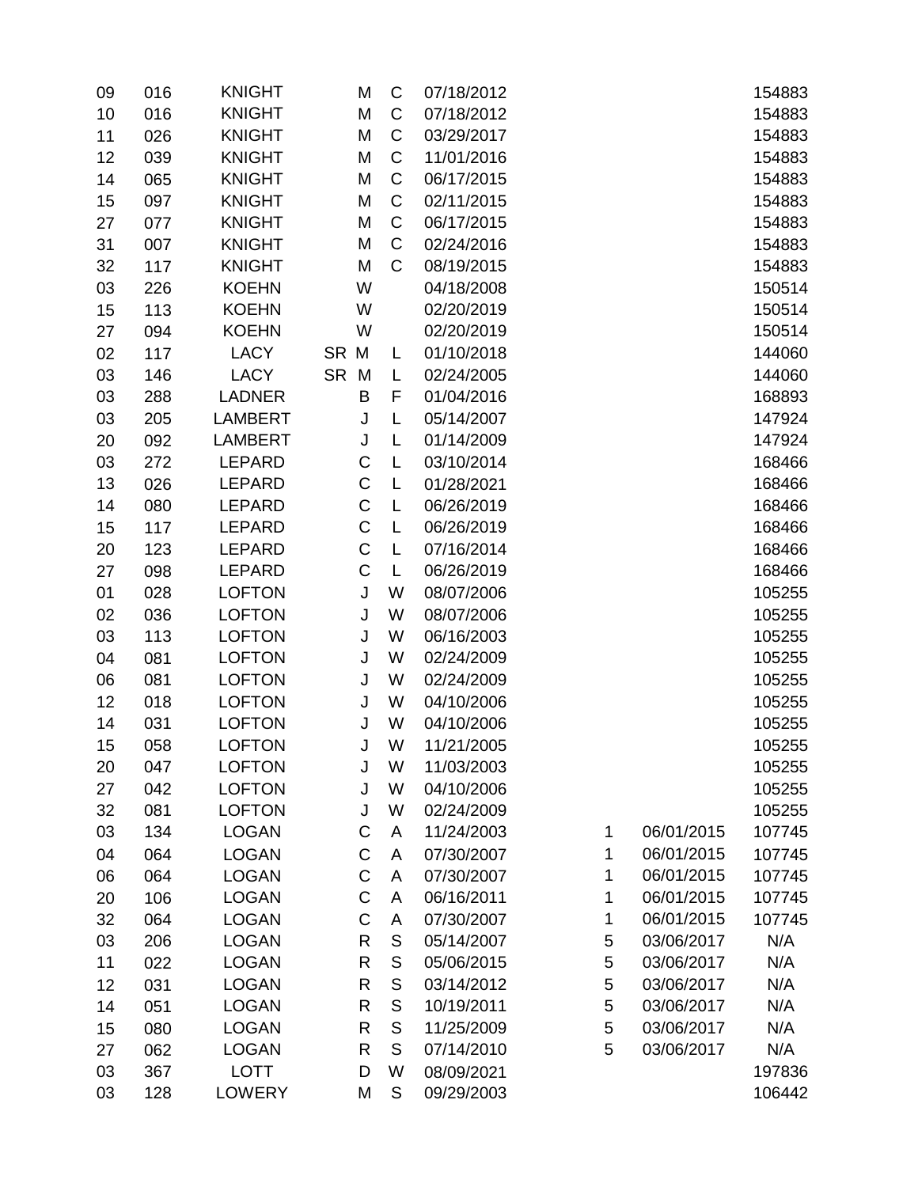| | | | | | | | | | |
|---|---|---|---|---|---|---|---|---|---|
| 09 | 016 | KNIGHT | | M | C | 07/18/2012 | | | 154883 |
| 10 | 016 | KNIGHT | | M | C | 07/18/2012 | | | 154883 |
| 11 | 026 | KNIGHT | | M | C | 03/29/2017 | | | 154883 |
| 12 | 039 | KNIGHT | | M | C | 11/01/2016 | | | 154883 |
| 14 | 065 | KNIGHT | | M | C | 06/17/2015 | | | 154883 |
| 15 | 097 | KNIGHT | | M | C | 02/11/2015 | | | 154883 |
| 27 | 077 | KNIGHT | | M | C | 06/17/2015 | | | 154883 |
| 31 | 007 | KNIGHT | | M | C | 02/24/2016 | | | 154883 |
| 32 | 117 | KNIGHT | | M | C | 08/19/2015 | | | 154883 |
| 03 | 226 | KOEHN | | W | | 04/18/2008 | | | 150514 |
| 15 | 113 | KOEHN | | W | | 02/20/2019 | | | 150514 |
| 27 | 094 | KOEHN | | W | | 02/20/2019 | | | 150514 |
| 02 | 117 | LACY | SR | M | L | 01/10/2018 | | | 144060 |
| 03 | 146 | LACY | SR | M | L | 02/24/2005 | | | 144060 |
| 03 | 288 | LADNER | | B | F | 01/04/2016 | | | 168893 |
| 03 | 205 | LAMBERT | | J | L | 05/14/2007 | | | 147924 |
| 20 | 092 | LAMBERT | | J | L | 01/14/2009 | | | 147924 |
| 03 | 272 | LEPARD | | C | L | 03/10/2014 | | | 168466 |
| 13 | 026 | LEPARD | | C | L | 01/28/2021 | | | 168466 |
| 14 | 080 | LEPARD | | C | L | 06/26/2019 | | | 168466 |
| 15 | 117 | LEPARD | | C | L | 06/26/2019 | | | 168466 |
| 20 | 123 | LEPARD | | C | L | 07/16/2014 | | | 168466 |
| 27 | 098 | LEPARD | | C | L | 06/26/2019 | | | 168466 |
| 01 | 028 | LOFTON | | J | W | 08/07/2006 | | | 105255 |
| 02 | 036 | LOFTON | | J | W | 08/07/2006 | | | 105255 |
| 03 | 113 | LOFTON | | J | W | 06/16/2003 | | | 105255 |
| 04 | 081 | LOFTON | | J | W | 02/24/2009 | | | 105255 |
| 06 | 081 | LOFTON | | J | W | 02/24/2009 | | | 105255 |
| 12 | 018 | LOFTON | | J | W | 04/10/2006 | | | 105255 |
| 14 | 031 | LOFTON | | J | W | 04/10/2006 | | | 105255 |
| 15 | 058 | LOFTON | | J | W | 11/21/2005 | | | 105255 |
| 20 | 047 | LOFTON | | J | W | 11/03/2003 | | | 105255 |
| 27 | 042 | LOFTON | | J | W | 04/10/2006 | | | 105255 |
| 32 | 081 | LOFTON | | J | W | 02/24/2009 | | | 105255 |
| 03 | 134 | LOGAN | | C | A | 11/24/2003 | 1 | 06/01/2015 | 107745 |
| 04 | 064 | LOGAN | | C | A | 07/30/2007 | 1 | 06/01/2015 | 107745 |
| 06 | 064 | LOGAN | | C | A | 07/30/2007 | 1 | 06/01/2015 | 107745 |
| 20 | 106 | LOGAN | | C | A | 06/16/2011 | 1 | 06/01/2015 | 107745 |
| 32 | 064 | LOGAN | | C | A | 07/30/2007 | 1 | 06/01/2015 | 107745 |
| 03 | 206 | LOGAN | | R | S | 05/14/2007 | 5 | 03/06/2017 | N/A |
| 11 | 022 | LOGAN | | R | S | 05/06/2015 | 5 | 03/06/2017 | N/A |
| 12 | 031 | LOGAN | | R | S | 03/14/2012 | 5 | 03/06/2017 | N/A |
| 14 | 051 | LOGAN | | R | S | 10/19/2011 | 5 | 03/06/2017 | N/A |
| 15 | 080 | LOGAN | | R | S | 11/25/2009 | 5 | 03/06/2017 | N/A |
| 27 | 062 | LOGAN | | R | S | 07/14/2010 | 5 | 03/06/2017 | N/A |
| 03 | 367 | LOTT | | D | W | 08/09/2021 | | | 197836 |
| 03 | 128 | LOWERY | | M | S | 09/29/2003 | | | 106442 |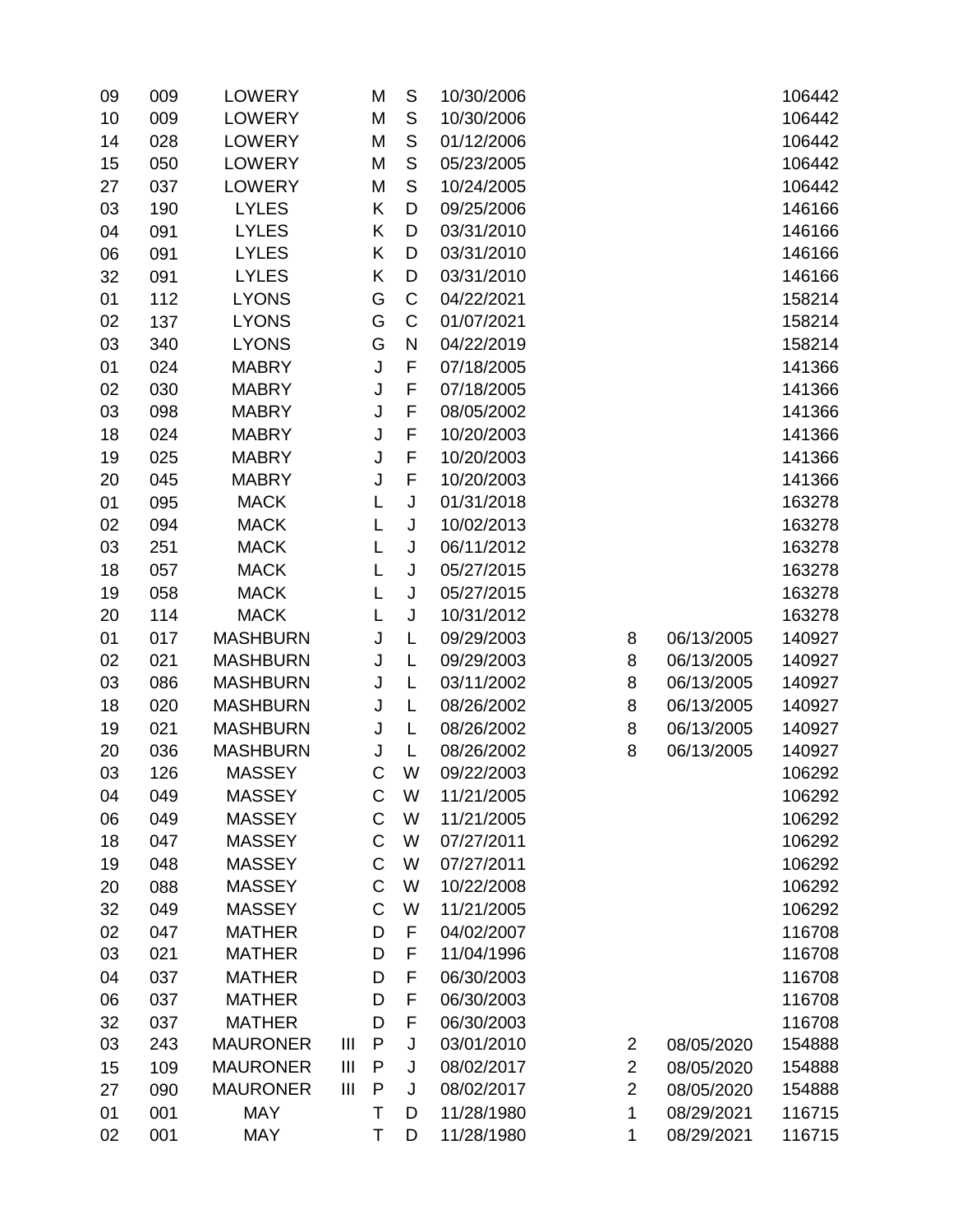| | | | | | | | | | |
|---|---|---|---|---|---|---|---|---|---|
| 09 | 009 | LOWERY | | M | S | 10/30/2006 | | | 106442 |
| 10 | 009 | LOWERY | | M | S | 10/30/2006 | | | 106442 |
| 14 | 028 | LOWERY | | M | S | 01/12/2006 | | | 106442 |
| 15 | 050 | LOWERY | | M | S | 05/23/2005 | | | 106442 |
| 27 | 037 | LOWERY | | M | S | 10/24/2005 | | | 106442 |
| 03 | 190 | LYLES | | K | D | 09/25/2006 | | | 146166 |
| 04 | 091 | LYLES | | K | D | 03/31/2010 | | | 146166 |
| 06 | 091 | LYLES | | K | D | 03/31/2010 | | | 146166 |
| 32 | 091 | LYLES | | K | D | 03/31/2010 | | | 146166 |
| 01 | 112 | LYONS | | G | C | 04/22/2021 | | | 158214 |
| 02 | 137 | LYONS | | G | C | 01/07/2021 | | | 158214 |
| 03 | 340 | LYONS | | G | N | 04/22/2019 | | | 158214 |
| 01 | 024 | MABRY | | J | F | 07/18/2005 | | | 141366 |
| 02 | 030 | MABRY | | J | F | 07/18/2005 | | | 141366 |
| 03 | 098 | MABRY | | J | F | 08/05/2002 | | | 141366 |
| 18 | 024 | MABRY | | J | F | 10/20/2003 | | | 141366 |
| 19 | 025 | MABRY | | J | F | 10/20/2003 | | | 141366 |
| 20 | 045 | MABRY | | J | F | 10/20/2003 | | | 141366 |
| 01 | 095 | MACK | | L | J | 01/31/2018 | | | 163278 |
| 02 | 094 | MACK | | L | J | 10/02/2013 | | | 163278 |
| 03 | 251 | MACK | | L | J | 06/11/2012 | | | 163278 |
| 18 | 057 | MACK | | L | J | 05/27/2015 | | | 163278 |
| 19 | 058 | MACK | | L | J | 05/27/2015 | | | 163278 |
| 20 | 114 | MACK | | L | J | 10/31/2012 | | | 163278 |
| 01 | 017 | MASHBURN | | J | L | 09/29/2003 | 8 | 06/13/2005 | 140927 |
| 02 | 021 | MASHBURN | | J | L | 09/29/2003 | 8 | 06/13/2005 | 140927 |
| 03 | 086 | MASHBURN | | J | L | 03/11/2002 | 8 | 06/13/2005 | 140927 |
| 18 | 020 | MASHBURN | | J | L | 08/26/2002 | 8 | 06/13/2005 | 140927 |
| 19 | 021 | MASHBURN | | J | L | 08/26/2002 | 8 | 06/13/2005 | 140927 |
| 20 | 036 | MASHBURN | | J | L | 08/26/2002 | 8 | 06/13/2005 | 140927 |
| 03 | 126 | MASSEY | | C | W | 09/22/2003 | | | 106292 |
| 04 | 049 | MASSEY | | C | W | 11/21/2005 | | | 106292 |
| 06 | 049 | MASSEY | | C | W | 11/21/2005 | | | 106292 |
| 18 | 047 | MASSEY | | C | W | 07/27/2011 | | | 106292 |
| 19 | 048 | MASSEY | | C | W | 07/27/2011 | | | 106292 |
| 20 | 088 | MASSEY | | C | W | 10/22/2008 | | | 106292 |
| 32 | 049 | MASSEY | | C | W | 11/21/2005 | | | 106292 |
| 02 | 047 | MATHER | | D | F | 04/02/2007 | | | 116708 |
| 03 | 021 | MATHER | | D | F | 11/04/1996 | | | 116708 |
| 04 | 037 | MATHER | | D | F | 06/30/2003 | | | 116708 |
| 06 | 037 | MATHER | | D | F | 06/30/2003 | | | 116708 |
| 32 | 037 | MATHER | | D | F | 06/30/2003 | | | 116708 |
| 03 | 243 | MAURONER | III | P | J | 03/01/2010 | 2 | 08/05/2020 | 154888 |
| 15 | 109 | MAURONER | III | P | J | 08/02/2017 | 2 | 08/05/2020 | 154888 |
| 27 | 090 | MAURONER | III | P | J | 08/02/2017 | 2 | 08/05/2020 | 154888 |
| 01 | 001 | MAY | | T | D | 11/28/1980 | 1 | 08/29/2021 | 116715 |
| 02 | 001 | MAY | | T | D | 11/28/1980 | 1 | 08/29/2021 | 116715 |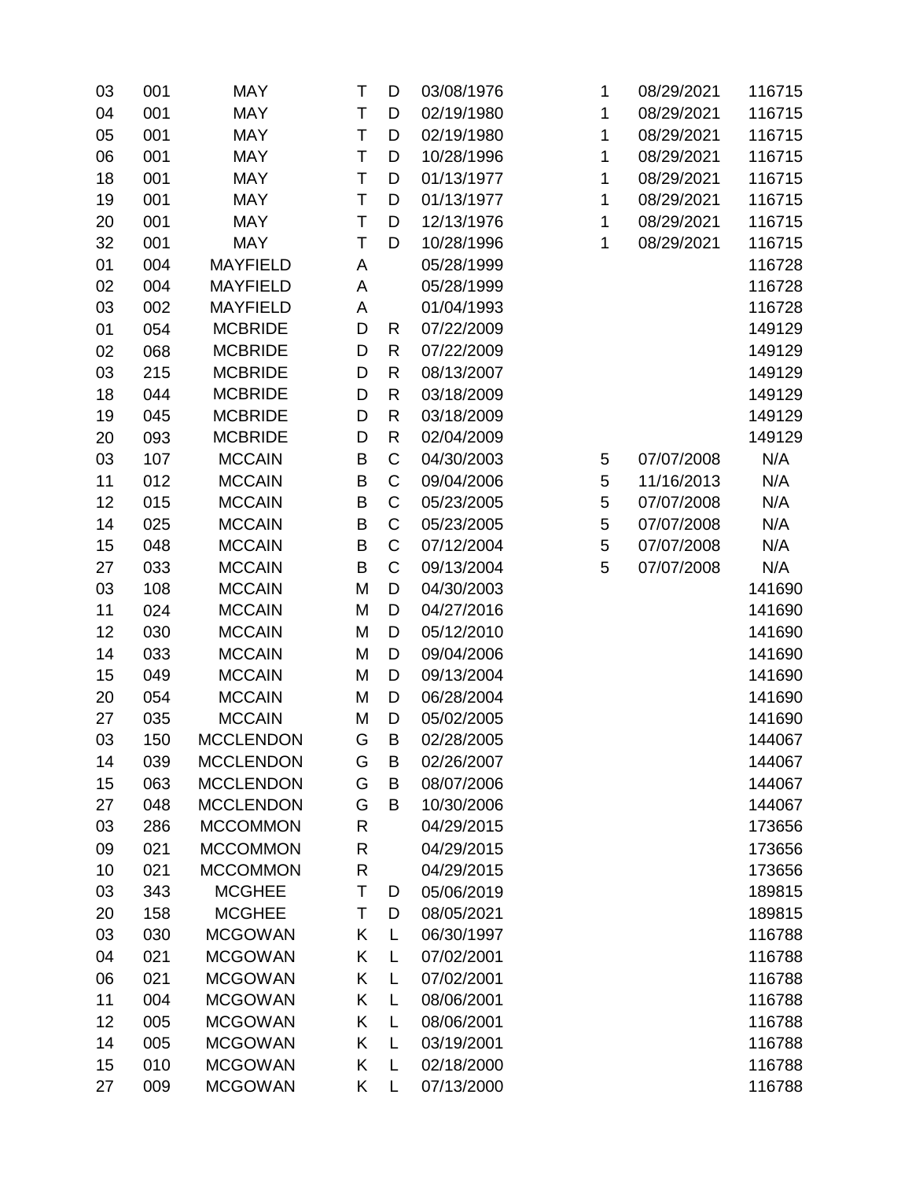| | | | | | | | | |
|---|---|---|---|---|---|---|---|---|
| 03 | 001 | MAY | T | D | 03/08/1976 | 1 | 08/29/2021 | 116715 |
| 04 | 001 | MAY | T | D | 02/19/1980 | 1 | 08/29/2021 | 116715 |
| 05 | 001 | MAY | T | D | 02/19/1980 | 1 | 08/29/2021 | 116715 |
| 06 | 001 | MAY | T | D | 10/28/1996 | 1 | 08/29/2021 | 116715 |
| 18 | 001 | MAY | T | D | 01/13/1977 | 1 | 08/29/2021 | 116715 |
| 19 | 001 | MAY | T | D | 01/13/1977 | 1 | 08/29/2021 | 116715 |
| 20 | 001 | MAY | T | D | 12/13/1976 | 1 | 08/29/2021 | 116715 |
| 32 | 001 | MAY | T | D | 10/28/1996 | 1 | 08/29/2021 | 116715 |
| 01 | 004 | MAYFIELD | A | | 05/28/1999 | | | 116728 |
| 02 | 004 | MAYFIELD | A | | 05/28/1999 | | | 116728 |
| 03 | 002 | MAYFIELD | A | | 01/04/1993 | | | 116728 |
| 01 | 054 | MCBRIDE | D | R | 07/22/2009 | | | 149129 |
| 02 | 068 | MCBRIDE | D | R | 07/22/2009 | | | 149129 |
| 03 | 215 | MCBRIDE | D | R | 08/13/2007 | | | 149129 |
| 18 | 044 | MCBRIDE | D | R | 03/18/2009 | | | 149129 |
| 19 | 045 | MCBRIDE | D | R | 03/18/2009 | | | 149129 |
| 20 | 093 | MCBRIDE | D | R | 02/04/2009 | | | 149129 |
| 03 | 107 | MCCAIN | B | C | 04/30/2003 | 5 | 07/07/2008 | N/A |
| 11 | 012 | MCCAIN | B | C | 09/04/2006 | 5 | 11/16/2013 | N/A |
| 12 | 015 | MCCAIN | B | C | 05/23/2005 | 5 | 07/07/2008 | N/A |
| 14 | 025 | MCCAIN | B | C | 05/23/2005 | 5 | 07/07/2008 | N/A |
| 15 | 048 | MCCAIN | B | C | 07/12/2004 | 5 | 07/07/2008 | N/A |
| 27 | 033 | MCCAIN | B | C | 09/13/2004 | 5 | 07/07/2008 | N/A |
| 03 | 108 | MCCAIN | M | D | 04/30/2003 | | | 141690 |
| 11 | 024 | MCCAIN | M | D | 04/27/2016 | | | 141690 |
| 12 | 030 | MCCAIN | M | D | 05/12/2010 | | | 141690 |
| 14 | 033 | MCCAIN | M | D | 09/04/2006 | | | 141690 |
| 15 | 049 | MCCAIN | M | D | 09/13/2004 | | | 141690 |
| 20 | 054 | MCCAIN | M | D | 06/28/2004 | | | 141690 |
| 27 | 035 | MCCAIN | M | D | 05/02/2005 | | | 141690 |
| 03 | 150 | MCCLENDON | G | B | 02/28/2005 | | | 144067 |
| 14 | 039 | MCCLENDON | G | B | 02/26/2007 | | | 144067 |
| 15 | 063 | MCCLENDON | G | B | 08/07/2006 | | | 144067 |
| 27 | 048 | MCCLENDON | G | B | 10/30/2006 | | | 144067 |
| 03 | 286 | MCCOMMON | R | | 04/29/2015 | | | 173656 |
| 09 | 021 | MCCOMMON | R | | 04/29/2015 | | | 173656 |
| 10 | 021 | MCCOMMON | R | | 04/29/2015 | | | 173656 |
| 03 | 343 | MCGHEE | T | D | 05/06/2019 | | | 189815 |
| 20 | 158 | MCGHEE | T | D | 08/05/2021 | | | 189815 |
| 03 | 030 | MCGOWAN | K | L | 06/30/1997 | | | 116788 |
| 04 | 021 | MCGOWAN | K | L | 07/02/2001 | | | 116788 |
| 06 | 021 | MCGOWAN | K | L | 07/02/2001 | | | 116788 |
| 11 | 004 | MCGOWAN | K | L | 08/06/2001 | | | 116788 |
| 12 | 005 | MCGOWAN | K | L | 08/06/2001 | | | 116788 |
| 14 | 005 | MCGOWAN | K | L | 03/19/2001 | | | 116788 |
| 15 | 010 | MCGOWAN | K | L | 02/18/2000 | | | 116788 |
| 27 | 009 | MCGOWAN | K | L | 07/13/2000 | | | 116788 |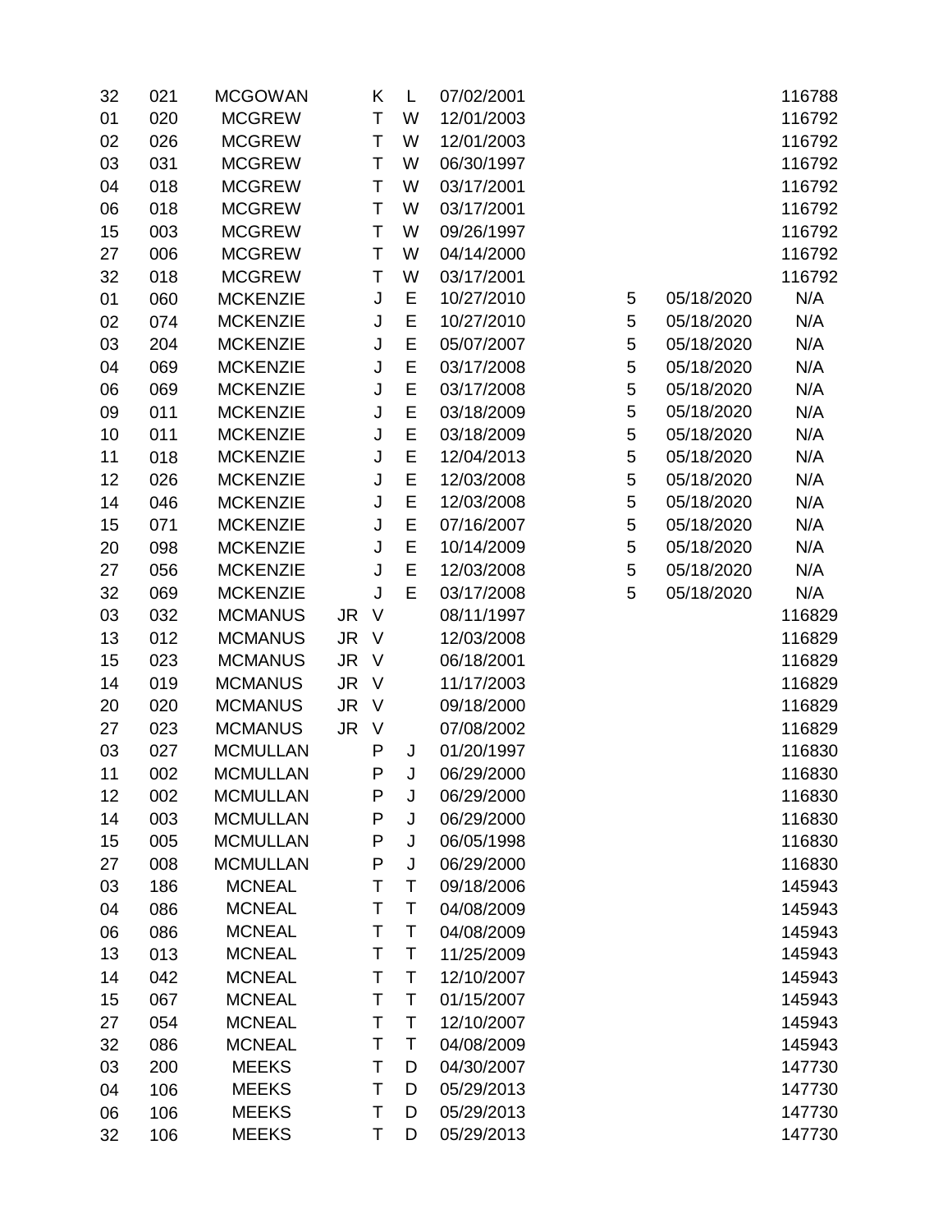| | | | | | | | | | |
|---|---|---|---|---|---|---|---|---|---|
| 32 | 021 | MCGOWAN | | K | L | 07/02/2001 | | | 116788 |
| 01 | 020 | MCGREW | | T | W | 12/01/2003 | | | 116792 |
| 02 | 026 | MCGREW | | T | W | 12/01/2003 | | | 116792 |
| 03 | 031 | MCGREW | | T | W | 06/30/1997 | | | 116792 |
| 04 | 018 | MCGREW | | T | W | 03/17/2001 | | | 116792 |
| 06 | 018 | MCGREW | | T | W | 03/17/2001 | | | 116792 |
| 15 | 003 | MCGREW | | T | W | 09/26/1997 | | | 116792 |
| 27 | 006 | MCGREW | | T | W | 04/14/2000 | | | 116792 |
| 32 | 018 | MCGREW | | T | W | 03/17/2001 | | | 116792 |
| 01 | 060 | MCKENZIE | | J | E | 10/27/2010 | 5 | 05/18/2020 | N/A |
| 02 | 074 | MCKENZIE | | J | E | 10/27/2010 | 5 | 05/18/2020 | N/A |
| 03 | 204 | MCKENZIE | | J | E | 05/07/2007 | 5 | 05/18/2020 | N/A |
| 04 | 069 | MCKENZIE | | J | E | 03/17/2008 | 5 | 05/18/2020 | N/A |
| 06 | 069 | MCKENZIE | | J | E | 03/17/2008 | 5 | 05/18/2020 | N/A |
| 09 | 011 | MCKENZIE | | J | E | 03/18/2009 | 5 | 05/18/2020 | N/A |
| 10 | 011 | MCKENZIE | | J | E | 03/18/2009 | 5 | 05/18/2020 | N/A |
| 11 | 018 | MCKENZIE | | J | E | 12/04/2013 | 5 | 05/18/2020 | N/A |
| 12 | 026 | MCKENZIE | | J | E | 12/03/2008 | 5 | 05/18/2020 | N/A |
| 14 | 046 | MCKENZIE | | J | E | 12/03/2008 | 5 | 05/18/2020 | N/A |
| 15 | 071 | MCKENZIE | | J | E | 07/16/2007 | 5 | 05/18/2020 | N/A |
| 20 | 098 | MCKENZIE | | J | E | 10/14/2009 | 5 | 05/18/2020 | N/A |
| 27 | 056 | MCKENZIE | | J | E | 12/03/2008 | 5 | 05/18/2020 | N/A |
| 32 | 069 | MCKENZIE | | J | E | 03/17/2008 | 5 | 05/18/2020 | N/A |
| 03 | 032 | MCMANUS | JR | V | | 08/11/1997 | | | 116829 |
| 13 | 012 | MCMANUS | JR | V | | 12/03/2008 | | | 116829 |
| 15 | 023 | MCMANUS | JR | V | | 06/18/2001 | | | 116829 |
| 14 | 019 | MCMANUS | JR | V | | 11/17/2003 | | | 116829 |
| 20 | 020 | MCMANUS | JR | V | | 09/18/2000 | | | 116829 |
| 27 | 023 | MCMANUS | JR | V | | 07/08/2002 | | | 116829 |
| 03 | 027 | MCMULLAN | | P | J | 01/20/1997 | | | 116830 |
| 11 | 002 | MCMULLAN | | P | J | 06/29/2000 | | | 116830 |
| 12 | 002 | MCMULLAN | | P | J | 06/29/2000 | | | 116830 |
| 14 | 003 | MCMULLAN | | P | J | 06/29/2000 | | | 116830 |
| 15 | 005 | MCMULLAN | | P | J | 06/05/1998 | | | 116830 |
| 27 | 008 | MCMULLAN | | P | J | 06/29/2000 | | | 116830 |
| 03 | 186 | MCNEAL | | T | T | 09/18/2006 | | | 145943 |
| 04 | 086 | MCNEAL | | T | T | 04/08/2009 | | | 145943 |
| 06 | 086 | MCNEAL | | T | T | 04/08/2009 | | | 145943 |
| 13 | 013 | MCNEAL | | T | T | 11/25/2009 | | | 145943 |
| 14 | 042 | MCNEAL | | T | T | 12/10/2007 | | | 145943 |
| 15 | 067 | MCNEAL | | T | T | 01/15/2007 | | | 145943 |
| 27 | 054 | MCNEAL | | T | T | 12/10/2007 | | | 145943 |
| 32 | 086 | MCNEAL | | T | T | 04/08/2009 | | | 145943 |
| 03 | 200 | MEEKS | | T | D | 04/30/2007 | | | 147730 |
| 04 | 106 | MEEKS | | T | D | 05/29/2013 | | | 147730 |
| 06 | 106 | MEEKS | | T | D | 05/29/2013 | | | 147730 |
| 32 | 106 | MEEKS | | T | D | 05/29/2013 | | | 147730 |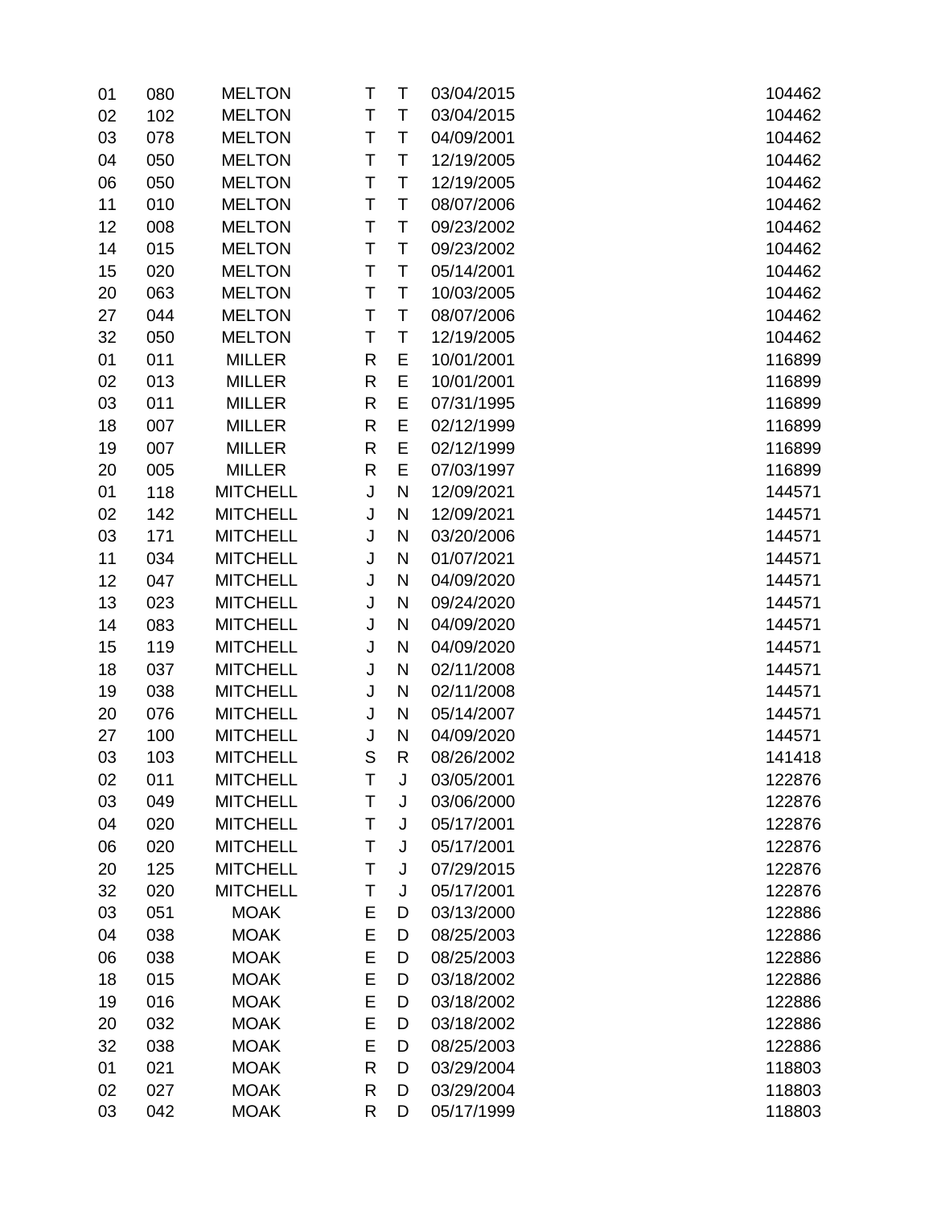| | | | | | | |
|---|---|---|---|---|---|---|
| 01 | 080 | MELTON | T | T | 03/04/2015 | 104462 |
| 02 | 102 | MELTON | T | T | 03/04/2015 | 104462 |
| 03 | 078 | MELTON | T | T | 04/09/2001 | 104462 |
| 04 | 050 | MELTON | T | T | 12/19/2005 | 104462 |
| 06 | 050 | MELTON | T | T | 12/19/2005 | 104462 |
| 11 | 010 | MELTON | T | T | 08/07/2006 | 104462 |
| 12 | 008 | MELTON | T | T | 09/23/2002 | 104462 |
| 14 | 015 | MELTON | T | T | 09/23/2002 | 104462 |
| 15 | 020 | MELTON | T | T | 05/14/2001 | 104462 |
| 20 | 063 | MELTON | T | T | 10/03/2005 | 104462 |
| 27 | 044 | MELTON | T | T | 08/07/2006 | 104462 |
| 32 | 050 | MELTON | T | T | 12/19/2005 | 104462 |
| 01 | 011 | MILLER | R | E | 10/01/2001 | 116899 |
| 02 | 013 | MILLER | R | E | 10/01/2001 | 116899 |
| 03 | 011 | MILLER | R | E | 07/31/1995 | 116899 |
| 18 | 007 | MILLER | R | E | 02/12/1999 | 116899 |
| 19 | 007 | MILLER | R | E | 02/12/1999 | 116899 |
| 20 | 005 | MILLER | R | E | 07/03/1997 | 116899 |
| 01 | 118 | MITCHELL | J | N | 12/09/2021 | 144571 |
| 02 | 142 | MITCHELL | J | N | 12/09/2021 | 144571 |
| 03 | 171 | MITCHELL | J | N | 03/20/2006 | 144571 |
| 11 | 034 | MITCHELL | J | N | 01/07/2021 | 144571 |
| 12 | 047 | MITCHELL | J | N | 04/09/2020 | 144571 |
| 13 | 023 | MITCHELL | J | N | 09/24/2020 | 144571 |
| 14 | 083 | MITCHELL | J | N | 04/09/2020 | 144571 |
| 15 | 119 | MITCHELL | J | N | 04/09/2020 | 144571 |
| 18 | 037 | MITCHELL | J | N | 02/11/2008 | 144571 |
| 19 | 038 | MITCHELL | J | N | 02/11/2008 | 144571 |
| 20 | 076 | MITCHELL | J | N | 05/14/2007 | 144571 |
| 27 | 100 | MITCHELL | J | N | 04/09/2020 | 144571 |
| 03 | 103 | MITCHELL | S | R | 08/26/2002 | 141418 |
| 02 | 011 | MITCHELL | T | J | 03/05/2001 | 122876 |
| 03 | 049 | MITCHELL | T | J | 03/06/2000 | 122876 |
| 04 | 020 | MITCHELL | T | J | 05/17/2001 | 122876 |
| 06 | 020 | MITCHELL | T | J | 05/17/2001 | 122876 |
| 20 | 125 | MITCHELL | T | J | 07/29/2015 | 122876 |
| 32 | 020 | MITCHELL | T | J | 05/17/2001 | 122876 |
| 03 | 051 | MOAK | E | D | 03/13/2000 | 122886 |
| 04 | 038 | MOAK | E | D | 08/25/2003 | 122886 |
| 06 | 038 | MOAK | E | D | 08/25/2003 | 122886 |
| 18 | 015 | MOAK | E | D | 03/18/2002 | 122886 |
| 19 | 016 | MOAK | E | D | 03/18/2002 | 122886 |
| 20 | 032 | MOAK | E | D | 03/18/2002 | 122886 |
| 32 | 038 | MOAK | E | D | 08/25/2003 | 122886 |
| 01 | 021 | MOAK | R | D | 03/29/2004 | 118803 |
| 02 | 027 | MOAK | R | D | 03/29/2004 | 118803 |
| 03 | 042 | MOAK | R | D | 05/17/1999 | 118803 |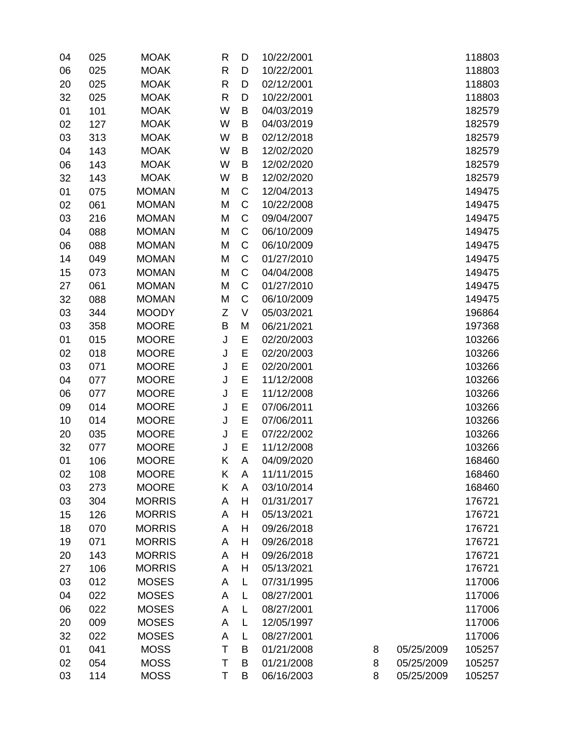| | | | | | | | | |
|---|---|---|---|---|---|---|---|---|
| 04 | 025 | MOAK | R | D | 10/22/2001 | | | 118803 |
| 06 | 025 | MOAK | R | D | 10/22/2001 | | | 118803 |
| 20 | 025 | MOAK | R | D | 02/12/2001 | | | 118803 |
| 32 | 025 | MOAK | R | D | 10/22/2001 | | | 118803 |
| 01 | 101 | MOAK | W | B | 04/03/2019 | | | 182579 |
| 02 | 127 | MOAK | W | B | 04/03/2019 | | | 182579 |
| 03 | 313 | MOAK | W | B | 02/12/2018 | | | 182579 |
| 04 | 143 | MOAK | W | B | 12/02/2020 | | | 182579 |
| 06 | 143 | MOAK | W | B | 12/02/2020 | | | 182579 |
| 32 | 143 | MOAK | W | B | 12/02/2020 | | | 182579 |
| 01 | 075 | MOMAN | M | C | 12/04/2013 | | | 149475 |
| 02 | 061 | MOMAN | M | C | 10/22/2008 | | | 149475 |
| 03 | 216 | MOMAN | M | C | 09/04/2007 | | | 149475 |
| 04 | 088 | MOMAN | M | C | 06/10/2009 | | | 149475 |
| 06 | 088 | MOMAN | M | C | 06/10/2009 | | | 149475 |
| 14 | 049 | MOMAN | M | C | 01/27/2010 | | | 149475 |
| 15 | 073 | MOMAN | M | C | 04/04/2008 | | | 149475 |
| 27 | 061 | MOMAN | M | C | 01/27/2010 | | | 149475 |
| 32 | 088 | MOMAN | M | C | 06/10/2009 | | | 149475 |
| 03 | 344 | MOODY | Z | V | 05/03/2021 | | | 196864 |
| 03 | 358 | MOORE | B | M | 06/21/2021 | | | 197368 |
| 01 | 015 | MOORE | J | E | 02/20/2003 | | | 103266 |
| 02 | 018 | MOORE | J | E | 02/20/2003 | | | 103266 |
| 03 | 071 | MOORE | J | E | 02/20/2001 | | | 103266 |
| 04 | 077 | MOORE | J | E | 11/12/2008 | | | 103266 |
| 06 | 077 | MOORE | J | E | 11/12/2008 | | | 103266 |
| 09 | 014 | MOORE | J | E | 07/06/2011 | | | 103266 |
| 10 | 014 | MOORE | J | E | 07/06/2011 | | | 103266 |
| 20 | 035 | MOORE | J | E | 07/22/2002 | | | 103266 |
| 32 | 077 | MOORE | J | E | 11/12/2008 | | | 103266 |
| 01 | 106 | MOORE | K | A | 04/09/2020 | | | 168460 |
| 02 | 108 | MOORE | K | A | 11/11/2015 | | | 168460 |
| 03 | 273 | MOORE | K | A | 03/10/2014 | | | 168460 |
| 03 | 304 | MORRIS | A | H | 01/31/2017 | | | 176721 |
| 15 | 126 | MORRIS | A | H | 05/13/2021 | | | 176721 |
| 18 | 070 | MORRIS | A | H | 09/26/2018 | | | 176721 |
| 19 | 071 | MORRIS | A | H | 09/26/2018 | | | 176721 |
| 20 | 143 | MORRIS | A | H | 09/26/2018 | | | 176721 |
| 27 | 106 | MORRIS | A | H | 05/13/2021 | | | 176721 |
| 03 | 012 | MOSES | A | L | 07/31/1995 | | | 117006 |
| 04 | 022 | MOSES | A | L | 08/27/2001 | | | 117006 |
| 06 | 022 | MOSES | A | L | 08/27/2001 | | | 117006 |
| 20 | 009 | MOSES | A | L | 12/05/1997 | | | 117006 |
| 32 | 022 | MOSES | A | L | 08/27/2001 | | | 117006 |
| 01 | 041 | MOSS | T | B | 01/21/2008 | 8 | 05/25/2009 | 105257 |
| 02 | 054 | MOSS | T | B | 01/21/2008 | 8 | 05/25/2009 | 105257 |
| 03 | 114 | MOSS | T | B | 06/16/2003 | 8 | 05/25/2009 | 105257 |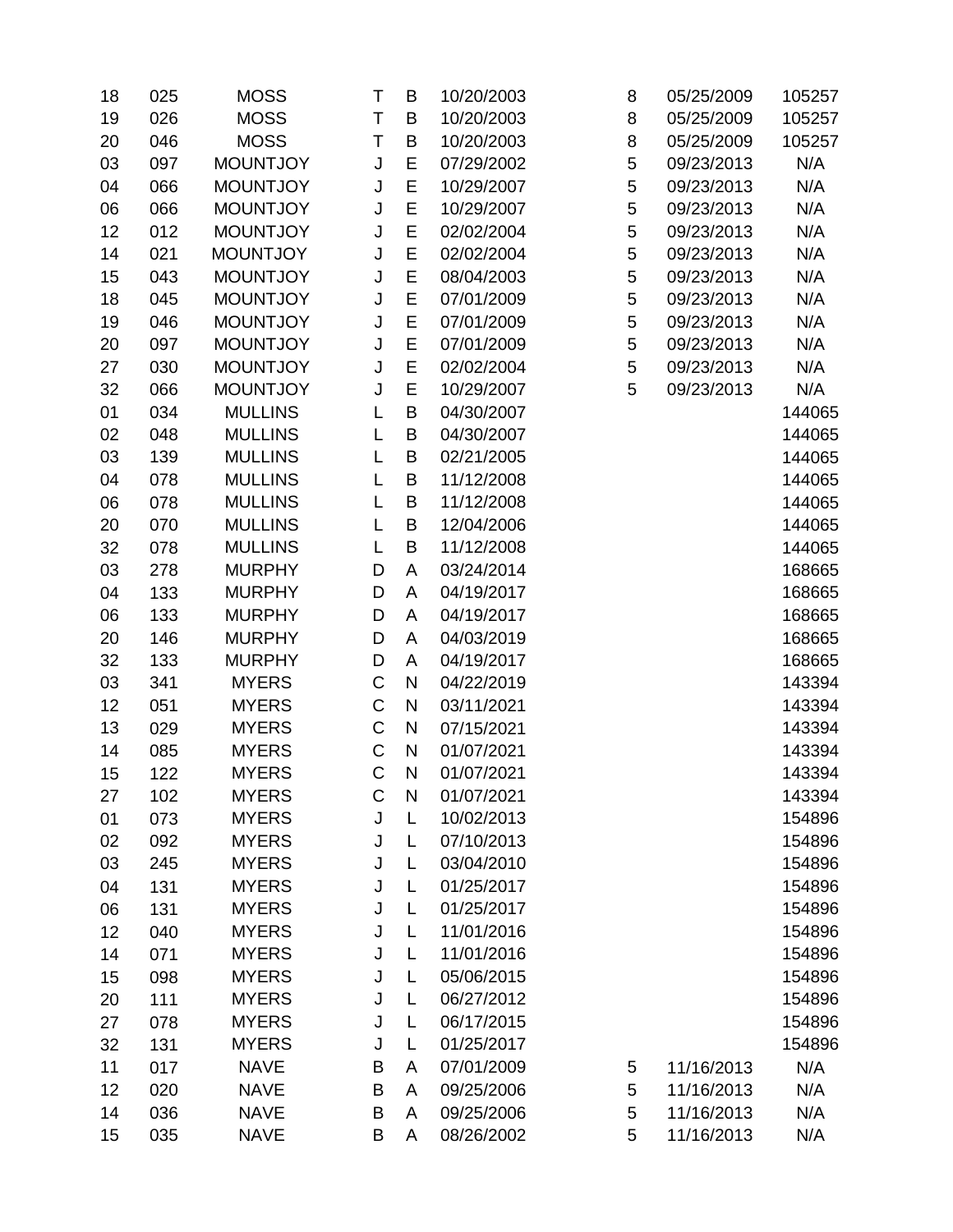|  |  |  |  |  |  |  |  |  |
|---|---|---|---|---|---|---|---|---|
| 18 | 025 | MOSS | T | B | 10/20/2003 | 8 | 05/25/2009 | 105257 |
| 19 | 026 | MOSS | T | B | 10/20/2003 | 8 | 05/25/2009 | 105257 |
| 20 | 046 | MOSS | T | B | 10/20/2003 | 8 | 05/25/2009 | 105257 |
| 03 | 097 | MOUNTJOY | J | E | 07/29/2002 | 5 | 09/23/2013 | N/A |
| 04 | 066 | MOUNTJOY | J | E | 10/29/2007 | 5 | 09/23/2013 | N/A |
| 06 | 066 | MOUNTJOY | J | E | 10/29/2007 | 5 | 09/23/2013 | N/A |
| 12 | 012 | MOUNTJOY | J | E | 02/02/2004 | 5 | 09/23/2013 | N/A |
| 14 | 021 | MOUNTJOY | J | E | 02/02/2004 | 5 | 09/23/2013 | N/A |
| 15 | 043 | MOUNTJOY | J | E | 08/04/2003 | 5 | 09/23/2013 | N/A |
| 18 | 045 | MOUNTJOY | J | E | 07/01/2009 | 5 | 09/23/2013 | N/A |
| 19 | 046 | MOUNTJOY | J | E | 07/01/2009 | 5 | 09/23/2013 | N/A |
| 20 | 097 | MOUNTJOY | J | E | 07/01/2009 | 5 | 09/23/2013 | N/A |
| 27 | 030 | MOUNTJOY | J | E | 02/02/2004 | 5 | 09/23/2013 | N/A |
| 32 | 066 | MOUNTJOY | J | E | 10/29/2007 | 5 | 09/23/2013 | N/A |
| 01 | 034 | MULLINS | L | B | 04/30/2007 |  |  | 144065 |
| 02 | 048 | MULLINS | L | B | 04/30/2007 |  |  | 144065 |
| 03 | 139 | MULLINS | L | B | 02/21/2005 |  |  | 144065 |
| 04 | 078 | MULLINS | L | B | 11/12/2008 |  |  | 144065 |
| 06 | 078 | MULLINS | L | B | 11/12/2008 |  |  | 144065 |
| 20 | 070 | MULLINS | L | B | 12/04/2006 |  |  | 144065 |
| 32 | 078 | MULLINS | L | B | 11/12/2008 |  |  | 144065 |
| 03 | 278 | MURPHY | D | A | 03/24/2014 |  |  | 168665 |
| 04 | 133 | MURPHY | D | A | 04/19/2017 |  |  | 168665 |
| 06 | 133 | MURPHY | D | A | 04/19/2017 |  |  | 168665 |
| 20 | 146 | MURPHY | D | A | 04/03/2019 |  |  | 168665 |
| 32 | 133 | MURPHY | D | A | 04/19/2017 |  |  | 168665 |
| 03 | 341 | MYERS | C | N | 04/22/2019 |  |  | 143394 |
| 12 | 051 | MYERS | C | N | 03/11/2021 |  |  | 143394 |
| 13 | 029 | MYERS | C | N | 07/15/2021 |  |  | 143394 |
| 14 | 085 | MYERS | C | N | 01/07/2021 |  |  | 143394 |
| 15 | 122 | MYERS | C | N | 01/07/2021 |  |  | 143394 |
| 27 | 102 | MYERS | C | N | 01/07/2021 |  |  | 143394 |
| 01 | 073 | MYERS | J | L | 10/02/2013 |  |  | 154896 |
| 02 | 092 | MYERS | J | L | 07/10/2013 |  |  | 154896 |
| 03 | 245 | MYERS | J | L | 03/04/2010 |  |  | 154896 |
| 04 | 131 | MYERS | J | L | 01/25/2017 |  |  | 154896 |
| 06 | 131 | MYERS | J | L | 01/25/2017 |  |  | 154896 |
| 12 | 040 | MYERS | J | L | 11/01/2016 |  |  | 154896 |
| 14 | 071 | MYERS | J | L | 11/01/2016 |  |  | 154896 |
| 15 | 098 | MYERS | J | L | 05/06/2015 |  |  | 154896 |
| 20 | 111 | MYERS | J | L | 06/27/2012 |  |  | 154896 |
| 27 | 078 | MYERS | J | L | 06/17/2015 |  |  | 154896 |
| 32 | 131 | MYERS | J | L | 01/25/2017 |  |  | 154896 |
| 11 | 017 | NAVE | B | A | 07/01/2009 | 5 | 11/16/2013 | N/A |
| 12 | 020 | NAVE | B | A | 09/25/2006 | 5 | 11/16/2013 | N/A |
| 14 | 036 | NAVE | B | A | 09/25/2006 | 5 | 11/16/2013 | N/A |
| 15 | 035 | NAVE | B | A | 08/26/2002 | 5 | 11/16/2013 | N/A |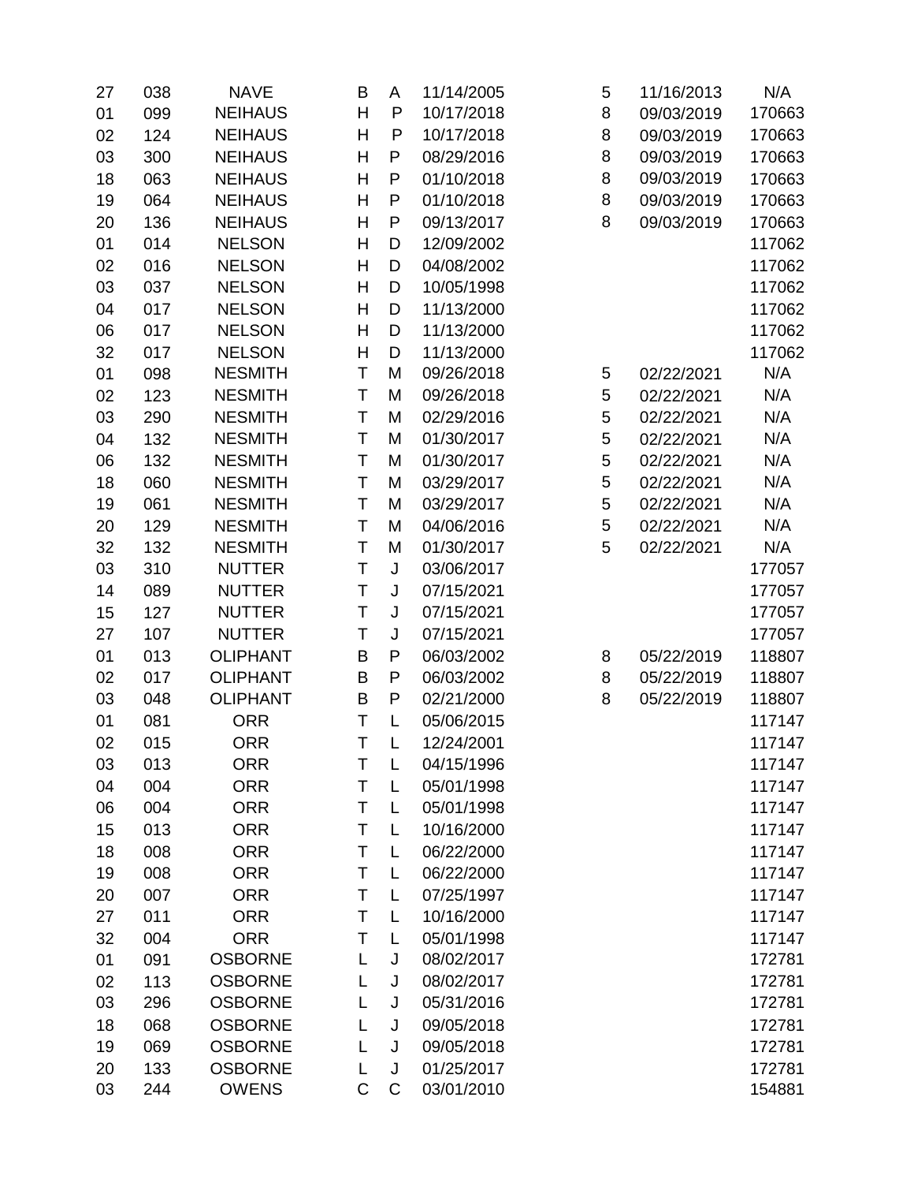| | | | | | | | | |
|---|---|---|---|---|---|---|---|---|
| 27 | 038 | NAVE | B | A | 11/14/2005 | 5 | 11/16/2013 | N/A |
| 01 | 099 | NEIHAUS | H | P | 10/17/2018 | 8 | 09/03/2019 | 170663 |
| 02 | 124 | NEIHAUS | H | P | 10/17/2018 | 8 | 09/03/2019 | 170663 |
| 03 | 300 | NEIHAUS | H | P | 08/29/2016 | 8 | 09/03/2019 | 170663 |
| 18 | 063 | NEIHAUS | H | P | 01/10/2018 | 8 | 09/03/2019 | 170663 |
| 19 | 064 | NEIHAUS | H | P | 01/10/2018 | 8 | 09/03/2019 | 170663 |
| 20 | 136 | NEIHAUS | H | P | 09/13/2017 | 8 | 09/03/2019 | 170663 |
| 01 | 014 | NELSON | H | D | 12/09/2002 | | | 117062 |
| 02 | 016 | NELSON | H | D | 04/08/2002 | | | 117062 |
| 03 | 037 | NELSON | H | D | 10/05/1998 | | | 117062 |
| 04 | 017 | NELSON | H | D | 11/13/2000 | | | 117062 |
| 06 | 017 | NELSON | H | D | 11/13/2000 | | | 117062 |
| 32 | 017 | NELSON | H | D | 11/13/2000 | | | 117062 |
| 01 | 098 | NESMITH | T | M | 09/26/2018 | 5 | 02/22/2021 | N/A |
| 02 | 123 | NESMITH | T | M | 09/26/2018 | 5 | 02/22/2021 | N/A |
| 03 | 290 | NESMITH | T | M | 02/29/2016 | 5 | 02/22/2021 | N/A |
| 04 | 132 | NESMITH | T | M | 01/30/2017 | 5 | 02/22/2021 | N/A |
| 06 | 132 | NESMITH | T | M | 01/30/2017 | 5 | 02/22/2021 | N/A |
| 18 | 060 | NESMITH | T | M | 03/29/2017 | 5 | 02/22/2021 | N/A |
| 19 | 061 | NESMITH | T | M | 03/29/2017 | 5 | 02/22/2021 | N/A |
| 20 | 129 | NESMITH | T | M | 04/06/2016 | 5 | 02/22/2021 | N/A |
| 32 | 132 | NESMITH | T | M | 01/30/2017 | 5 | 02/22/2021 | N/A |
| 03 | 310 | NUTTER | T | J | 03/06/2017 | | | 177057 |
| 14 | 089 | NUTTER | T | J | 07/15/2021 | | | 177057 |
| 15 | 127 | NUTTER | T | J | 07/15/2021 | | | 177057 |
| 27 | 107 | NUTTER | T | J | 07/15/2021 | | | 177057 |
| 01 | 013 | OLIPHANT | B | P | 06/03/2002 | 8 | 05/22/2019 | 118807 |
| 02 | 017 | OLIPHANT | B | P | 06/03/2002 | 8 | 05/22/2019 | 118807 |
| 03 | 048 | OLIPHANT | B | P | 02/21/2000 | 8 | 05/22/2019 | 118807 |
| 01 | 081 | ORR | T | L | 05/06/2015 | | | 117147 |
| 02 | 015 | ORR | T | L | 12/24/2001 | | | 117147 |
| 03 | 013 | ORR | T | L | 04/15/1996 | | | 117147 |
| 04 | 004 | ORR | T | L | 05/01/1998 | | | 117147 |
| 06 | 004 | ORR | T | L | 05/01/1998 | | | 117147 |
| 15 | 013 | ORR | T | L | 10/16/2000 | | | 117147 |
| 18 | 008 | ORR | T | L | 06/22/2000 | | | 117147 |
| 19 | 008 | ORR | T | L | 06/22/2000 | | | 117147 |
| 20 | 007 | ORR | T | L | 07/25/1997 | | | 117147 |
| 27 | 011 | ORR | T | L | 10/16/2000 | | | 117147 |
| 32 | 004 | ORR | T | L | 05/01/1998 | | | 117147 |
| 01 | 091 | OSBORNE | L | J | 08/02/2017 | | | 172781 |
| 02 | 113 | OSBORNE | L | J | 08/02/2017 | | | 172781 |
| 03 | 296 | OSBORNE | L | J | 05/31/2016 | | | 172781 |
| 18 | 068 | OSBORNE | L | J | 09/05/2018 | | | 172781 |
| 19 | 069 | OSBORNE | L | J | 09/05/2018 | | | 172781 |
| 20 | 133 | OSBORNE | L | J | 01/25/2017 | | | 172781 |
| 03 | 244 | OWENS | C | C | 03/01/2010 | | | 154881 |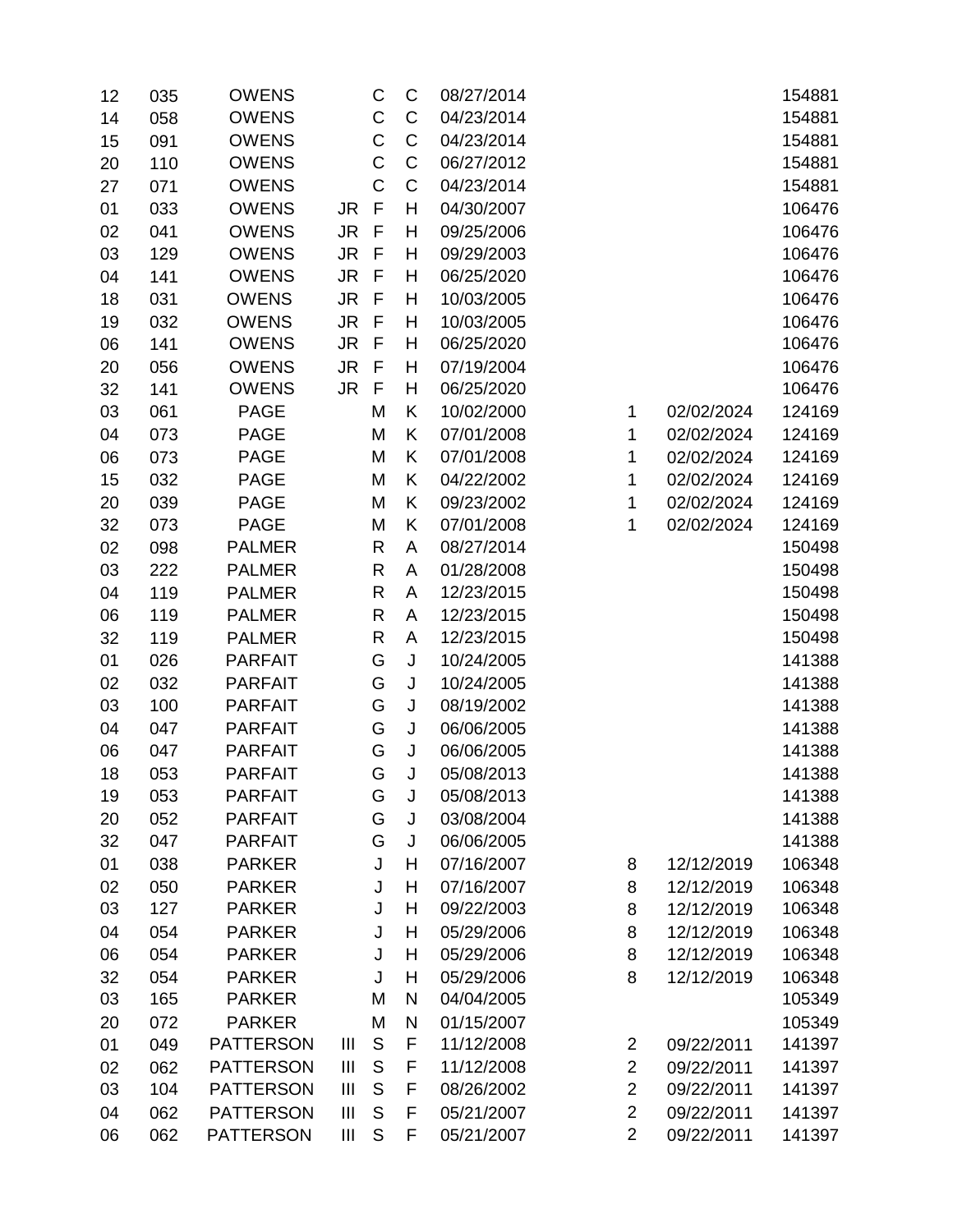| | | | | | | | | | |
|---|---|---|---|---|---|---|---|---|---|
| 12 | 035 | OWENS | | C | C | 08/27/2014 | | | 154881 |
| 14 | 058 | OWENS | | C | C | 04/23/2014 | | | 154881 |
| 15 | 091 | OWENS | | C | C | 04/23/2014 | | | 154881 |
| 20 | 110 | OWENS | | C | C | 06/27/2012 | | | 154881 |
| 27 | 071 | OWENS | | C | C | 04/23/2014 | | | 154881 |
| 01 | 033 | OWENS | JR | F | H | 04/30/2007 | | | 106476 |
| 02 | 041 | OWENS | JR | F | H | 09/25/2006 | | | 106476 |
| 03 | 129 | OWENS | JR | F | H | 09/29/2003 | | | 106476 |
| 04 | 141 | OWENS | JR | F | H | 06/25/2020 | | | 106476 |
| 18 | 031 | OWENS | JR | F | H | 10/03/2005 | | | 106476 |
| 19 | 032 | OWENS | JR | F | H | 10/03/2005 | | | 106476 |
| 06 | 141 | OWENS | JR | F | H | 06/25/2020 | | | 106476 |
| 20 | 056 | OWENS | JR | F | H | 07/19/2004 | | | 106476 |
| 32 | 141 | OWENS | JR | F | H | 06/25/2020 | | | 106476 |
| 03 | 061 | PAGE | | M | K | 10/02/2000 | 1 | 02/02/2024 | 124169 |
| 04 | 073 | PAGE | | M | K | 07/01/2008 | 1 | 02/02/2024 | 124169 |
| 06 | 073 | PAGE | | M | K | 07/01/2008 | 1 | 02/02/2024 | 124169 |
| 15 | 032 | PAGE | | M | K | 04/22/2002 | 1 | 02/02/2024 | 124169 |
| 20 | 039 | PAGE | | M | K | 09/23/2002 | 1 | 02/02/2024 | 124169 |
| 32 | 073 | PAGE | | M | K | 07/01/2008 | 1 | 02/02/2024 | 124169 |
| 02 | 098 | PALMER | | R | A | 08/27/2014 | | | 150498 |
| 03 | 222 | PALMER | | R | A | 01/28/2008 | | | 150498 |
| 04 | 119 | PALMER | | R | A | 12/23/2015 | | | 150498 |
| 06 | 119 | PALMER | | R | A | 12/23/2015 | | | 150498 |
| 32 | 119 | PALMER | | R | A | 12/23/2015 | | | 150498 |
| 01 | 026 | PARFAIT | | G | J | 10/24/2005 | | | 141388 |
| 02 | 032 | PARFAIT | | G | J | 10/24/2005 | | | 141388 |
| 03 | 100 | PARFAIT | | G | J | 08/19/2002 | | | 141388 |
| 04 | 047 | PARFAIT | | G | J | 06/06/2005 | | | 141388 |
| 06 | 047 | PARFAIT | | G | J | 06/06/2005 | | | 141388 |
| 18 | 053 | PARFAIT | | G | J | 05/08/2013 | | | 141388 |
| 19 | 053 | PARFAIT | | G | J | 05/08/2013 | | | 141388 |
| 20 | 052 | PARFAIT | | G | J | 03/08/2004 | | | 141388 |
| 32 | 047 | PARFAIT | | G | J | 06/06/2005 | | | 141388 |
| 01 | 038 | PARKER | | J | H | 07/16/2007 | 8 | 12/12/2019 | 106348 |
| 02 | 050 | PARKER | | J | H | 07/16/2007 | 8 | 12/12/2019 | 106348 |
| 03 | 127 | PARKER | | J | H | 09/22/2003 | 8 | 12/12/2019 | 106348 |
| 04 | 054 | PARKER | | J | H | 05/29/2006 | 8 | 12/12/2019 | 106348 |
| 06 | 054 | PARKER | | J | H | 05/29/2006 | 8 | 12/12/2019 | 106348 |
| 32 | 054 | PARKER | | J | H | 05/29/2006 | 8 | 12/12/2019 | 106348 |
| 03 | 165 | PARKER | | M | N | 04/04/2005 | | | 105349 |
| 20 | 072 | PARKER | | M | N | 01/15/2007 | | | 105349 |
| 01 | 049 | PATTERSON | III | S | F | 11/12/2008 | 2 | 09/22/2011 | 141397 |
| 02 | 062 | PATTERSON | III | S | F | 11/12/2008 | 2 | 09/22/2011 | 141397 |
| 03 | 104 | PATTERSON | III | S | F | 08/26/2002 | 2 | 09/22/2011 | 141397 |
| 04 | 062 | PATTERSON | III | S | F | 05/21/2007 | 2 | 09/22/2011 | 141397 |
| 06 | 062 | PATTERSON | III | S | F | 05/21/2007 | 2 | 09/22/2011 | 141397 |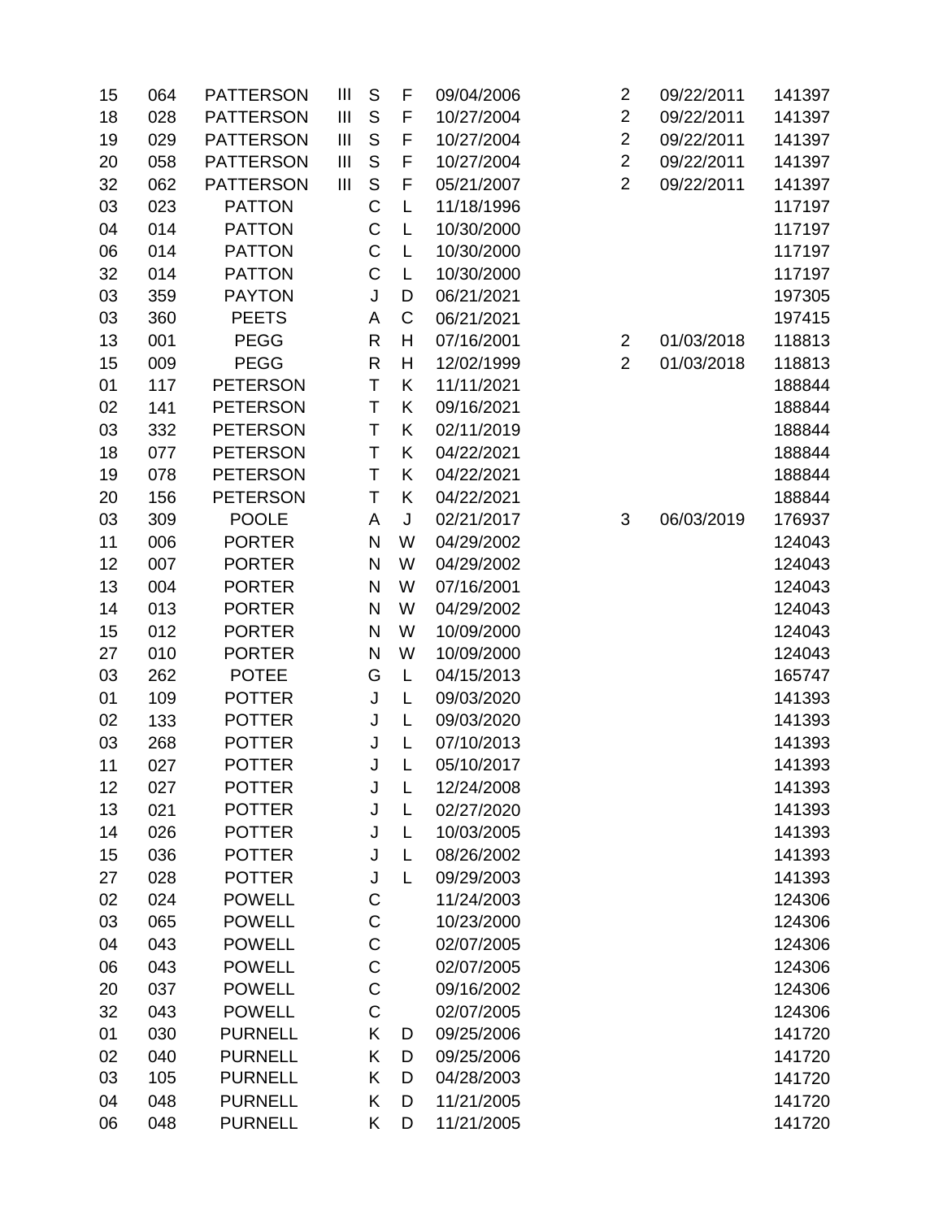| | | | | | | | | | |
|---|---|---|---|---|---|---|---|---|---|
| 15 | 064 | PATTERSON | III | S | F | 09/04/2006 | 2 | 09/22/2011 | 141397 |
| 18 | 028 | PATTERSON | III | S | F | 10/27/2004 | 2 | 09/22/2011 | 141397 |
| 19 | 029 | PATTERSON | III | S | F | 10/27/2004 | 2 | 09/22/2011 | 141397 |
| 20 | 058 | PATTERSON | III | S | F | 10/27/2004 | 2 | 09/22/2011 | 141397 |
| 32 | 062 | PATTERSON | III | S | F | 05/21/2007 | 2 | 09/22/2011 | 141397 |
| 03 | 023 | PATTON | | C | L | 11/18/1996 | | | 117197 |
| 04 | 014 | PATTON | | C | L | 10/30/2000 | | | 117197 |
| 06 | 014 | PATTON | | C | L | 10/30/2000 | | | 117197 |
| 32 | 014 | PATTON | | C | L | 10/30/2000 | | | 117197 |
| 03 | 359 | PAYTON | | J | D | 06/21/2021 | | | 197305 |
| 03 | 360 | PEETS | | A | C | 06/21/2021 | | | 197415 |
| 13 | 001 | PEGG | | R | H | 07/16/2001 | 2 | 01/03/2018 | 118813 |
| 15 | 009 | PEGG | | R | H | 12/02/1999 | 2 | 01/03/2018 | 118813 |
| 01 | 117 | PETERSON | | T | K | 11/11/2021 | | | 188844 |
| 02 | 141 | PETERSON | | T | K | 09/16/2021 | | | 188844 |
| 03 | 332 | PETERSON | | T | K | 02/11/2019 | | | 188844 |
| 18 | 077 | PETERSON | | T | K | 04/22/2021 | | | 188844 |
| 19 | 078 | PETERSON | | T | K | 04/22/2021 | | | 188844 |
| 20 | 156 | PETERSON | | T | K | 04/22/2021 | | | 188844 |
| 03 | 309 | POOLE | | A | J | 02/21/2017 | 3 | 06/03/2019 | 176937 |
| 11 | 006 | PORTER | | N | W | 04/29/2002 | | | 124043 |
| 12 | 007 | PORTER | | N | W | 04/29/2002 | | | 124043 |
| 13 | 004 | PORTER | | N | W | 07/16/2001 | | | 124043 |
| 14 | 013 | PORTER | | N | W | 04/29/2002 | | | 124043 |
| 15 | 012 | PORTER | | N | W | 10/09/2000 | | | 124043 |
| 27 | 010 | PORTER | | N | W | 10/09/2000 | | | 124043 |
| 03 | 262 | POTEE | | G | L | 04/15/2013 | | | 165747 |
| 01 | 109 | POTTER | | J | L | 09/03/2020 | | | 141393 |
| 02 | 133 | POTTER | | J | L | 09/03/2020 | | | 141393 |
| 03 | 268 | POTTER | | J | L | 07/10/2013 | | | 141393 |
| 11 | 027 | POTTER | | J | L | 05/10/2017 | | | 141393 |
| 12 | 027 | POTTER | | J | L | 12/24/2008 | | | 141393 |
| 13 | 021 | POTTER | | J | L | 02/27/2020 | | | 141393 |
| 14 | 026 | POTTER | | J | L | 10/03/2005 | | | 141393 |
| 15 | 036 | POTTER | | J | L | 08/26/2002 | | | 141393 |
| 27 | 028 | POTTER | | J | L | 09/29/2003 | | | 141393 |
| 02 | 024 | POWELL | | C | | 11/24/2003 | | | 124306 |
| 03 | 065 | POWELL | | C | | 10/23/2000 | | | 124306 |
| 04 | 043 | POWELL | | C | | 02/07/2005 | | | 124306 |
| 06 | 043 | POWELL | | C | | 02/07/2005 | | | 124306 |
| 20 | 037 | POWELL | | C | | 09/16/2002 | | | 124306 |
| 32 | 043 | POWELL | | C | | 02/07/2005 | | | 124306 |
| 01 | 030 | PURNELL | | K | D | 09/25/2006 | | | 141720 |
| 02 | 040 | PURNELL | | K | D | 09/25/2006 | | | 141720 |
| 03 | 105 | PURNELL | | K | D | 04/28/2003 | | | 141720 |
| 04 | 048 | PURNELL | | K | D | 11/21/2005 | | | 141720 |
| 06 | 048 | PURNELL | | K | D | 11/21/2005 | | | 141720 |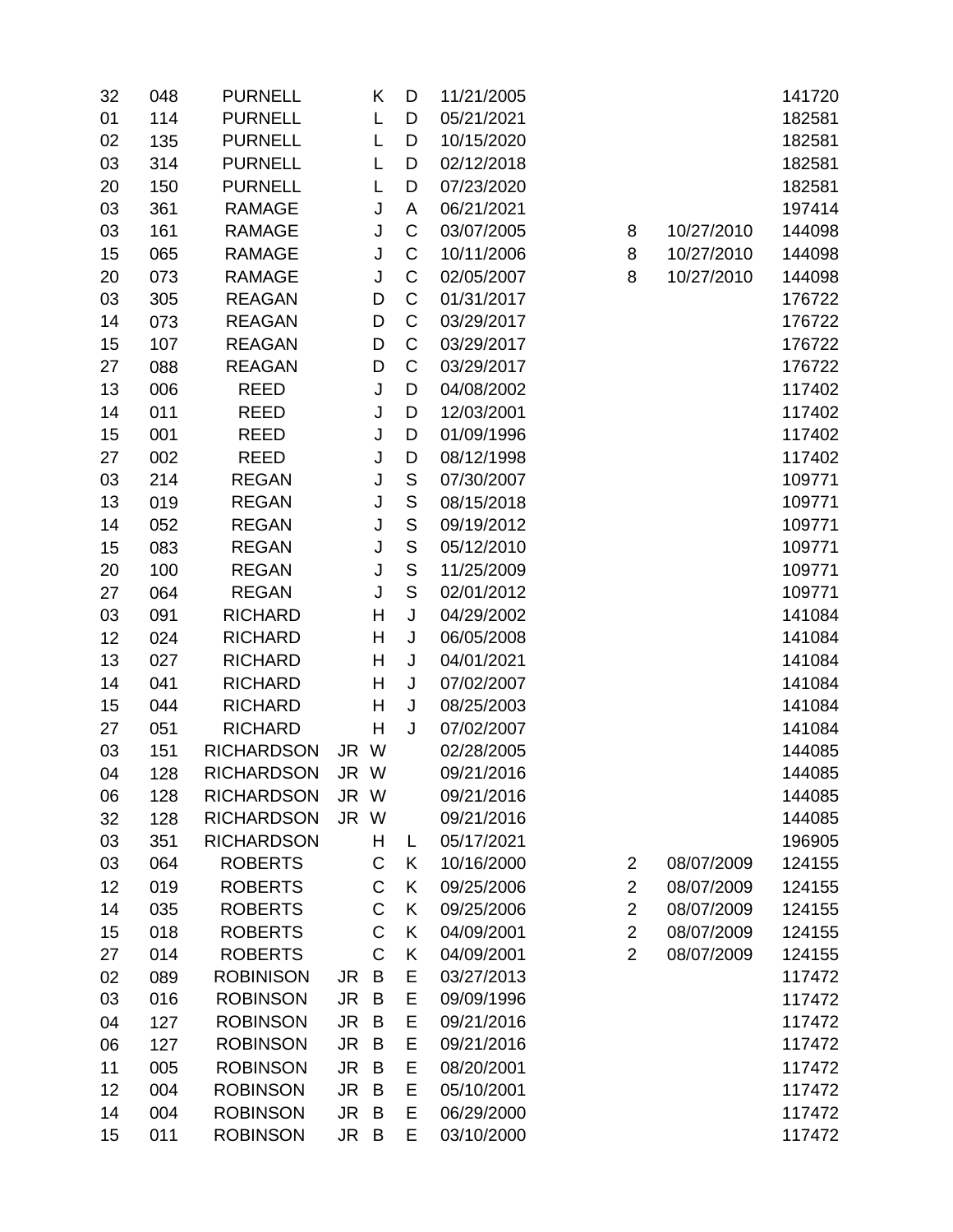| | | | | | | | | | |
|---|---|---|---|---|---|---|---|---|---|
| 32 | 048 | PURNELL | | K | D | 11/21/2005 | | | 141720 |
| 01 | 114 | PURNELL | | L | D | 05/21/2021 | | | 182581 |
| 02 | 135 | PURNELL | | L | D | 10/15/2020 | | | 182581 |
| 03 | 314 | PURNELL | | L | D | 02/12/2018 | | | 182581 |
| 20 | 150 | PURNELL | | L | D | 07/23/2020 | | | 182581 |
| 03 | 361 | RAMAGE | | J | A | 06/21/2021 | | | 197414 |
| 03 | 161 | RAMAGE | | J | C | 03/07/2005 | 8 | 10/27/2010 | 144098 |
| 15 | 065 | RAMAGE | | J | C | 10/11/2006 | 8 | 10/27/2010 | 144098 |
| 20 | 073 | RAMAGE | | J | C | 02/05/2007 | 8 | 10/27/2010 | 144098 |
| 03 | 305 | REAGAN | | D | C | 01/31/2017 | | | 176722 |
| 14 | 073 | REAGAN | | D | C | 03/29/2017 | | | 176722 |
| 15 | 107 | REAGAN | | D | C | 03/29/2017 | | | 176722 |
| 27 | 088 | REAGAN | | D | C | 03/29/2017 | | | 176722 |
| 13 | 006 | REED | | J | D | 04/08/2002 | | | 117402 |
| 14 | 011 | REED | | J | D | 12/03/2001 | | | 117402 |
| 15 | 001 | REED | | J | D | 01/09/1996 | | | 117402 |
| 27 | 002 | REED | | J | D | 08/12/1998 | | | 117402 |
| 03 | 214 | REGAN | | J | S | 07/30/2007 | | | 109771 |
| 13 | 019 | REGAN | | J | S | 08/15/2018 | | | 109771 |
| 14 | 052 | REGAN | | J | S | 09/19/2012 | | | 109771 |
| 15 | 083 | REGAN | | J | S | 05/12/2010 | | | 109771 |
| 20 | 100 | REGAN | | J | S | 11/25/2009 | | | 109771 |
| 27 | 064 | REGAN | | J | S | 02/01/2012 | | | 109771 |
| 03 | 091 | RICHARD | | H | J | 04/29/2002 | | | 141084 |
| 12 | 024 | RICHARD | | H | J | 06/05/2008 | | | 141084 |
| 13 | 027 | RICHARD | | H | J | 04/01/2021 | | | 141084 |
| 14 | 041 | RICHARD | | H | J | 07/02/2007 | | | 141084 |
| 15 | 044 | RICHARD | | H | J | 08/25/2003 | | | 141084 |
| 27 | 051 | RICHARD | | H | J | 07/02/2007 | | | 141084 |
| 03 | 151 | RICHARDSON | JR | W | | 02/28/2005 | | | 144085 |
| 04 | 128 | RICHARDSON | JR | W | | 09/21/2016 | | | 144085 |
| 06 | 128 | RICHARDSON | JR | W | | 09/21/2016 | | | 144085 |
| 32 | 128 | RICHARDSON | JR | W | | 09/21/2016 | | | 144085 |
| 03 | 351 | RICHARDSON | | H | L | 05/17/2021 | | | 196905 |
| 03 | 064 | ROBERTS | | C | K | 10/16/2000 | 2 | 08/07/2009 | 124155 |
| 12 | 019 | ROBERTS | | C | K | 09/25/2006 | 2 | 08/07/2009 | 124155 |
| 14 | 035 | ROBERTS | | C | K | 09/25/2006 | 2 | 08/07/2009 | 124155 |
| 15 | 018 | ROBERTS | | C | K | 04/09/2001 | 2 | 08/07/2009 | 124155 |
| 27 | 014 | ROBERTS | | C | K | 04/09/2001 | 2 | 08/07/2009 | 124155 |
| 02 | 089 | ROBINSON | JR | B | E | 03/27/2013 | | | 117472 |
| 03 | 016 | ROBINSON | JR | B | E | 09/09/1996 | | | 117472 |
| 04 | 127 | ROBINSON | JR | B | E | 09/21/2016 | | | 117472 |
| 06 | 127 | ROBINSON | JR | B | E | 09/21/2016 | | | 117472 |
| 11 | 005 | ROBINSON | JR | B | E | 08/20/2001 | | | 117472 |
| 12 | 004 | ROBINSON | JR | B | E | 05/10/2001 | | | 117472 |
| 14 | 004 | ROBINSON | JR | B | E | 06/29/2000 | | | 117472 |
| 15 | 011 | ROBINSON | JR | B | E | 03/10/2000 | | | 117472 |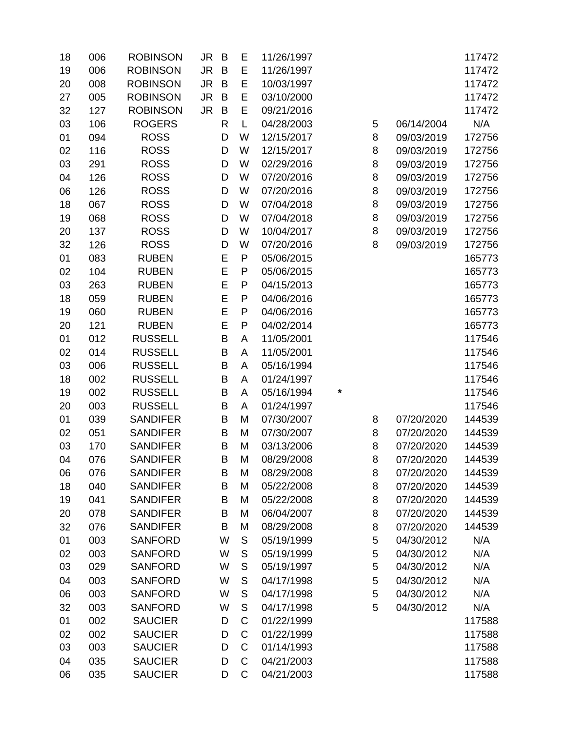| | | | | | | | | | | |
|---|---|---|---|---|---|---|---|---|---|---|
| 18 | 006 | ROBINSON | JR | B | E | 11/26/1997 | | | | 117472 |
| 19 | 006 | ROBINSON | JR | B | E | 11/26/1997 | | | | 117472 |
| 20 | 008 | ROBINSON | JR | B | E | 10/03/1997 | | | | 117472 |
| 27 | 005 | ROBINSON | JR | B | E | 03/10/2000 | | | | 117472 |
| 32 | 127 | ROBINSON | JR | B | E | 09/21/2016 | | | | 117472 |
| 03 | 106 | ROGERS | | R | L | 04/28/2003 | | 5 | 06/14/2004 | N/A |
| 01 | 094 | ROSS | | D | W | 12/15/2017 | | 8 | 09/03/2019 | 172756 |
| 02 | 116 | ROSS | | D | W | 12/15/2017 | | 8 | 09/03/2019 | 172756 |
| 03 | 291 | ROSS | | D | W | 02/29/2016 | | 8 | 09/03/2019 | 172756 |
| 04 | 126 | ROSS | | D | W | 07/20/2016 | | 8 | 09/03/2019 | 172756 |
| 06 | 126 | ROSS | | D | W | 07/20/2016 | | 8 | 09/03/2019 | 172756 |
| 18 | 067 | ROSS | | D | W | 07/04/2018 | | 8 | 09/03/2019 | 172756 |
| 19 | 068 | ROSS | | D | W | 07/04/2018 | | 8 | 09/03/2019 | 172756 |
| 20 | 137 | ROSS | | D | W | 10/04/2017 | | 8 | 09/03/2019 | 172756 |
| 32 | 126 | ROSS | | D | W | 07/20/2016 | | 8 | 09/03/2019 | 172756 |
| 01 | 083 | RUBEN | | E | P | 05/06/2015 | | | | 165773 |
| 02 | 104 | RUBEN | | E | P | 05/06/2015 | | | | 165773 |
| 03 | 263 | RUBEN | | E | P | 04/15/2013 | | | | 165773 |
| 18 | 059 | RUBEN | | E | P | 04/06/2016 | | | | 165773 |
| 19 | 060 | RUBEN | | E | P | 04/06/2016 | | | | 165773 |
| 20 | 121 | RUBEN | | E | P | 04/02/2014 | | | | 165773 |
| 01 | 012 | RUSSELL | | B | A | 11/05/2001 | | | | 117546 |
| 02 | 014 | RUSSELL | | B | A | 11/05/2001 | | | | 117546 |
| 03 | 006 | RUSSELL | | B | A | 05/16/1994 | | | | 117546 |
| 18 | 002 | RUSSELL | | B | A | 01/24/1997 | | | | 117546 |
| 19 | 002 | RUSSELL | | B | A | 05/16/1994 | * | | | 117546 |
| 20 | 003 | RUSSELL | | B | A | 01/24/1997 | | | | 117546 |
| 01 | 039 | SANDIFER | | B | M | 07/30/2007 | | 8 | 07/20/2020 | 144539 |
| 02 | 051 | SANDIFER | | B | M | 07/30/2007 | | 8 | 07/20/2020 | 144539 |
| 03 | 170 | SANDIFER | | B | M | 03/13/2006 | | 8 | 07/20/2020 | 144539 |
| 04 | 076 | SANDIFER | | B | M | 08/29/2008 | | 8 | 07/20/2020 | 144539 |
| 06 | 076 | SANDIFER | | B | M | 08/29/2008 | | 8 | 07/20/2020 | 144539 |
| 18 | 040 | SANDIFER | | B | M | 05/22/2008 | | 8 | 07/20/2020 | 144539 |
| 19 | 041 | SANDIFER | | B | M | 05/22/2008 | | 8 | 07/20/2020 | 144539 |
| 20 | 078 | SANDIFER | | B | M | 06/04/2007 | | 8 | 07/20/2020 | 144539 |
| 32 | 076 | SANDIFER | | B | M | 08/29/2008 | | 8 | 07/20/2020 | 144539 |
| 01 | 003 | SANFORD | | W | S | 05/19/1999 | | 5 | 04/30/2012 | N/A |
| 02 | 003 | SANFORD | | W | S | 05/19/1999 | | 5 | 04/30/2012 | N/A |
| 03 | 029 | SANFORD | | W | S | 05/19/1997 | | 5 | 04/30/2012 | N/A |
| 04 | 003 | SANFORD | | W | S | 04/17/1998 | | 5 | 04/30/2012 | N/A |
| 06 | 003 | SANFORD | | W | S | 04/17/1998 | | 5 | 04/30/2012 | N/A |
| 32 | 003 | SANFORD | | W | S | 04/17/1998 | | 5 | 04/30/2012 | N/A |
| 01 | 002 | SAUCIER | | D | C | 01/22/1999 | | | | 117588 |
| 02 | 002 | SAUCIER | | D | C | 01/22/1999 | | | | 117588 |
| 03 | 003 | SAUCIER | | D | C | 01/14/1993 | | | | 117588 |
| 04 | 035 | SAUCIER | | D | C | 04/21/2003 | | | | 117588 |
| 06 | 035 | SAUCIER | | D | C | 04/21/2003 | | | | 117588 |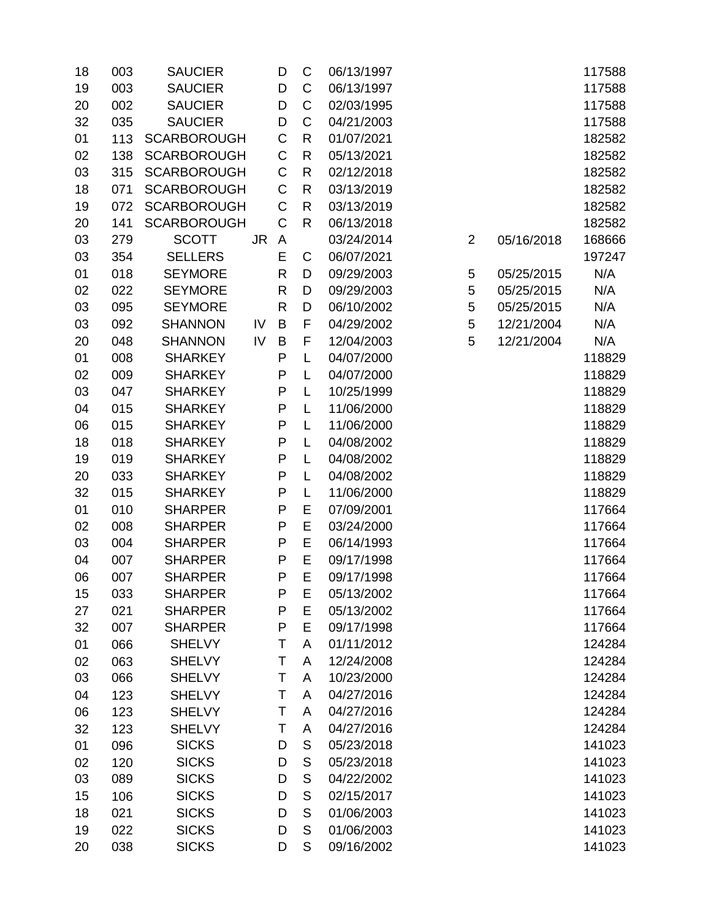| | | | | | | | | | |
|---|---|---|---|---|---|---|---|---|---|
| 18 | 003 | SAUCIER | | D | C | 06/13/1997 | | | 117588 |
| 19 | 003 | SAUCIER | | D | C | 06/13/1997 | | | 117588 |
| 20 | 002 | SAUCIER | | D | C | 02/03/1995 | | | 117588 |
| 32 | 035 | SAUCIER | | D | C | 04/21/2003 | | | 117588 |
| 01 | 113 | SCARBOROUGH | | C | R | 01/07/2021 | | | 182582 |
| 02 | 138 | SCARBOROUGH | | C | R | 05/13/2021 | | | 182582 |
| 03 | 315 | SCARBOROUGH | | C | R | 02/12/2018 | | | 182582 |
| 18 | 071 | SCARBOROUGH | | C | R | 03/13/2019 | | | 182582 |
| 19 | 072 | SCARBOROUGH | | C | R | 03/13/2019 | | | 182582 |
| 20 | 141 | SCARBOROUGH | | C | R | 06/13/2018 | | | 182582 |
| 03 | 279 | SCOTT | JR | A | | 03/24/2014 | 2 | 05/16/2018 | 168666 |
| 03 | 354 | SELLERS | | E | C | 06/07/2021 | | | 197247 |
| 01 | 018 | SEYMORE | | R | D | 09/29/2003 | 5 | 05/25/2015 | N/A |
| 02 | 022 | SEYMORE | | R | D | 09/29/2003 | 5 | 05/25/2015 | N/A |
| 03 | 095 | SEYMORE | | R | D | 06/10/2002 | 5 | 05/25/2015 | N/A |
| 03 | 092 | SHANNON | IV | B | F | 04/29/2002 | 5 | 12/21/2004 | N/A |
| 20 | 048 | SHANNON | IV | B | F | 12/04/2003 | 5 | 12/21/2004 | N/A |
| 01 | 008 | SHARKEY | | P | L | 04/07/2000 | | | 118829 |
| 02 | 009 | SHARKEY | | P | L | 04/07/2000 | | | 118829 |
| 03 | 047 | SHARKEY | | P | L | 10/25/1999 | | | 118829 |
| 04 | 015 | SHARKEY | | P | L | 11/06/2000 | | | 118829 |
| 06 | 015 | SHARKEY | | P | L | 11/06/2000 | | | 118829 |
| 18 | 018 | SHARKEY | | P | L | 04/08/2002 | | | 118829 |
| 19 | 019 | SHARKEY | | P | L | 04/08/2002 | | | 118829 |
| 20 | 033 | SHARKEY | | P | L | 04/08/2002 | | | 118829 |
| 32 | 015 | SHARKEY | | P | L | 11/06/2000 | | | 118829 |
| 01 | 010 | SHARPER | | P | E | 07/09/2001 | | | 117664 |
| 02 | 008 | SHARPER | | P | E | 03/24/2000 | | | 117664 |
| 03 | 004 | SHARPER | | P | E | 06/14/1993 | | | 117664 |
| 04 | 007 | SHARPER | | P | E | 09/17/1998 | | | 117664 |
| 06 | 007 | SHARPER | | P | E | 09/17/1998 | | | 117664 |
| 15 | 033 | SHARPER | | P | E | 05/13/2002 | | | 117664 |
| 27 | 021 | SHARPER | | P | E | 05/13/2002 | | | 117664 |
| 32 | 007 | SHARPER | | P | E | 09/17/1998 | | | 117664 |
| 01 | 066 | SHELVY | | T | A | 01/11/2012 | | | 124284 |
| 02 | 063 | SHELVY | | T | A | 12/24/2008 | | | 124284 |
| 03 | 066 | SHELVY | | T | A | 10/23/2000 | | | 124284 |
| 04 | 123 | SHELVY | | T | A | 04/27/2016 | | | 124284 |
| 06 | 123 | SHELVY | | T | A | 04/27/2016 | | | 124284 |
| 32 | 123 | SHELVY | | T | A | 04/27/2016 | | | 124284 |
| 01 | 096 | SICKS | | D | S | 05/23/2018 | | | 141023 |
| 02 | 120 | SICKS | | D | S | 05/23/2018 | | | 141023 |
| 03 | 089 | SICKS | | D | S | 04/22/2002 | | | 141023 |
| 15 | 106 | SICKS | | D | S | 02/15/2017 | | | 141023 |
| 18 | 021 | SICKS | | D | S | 01/06/2003 | | | 141023 |
| 19 | 022 | SICKS | | D | S | 01/06/2003 | | | 141023 |
| 20 | 038 | SICKS | | D | S | 09/16/2002 | | | 141023 |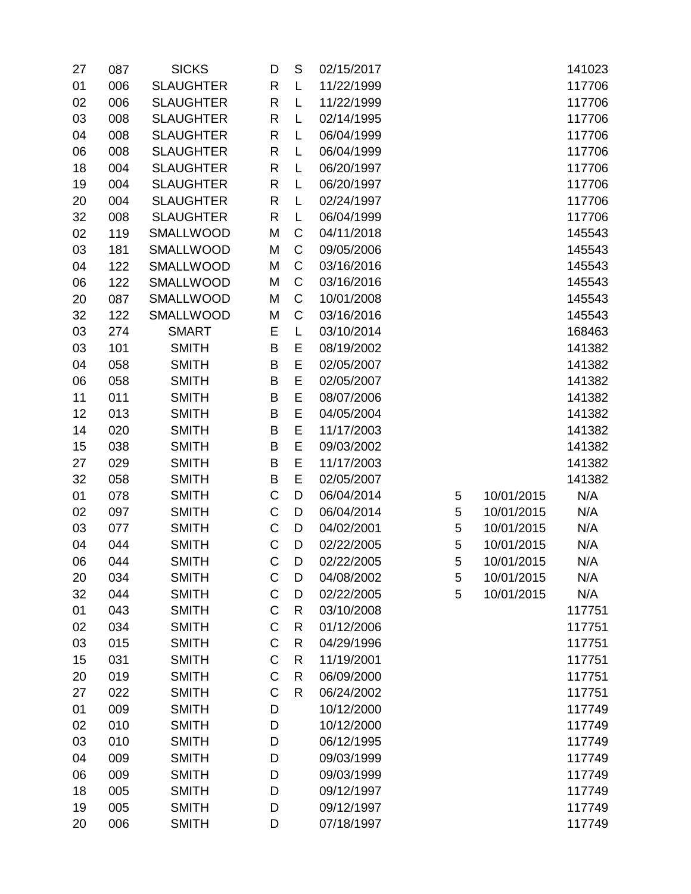| | | | | | | | | |
|---|---|---|---|---|---|---|---|---|
| 27 | 087 | SICKS | D | S | 02/15/2017 | | | 141023 |
| 01 | 006 | SLAUGHTER | R | L | 11/22/1999 | | | 117706 |
| 02 | 006 | SLAUGHTER | R | L | 11/22/1999 | | | 117706 |
| 03 | 008 | SLAUGHTER | R | L | 02/14/1995 | | | 117706 |
| 04 | 008 | SLAUGHTER | R | L | 06/04/1999 | | | 117706 |
| 06 | 008 | SLAUGHTER | R | L | 06/04/1999 | | | 117706 |
| 18 | 004 | SLAUGHTER | R | L | 06/20/1997 | | | 117706 |
| 19 | 004 | SLAUGHTER | R | L | 06/20/1997 | | | 117706 |
| 20 | 004 | SLAUGHTER | R | L | 02/24/1997 | | | 117706 |
| 32 | 008 | SLAUGHTER | R | L | 06/04/1999 | | | 117706 |
| 02 | 119 | SMALLWOOD | M | C | 04/11/2018 | | | 145543 |
| 03 | 181 | SMALLWOOD | M | C | 09/05/2006 | | | 145543 |
| 04 | 122 | SMALLWOOD | M | C | 03/16/2016 | | | 145543 |
| 06 | 122 | SMALLWOOD | M | C | 03/16/2016 | | | 145543 |
| 20 | 087 | SMALLWOOD | M | C | 10/01/2008 | | | 145543 |
| 32 | 122 | SMALLWOOD | M | C | 03/16/2016 | | | 145543 |
| 03 | 274 | SMART | E | L | 03/10/2014 | | | 168463 |
| 03 | 101 | SMITH | B | E | 08/19/2002 | | | 141382 |
| 04 | 058 | SMITH | B | E | 02/05/2007 | | | 141382 |
| 06 | 058 | SMITH | B | E | 02/05/2007 | | | 141382 |
| 11 | 011 | SMITH | B | E | 08/07/2006 | | | 141382 |
| 12 | 013 | SMITH | B | E | 04/05/2004 | | | 141382 |
| 14 | 020 | SMITH | B | E | 11/17/2003 | | | 141382 |
| 15 | 038 | SMITH | B | E | 09/03/2002 | | | 141382 |
| 27 | 029 | SMITH | B | E | 11/17/2003 | | | 141382 |
| 32 | 058 | SMITH | B | E | 02/05/2007 | | | 141382 |
| 01 | 078 | SMITH | C | D | 06/04/2014 | 5 | 10/01/2015 | N/A |
| 02 | 097 | SMITH | C | D | 06/04/2014 | 5 | 10/01/2015 | N/A |
| 03 | 077 | SMITH | C | D | 04/02/2001 | 5 | 10/01/2015 | N/A |
| 04 | 044 | SMITH | C | D | 02/22/2005 | 5 | 10/01/2015 | N/A |
| 06 | 044 | SMITH | C | D | 02/22/2005 | 5 | 10/01/2015 | N/A |
| 20 | 034 | SMITH | C | D | 04/08/2002 | 5 | 10/01/2015 | N/A |
| 32 | 044 | SMITH | C | D | 02/22/2005 | 5 | 10/01/2015 | N/A |
| 01 | 043 | SMITH | C | R | 03/10/2008 | | | 117751 |
| 02 | 034 | SMITH | C | R | 01/12/2006 | | | 117751 |
| 03 | 015 | SMITH | C | R | 04/29/1996 | | | 117751 |
| 15 | 031 | SMITH | C | R | 11/19/2001 | | | 117751 |
| 20 | 019 | SMITH | C | R | 06/09/2000 | | | 117751 |
| 27 | 022 | SMITH | C | R | 06/24/2002 | | | 117751 |
| 01 | 009 | SMITH | D | | 10/12/2000 | | | 117749 |
| 02 | 010 | SMITH | D | | 10/12/2000 | | | 117749 |
| 03 | 010 | SMITH | D | | 06/12/1995 | | | 117749 |
| 04 | 009 | SMITH | D | | 09/03/1999 | | | 117749 |
| 06 | 009 | SMITH | D | | 09/03/1999 | | | 117749 |
| 18 | 005 | SMITH | D | | 09/12/1997 | | | 117749 |
| 19 | 005 | SMITH | D | | 09/12/1997 | | | 117749 |
| 20 | 006 | SMITH | D | | 07/18/1997 | | | 117749 |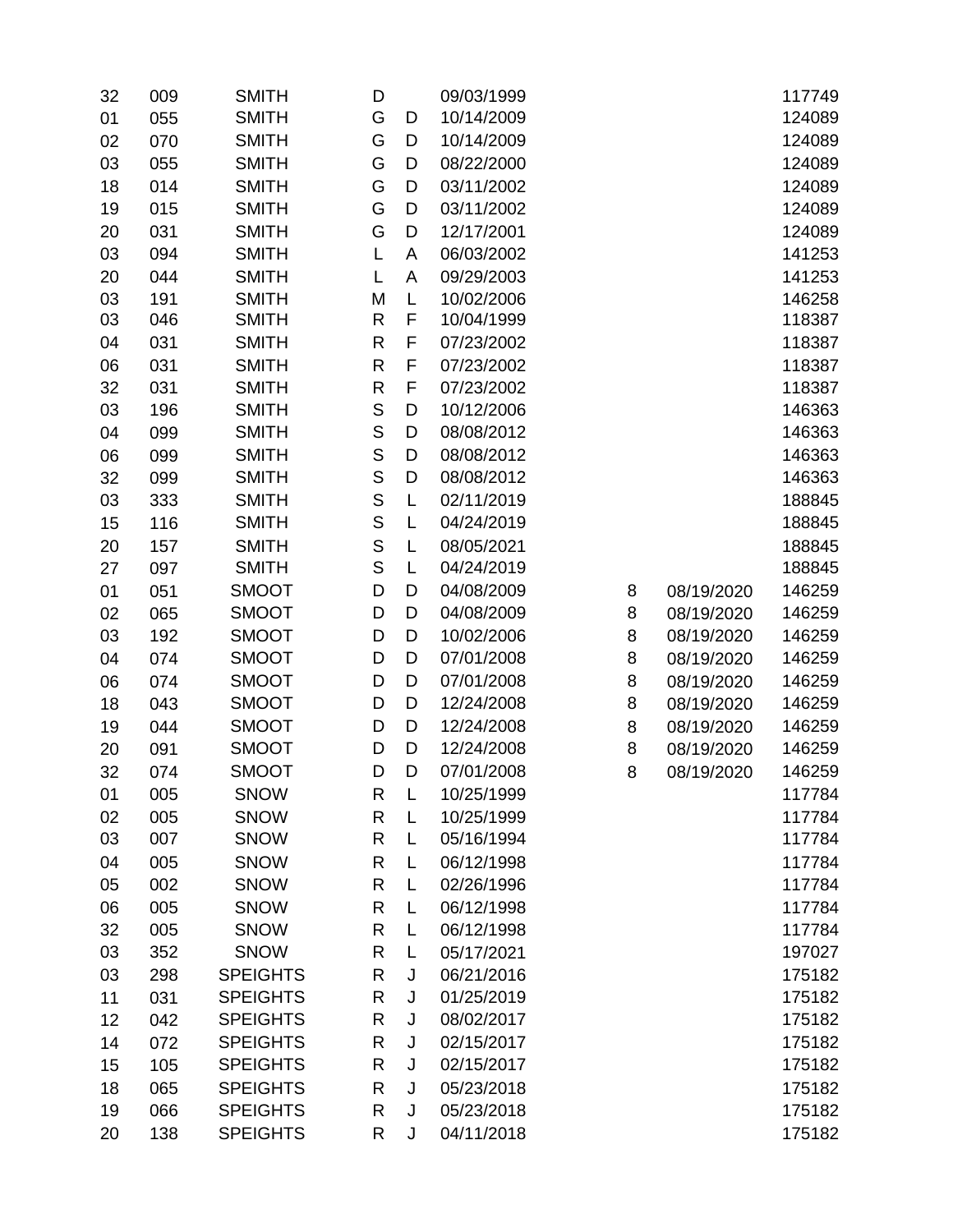| | | | | | | | | |
|---|---|---|---|---|---|---|---|---|
| 32 | 009 | SMITH | D | | 09/03/1999 | | | 117749 |
| 01 | 055 | SMITH | G | D | 10/14/2009 | | | 124089 |
| 02 | 070 | SMITH | G | D | 10/14/2009 | | | 124089 |
| 03 | 055 | SMITH | G | D | 08/22/2000 | | | 124089 |
| 18 | 014 | SMITH | G | D | 03/11/2002 | | | 124089 |
| 19 | 015 | SMITH | G | D | 03/11/2002 | | | 124089 |
| 20 | 031 | SMITH | G | D | 12/17/2001 | | | 124089 |
| 03 | 094 | SMITH | L | A | 06/03/2002 | | | 141253 |
| 20 | 044 | SMITH | L | A | 09/29/2003 | | | 141253 |
| 03 | 191 | SMITH | M | L | 10/02/2006 | | | 146258 |
| 03 | 046 | SMITH | R | F | 10/04/1999 | | | 118387 |
| 04 | 031 | SMITH | R | F | 07/23/2002 | | | 118387 |
| 06 | 031 | SMITH | R | F | 07/23/2002 | | | 118387 |
| 32 | 031 | SMITH | R | F | 07/23/2002 | | | 118387 |
| 03 | 196 | SMITH | S | D | 10/12/2006 | | | 146363 |
| 04 | 099 | SMITH | S | D | 08/08/2012 | | | 146363 |
| 06 | 099 | SMITH | S | D | 08/08/2012 | | | 146363 |
| 32 | 099 | SMITH | S | D | 08/08/2012 | | | 146363 |
| 03 | 333 | SMITH | S | L | 02/11/2019 | | | 188845 |
| 15 | 116 | SMITH | S | L | 04/24/2019 | | | 188845 |
| 20 | 157 | SMITH | S | L | 08/05/2021 | | | 188845 |
| 27 | 097 | SMITH | S | L | 04/24/2019 | | | 188845 |
| 01 | 051 | SMOOT | D | D | 04/08/2009 | 8 | 08/19/2020 | 146259 |
| 02 | 065 | SMOOT | D | D | 04/08/2009 | 8 | 08/19/2020 | 146259 |
| 03 | 192 | SMOOT | D | D | 10/02/2006 | 8 | 08/19/2020 | 146259 |
| 04 | 074 | SMOOT | D | D | 07/01/2008 | 8 | 08/19/2020 | 146259 |
| 06 | 074 | SMOOT | D | D | 07/01/2008 | 8 | 08/19/2020 | 146259 |
| 18 | 043 | SMOOT | D | D | 12/24/2008 | 8 | 08/19/2020 | 146259 |
| 19 | 044 | SMOOT | D | D | 12/24/2008 | 8 | 08/19/2020 | 146259 |
| 20 | 091 | SMOOT | D | D | 12/24/2008 | 8 | 08/19/2020 | 146259 |
| 32 | 074 | SMOOT | D | D | 07/01/2008 | 8 | 08/19/2020 | 146259 |
| 01 | 005 | SNOW | R | L | 10/25/1999 | | | 117784 |
| 02 | 005 | SNOW | R | L | 10/25/1999 | | | 117784 |
| 03 | 007 | SNOW | R | L | 05/16/1994 | | | 117784 |
| 04 | 005 | SNOW | R | L | 06/12/1998 | | | 117784 |
| 05 | 002 | SNOW | R | L | 02/26/1996 | | | 117784 |
| 06 | 005 | SNOW | R | L | 06/12/1998 | | | 117784 |
| 32 | 005 | SNOW | R | L | 06/12/1998 | | | 117784 |
| 03 | 352 | SNOW | R | L | 05/17/2021 | | | 197027 |
| 03 | 298 | SPEIGHTS | R | J | 06/21/2016 | | | 175182 |
| 11 | 031 | SPEIGHTS | R | J | 01/25/2019 | | | 175182 |
| 12 | 042 | SPEIGHTS | R | J | 08/02/2017 | | | 175182 |
| 14 | 072 | SPEIGHTS | R | J | 02/15/2017 | | | 175182 |
| 15 | 105 | SPEIGHTS | R | J | 02/15/2017 | | | 175182 |
| 18 | 065 | SPEIGHTS | R | J | 05/23/2018 | | | 175182 |
| 19 | 066 | SPEIGHTS | R | J | 05/23/2018 | | | 175182 |
| 20 | 138 | SPEIGHTS | R | J | 04/11/2018 | | | 175182 |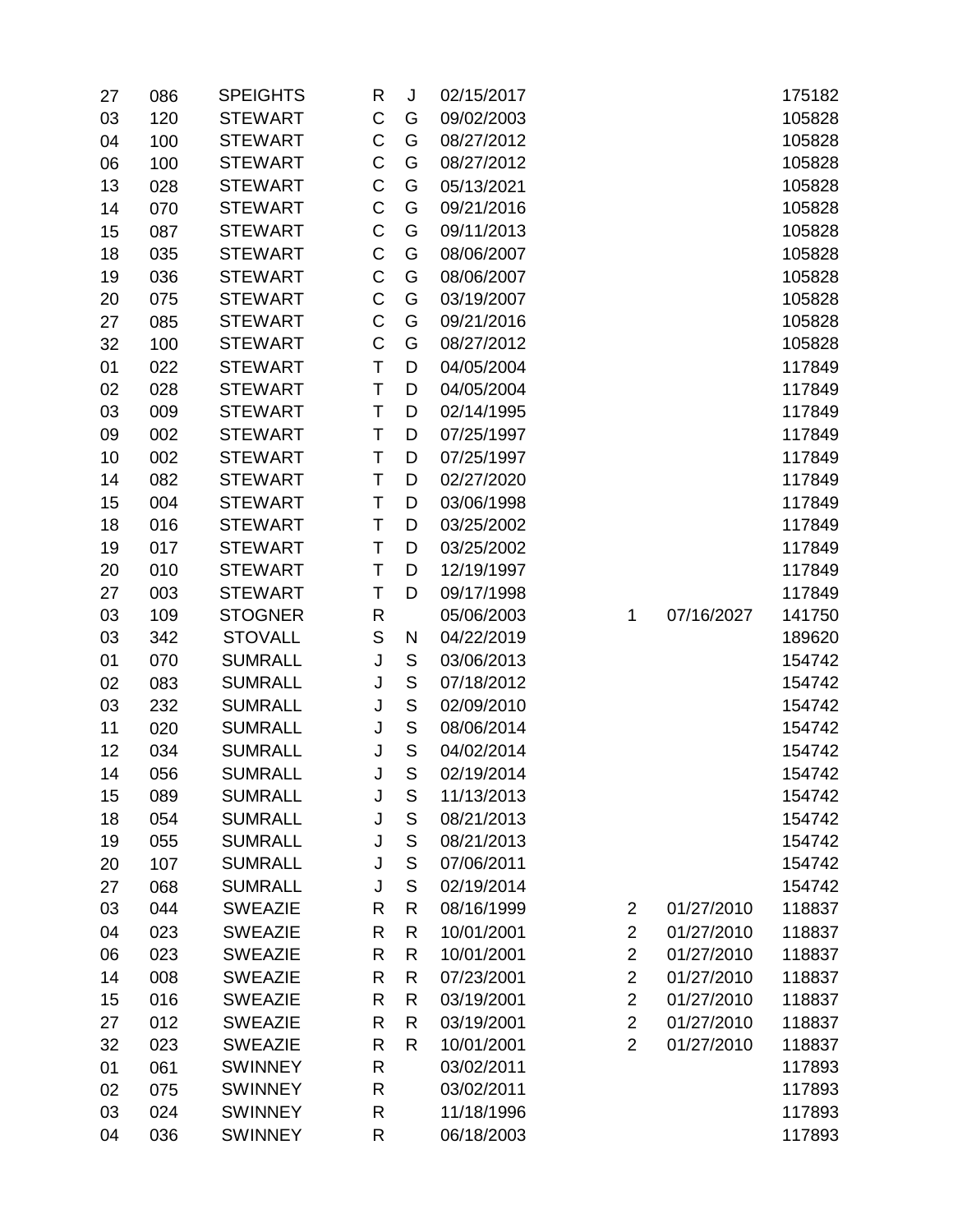| | | | | | | | | |
|---|---|---|---|---|---|---|---|---|
| 27 | 086 | SPEIGHTS | R | J | 02/15/2017 | | | 175182 |
| 03 | 120 | STEWART | C | G | 09/02/2003 | | | 105828 |
| 04 | 100 | STEWART | C | G | 08/27/2012 | | | 105828 |
| 06 | 100 | STEWART | C | G | 08/27/2012 | | | 105828 |
| 13 | 028 | STEWART | C | G | 05/13/2021 | | | 105828 |
| 14 | 070 | STEWART | C | G | 09/21/2016 | | | 105828 |
| 15 | 087 | STEWART | C | G | 09/11/2013 | | | 105828 |
| 18 | 035 | STEWART | C | G | 08/06/2007 | | | 105828 |
| 19 | 036 | STEWART | C | G | 08/06/2007 | | | 105828 |
| 20 | 075 | STEWART | C | G | 03/19/2007 | | | 105828 |
| 27 | 085 | STEWART | C | G | 09/21/2016 | | | 105828 |
| 32 | 100 | STEWART | C | G | 08/27/2012 | | | 105828 |
| 01 | 022 | STEWART | T | D | 04/05/2004 | | | 117849 |
| 02 | 028 | STEWART | T | D | 04/05/2004 | | | 117849 |
| 03 | 009 | STEWART | T | D | 02/14/1995 | | | 117849 |
| 09 | 002 | STEWART | T | D | 07/25/1997 | | | 117849 |
| 10 | 002 | STEWART | T | D | 07/25/1997 | | | 117849 |
| 14 | 082 | STEWART | T | D | 02/27/2020 | | | 117849 |
| 15 | 004 | STEWART | T | D | 03/06/1998 | | | 117849 |
| 18 | 016 | STEWART | T | D | 03/25/2002 | | | 117849 |
| 19 | 017 | STEWART | T | D | 03/25/2002 | | | 117849 |
| 20 | 010 | STEWART | T | D | 12/19/1997 | | | 117849 |
| 27 | 003 | STEWART | T | D | 09/17/1998 | | | 117849 |
| 03 | 109 | STOGNER | R | | 05/06/2003 | 1 | 07/16/2027 | 141750 |
| 03 | 342 | STOVALL | S | N | 04/22/2019 | | | 189620 |
| 01 | 070 | SUMRALL | J | S | 03/06/2013 | | | 154742 |
| 02 | 083 | SUMRALL | J | S | 07/18/2012 | | | 154742 |
| 03 | 232 | SUMRALL | J | S | 02/09/2010 | | | 154742 |
| 11 | 020 | SUMRALL | J | S | 08/06/2014 | | | 154742 |
| 12 | 034 | SUMRALL | J | S | 04/02/2014 | | | 154742 |
| 14 | 056 | SUMRALL | J | S | 02/19/2014 | | | 154742 |
| 15 | 089 | SUMRALL | J | S | 11/13/2013 | | | 154742 |
| 18 | 054 | SUMRALL | J | S | 08/21/2013 | | | 154742 |
| 19 | 055 | SUMRALL | J | S | 08/21/2013 | | | 154742 |
| 20 | 107 | SUMRALL | J | S | 07/06/2011 | | | 154742 |
| 27 | 068 | SUMRALL | J | S | 02/19/2014 | | | 154742 |
| 03 | 044 | SWEAZIE | R | R | 08/16/1999 | 2 | 01/27/2010 | 118837 |
| 04 | 023 | SWEAZIE | R | R | 10/01/2001 | 2 | 01/27/2010 | 118837 |
| 06 | 023 | SWEAZIE | R | R | 10/01/2001 | 2 | 01/27/2010 | 118837 |
| 14 | 008 | SWEAZIE | R | R | 07/23/2001 | 2 | 01/27/2010 | 118837 |
| 15 | 016 | SWEAZIE | R | R | 03/19/2001 | 2 | 01/27/2010 | 118837 |
| 27 | 012 | SWEAZIE | R | R | 03/19/2001 | 2 | 01/27/2010 | 118837 |
| 32 | 023 | SWEAZIE | R | R | 10/01/2001 | 2 | 01/27/2010 | 118837 |
| 01 | 061 | SWINNEY | R | | 03/02/2011 | | | 117893 |
| 02 | 075 | SWINNEY | R | | 03/02/2011 | | | 117893 |
| 03 | 024 | SWINNEY | R | | 11/18/1996 | | | 117893 |
| 04 | 036 | SWINNEY | R | | 06/18/2003 | | | 117893 |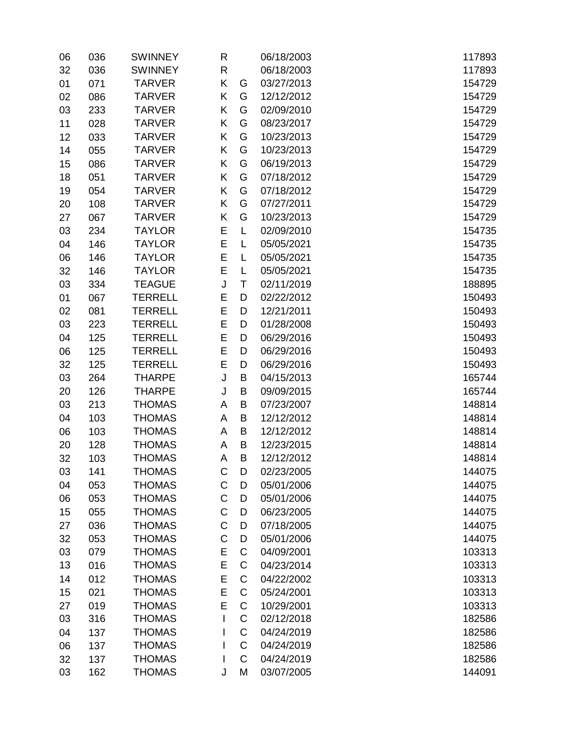| | | | | | | |
|---|---|---|---|---|---|---|
| 06 | 036 | SWINNEY | R | | 06/18/2003 | 117893 |
| 32 | 036 | SWINNEY | R | | 06/18/2003 | 117893 |
| 01 | 071 | TARVER | K | G | 03/27/2013 | 154729 |
| 02 | 086 | TARVER | K | G | 12/12/2012 | 154729 |
| 03 | 233 | TARVER | K | G | 02/09/2010 | 154729 |
| 11 | 028 | TARVER | K | G | 08/23/2017 | 154729 |
| 12 | 033 | TARVER | K | G | 10/23/2013 | 154729 |
| 14 | 055 | TARVER | K | G | 10/23/2013 | 154729 |
| 15 | 086 | TARVER | K | G | 06/19/2013 | 154729 |
| 18 | 051 | TARVER | K | G | 07/18/2012 | 154729 |
| 19 | 054 | TARVER | K | G | 07/18/2012 | 154729 |
| 20 | 108 | TARVER | K | G | 07/27/2011 | 154729 |
| 27 | 067 | TARVER | K | G | 10/23/2013 | 154729 |
| 03 | 234 | TAYLOR | E | L | 02/09/2010 | 154735 |
| 04 | 146 | TAYLOR | E | L | 05/05/2021 | 154735 |
| 06 | 146 | TAYLOR | E | L | 05/05/2021 | 154735 |
| 32 | 146 | TAYLOR | E | L | 05/05/2021 | 154735 |
| 03 | 334 | TEAGUE | J | T | 02/11/2019 | 188895 |
| 01 | 067 | TERRELL | E | D | 02/22/2012 | 150493 |
| 02 | 081 | TERRELL | E | D | 12/21/2011 | 150493 |
| 03 | 223 | TERRELL | E | D | 01/28/2008 | 150493 |
| 04 | 125 | TERRELL | E | D | 06/29/2016 | 150493 |
| 06 | 125 | TERRELL | E | D | 06/29/2016 | 150493 |
| 32 | 125 | TERRELL | E | D | 06/29/2016 | 150493 |
| 03 | 264 | THARPE | J | B | 04/15/2013 | 165744 |
| 20 | 126 | THARPE | J | B | 09/09/2015 | 165744 |
| 03 | 213 | THOMAS | A | B | 07/23/2007 | 148814 |
| 04 | 103 | THOMAS | A | B | 12/12/2012 | 148814 |
| 06 | 103 | THOMAS | A | B | 12/12/2012 | 148814 |
| 20 | 128 | THOMAS | A | B | 12/23/2015 | 148814 |
| 32 | 103 | THOMAS | A | B | 12/12/2012 | 148814 |
| 03 | 141 | THOMAS | C | D | 02/23/2005 | 144075 |
| 04 | 053 | THOMAS | C | D | 05/01/2006 | 144075 |
| 06 | 053 | THOMAS | C | D | 05/01/2006 | 144075 |
| 15 | 055 | THOMAS | C | D | 06/23/2005 | 144075 |
| 27 | 036 | THOMAS | C | D | 07/18/2005 | 144075 |
| 32 | 053 | THOMAS | C | D | 05/01/2006 | 144075 |
| 03 | 079 | THOMAS | E | C | 04/09/2001 | 103313 |
| 13 | 016 | THOMAS | E | C | 04/23/2014 | 103313 |
| 14 | 012 | THOMAS | E | C | 04/22/2002 | 103313 |
| 15 | 021 | THOMAS | E | C | 05/24/2001 | 103313 |
| 27 | 019 | THOMAS | E | C | 10/29/2001 | 103313 |
| 03 | 316 | THOMAS | I | C | 02/12/2018 | 182586 |
| 04 | 137 | THOMAS | I | C | 04/24/2019 | 182586 |
| 06 | 137 | THOMAS | I | C | 04/24/2019 | 182586 |
| 32 | 137 | THOMAS | I | C | 04/24/2019 | 182586 |
| 03 | 162 | THOMAS | J | M | 03/07/2005 | 144091 |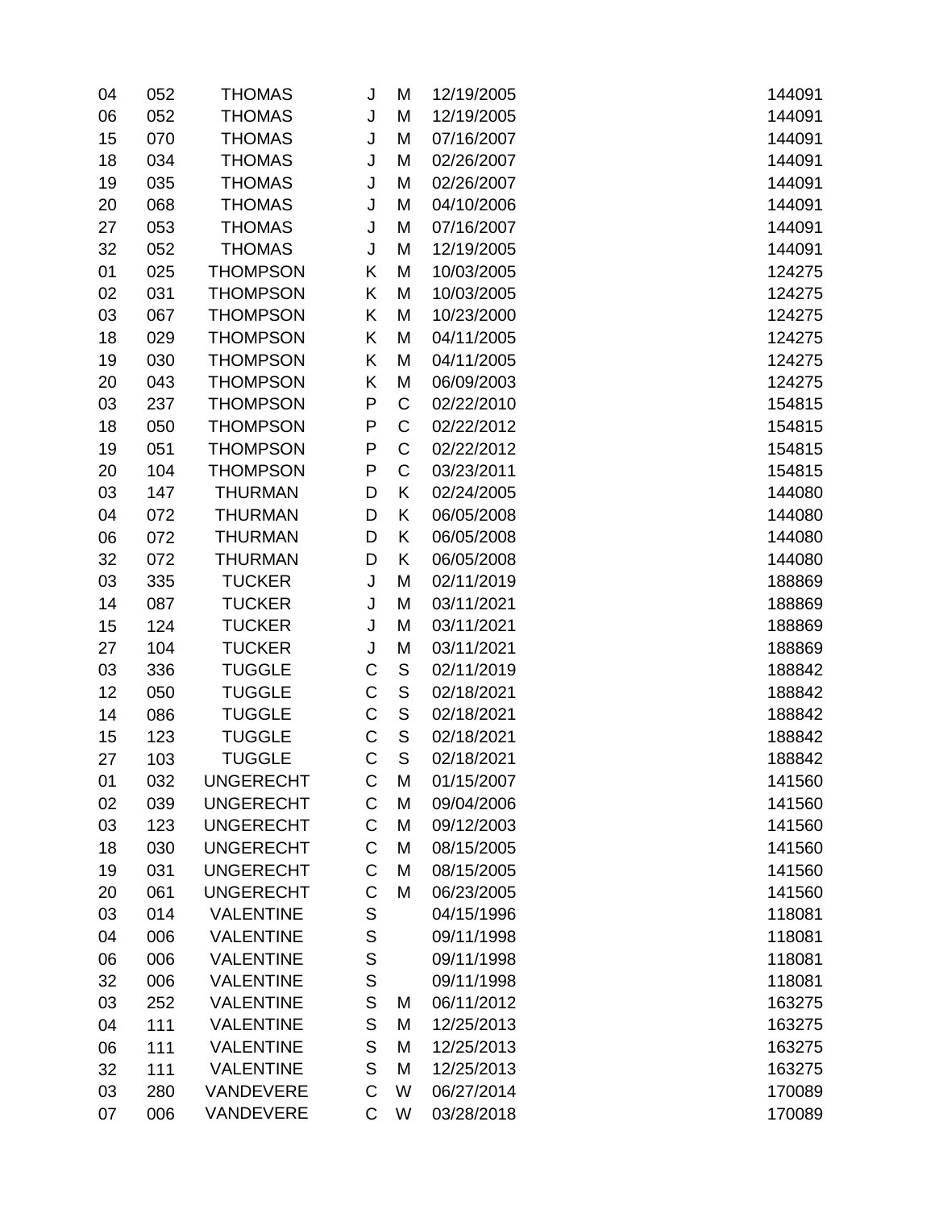| | | | | | | |
|---|---|---|---|---|---|---|
| 04 | 052 | THOMAS | J | M | 12/19/2005 | 144091 |
| 06 | 052 | THOMAS | J | M | 12/19/2005 | 144091 |
| 15 | 070 | THOMAS | J | M | 07/16/2007 | 144091 |
| 18 | 034 | THOMAS | J | M | 02/26/2007 | 144091 |
| 19 | 035 | THOMAS | J | M | 02/26/2007 | 144091 |
| 20 | 068 | THOMAS | J | M | 04/10/2006 | 144091 |
| 27 | 053 | THOMAS | J | M | 07/16/2007 | 144091 |
| 32 | 052 | THOMAS | J | M | 12/19/2005 | 144091 |
| 01 | 025 | THOMPSON | K | M | 10/03/2005 | 124275 |
| 02 | 031 | THOMPSON | K | M | 10/03/2005 | 124275 |
| 03 | 067 | THOMPSON | K | M | 10/23/2000 | 124275 |
| 18 | 029 | THOMPSON | K | M | 04/11/2005 | 124275 |
| 19 | 030 | THOMPSON | K | M | 04/11/2005 | 124275 |
| 20 | 043 | THOMPSON | K | M | 06/09/2003 | 124275 |
| 03 | 237 | THOMPSON | P | C | 02/22/2010 | 154815 |
| 18 | 050 | THOMPSON | P | C | 02/22/2012 | 154815 |
| 19 | 051 | THOMPSON | P | C | 02/22/2012 | 154815 |
| 20 | 104 | THOMPSON | P | C | 03/23/2011 | 154815 |
| 03 | 147 | THURMAN | D | K | 02/24/2005 | 144080 |
| 04 | 072 | THURMAN | D | K | 06/05/2008 | 144080 |
| 06 | 072 | THURMAN | D | K | 06/05/2008 | 144080 |
| 32 | 072 | THURMAN | D | K | 06/05/2008 | 144080 |
| 03 | 335 | TUCKER | J | M | 02/11/2019 | 188869 |
| 14 | 087 | TUCKER | J | M | 03/11/2021 | 188869 |
| 15 | 124 | TUCKER | J | M | 03/11/2021 | 188869 |
| 27 | 104 | TUCKER | J | M | 03/11/2021 | 188869 |
| 03 | 336 | TUGGLE | C | S | 02/11/2019 | 188842 |
| 12 | 050 | TUGGLE | C | S | 02/18/2021 | 188842 |
| 14 | 086 | TUGGLE | C | S | 02/18/2021 | 188842 |
| 15 | 123 | TUGGLE | C | S | 02/18/2021 | 188842 |
| 27 | 103 | TUGGLE | C | S | 02/18/2021 | 188842 |
| 01 | 032 | UNGERECHT | C | M | 01/15/2007 | 141560 |
| 02 | 039 | UNGERECHT | C | M | 09/04/2006 | 141560 |
| 03 | 123 | UNGERECHT | C | M | 09/12/2003 | 141560 |
| 18 | 030 | UNGERECHT | C | M | 08/15/2005 | 141560 |
| 19 | 031 | UNGERECHT | C | M | 08/15/2005 | 141560 |
| 20 | 061 | UNGERECHT | C | M | 06/23/2005 | 141560 |
| 03 | 014 | VALENTINE | S | | 04/15/1996 | 118081 |
| 04 | 006 | VALENTINE | S | | 09/11/1998 | 118081 |
| 06 | 006 | VALENTINE | S | | 09/11/1998 | 118081 |
| 32 | 006 | VALENTINE | S | | 09/11/1998 | 118081 |
| 03 | 252 | VALENTINE | S | M | 06/11/2012 | 163275 |
| 04 | 111 | VALENTINE | S | M | 12/25/2013 | 163275 |
| 06 | 111 | VALENTINE | S | M | 12/25/2013 | 163275 |
| 32 | 111 | VALENTINE | S | M | 12/25/2013 | 163275 |
| 03 | 280 | VANDEVERE | C | W | 06/27/2014 | 170089 |
| 07 | 006 | VANDEVERE | C | W | 03/28/2018 | 170089 |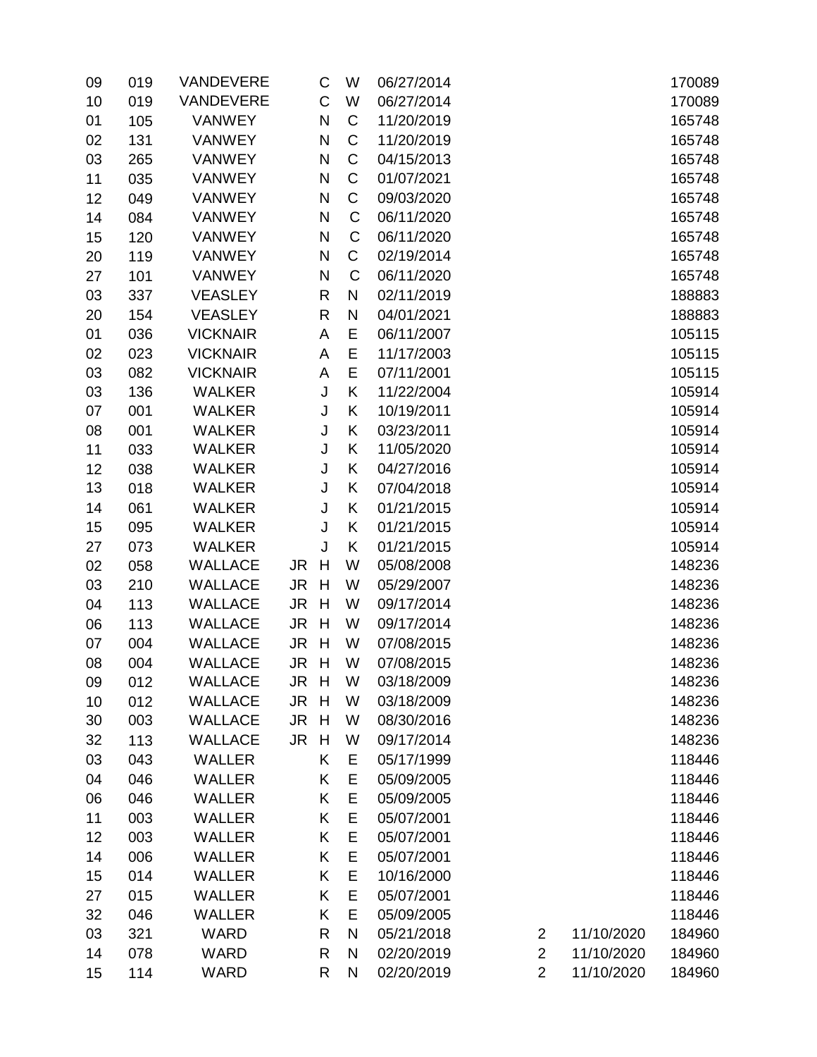| | | | | | | | | | |
|---|---|---|---|---|---|---|---|---|---|
| 09 | 019 | VANDEVERE | | C | W | 06/27/2014 | | | 170089 |
| 10 | 019 | VANDEVERE | | C | W | 06/27/2014 | | | 170089 |
| 01 | 105 | VANWEY | | N | C | 11/20/2019 | | | 165748 |
| 02 | 131 | VANWEY | | N | C | 11/20/2019 | | | 165748 |
| 03 | 265 | VANWEY | | N | C | 04/15/2013 | | | 165748 |
| 11 | 035 | VANWEY | | N | C | 01/07/2021 | | | 165748 |
| 12 | 049 | VANWEY | | N | C | 09/03/2020 | | | 165748 |
| 14 | 084 | VANWEY | | N | C | 06/11/2020 | | | 165748 |
| 15 | 120 | VANWEY | | N | C | 06/11/2020 | | | 165748 |
| 20 | 119 | VANWEY | | N | C | 02/19/2014 | | | 165748 |
| 27 | 101 | VANWEY | | N | C | 06/11/2020 | | | 165748 |
| 03 | 337 | VEASLEY | | R | N | 02/11/2019 | | | 188883 |
| 20 | 154 | VEASLEY | | R | N | 04/01/2021 | | | 188883 |
| 01 | 036 | VICKNAIR | | A | E | 06/11/2007 | | | 105115 |
| 02 | 023 | VICKNAIR | | A | E | 11/17/2003 | | | 105115 |
| 03 | 082 | VICKNAIR | | A | E | 07/11/2001 | | | 105115 |
| 03 | 136 | WALKER | | J | K | 11/22/2004 | | | 105914 |
| 07 | 001 | WALKER | | J | K | 10/19/2011 | | | 105914 |
| 08 | 001 | WALKER | | J | K | 03/23/2011 | | | 105914 |
| 11 | 033 | WALKER | | J | K | 11/05/2020 | | | 105914 |
| 12 | 038 | WALKER | | J | K | 04/27/2016 | | | 105914 |
| 13 | 018 | WALKER | | J | K | 07/04/2018 | | | 105914 |
| 14 | 061 | WALKER | | J | K | 01/21/2015 | | | 105914 |
| 15 | 095 | WALKER | | J | K | 01/21/2015 | | | 105914 |
| 27 | 073 | WALKER | | J | K | 01/21/2015 | | | 105914 |
| 02 | 058 | WALLACE | JR | H | W | 05/08/2008 | | | 148236 |
| 03 | 210 | WALLACE | JR | H | W | 05/29/2007 | | | 148236 |
| 04 | 113 | WALLACE | JR | H | W | 09/17/2014 | | | 148236 |
| 06 | 113 | WALLACE | JR | H | W | 09/17/2014 | | | 148236 |
| 07 | 004 | WALLACE | JR | H | W | 07/08/2015 | | | 148236 |
| 08 | 004 | WALLACE | JR | H | W | 07/08/2015 | | | 148236 |
| 09 | 012 | WALLACE | JR | H | W | 03/18/2009 | | | 148236 |
| 10 | 012 | WALLACE | JR | H | W | 03/18/2009 | | | 148236 |
| 30 | 003 | WALLACE | JR | H | W | 08/30/2016 | | | 148236 |
| 32 | 113 | WALLACE | JR | H | W | 09/17/2014 | | | 148236 |
| 03 | 043 | WALLER | | K | E | 05/17/1999 | | | 118446 |
| 04 | 046 | WALLER | | K | E | 05/09/2005 | | | 118446 |
| 06 | 046 | WALLER | | K | E | 05/09/2005 | | | 118446 |
| 11 | 003 | WALLER | | K | E | 05/07/2001 | | | 118446 |
| 12 | 003 | WALLER | | K | E | 05/07/2001 | | | 118446 |
| 14 | 006 | WALLER | | K | E | 05/07/2001 | | | 118446 |
| 15 | 014 | WALLER | | K | E | 10/16/2000 | | | 118446 |
| 27 | 015 | WALLER | | K | E | 05/07/2001 | | | 118446 |
| 32 | 046 | WALLER | | K | E | 05/09/2005 | | | 118446 |
| 03 | 321 | WARD | | R | N | 05/21/2018 | 2 | 11/10/2020 | 184960 |
| 14 | 078 | WARD | | R | N | 02/20/2019 | 2 | 11/10/2020 | 184960 |
| 15 | 114 | WARD | | R | N | 02/20/2019 | 2 | 11/10/2020 | 184960 |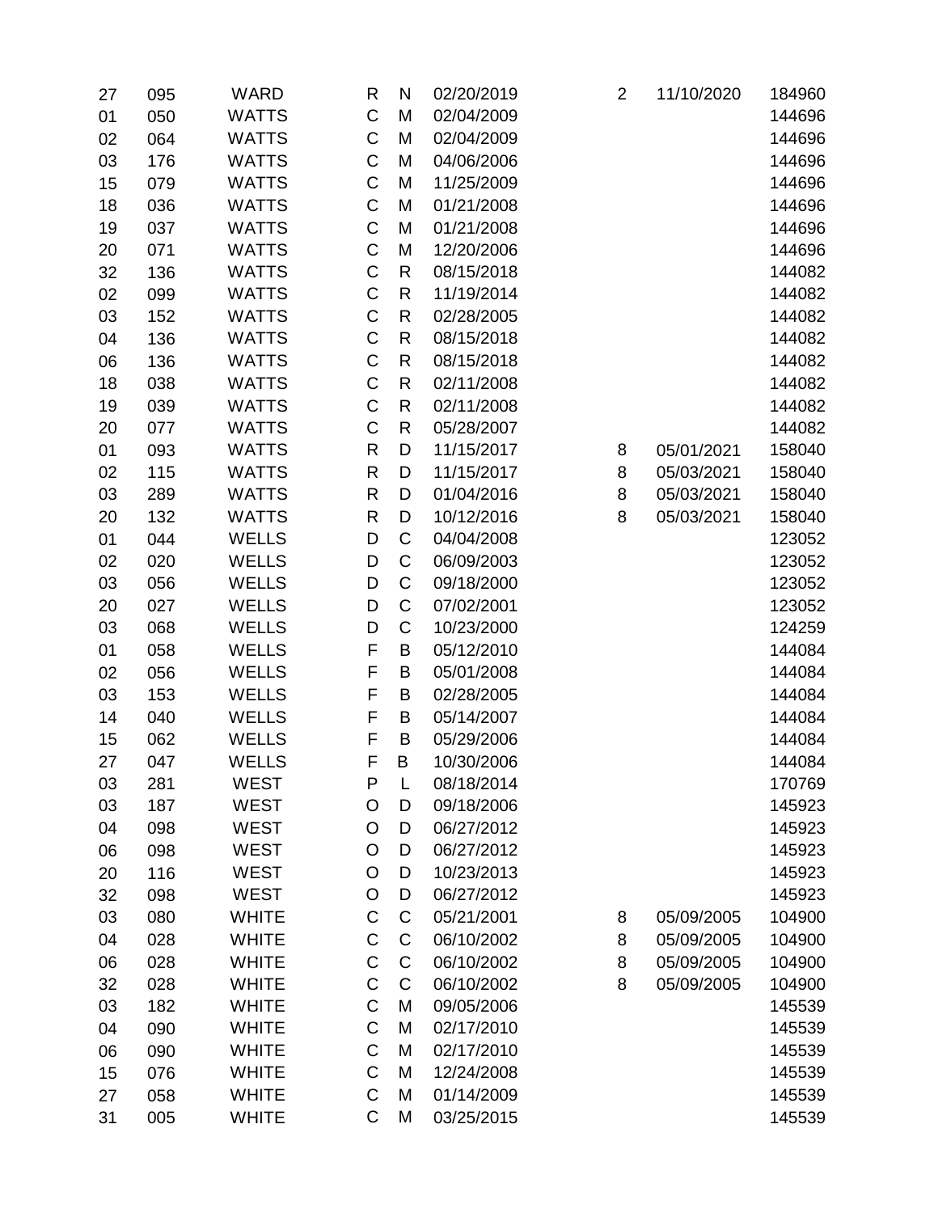| | | | | | | | | |
|---|---|---|---|---|---|---|---|---|
| 27 | 095 | WARD | R | N | 02/20/2019 | 2 | 11/10/2020 | 184960 |
| 01 | 050 | WATTS | C | M | 02/04/2009 | | | 144696 |
| 02 | 064 | WATTS | C | M | 02/04/2009 | | | 144696 |
| 03 | 176 | WATTS | C | M | 04/06/2006 | | | 144696 |
| 15 | 079 | WATTS | C | M | 11/25/2009 | | | 144696 |
| 18 | 036 | WATTS | C | M | 01/21/2008 | | | 144696 |
| 19 | 037 | WATTS | C | M | 01/21/2008 | | | 144696 |
| 20 | 071 | WATTS | C | M | 12/20/2006 | | | 144696 |
| 32 | 136 | WATTS | C | R | 08/15/2018 | | | 144082 |
| 02 | 099 | WATTS | C | R | 11/19/2014 | | | 144082 |
| 03 | 152 | WATTS | C | R | 02/28/2005 | | | 144082 |
| 04 | 136 | WATTS | C | R | 08/15/2018 | | | 144082 |
| 06 | 136 | WATTS | C | R | 08/15/2018 | | | 144082 |
| 18 | 038 | WATTS | C | R | 02/11/2008 | | | 144082 |
| 19 | 039 | WATTS | C | R | 02/11/2008 | | | 144082 |
| 20 | 077 | WATTS | C | R | 05/28/2007 | | | 144082 |
| 01 | 093 | WATTS | R | D | 11/15/2017 | 8 | 05/01/2021 | 158040 |
| 02 | 115 | WATTS | R | D | 11/15/2017 | 8 | 05/03/2021 | 158040 |
| 03 | 289 | WATTS | R | D | 01/04/2016 | 8 | 05/03/2021 | 158040 |
| 20 | 132 | WATTS | R | D | 10/12/2016 | 8 | 05/03/2021 | 158040 |
| 01 | 044 | WELLS | D | C | 04/04/2008 | | | 123052 |
| 02 | 020 | WELLS | D | C | 06/09/2003 | | | 123052 |
| 03 | 056 | WELLS | D | C | 09/18/2000 | | | 123052 |
| 20 | 027 | WELLS | D | C | 07/02/2001 | | | 123052 |
| 03 | 068 | WELLS | D | C | 10/23/2000 | | | 124259 |
| 01 | 058 | WELLS | F | B | 05/12/2010 | | | 144084 |
| 02 | 056 | WELLS | F | B | 05/01/2008 | | | 144084 |
| 03 | 153 | WELLS | F | B | 02/28/2005 | | | 144084 |
| 14 | 040 | WELLS | F | B | 05/14/2007 | | | 144084 |
| 15 | 062 | WELLS | F | B | 05/29/2006 | | | 144084 |
| 27 | 047 | WELLS | F | B | 10/30/2006 | | | 144084 |
| 03 | 281 | WEST | P | L | 08/18/2014 | | | 170769 |
| 03 | 187 | WEST | O | D | 09/18/2006 | | | 145923 |
| 04 | 098 | WEST | O | D | 06/27/2012 | | | 145923 |
| 06 | 098 | WEST | O | D | 06/27/2012 | | | 145923 |
| 20 | 116 | WEST | O | D | 10/23/2013 | | | 145923 |
| 32 | 098 | WEST | O | D | 06/27/2012 | | | 145923 |
| 03 | 080 | WHITE | C | C | 05/21/2001 | 8 | 05/09/2005 | 104900 |
| 04 | 028 | WHITE | C | C | 06/10/2002 | 8 | 05/09/2005 | 104900 |
| 06 | 028 | WHITE | C | C | 06/10/2002 | 8 | 05/09/2005 | 104900 |
| 32 | 028 | WHITE | C | C | 06/10/2002 | 8 | 05/09/2005 | 104900 |
| 03 | 182 | WHITE | C | M | 09/05/2006 | | | 145539 |
| 04 | 090 | WHITE | C | M | 02/17/2010 | | | 145539 |
| 06 | 090 | WHITE | C | M | 02/17/2010 | | | 145539 |
| 15 | 076 | WHITE | C | M | 12/24/2008 | | | 145539 |
| 27 | 058 | WHITE | C | M | 01/14/2009 | | | 145539 |
| 31 | 005 | WHITE | C | M | 03/25/2015 | | | 145539 |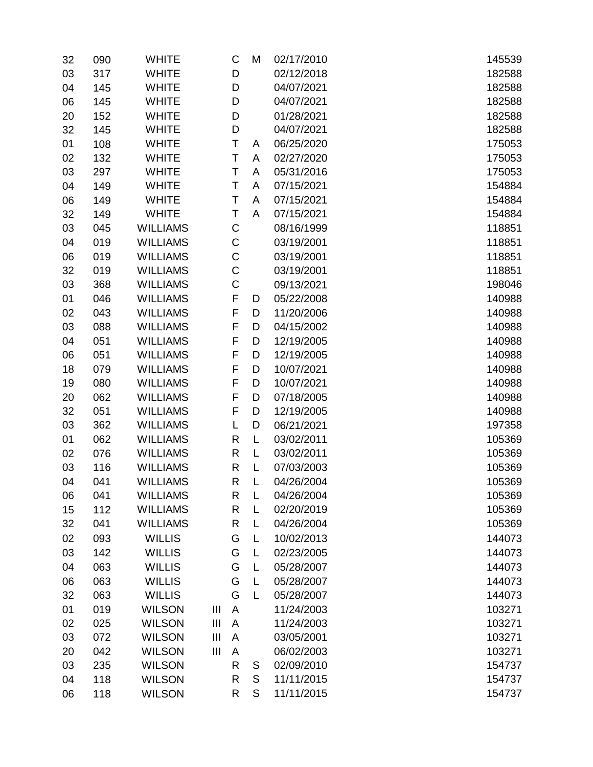| | | | | | | | |
|---|---|---|---|---|---|---|---|
| 32 | 090 | WHITE | | C | M | 02/17/2010 | 145539 |
| 03 | 317 | WHITE | | D | | 02/12/2018 | 182588 |
| 04 | 145 | WHITE | | D | | 04/07/2021 | 182588 |
| 06 | 145 | WHITE | | D | | 04/07/2021 | 182588 |
| 20 | 152 | WHITE | | D | | 01/28/2021 | 182588 |
| 32 | 145 | WHITE | | D | | 04/07/2021 | 182588 |
| 01 | 108 | WHITE | | T | A | 06/25/2020 | 175053 |
| 02 | 132 | WHITE | | T | A | 02/27/2020 | 175053 |
| 03 | 297 | WHITE | | T | A | 05/31/2016 | 175053 |
| 04 | 149 | WHITE | | T | A | 07/15/2021 | 154884 |
| 06 | 149 | WHITE | | T | A | 07/15/2021 | 154884 |
| 32 | 149 | WHITE | | T | A | 07/15/2021 | 154884 |
| 03 | 045 | WILLIAMS | | C | | 08/16/1999 | 118851 |
| 04 | 019 | WILLIAMS | | C | | 03/19/2001 | 118851 |
| 06 | 019 | WILLIAMS | | C | | 03/19/2001 | 118851 |
| 32 | 019 | WILLIAMS | | C | | 03/19/2001 | 118851 |
| 03 | 368 | WILLIAMS | | C | | 09/13/2021 | 198046 |
| 01 | 046 | WILLIAMS | | F | D | 05/22/2008 | 140988 |
| 02 | 043 | WILLIAMS | | F | D | 11/20/2006 | 140988 |
| 03 | 088 | WILLIAMS | | F | D | 04/15/2002 | 140988 |
| 04 | 051 | WILLIAMS | | F | D | 12/19/2005 | 140988 |
| 06 | 051 | WILLIAMS | | F | D | 12/19/2005 | 140988 |
| 18 | 079 | WILLIAMS | | F | D | 10/07/2021 | 140988 |
| 19 | 080 | WILLIAMS | | F | D | 10/07/2021 | 140988 |
| 20 | 062 | WILLIAMS | | F | D | 07/18/2005 | 140988 |
| 32 | 051 | WILLIAMS | | F | D | 12/19/2005 | 140988 |
| 03 | 362 | WILLIAMS | | L | D | 06/21/2021 | 197358 |
| 01 | 062 | WILLIAMS | | R | L | 03/02/2011 | 105369 |
| 02 | 076 | WILLIAMS | | R | L | 03/02/2011 | 105369 |
| 03 | 116 | WILLIAMS | | R | L | 07/03/2003 | 105369 |
| 04 | 041 | WILLIAMS | | R | L | 04/26/2004 | 105369 |
| 06 | 041 | WILLIAMS | | R | L | 04/26/2004 | 105369 |
| 15 | 112 | WILLIAMS | | R | L | 02/20/2019 | 105369 |
| 32 | 041 | WILLIAMS | | R | L | 04/26/2004 | 105369 |
| 02 | 093 | WILLIS | | G | L | 10/02/2013 | 144073 |
| 03 | 142 | WILLIS | | G | L | 02/23/2005 | 144073 |
| 04 | 063 | WILLIS | | G | L | 05/28/2007 | 144073 |
| 06 | 063 | WILLIS | | G | L | 05/28/2007 | 144073 |
| 32 | 063 | WILLIS | | G | L | 05/28/2007 | 144073 |
| 01 | 019 | WILSON | III | A | | 11/24/2003 | 103271 |
| 02 | 025 | WILSON | III | A | | 11/24/2003 | 103271 |
| 03 | 072 | WILSON | III | A | | 03/05/2001 | 103271 |
| 20 | 042 | WILSON | III | A | | 06/02/2003 | 103271 |
| 03 | 235 | WILSON | | R | S | 02/09/2010 | 154737 |
| 04 | 118 | WILSON | | R | S | 11/11/2015 | 154737 |
| 06 | 118 | WILSON | | R | S | 11/11/2015 | 154737 |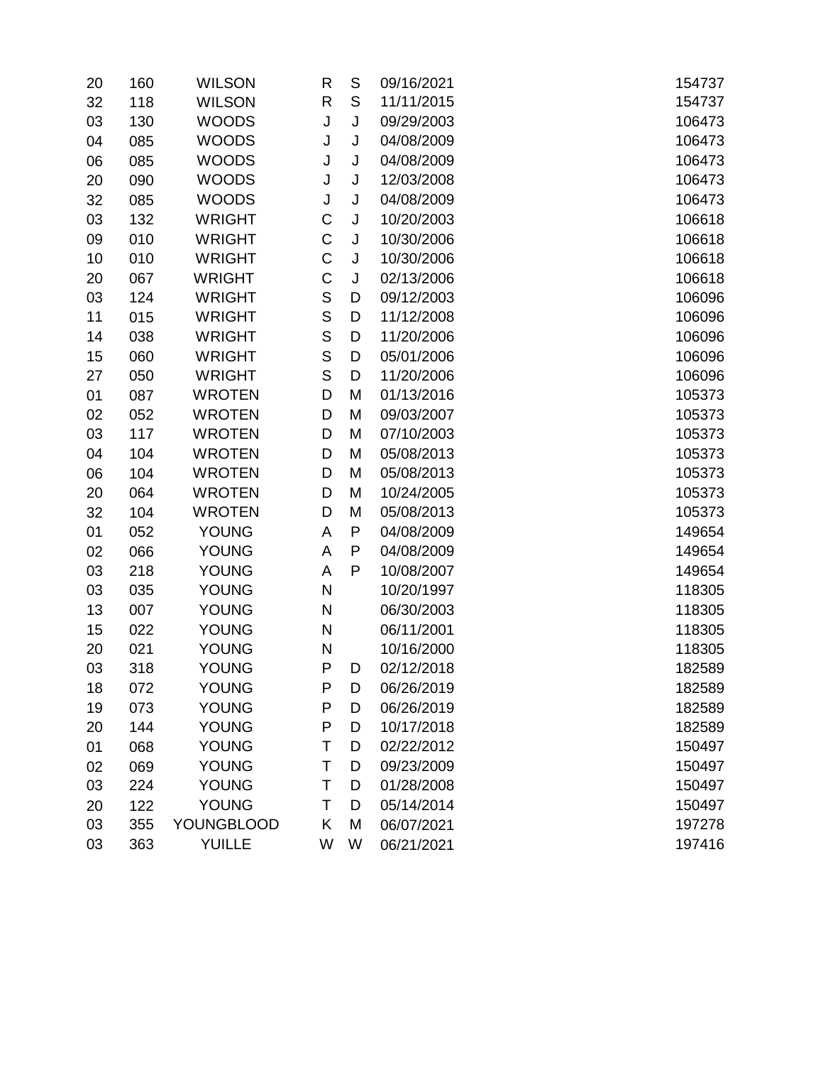| | | | | | | |
|---|---|---|---|---|---|---|
| 20 | 160 | WILSON | R | S | 09/16/2021 | 154737 |
| 32 | 118 | WILSON | R | S | 11/11/2015 | 154737 |
| 03 | 130 | WOODS | J | J | 09/29/2003 | 106473 |
| 04 | 085 | WOODS | J | J | 04/08/2009 | 106473 |
| 06 | 085 | WOODS | J | J | 04/08/2009 | 106473 |
| 20 | 090 | WOODS | J | J | 12/03/2008 | 106473 |
| 32 | 085 | WOODS | J | J | 04/08/2009 | 106473 |
| 03 | 132 | WRIGHT | C | J | 10/20/2003 | 106618 |
| 09 | 010 | WRIGHT | C | J | 10/30/2006 | 106618 |
| 10 | 010 | WRIGHT | C | J | 10/30/2006 | 106618 |
| 20 | 067 | WRIGHT | C | J | 02/13/2006 | 106618 |
| 03 | 124 | WRIGHT | S | D | 09/12/2003 | 106096 |
| 11 | 015 | WRIGHT | S | D | 11/12/2008 | 106096 |
| 14 | 038 | WRIGHT | S | D | 11/20/2006 | 106096 |
| 15 | 060 | WRIGHT | S | D | 05/01/2006 | 106096 |
| 27 | 050 | WRIGHT | S | D | 11/20/2006 | 106096 |
| 01 | 087 | WROTEN | D | M | 01/13/2016 | 105373 |
| 02 | 052 | WROTEN | D | M | 09/03/2007 | 105373 |
| 03 | 117 | WROTEN | D | M | 07/10/2003 | 105373 |
| 04 | 104 | WROTEN | D | M | 05/08/2013 | 105373 |
| 06 | 104 | WROTEN | D | M | 05/08/2013 | 105373 |
| 20 | 064 | WROTEN | D | M | 10/24/2005 | 105373 |
| 32 | 104 | WROTEN | D | M | 05/08/2013 | 105373 |
| 01 | 052 | YOUNG | A | P | 04/08/2009 | 149654 |
| 02 | 066 | YOUNG | A | P | 04/08/2009 | 149654 |
| 03 | 218 | YOUNG | A | P | 10/08/2007 | 149654 |
| 03 | 035 | YOUNG | N | | 10/20/1997 | 118305 |
| 13 | 007 | YOUNG | N | | 06/30/2003 | 118305 |
| 15 | 022 | YOUNG | N | | 06/11/2001 | 118305 |
| 20 | 021 | YOUNG | N | | 10/16/2000 | 118305 |
| 03 | 318 | YOUNG | P | D | 02/12/2018 | 182589 |
| 18 | 072 | YOUNG | P | D | 06/26/2019 | 182589 |
| 19 | 073 | YOUNG | P | D | 06/26/2019 | 182589 |
| 20 | 144 | YOUNG | P | D | 10/17/2018 | 182589 |
| 01 | 068 | YOUNG | T | D | 02/22/2012 | 150497 |
| 02 | 069 | YOUNG | T | D | 09/23/2009 | 150497 |
| 03 | 224 | YOUNG | T | D | 01/28/2008 | 150497 |
| 20 | 122 | YOUNG | T | D | 05/14/2014 | 150497 |
| 03 | 355 | YOUNGBLOOD | K | M | 06/07/2021 | 197278 |
| 03 | 363 | YUILLE | W | W | 06/21/2021 | 197416 |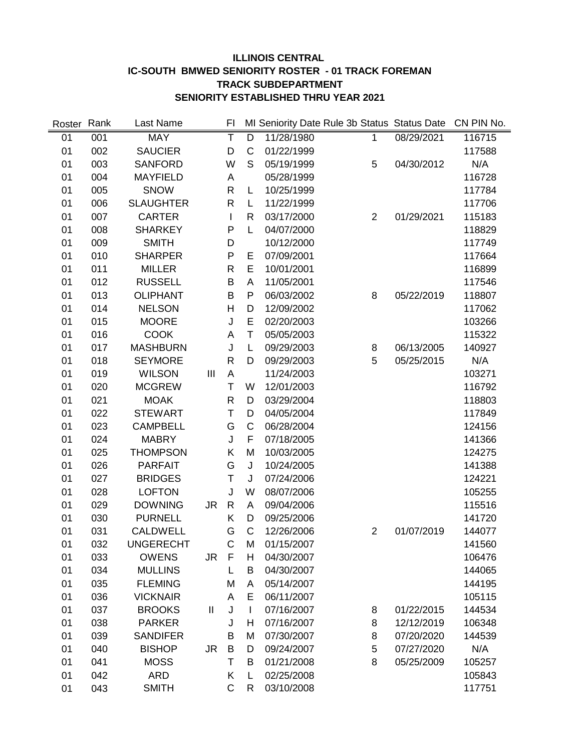**ILLINOIS CENTRAL**
**IC-SOUTH BMWED SENIORITY ROSTER - 01 TRACK FOREMAN**
**TRACK SUBDEPARTMENT**
**SENIORITY ESTABLISHED THRU YEAR 2021**

| Roster | Rank | Last Name | | FI | MI | Seniority Date | Rule 3b | Status | Status Date | CN PIN No. |
|---|---|---|---|---|---|---|---|---|---|---|
| 01 | 001 | MAY | | T | D | 11/28/1980 | | 1 | 08/29/2021 | 116715 |
| 01 | 002 | SAUCIER | | D | C | 01/22/1999 | | | | 117588 |
| 01 | 003 | SANFORD | | W | S | 05/19/1999 | | 5 | 04/30/2012 | N/A |
| 01 | 004 | MAYFIELD | | A | | 05/28/1999 | | | | 116728 |
| 01 | 005 | SNOW | | R | L | 10/25/1999 | | | | 117784 |
| 01 | 006 | SLAUGHTER | | R | L | 11/22/1999 | | | | 117706 |
| 01 | 007 | CARTER | | I | R | 03/17/2000 | | 2 | 01/29/2021 | 115183 |
| 01 | 008 | SHARKEY | | P | L | 04/07/2000 | | | | 118829 |
| 01 | 009 | SMITH | | D | | 10/12/2000 | | | | 117749 |
| 01 | 010 | SHARPER | | P | E | 07/09/2001 | | | | 117664 |
| 01 | 011 | MILLER | | R | E | 10/01/2001 | | | | 116899 |
| 01 | 012 | RUSSELL | | B | A | 11/05/2001 | | | | 117546 |
| 01 | 013 | OLIPHANT | | B | P | 06/03/2002 | | 8 | 05/22/2019 | 118807 |
| 01 | 014 | NELSON | | H | D | 12/09/2002 | | | | 117062 |
| 01 | 015 | MOORE | | J | E | 02/20/2003 | | | | 103266 |
| 01 | 016 | COOK | | A | T | 05/05/2003 | | | | 115322 |
| 01 | 017 | MASHBURN | | J | L | 09/29/2003 | | 8 | 06/13/2005 | 140927 |
| 01 | 018 | SEYMORE | | R | D | 09/29/2003 | | 5 | 05/25/2015 | N/A |
| 01 | 019 | WILSON | III | A | | 11/24/2003 | | | | 103271 |
| 01 | 020 | MCGREW | | T | W | 12/01/2003 | | | | 116792 |
| 01 | 021 | MOAK | | R | D | 03/29/2004 | | | | 118803 |
| 01 | 022 | STEWART | | T | D | 04/05/2004 | | | | 117849 |
| 01 | 023 | CAMPBELL | | G | C | 06/28/2004 | | | | 124156 |
| 01 | 024 | MABRY | | J | F | 07/18/2005 | | | | 141366 |
| 01 | 025 | THOMPSON | | K | M | 10/03/2005 | | | | 124275 |
| 01 | 026 | PARFAIT | | G | J | 10/24/2005 | | | | 141388 |
| 01 | 027 | BRIDGES | | T | J | 07/24/2006 | | | | 124221 |
| 01 | 028 | LOFTON | | J | W | 08/07/2006 | | | | 105255 |
| 01 | 029 | DOWNING | JR | R | A | 09/04/2006 | | | | 115516 |
| 01 | 030 | PURNELL | | K | D | 09/25/2006 | | | | 141720 |
| 01 | 031 | CALDWELL | | G | C | 12/26/2006 | | 2 | 01/07/2019 | 144077 |
| 01 | 032 | UNGERECHT | | C | M | 01/15/2007 | | | | 141560 |
| 01 | 033 | OWENS | JR | F | H | 04/30/2007 | | | | 106476 |
| 01 | 034 | MULLINS | | L | B | 04/30/2007 | | | | 144065 |
| 01 | 035 | FLEMING | | M | A | 05/14/2007 | | | | 144195 |
| 01 | 036 | VICKNAIR | | A | E | 06/11/2007 | | | | 105115 |
| 01 | 037 | BROOKS | II | J | I | 07/16/2007 | | 8 | 01/22/2015 | 144534 |
| 01 | 038 | PARKER | | J | H | 07/16/2007 | | 8 | 12/12/2019 | 106348 |
| 01 | 039 | SANDIFER | | B | M | 07/30/2007 | | 8 | 07/20/2020 | 144539 |
| 01 | 040 | BISHOP | JR | B | D | 09/24/2007 | | 5 | 07/27/2020 | N/A |
| 01 | 041 | MOSS | | T | B | 01/21/2008 | | 8 | 05/25/2009 | 105257 |
| 01 | 042 | ARD | | K | L | 02/25/2008 | | | | 105843 |
| 01 | 043 | SMITH | | C | R | 03/10/2008 | | | | 117751 |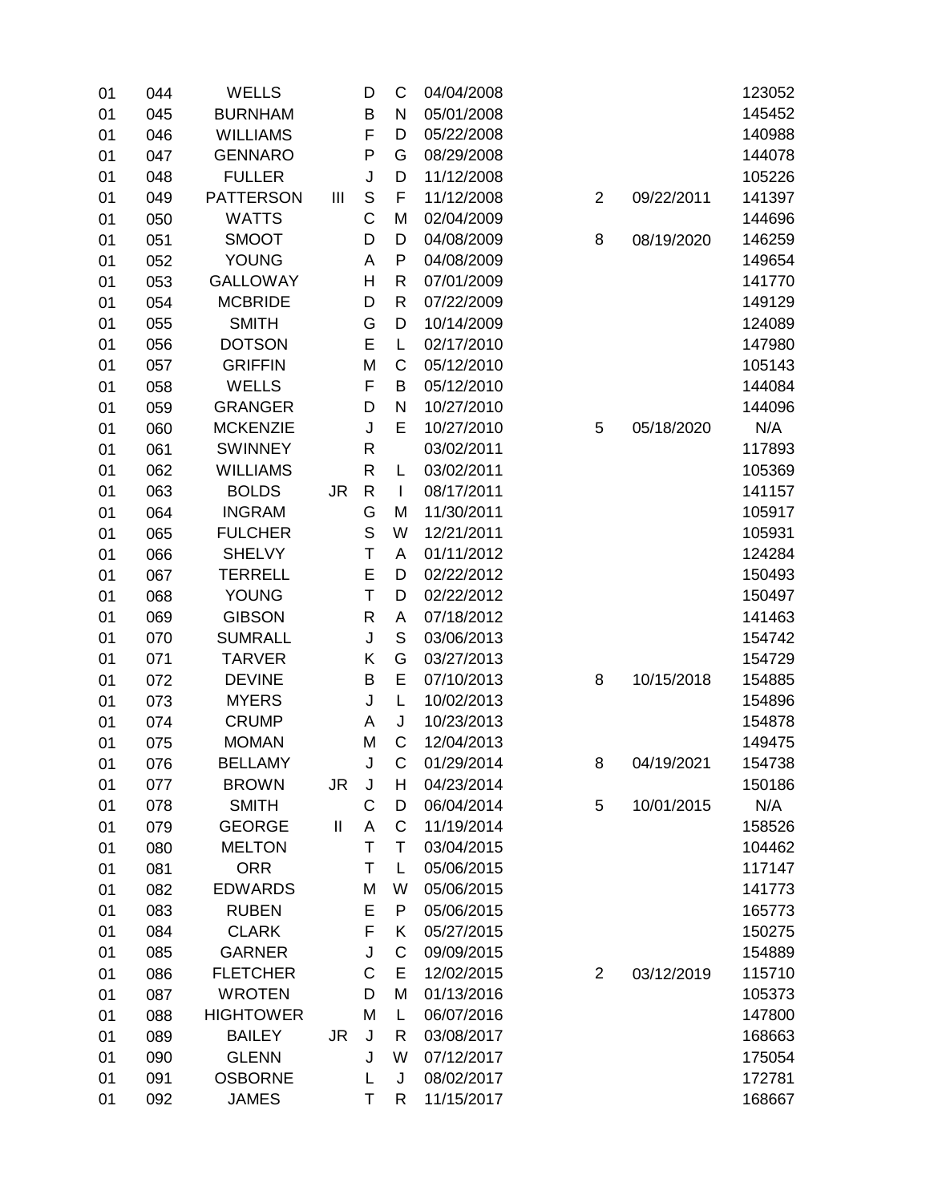| | | | | | | | | | |
|---|---|---|---|---|---|---|---|---|---|
| 01 | 044 | WELLS | | D | C | 04/04/2008 | | | 123052 |
| 01 | 045 | BURNHAM | | B | N | 05/01/2008 | | | 145452 |
| 01 | 046 | WILLIAMS | | F | D | 05/22/2008 | | | 140988 |
| 01 | 047 | GENNARO | | P | G | 08/29/2008 | | | 144078 |
| 01 | 048 | FULLER | | J | D | 11/12/2008 | | | 105226 |
| 01 | 049 | PATTERSON | III | S | F | 11/12/2008 | 2 | 09/22/2011 | 141397 |
| 01 | 050 | WATTS | | C | M | 02/04/2009 | | | 144696 |
| 01 | 051 | SMOOT | | D | D | 04/08/2009 | 8 | 08/19/2020 | 146259 |
| 01 | 052 | YOUNG | | A | P | 04/08/2009 | | | 149654 |
| 01 | 053 | GALLOWAY | | H | R | 07/01/2009 | | | 141770 |
| 01 | 054 | MCBRIDE | | D | R | 07/22/2009 | | | 149129 |
| 01 | 055 | SMITH | | G | D | 10/14/2009 | | | 124089 |
| 01 | 056 | DOTSON | | E | L | 02/17/2010 | | | 147980 |
| 01 | 057 | GRIFFIN | | M | C | 05/12/2010 | | | 105143 |
| 01 | 058 | WELLS | | F | B | 05/12/2010 | | | 144084 |
| 01 | 059 | GRANGER | | D | N | 10/27/2010 | | | 144096 |
| 01 | 060 | MCKENZIE | | J | E | 10/27/2010 | 5 | 05/18/2020 | N/A |
| 01 | 061 | SWINNEY | | R | | 03/02/2011 | | | 117893 |
| 01 | 062 | WILLIAMS | | R | L | 03/02/2011 | | | 105369 |
| 01 | 063 | BOLDS | JR | R | I | 08/17/2011 | | | 141157 |
| 01 | 064 | INGRAM | | G | M | 11/30/2011 | | | 105917 |
| 01 | 065 | FULCHER | | S | W | 12/21/2011 | | | 105931 |
| 01 | 066 | SHELVY | | T | A | 01/11/2012 | | | 124284 |
| 01 | 067 | TERRELL | | E | D | 02/22/2012 | | | 150493 |
| 01 | 068 | YOUNG | | T | D | 02/22/2012 | | | 150497 |
| 01 | 069 | GIBSON | | R | A | 07/18/2012 | | | 141463 |
| 01 | 070 | SUMRALL | | J | S | 03/06/2013 | | | 154742 |
| 01 | 071 | TARVER | | K | G | 03/27/2013 | | | 154729 |
| 01 | 072 | DEVINE | | B | E | 07/10/2013 | 8 | 10/15/2018 | 154885 |
| 01 | 073 | MYERS | | J | L | 10/02/2013 | | | 154896 |
| 01 | 074 | CRUMP | | A | J | 10/23/2013 | | | 154878 |
| 01 | 075 | MOMAN | | M | C | 12/04/2013 | | | 149475 |
| 01 | 076 | BELLAMY | | J | C | 01/29/2014 | 8 | 04/19/2021 | 154738 |
| 01 | 077 | BROWN | JR | J | H | 04/23/2014 | | | 150186 |
| 01 | 078 | SMITH | | C | D | 06/04/2014 | 5 | 10/01/2015 | N/A |
| 01 | 079 | GEORGE | II | A | C | 11/19/2014 | | | 158526 |
| 01 | 080 | MELTON | | T | T | 03/04/2015 | | | 104462 |
| 01 | 081 | ORR | | T | L | 05/06/2015 | | | 117147 |
| 01 | 082 | EDWARDS | | M | W | 05/06/2015 | | | 141773 |
| 01 | 083 | RUBEN | | E | P | 05/06/2015 | | | 165773 |
| 01 | 084 | CLARK | | F | K | 05/27/2015 | | | 150275 |
| 01 | 085 | GARNER | | J | C | 09/09/2015 | | | 154889 |
| 01 | 086 | FLETCHER | | C | E | 12/02/2015 | 2 | 03/12/2019 | 115710 |
| 01 | 087 | WROTEN | | D | M | 01/13/2016 | | | 105373 |
| 01 | 088 | HIGHTOWER | | M | L | 06/07/2016 | | | 147800 |
| 01 | 089 | BAILEY | JR | J | R | 03/08/2017 | | | 168663 |
| 01 | 090 | GLENN | | J | W | 07/12/2017 | | | 175054 |
| 01 | 091 | OSBORNE | | L | J | 08/02/2017 | | | 172781 |
| 01 | 092 | JAMES | | T | R | 11/15/2017 | | | 168667 |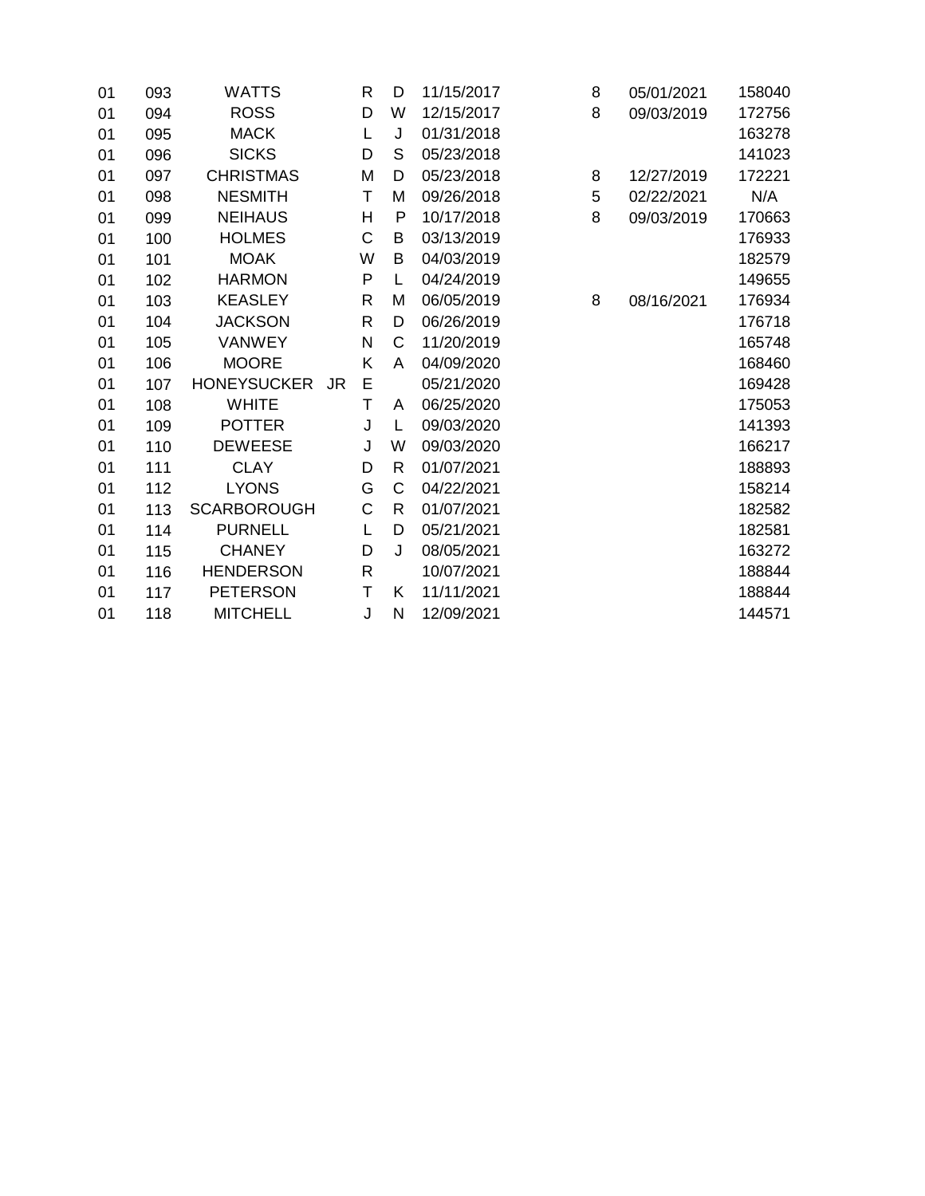| | | | | | | | | | |
|---|---|---|---|---|---|---|---|---|---|
| 01 | 093 | WATTS | | R | D | 11/15/2017 | 8 | 05/01/2021 | 158040 |
| 01 | 094 | ROSS | | D | W | 12/15/2017 | 8 | 09/03/2019 | 172756 |
| 01 | 095 | MACK | | L | J | 01/31/2018 | | | 163278 |
| 01 | 096 | SICKS | | D | S | 05/23/2018 | | | 141023 |
| 01 | 097 | CHRISTMAS | | M | D | 05/23/2018 | 8 | 12/27/2019 | 172221 |
| 01 | 098 | NESMITH | | T | M | 09/26/2018 | 5 | 02/22/2021 | N/A |
| 01 | 099 | NEIHAUS | | H | P | 10/17/2018 | 8 | 09/03/2019 | 170663 |
| 01 | 100 | HOLMES | | C | B | 03/13/2019 | | | 176933 |
| 01 | 101 | MOAK | | W | B | 04/03/2019 | | | 182579 |
| 01 | 102 | HARMON | | P | L | 04/24/2019 | | | 149655 |
| 01 | 103 | KEASLEY | | R | M | 06/05/2019 | 8 | 08/16/2021 | 176934 |
| 01 | 104 | JACKSON | | R | D | 06/26/2019 | | | 176718 |
| 01 | 105 | VANWEY | | N | C | 11/20/2019 | | | 165748 |
| 01 | 106 | MOORE | | K | A | 04/09/2020 | | | 168460 |
| 01 | 107 | HONEYSUCKER | JR | E | | 05/21/2020 | | | 169428 |
| 01 | 108 | WHITE | | T | A | 06/25/2020 | | | 175053 |
| 01 | 109 | POTTER | | J | L | 09/03/2020 | | | 141393 |
| 01 | 110 | DEWEESE | | J | W | 09/03/2020 | | | 166217 |
| 01 | 111 | CLAY | | D | R | 01/07/2021 | | | 188893 |
| 01 | 112 | LYONS | | G | C | 04/22/2021 | | | 158214 |
| 01 | 113 | SCARBOROUGH | | C | R | 01/07/2021 | | | 182582 |
| 01 | 114 | PURNELL | | L | D | 05/21/2021 | | | 182581 |
| 01 | 115 | CHANEY | | D | J | 08/05/2021 | | | 163272 |
| 01 | 116 | HENDERSON | | R | | 10/07/2021 | | | 188844 |
| 01 | 117 | PETERSON | | T | K | 11/11/2021 | | | 188844 |
| 01 | 118 | MITCHELL | | J | N | 12/09/2021 | | | 144571 |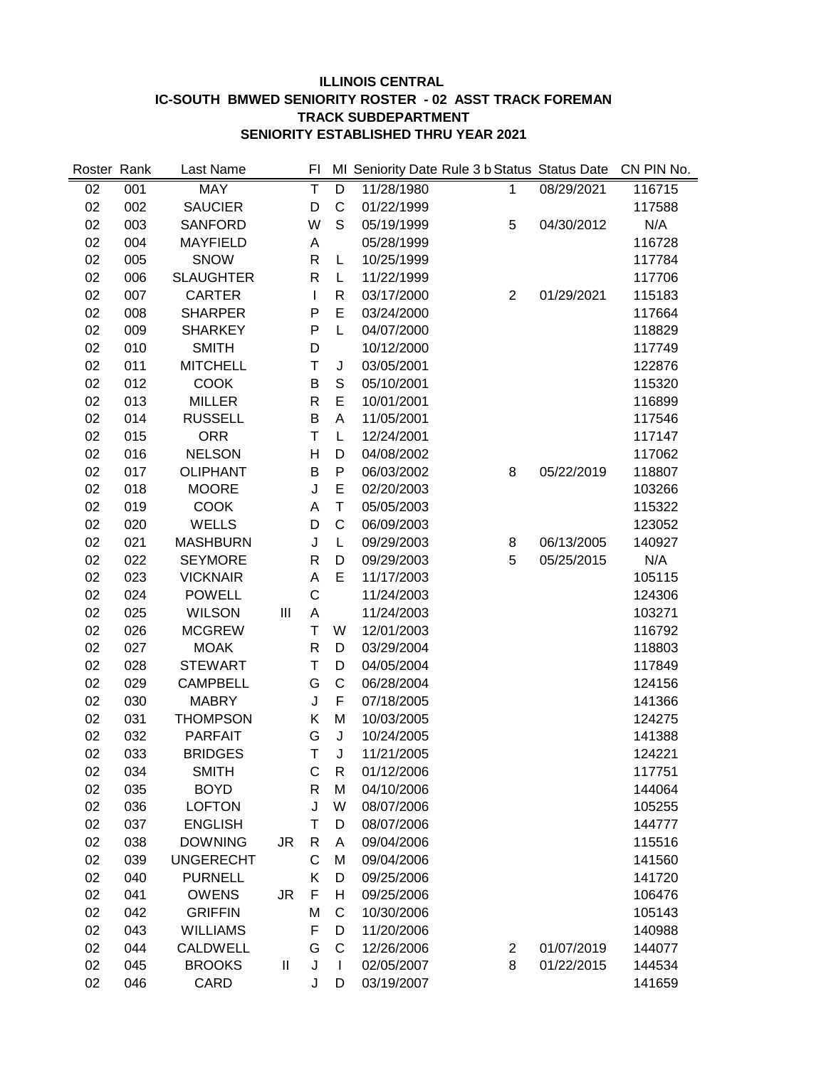**ILLINOIS CENTRAL**

**IC-SOUTH BMWED SENIORITY ROSTER - 02 ASST TRACK FOREMAN**

**TRACK SUBDEPARTMENT**

**SENIORITY ESTABLISHED THRU YEAR 2021**

| Roster | Rank | Last Name | | FI | MI | Seniority Date | Rule 3 b | Status | Status Date | CN PIN No. |
|---|---|---|---|---|---|---|---|---|---|---|
| 02 | 001 | MAY | | T | D | 11/28/1980 | | 1 | 08/29/2021 | 116715 |
| 02 | 002 | SAUCIER | | D | C | 01/22/1999 | | | | 117588 |
| 02 | 003 | SANFORD | | W | S | 05/19/1999 | | 5 | 04/30/2012 | N/A |
| 02 | 004 | MAYFIELD | | A | | 05/28/1999 | | | | 116728 |
| 02 | 005 | SNOW | | R | L | 10/25/1999 | | | | 117784 |
| 02 | 006 | SLAUGHTER | | R | L | 11/22/1999 | | | | 117706 |
| 02 | 007 | CARTER | | I | R | 03/17/2000 | | 2 | 01/29/2021 | 115183 |
| 02 | 008 | SHARPER | | P | E | 03/24/2000 | | | | 117664 |
| 02 | 009 | SHARKEY | | P | L | 04/07/2000 | | | | 118829 |
| 02 | 010 | SMITH | | D | | 10/12/2000 | | | | 117749 |
| 02 | 011 | MITCHELL | | T | J | 03/05/2001 | | | | 122876 |
| 02 | 012 | COOK | | B | S | 05/10/2001 | | | | 115320 |
| 02 | 013 | MILLER | | R | E | 10/01/2001 | | | | 116899 |
| 02 | 014 | RUSSELL | | B | A | 11/05/2001 | | | | 117546 |
| 02 | 015 | ORR | | T | L | 12/24/2001 | | | | 117147 |
| 02 | 016 | NELSON | | H | D | 04/08/2002 | | | | 117062 |
| 02 | 017 | OLIPHANT | | B | P | 06/03/2002 | | 8 | 05/22/2019 | 118807 |
| 02 | 018 | MOORE | | J | E | 02/20/2003 | | | | 103266 |
| 02 | 019 | COOK | | A | T | 05/05/2003 | | | | 115322 |
| 02 | 020 | WELLS | | D | C | 06/09/2003 | | | | 123052 |
| 02 | 021 | MASHBURN | | J | L | 09/29/2003 | | 8 | 06/13/2005 | 140927 |
| 02 | 022 | SEYMORE | | R | D | 09/29/2003 | | 5 | 05/25/2015 | N/A |
| 02 | 023 | VICKNAIR | | A | E | 11/17/2003 | | | | 105115 |
| 02 | 024 | POWELL | | C | | 11/24/2003 | | | | 124306 |
| 02 | 025 | WILSON | III | A | | 11/24/2003 | | | | 103271 |
| 02 | 026 | MCGREW | | T | W | 12/01/2003 | | | | 116792 |
| 02 | 027 | MOAK | | R | D | 03/29/2004 | | | | 118803 |
| 02 | 028 | STEWART | | T | D | 04/05/2004 | | | | 117849 |
| 02 | 029 | CAMPBELL | | G | C | 06/28/2004 | | | | 124156 |
| 02 | 030 | MABRY | | J | F | 07/18/2005 | | | | 141366 |
| 02 | 031 | THOMPSON | | K | M | 10/03/2005 | | | | 124275 |
| 02 | 032 | PARFAIT | | G | J | 10/24/2005 | | | | 141388 |
| 02 | 033 | BRIDGES | | T | J | 11/21/2005 | | | | 124221 |
| 02 | 034 | SMITH | | C | R | 01/12/2006 | | | | 117751 |
| 02 | 035 | BOYD | | R | M | 04/10/2006 | | | | 144064 |
| 02 | 036 | LOFTON | | J | W | 08/07/2006 | | | | 105255 |
| 02 | 037 | ENGLISH | | T | D | 08/07/2006 | | | | 144777 |
| 02 | 038 | DOWNING | JR | R | A | 09/04/2006 | | | | 115516 |
| 02 | 039 | UNGERECHT | | C | M | 09/04/2006 | | | | 141560 |
| 02 | 040 | PURNELL | | K | D | 09/25/2006 | | | | 141720 |
| 02 | 041 | OWENS | JR | F | H | 09/25/2006 | | | | 106476 |
| 02 | 042 | GRIFFIN | | M | C | 10/30/2006 | | | | 105143 |
| 02 | 043 | WILLIAMS | | F | D | 11/20/2006 | | | | 140988 |
| 02 | 044 | CALDWELL | | G | C | 12/26/2006 | | 2 | 01/07/2019 | 144077 |
| 02 | 045 | BROOKS | II | J | I | 02/05/2007 | | 8 | 01/22/2015 | 144534 |
| 02 | 046 | CARD | | J | D | 03/19/2007 | | | | 141659 |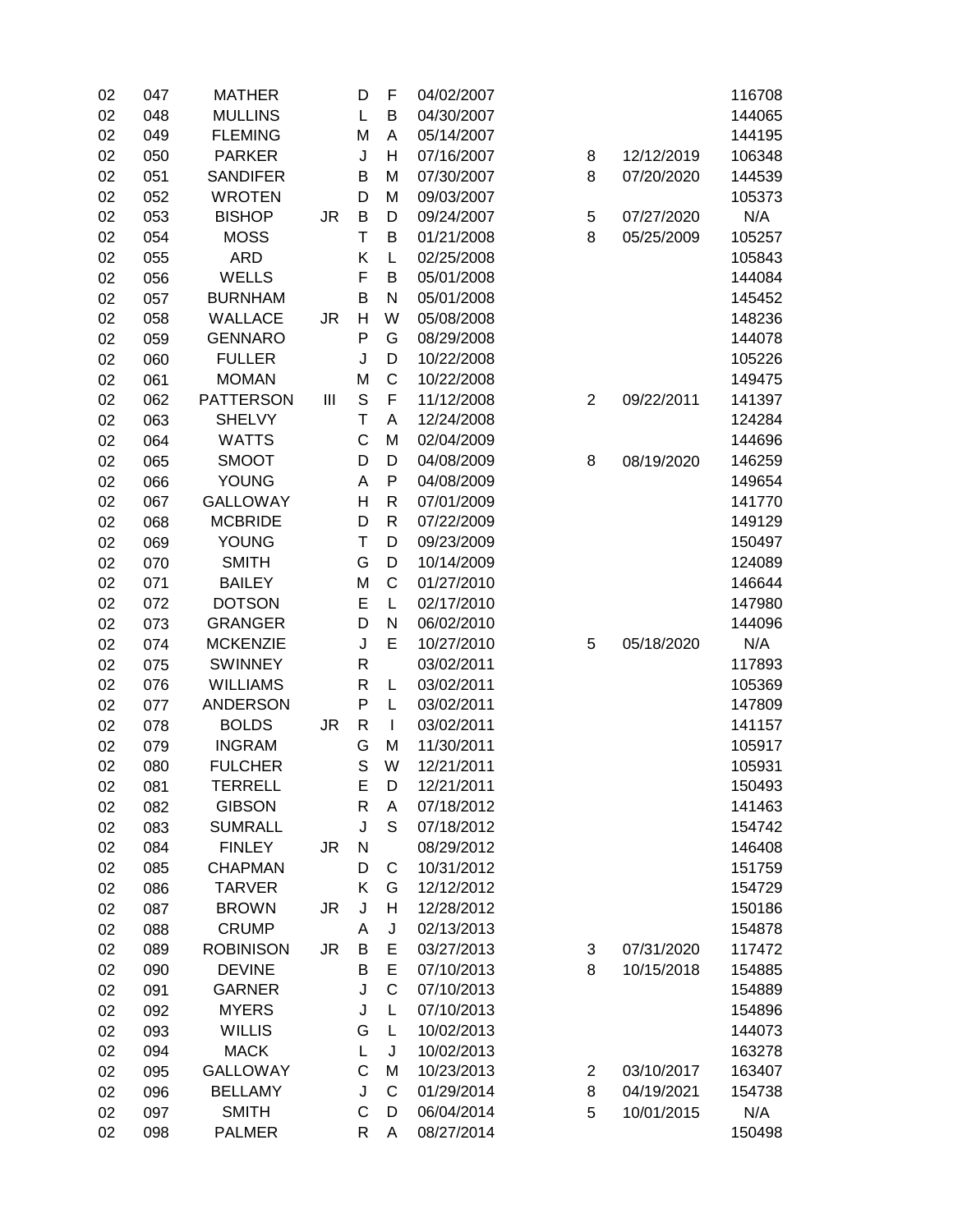| | | | | | | | | | |
|---|---|---|---|---|---|---|---|---|---|
| 02 | 047 | MATHER | | D | F | 04/02/2007 | | | 116708 |
| 02 | 048 | MULLINS | | L | B | 04/30/2007 | | | 144065 |
| 02 | 049 | FLEMING | | M | A | 05/14/2007 | | | 144195 |
| 02 | 050 | PARKER | | J | H | 07/16/2007 | 8 | 12/12/2019 | 106348 |
| 02 | 051 | SANDIFER | | B | M | 07/30/2007 | 8 | 07/20/2020 | 144539 |
| 02 | 052 | WROTEN | | D | M | 09/03/2007 | | | 105373 |
| 02 | 053 | BISHOP | JR | B | D | 09/24/2007 | 5 | 07/27/2020 | N/A |
| 02 | 054 | MOSS | | T | B | 01/21/2008 | 8 | 05/25/2009 | 105257 |
| 02 | 055 | ARD | | K | L | 02/25/2008 | | | 105843 |
| 02 | 056 | WELLS | | F | B | 05/01/2008 | | | 144084 |
| 02 | 057 | BURNHAM | | B | N | 05/01/2008 | | | 145452 |
| 02 | 058 | WALLACE | JR | H | W | 05/08/2008 | | | 148236 |
| 02 | 059 | GENNARO | | P | G | 08/29/2008 | | | 144078 |
| 02 | 060 | FULLER | | J | D | 10/22/2008 | | | 105226 |
| 02 | 061 | MOMAN | | M | C | 10/22/2008 | | | 149475 |
| 02 | 062 | PATTERSON | III | S | F | 11/12/2008 | 2 | 09/22/2011 | 141397 |
| 02 | 063 | SHELVY | | T | A | 12/24/2008 | | | 124284 |
| 02 | 064 | WATTS | | C | M | 02/04/2009 | | | 144696 |
| 02 | 065 | SMOOT | | D | D | 04/08/2009 | 8 | 08/19/2020 | 146259 |
| 02 | 066 | YOUNG | | A | P | 04/08/2009 | | | 149654 |
| 02 | 067 | GALLOWAY | | H | R | 07/01/2009 | | | 141770 |
| 02 | 068 | MCBRIDE | | D | R | 07/22/2009 | | | 149129 |
| 02 | 069 | YOUNG | | T | D | 09/23/2009 | | | 150497 |
| 02 | 070 | SMITH | | G | D | 10/14/2009 | | | 124089 |
| 02 | 071 | BAILEY | | M | C | 01/27/2010 | | | 146644 |
| 02 | 072 | DOTSON | | E | L | 02/17/2010 | | | 147980 |
| 02 | 073 | GRANGER | | D | N | 06/02/2010 | | | 144096 |
| 02 | 074 | MCKENZIE | | J | E | 10/27/2010 | 5 | 05/18/2020 | N/A |
| 02 | 075 | SWINNEY | | R | | 03/02/2011 | | | 117893 |
| 02 | 076 | WILLIAMS | | R | L | 03/02/2011 | | | 105369 |
| 02 | 077 | ANDERSON | | P | L | 03/02/2011 | | | 147809 |
| 02 | 078 | BOLDS | JR | R | I | 03/02/2011 | | | 141157 |
| 02 | 079 | INGRAM | | G | M | 11/30/2011 | | | 105917 |
| 02 | 080 | FULCHER | | S | W | 12/21/2011 | | | 105931 |
| 02 | 081 | TERRELL | | E | D | 12/21/2011 | | | 150493 |
| 02 | 082 | GIBSON | | R | A | 07/18/2012 | | | 141463 |
| 02 | 083 | SUMRALL | | J | S | 07/18/2012 | | | 154742 |
| 02 | 084 | FINLEY | JR | N | | 08/29/2012 | | | 146408 |
| 02 | 085 | CHAPMAN | | D | C | 10/31/2012 | | | 151759 |
| 02 | 086 | TARVER | | K | G | 12/12/2012 | | | 154729 |
| 02 | 087 | BROWN | JR | J | H | 12/28/2012 | | | 150186 |
| 02 | 088 | CRUMP | | A | J | 02/13/2013 | | | 154878 |
| 02 | 089 | ROBINISON | JR | B | E | 03/27/2013 | 3 | 07/31/2020 | 117472 |
| 02 | 090 | DEVINE | | B | E | 07/10/2013 | 8 | 10/15/2018 | 154885 |
| 02 | 091 | GARNER | | J | C | 07/10/2013 | | | 154889 |
| 02 | 092 | MYERS | | J | L | 07/10/2013 | | | 154896 |
| 02 | 093 | WILLIS | | G | L | 10/02/2013 | | | 144073 |
| 02 | 094 | MACK | | L | J | 10/02/2013 | | | 163278 |
| 02 | 095 | GALLOWAY | | C | M | 10/23/2013 | 2 | 03/10/2017 | 163407 |
| 02 | 096 | BELLAMY | | J | C | 01/29/2014 | 8 | 04/19/2021 | 154738 |
| 02 | 097 | SMITH | | C | D | 06/04/2014 | 5 | 10/01/2015 | N/A |
| 02 | 098 | PALMER | | R | A | 08/27/2014 | | | 150498 |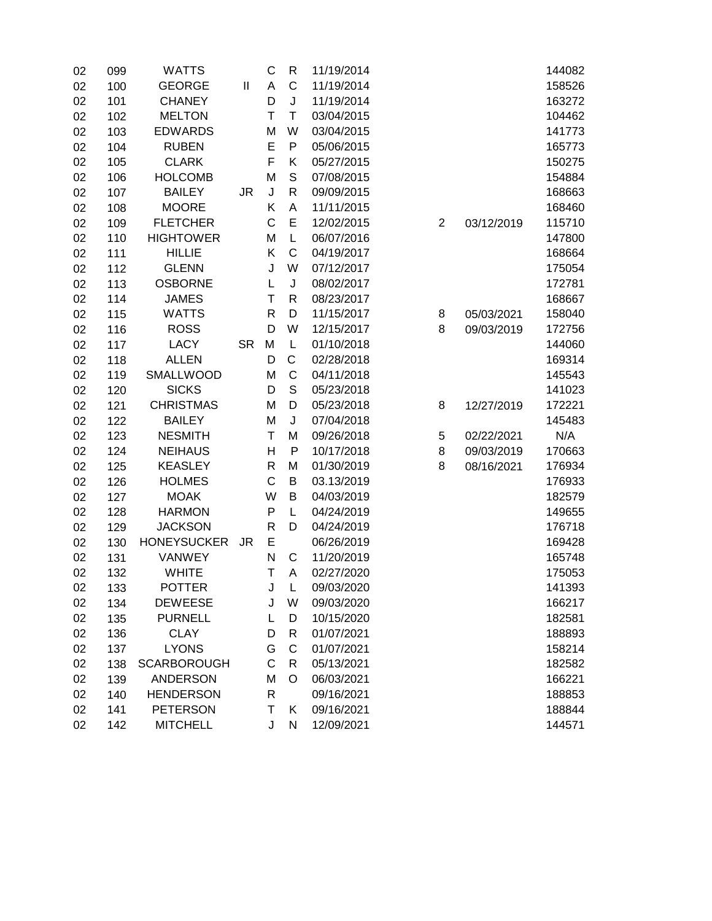| | | | | | | | | | |
|---|---|---|---|---|---|---|---|---|---|
| 02 | 099 | WATTS | | C | R | 11/19/2014 | | | 144082 |
| 02 | 100 | GEORGE | II | A | C | 11/19/2014 | | | 158526 |
| 02 | 101 | CHANEY | | D | J | 11/19/2014 | | | 163272 |
| 02 | 102 | MELTON | | T | T | 03/04/2015 | | | 104462 |
| 02 | 103 | EDWARDS | | M | W | 03/04/2015 | | | 141773 |
| 02 | 104 | RUBEN | | E | P | 05/06/2015 | | | 165773 |
| 02 | 105 | CLARK | | F | K | 05/27/2015 | | | 150275 |
| 02 | 106 | HOLCOMB | | M | S | 07/08/2015 | | | 154884 |
| 02 | 107 | BAILEY | JR | J | R | 09/09/2015 | | | 168663 |
| 02 | 108 | MOORE | | K | A | 11/11/2015 | | | 168460 |
| 02 | 109 | FLETCHER | | C | E | 12/02/2015 | 2 | 03/12/2019 | 115710 |
| 02 | 110 | HIGHTOWER | | M | L | 06/07/2016 | | | 147800 |
| 02 | 111 | HILLIE | | K | C | 04/19/2017 | | | 168664 |
| 02 | 112 | GLENN | | J | W | 07/12/2017 | | | 175054 |
| 02 | 113 | OSBORNE | | L | J | 08/02/2017 | | | 172781 |
| 02 | 114 | JAMES | | T | R | 08/23/2017 | | | 168667 |
| 02 | 115 | WATTS | | R | D | 11/15/2017 | 8 | 05/03/2021 | 158040 |
| 02 | 116 | ROSS | | D | W | 12/15/2017 | 8 | 09/03/2019 | 172756 |
| 02 | 117 | LACY | SR | M | L | 01/10/2018 | | | 144060 |
| 02 | 118 | ALLEN | | D | C | 02/28/2018 | | | 169314 |
| 02 | 119 | SMALLWOOD | | M | C | 04/11/2018 | | | 145543 |
| 02 | 120 | SICKS | | D | S | 05/23/2018 | | | 141023 |
| 02 | 121 | CHRISTMAS | | M | D | 05/23/2018 | 8 | 12/27/2019 | 172221 |
| 02 | 122 | BAILEY | | M | J | 07/04/2018 | | | 145483 |
| 02 | 123 | NESMITH | | T | M | 09/26/2018 | 5 | 02/22/2021 | N/A |
| 02 | 124 | NEIHAUS | | H | P | 10/17/2018 | 8 | 09/03/2019 | 170663 |
| 02 | 125 | KEASLEY | | R | M | 01/30/2019 | 8 | 08/16/2021 | 176934 |
| 02 | 126 | HOLMES | | C | B | 03.13/2019 | | | 176933 |
| 02 | 127 | MOAK | | W | B | 04/03/2019 | | | 182579 |
| 02 | 128 | HARMON | | P | L | 04/24/2019 | | | 149655 |
| 02 | 129 | JACKSON | | R | D | 04/24/2019 | | | 176718 |
| 02 | 130 | HONEYSUCKER | JR | E | | 06/26/2019 | | | 169428 |
| 02 | 131 | VANWEY | | N | C | 11/20/2019 | | | 165748 |
| 02 | 132 | WHITE | | T | A | 02/27/2020 | | | 175053 |
| 02 | 133 | POTTER | | J | L | 09/03/2020 | | | 141393 |
| 02 | 134 | DEWEESE | | J | W | 09/03/2020 | | | 166217 |
| 02 | 135 | PURNELL | | L | D | 10/15/2020 | | | 182581 |
| 02 | 136 | CLAY | | D | R | 01/07/2021 | | | 188893 |
| 02 | 137 | LYONS | | G | C | 01/07/2021 | | | 158214 |
| 02 | 138 | SCARBOROUGH | | C | R | 05/13/2021 | | | 182582 |
| 02 | 139 | ANDERSON | | M | O | 06/03/2021 | | | 166221 |
| 02 | 140 | HENDERSON | | R | | 09/16/2021 | | | 188853 |
| 02 | 141 | PETERSON | | T | K | 09/16/2021 | | | 188844 |
| 02 | 142 | MITCHELL | | J | N | 12/09/2021 | | | 144571 |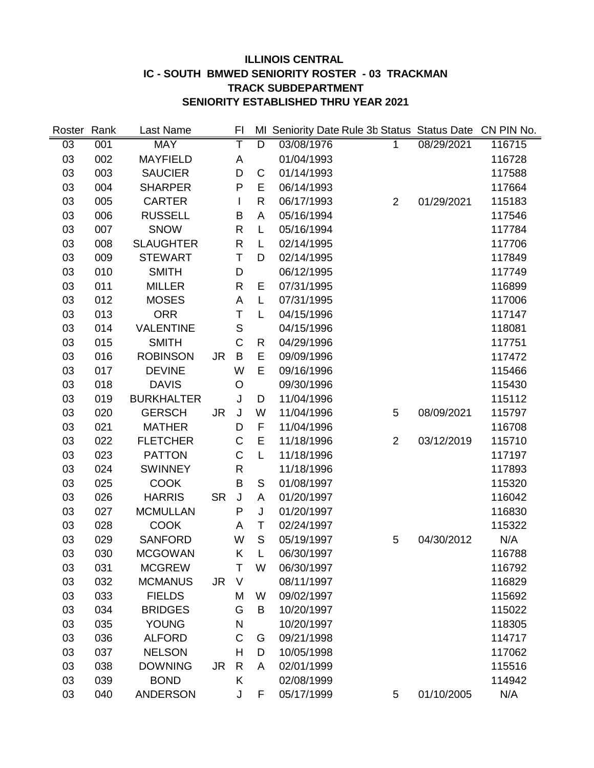**ILLINOIS CENTRAL**
**IC - SOUTH BMWED SENIORITY ROSTER - 03 TRACKMAN**
**TRACK SUBDEPARTMENT**
**SENIORITY ESTABLISHED THRU YEAR 2021**

| Roster | Rank | Last Name | | FI | MI | Seniority Date | Rule 3b | Status | Status Date | CN PIN No. |
|---|---|---|---|---|---|---|---|---|---|---|
| 03 | 001 | MAY | | T | D | 03/08/1976 | | 1 | 08/29/2021 | 116715 |
| 03 | 002 | MAYFIELD | | A | | 01/04/1993 | | | | 116728 |
| 03 | 003 | SAUCIER | | D | C | 01/14/1993 | | | | 117588 |
| 03 | 004 | SHARPER | | P | E | 06/14/1993 | | | | 117664 |
| 03 | 005 | CARTER | | I | R | 06/17/1993 | | 2 | 01/29/2021 | 115183 |
| 03 | 006 | RUSSELL | | B | A | 05/16/1994 | | | | 117546 |
| 03 | 007 | SNOW | | R | L | 05/16/1994 | | | | 117784 |
| 03 | 008 | SLAUGHTER | | R | L | 02/14/1995 | | | | 117706 |
| 03 | 009 | STEWART | | T | D | 02/14/1995 | | | | 117849 |
| 03 | 010 | SMITH | | D | | 06/12/1995 | | | | 117749 |
| 03 | 011 | MILLER | | R | E | 07/31/1995 | | | | 116899 |
| 03 | 012 | MOSES | | A | L | 07/31/1995 | | | | 117006 |
| 03 | 013 | ORR | | T | L | 04/15/1996 | | | | 117147 |
| 03 | 014 | VALENTINE | | S | | 04/15/1996 | | | | 118081 |
| 03 | 015 | SMITH | | C | R | 04/29/1996 | | | | 117751 |
| 03 | 016 | ROBINSON | JR | B | E | 09/09/1996 | | | | 117472 |
| 03 | 017 | DEVINE | | W | E | 09/16/1996 | | | | 115466 |
| 03 | 018 | DAVIS | | O | | 09/30/1996 | | | | 115430 |
| 03 | 019 | BURKHALTER | | J | D | 11/04/1996 | | | | 115112 |
| 03 | 020 | GERSCH | JR | J | W | 11/04/1996 | | 5 | 08/09/2021 | 115797 |
| 03 | 021 | MATHER | | D | F | 11/04/1996 | | | | 116708 |
| 03 | 022 | FLETCHER | | C | E | 11/18/1996 | | 2 | 03/12/2019 | 115710 |
| 03 | 023 | PATTON | | C | L | 11/18/1996 | | | | 117197 |
| 03 | 024 | SWINNEY | | R | | 11/18/1996 | | | | 117893 |
| 03 | 025 | COOK | | B | S | 01/08/1997 | | | | 115320 |
| 03 | 026 | HARRIS | SR | J | A | 01/20/1997 | | | | 116042 |
| 03 | 027 | MCMULLAN | | P | J | 01/20/1997 | | | | 116830 |
| 03 | 028 | COOK | | A | T | 02/24/1997 | | | | 115322 |
| 03 | 029 | SANFORD | | W | S | 05/19/1997 | | 5 | 04/30/2012 | N/A |
| 03 | 030 | MCGOWAN | | K | L | 06/30/1997 | | | | 116788 |
| 03 | 031 | MCGREW | | T | W | 06/30/1997 | | | | 116792 |
| 03 | 032 | MCMANUS | JR | V | | 08/11/1997 | | | | 116829 |
| 03 | 033 | FIELDS | | M | W | 09/02/1997 | | | | 115692 |
| 03 | 034 | BRIDGES | | G | B | 10/20/1997 | | | | 115022 |
| 03 | 035 | YOUNG | | N | | 10/20/1997 | | | | 118305 |
| 03 | 036 | ALFORD | | C | G | 09/21/1998 | | | | 114717 |
| 03 | 037 | NELSON | | H | D | 10/05/1998 | | | | 117062 |
| 03 | 038 | DOWNING | JR | R | A | 02/01/1999 | | | | 115516 |
| 03 | 039 | BOND | | K | | 02/08/1999 | | | | 114942 |
| 03 | 040 | ANDERSON | | J | F | 05/17/1999 | | 5 | 01/10/2005 | N/A |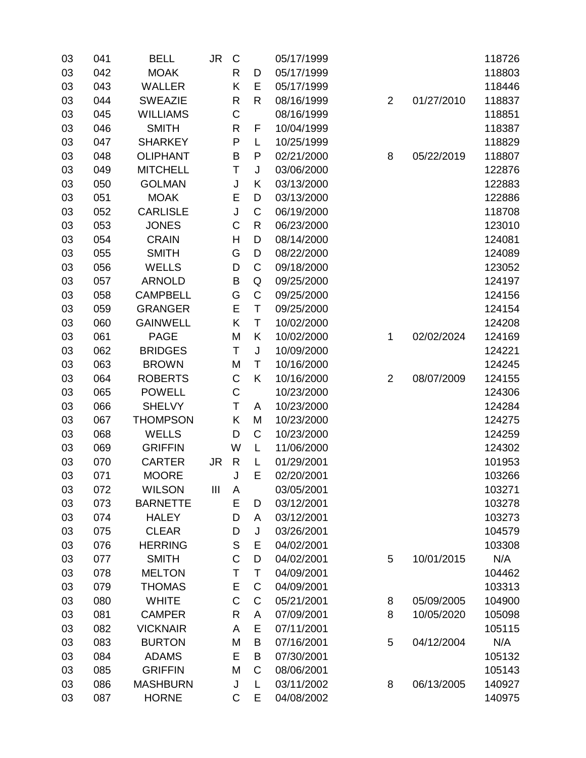| | | | | | | | | | |
|---|---|---|---|---|---|---|---|---|---|
| 03 | 041 | BELL | JR | C | | 05/17/1999 | | | 118726 |
| 03 | 042 | MOAK | | R | D | 05/17/1999 | | | 118803 |
| 03 | 043 | WALLER | | K | E | 05/17/1999 | | | 118446 |
| 03 | 044 | SWEAZIE | | R | R | 08/16/1999 | 2 | 01/27/2010 | 118837 |
| 03 | 045 | WILLIAMS | | C | | 08/16/1999 | | | 118851 |
| 03 | 046 | SMITH | | R | F | 10/04/1999 | | | 118387 |
| 03 | 047 | SHARKEY | | P | L | 10/25/1999 | | | 118829 |
| 03 | 048 | OLIPHANT | | B | P | 02/21/2000 | 8 | 05/22/2019 | 118807 |
| 03 | 049 | MITCHELL | | T | J | 03/06/2000 | | | 122876 |
| 03 | 050 | GOLMAN | | J | K | 03/13/2000 | | | 122883 |
| 03 | 051 | MOAK | | E | D | 03/13/2000 | | | 122886 |
| 03 | 052 | CARLISLE | | J | C | 06/19/2000 | | | 118708 |
| 03 | 053 | JONES | | C | R | 06/23/2000 | | | 123010 |
| 03 | 054 | CRAIN | | H | D | 08/14/2000 | | | 124081 |
| 03 | 055 | SMITH | | G | D | 08/22/2000 | | | 124089 |
| 03 | 056 | WELLS | | D | C | 09/18/2000 | | | 123052 |
| 03 | 057 | ARNOLD | | B | Q | 09/25/2000 | | | 124197 |
| 03 | 058 | CAMPBELL | | G | C | 09/25/2000 | | | 124156 |
| 03 | 059 | GRANGER | | E | T | 09/25/2000 | | | 124154 |
| 03 | 060 | GAINWELL | | K | T | 10/02/2000 | | | 124208 |
| 03 | 061 | PAGE | | M | K | 10/02/2000 | 1 | 02/02/2024 | 124169 |
| 03 | 062 | BRIDGES | | T | J | 10/09/2000 | | | 124221 |
| 03 | 063 | BROWN | | M | T | 10/16/2000 | | | 124245 |
| 03 | 064 | ROBERTS | | C | K | 10/16/2000 | 2 | 08/07/2009 | 124155 |
| 03 | 065 | POWELL | | C | | 10/23/2000 | | | 124306 |
| 03 | 066 | SHELVY | | T | A | 10/23/2000 | | | 124284 |
| 03 | 067 | THOMPSON | | K | M | 10/23/2000 | | | 124275 |
| 03 | 068 | WELLS | | D | C | 10/23/2000 | | | 124259 |
| 03 | 069 | GRIFFIN | | W | L | 11/06/2000 | | | 124302 |
| 03 | 070 | CARTER | JR | R | L | 01/29/2001 | | | 101953 |
| 03 | 071 | MOORE | | J | E | 02/20/2001 | | | 103266 |
| 03 | 072 | WILSON | III | A | | 03/05/2001 | | | 103271 |
| 03 | 073 | BARNETTE | | E | D | 03/12/2001 | | | 103278 |
| 03 | 074 | HALEY | | D | A | 03/12/2001 | | | 103273 |
| 03 | 075 | CLEAR | | D | J | 03/26/2001 | | | 104579 |
| 03 | 076 | HERRING | | S | E | 04/02/2001 | | | 103308 |
| 03 | 077 | SMITH | | C | D | 04/02/2001 | 5 | 10/01/2015 | N/A |
| 03 | 078 | MELTON | | T | T | 04/09/2001 | | | 104462 |
| 03 | 079 | THOMAS | | E | C | 04/09/2001 | | | 103313 |
| 03 | 080 | WHITE | | C | C | 05/21/2001 | 8 | 05/09/2005 | 104900 |
| 03 | 081 | CAMPER | | R | A | 07/09/2001 | 8 | 10/05/2020 | 105098 |
| 03 | 082 | VICKNAIR | | A | E | 07/11/2001 | | | 105115 |
| 03 | 083 | BURTON | | M | B | 07/16/2001 | 5 | 04/12/2004 | N/A |
| 03 | 084 | ADAMS | | E | B | 07/30/2001 | | | 105132 |
| 03 | 085 | GRIFFIN | | M | C | 08/06/2001 | | | 105143 |
| 03 | 086 | MASHBURN | | J | L | 03/11/2002 | 8 | 06/13/2005 | 140927 |
| 03 | 087 | HORNE | | C | E | 04/08/2002 | | | 140975 |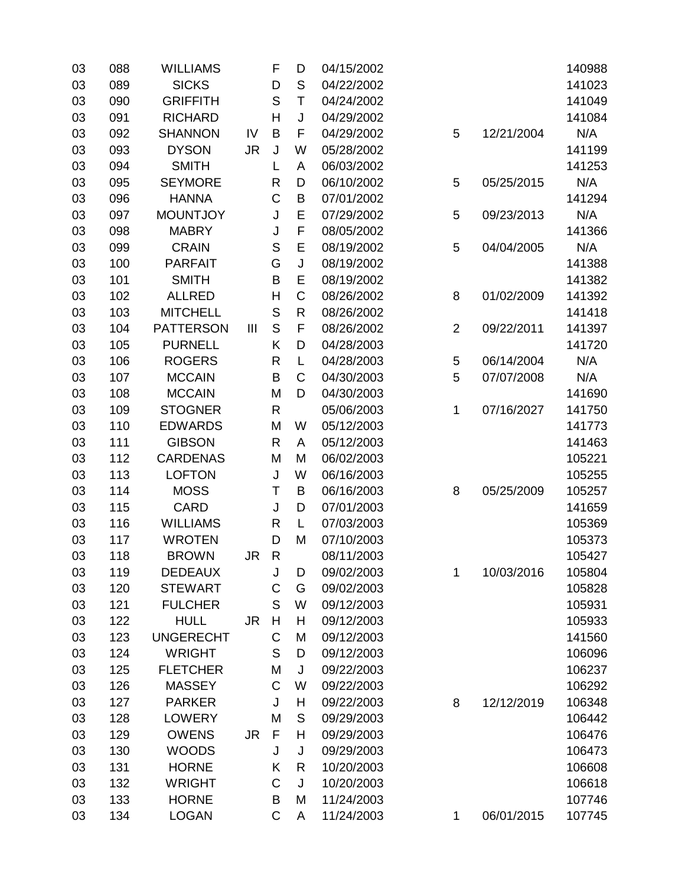| | | | | | | | | | |
|---|---|---|---|---|---|---|---|---|---|
| 03 | 088 | WILLIAMS | | F | D | 04/15/2002 | | | 140988 |
| 03 | 089 | SICKS | | D | S | 04/22/2002 | | | 141023 |
| 03 | 090 | GRIFFITH | | S | T | 04/24/2002 | | | 141049 |
| 03 | 091 | RICHARD | | H | J | 04/29/2002 | | | 141084 |
| 03 | 092 | SHANNON | IV | B | F | 04/29/2002 | 5 | 12/21/2004 | N/A |
| 03 | 093 | DYSON | JR | J | W | 05/28/2002 | | | 141199 |
| 03 | 094 | SMITH | | L | A | 06/03/2002 | | | 141253 |
| 03 | 095 | SEYMORE | | R | D | 06/10/2002 | 5 | 05/25/2015 | N/A |
| 03 | 096 | HANNA | | C | B | 07/01/2002 | | | 141294 |
| 03 | 097 | MOUNTJOY | | J | E | 07/29/2002 | 5 | 09/23/2013 | N/A |
| 03 | 098 | MABRY | | J | F | 08/05/2002 | | | 141366 |
| 03 | 099 | CRAIN | | S | E | 08/19/2002 | 5 | 04/04/2005 | N/A |
| 03 | 100 | PARFAIT | | G | J | 08/19/2002 | | | 141388 |
| 03 | 101 | SMITH | | B | E | 08/19/2002 | | | 141382 |
| 03 | 102 | ALLRED | | H | C | 08/26/2002 | 8 | 01/02/2009 | 141392 |
| 03 | 103 | MITCHELL | | S | R | 08/26/2002 | | | 141418 |
| 03 | 104 | PATTERSON | III | S | F | 08/26/2002 | 2 | 09/22/2011 | 141397 |
| 03 | 105 | PURNELL | | K | D | 04/28/2003 | | | 141720 |
| 03 | 106 | ROGERS | | R | L | 04/28/2003 | 5 | 06/14/2004 | N/A |
| 03 | 107 | MCCAIN | | B | C | 04/30/2003 | 5 | 07/07/2008 | N/A |
| 03 | 108 | MCCAIN | | M | D | 04/30/2003 | | | 141690 |
| 03 | 109 | STOGNER | | R | | 05/06/2003 | 1 | 07/16/2027 | 141750 |
| 03 | 110 | EDWARDS | | M | W | 05/12/2003 | | | 141773 |
| 03 | 111 | GIBSON | | R | A | 05/12/2003 | | | 141463 |
| 03 | 112 | CARDENAS | | M | M | 06/02/2003 | | | 105221 |
| 03 | 113 | LOFTON | | J | W | 06/16/2003 | | | 105255 |
| 03 | 114 | MOSS | | T | B | 06/16/2003 | 8 | 05/25/2009 | 105257 |
| 03 | 115 | CARD | | J | D | 07/01/2003 | | | 141659 |
| 03 | 116 | WILLIAMS | | R | L | 07/03/2003 | | | 105369 |
| 03 | 117 | WROTEN | | D | M | 07/10/2003 | | | 105373 |
| 03 | 118 | BROWN | JR | R | | 08/11/2003 | | | 105427 |
| 03 | 119 | DEDEAUX | | J | D | 09/02/2003 | 1 | 10/03/2016 | 105804 |
| 03 | 120 | STEWART | | C | G | 09/02/2003 | | | 105828 |
| 03 | 121 | FULCHER | | S | W | 09/12/2003 | | | 105931 |
| 03 | 122 | HULL | JR | H | H | 09/12/2003 | | | 105933 |
| 03 | 123 | UNGERECHT | | C | M | 09/12/2003 | | | 141560 |
| 03 | 124 | WRIGHT | | S | D | 09/12/2003 | | | 106096 |
| 03 | 125 | FLETCHER | | M | J | 09/22/2003 | | | 106237 |
| 03 | 126 | MASSEY | | C | W | 09/22/2003 | | | 106292 |
| 03 | 127 | PARKER | | J | H | 09/22/2003 | 8 | 12/12/2019 | 106348 |
| 03 | 128 | LOWERY | | M | S | 09/29/2003 | | | 106442 |
| 03 | 129 | OWENS | JR | F | H | 09/29/2003 | | | 106476 |
| 03 | 130 | WOODS | | J | J | 09/29/2003 | | | 106473 |
| 03 | 131 | HORNE | | K | R | 10/20/2003 | | | 106608 |
| 03 | 132 | WRIGHT | | C | J | 10/20/2003 | | | 106618 |
| 03 | 133 | HORNE | | B | M | 11/24/2003 | | | 107746 |
| 03 | 134 | LOGAN | | C | A | 11/24/2003 | 1 | 06/01/2015 | 107745 |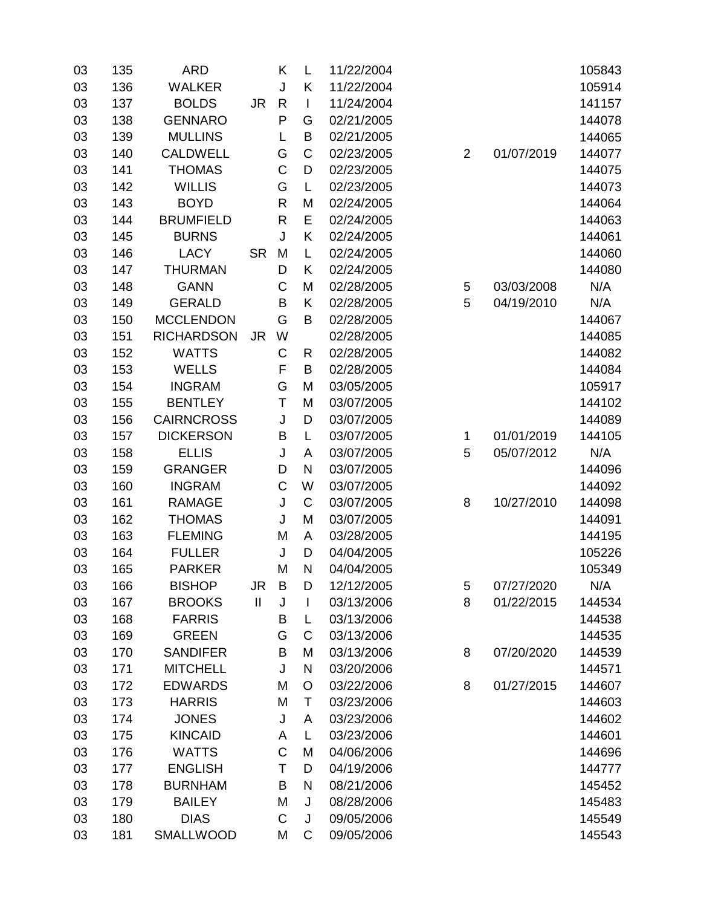| | | | | | | | | | |
|---|---|---|---|---|---|---|---|---|---|
| 03 | 135 | ARD | | K | L | 11/22/2004 | | | 105843 |
| 03 | 136 | WALKER | | J | K | 11/22/2004 | | | 105914 |
| 03 | 137 | BOLDS | JR | R | I | 11/24/2004 | | | 141157 |
| 03 | 138 | GENNARO | | P | G | 02/21/2005 | | | 144078 |
| 03 | 139 | MULLINS | | L | B | 02/21/2005 | | | 144065 |
| 03 | 140 | CALDWELL | | G | C | 02/23/2005 | 2 | 01/07/2019 | 144077 |
| 03 | 141 | THOMAS | | C | D | 02/23/2005 | | | 144075 |
| 03 | 142 | WILLIS | | G | L | 02/23/2005 | | | 144073 |
| 03 | 143 | BOYD | | R | M | 02/24/2005 | | | 144064 |
| 03 | 144 | BRUMFIELD | | R | E | 02/24/2005 | | | 144063 |
| 03 | 145 | BURNS | | J | K | 02/24/2005 | | | 144061 |
| 03 | 146 | LACY | SR | M | L | 02/24/2005 | | | 144060 |
| 03 | 147 | THURMAN | | D | K | 02/24/2005 | | | 144080 |
| 03 | 148 | GANN | | C | M | 02/28/2005 | 5 | 03/03/2008 | N/A |
| 03 | 149 | GERALD | | B | K | 02/28/2005 | 5 | 04/19/2010 | N/A |
| 03 | 150 | MCCLENDON | | G | B | 02/28/2005 | | | 144067 |
| 03 | 151 | RICHARDSON | JR | W | | 02/28/2005 | | | 144085 |
| 03 | 152 | WATTS | | C | R | 02/28/2005 | | | 144082 |
| 03 | 153 | WELLS | | F | B | 02/28/2005 | | | 144084 |
| 03 | 154 | INGRAM | | G | M | 03/05/2005 | | | 105917 |
| 03 | 155 | BENTLEY | | T | M | 03/07/2005 | | | 144102 |
| 03 | 156 | CAIRNCROSS | | J | D | 03/07/2005 | | | 144089 |
| 03 | 157 | DICKERSON | | B | L | 03/07/2005 | 1 | 01/01/2019 | 144105 |
| 03 | 158 | ELLIS | | J | A | 03/07/2005 | 5 | 05/07/2012 | N/A |
| 03 | 159 | GRANGER | | D | N | 03/07/2005 | | | 144096 |
| 03 | 160 | INGRAM | | C | W | 03/07/2005 | | | 144092 |
| 03 | 161 | RAMAGE | | J | C | 03/07/2005 | 8 | 10/27/2010 | 144098 |
| 03 | 162 | THOMAS | | J | M | 03/07/2005 | | | 144091 |
| 03 | 163 | FLEMING | | M | A | 03/28/2005 | | | 144195 |
| 03 | 164 | FULLER | | J | D | 04/04/2005 | | | 105226 |
| 03 | 165 | PARKER | | M | N | 04/04/2005 | | | 105349 |
| 03 | 166 | BISHOP | JR | B | D | 12/12/2005 | 5 | 07/27/2020 | N/A |
| 03 | 167 | BROOKS | II | J | I | 03/13/2006 | 8 | 01/22/2015 | 144534 |
| 03 | 168 | FARRIS | | B | L | 03/13/2006 | | | 144538 |
| 03 | 169 | GREEN | | G | C | 03/13/2006 | | | 144535 |
| 03 | 170 | SANDIFER | | B | M | 03/13/2006 | 8 | 07/20/2020 | 144539 |
| 03 | 171 | MITCHELL | | J | N | 03/20/2006 | | | 144571 |
| 03 | 172 | EDWARDS | | M | O | 03/22/2006 | 8 | 01/27/2015 | 144607 |
| 03 | 173 | HARRIS | | M | T | 03/23/2006 | | | 144603 |
| 03 | 174 | JONES | | J | A | 03/23/2006 | | | 144602 |
| 03 | 175 | KINCAID | | A | L | 03/23/2006 | | | 144601 |
| 03 | 176 | WATTS | | C | M | 04/06/2006 | | | 144696 |
| 03 | 177 | ENGLISH | | T | D | 04/19/2006 | | | 144777 |
| 03 | 178 | BURNHAM | | B | N | 08/21/2006 | | | 145452 |
| 03 | 179 | BAILEY | | M | J | 08/28/2006 | | | 145483 |
| 03 | 180 | DIAS | | C | J | 09/05/2006 | | | 145549 |
| 03 | 181 | SMALLWOOD | | M | C | 09/05/2006 | | | 145543 |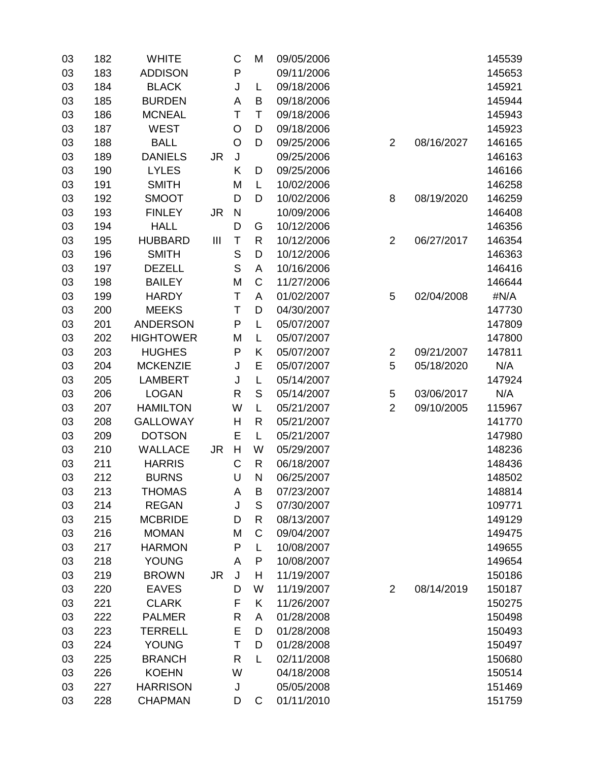| | | | | | | | | | |
|---|---|---|---|---|---|---|---|---|---|
| 03 | 182 | WHITE | | C | M | 09/05/2006 | | | 145539 |
| 03 | 183 | ADDISON | | P | | 09/11/2006 | | | 145653 |
| 03 | 184 | BLACK | | J | L | 09/18/2006 | | | 145921 |
| 03 | 185 | BURDEN | | A | B | 09/18/2006 | | | 145944 |
| 03 | 186 | MCNEAL | | T | T | 09/18/2006 | | | 145943 |
| 03 | 187 | WEST | | O | D | 09/18/2006 | | | 145923 |
| 03 | 188 | BALL | | O | D | 09/25/2006 | 2 | 08/16/2027 | 146165 |
| 03 | 189 | DANIELS | JR | J | | 09/25/2006 | | | 146163 |
| 03 | 190 | LYLES | | K | D | 09/25/2006 | | | 146166 |
| 03 | 191 | SMITH | | M | L | 10/02/2006 | | | 146258 |
| 03 | 192 | SMOOT | | D | D | 10/02/2006 | 8 | 08/19/2020 | 146259 |
| 03 | 193 | FINLEY | JR | N | | 10/09/2006 | | | 146408 |
| 03 | 194 | HALL | | D | G | 10/12/2006 | | | 146356 |
| 03 | 195 | HUBBARD | III | T | R | 10/12/2006 | 2 | 06/27/2017 | 146354 |
| 03 | 196 | SMITH | | S | D | 10/12/2006 | | | 146363 |
| 03 | 197 | DEZELL | | S | A | 10/16/2006 | | | 146416 |
| 03 | 198 | BAILEY | | M | C | 11/27/2006 | | | 146644 |
| 03 | 199 | HARDY | | T | A | 01/02/2007 | 5 | 02/04/2008 | #N/A |
| 03 | 200 | MEEKS | | T | D | 04/30/2007 | | | 147730 |
| 03 | 201 | ANDERSON | | P | L | 05/07/2007 | | | 147809 |
| 03 | 202 | HIGHTOWER | | M | L | 05/07/2007 | | | 147800 |
| 03 | 203 | HUGHES | | P | K | 05/07/2007 | 2 | 09/21/2007 | 147811 |
| 03 | 204 | MCKENZIE | | J | E | 05/07/2007 | 5 | 05/18/2020 | N/A |
| 03 | 205 | LAMBERT | | J | L | 05/14/2007 | | | 147924 |
| 03 | 206 | LOGAN | | R | S | 05/14/2007 | 5 | 03/06/2017 | N/A |
| 03 | 207 | HAMILTON | | W | L | 05/21/2007 | 2 | 09/10/2005 | 115967 |
| 03 | 208 | GALLOWAY | | H | R | 05/21/2007 | | | 141770 |
| 03 | 209 | DOTSON | | E | L | 05/21/2007 | | | 147980 |
| 03 | 210 | WALLACE | JR | H | W | 05/29/2007 | | | 148236 |
| 03 | 211 | HARRIS | | C | R | 06/18/2007 | | | 148436 |
| 03 | 212 | BURNS | | U | N | 06/25/2007 | | | 148502 |
| 03 | 213 | THOMAS | | A | B | 07/23/2007 | | | 148814 |
| 03 | 214 | REGAN | | J | S | 07/30/2007 | | | 109771 |
| 03 | 215 | MCBRIDE | | D | R | 08/13/2007 | | | 149129 |
| 03 | 216 | MOMAN | | M | C | 09/04/2007 | | | 149475 |
| 03 | 217 | HARMON | | P | L | 10/08/2007 | | | 149655 |
| 03 | 218 | YOUNG | | A | P | 10/08/2007 | | | 149654 |
| 03 | 219 | BROWN | JR | J | H | 11/19/2007 | | | 150186 |
| 03 | 220 | EAVES | | D | W | 11/19/2007 | 2 | 08/14/2019 | 150187 |
| 03 | 221 | CLARK | | F | K | 11/26/2007 | | | 150275 |
| 03 | 222 | PALMER | | R | A | 01/28/2008 | | | 150498 |
| 03 | 223 | TERRELL | | E | D | 01/28/2008 | | | 150493 |
| 03 | 224 | YOUNG | | T | D | 01/28/2008 | | | 150497 |
| 03 | 225 | BRANCH | | R | L | 02/11/2008 | | | 150680 |
| 03 | 226 | KOEHN | | W | | 04/18/2008 | | | 150514 |
| 03 | 227 | HARRISON | | J | | 05/05/2008 | | | 151469 |
| 03 | 228 | CHAPMAN | | D | C | 01/11/2010 | | | 151759 |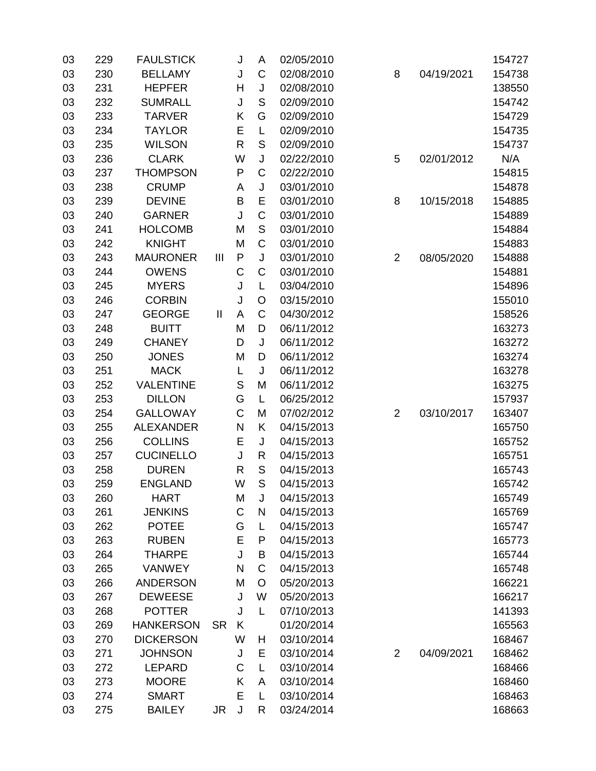| | | | | | | | | | |
|---|---|---|---|---|---|---|---|---|---|
| 03 | 229 | FAULSTICK | | J | A | 02/05/2010 | | | 154727 |
| 03 | 230 | BELLAMY | | J | C | 02/08/2010 | 8 | 04/19/2021 | 154738 |
| 03 | 231 | HEPFER | | H | J | 02/08/2010 | | | 138550 |
| 03 | 232 | SUMRALL | | J | S | 02/09/2010 | | | 154742 |
| 03 | 233 | TARVER | | K | G | 02/09/2010 | | | 154729 |
| 03 | 234 | TAYLOR | | E | L | 02/09/2010 | | | 154735 |
| 03 | 235 | WILSON | | R | S | 02/09/2010 | | | 154737 |
| 03 | 236 | CLARK | | W | J | 02/22/2010 | 5 | 02/01/2012 | N/A |
| 03 | 237 | THOMPSON | | P | C | 02/22/2010 | | | 154815 |
| 03 | 238 | CRUMP | | A | J | 03/01/2010 | | | 154878 |
| 03 | 239 | DEVINE | | B | E | 03/01/2010 | 8 | 10/15/2018 | 154885 |
| 03 | 240 | GARNER | | J | C | 03/01/2010 | | | 154889 |
| 03 | 241 | HOLCOMB | | M | S | 03/01/2010 | | | 154884 |
| 03 | 242 | KNIGHT | | M | C | 03/01/2010 | | | 154883 |
| 03 | 243 | MAURONER | III | P | J | 03/01/2010 | 2 | 08/05/2020 | 154888 |
| 03 | 244 | OWENS | | C | C | 03/01/2010 | | | 154881 |
| 03 | 245 | MYERS | | J | L | 03/04/2010 | | | 154896 |
| 03 | 246 | CORBIN | | J | O | 03/15/2010 | | | 155010 |
| 03 | 247 | GEORGE | II | A | C | 04/30/2012 | | | 158526 |
| 03 | 248 | BUITT | | M | D | 06/11/2012 | | | 163273 |
| 03 | 249 | CHANEY | | D | J | 06/11/2012 | | | 163272 |
| 03 | 250 | JONES | | M | D | 06/11/2012 | | | 163274 |
| 03 | 251 | MACK | | L | J | 06/11/2012 | | | 163278 |
| 03 | 252 | VALENTINE | | S | M | 06/11/2012 | | | 163275 |
| 03 | 253 | DILLON | | G | L | 06/25/2012 | | | 157937 |
| 03 | 254 | GALLOWAY | | C | M | 07/02/2012 | 2 | 03/10/2017 | 163407 |
| 03 | 255 | ALEXANDER | | N | K | 04/15/2013 | | | 165750 |
| 03 | 256 | COLLINS | | E | J | 04/15/2013 | | | 165752 |
| 03 | 257 | CUCINELLO | | J | R | 04/15/2013 | | | 165751 |
| 03 | 258 | DUREN | | R | S | 04/15/2013 | | | 165743 |
| 03 | 259 | ENGLAND | | W | S | 04/15/2013 | | | 165742 |
| 03 | 260 | HART | | M | J | 04/15/2013 | | | 165749 |
| 03 | 261 | JENKINS | | C | N | 04/15/2013 | | | 165769 |
| 03 | 262 | POTEE | | G | L | 04/15/2013 | | | 165747 |
| 03 | 263 | RUBEN | | E | P | 04/15/2013 | | | 165773 |
| 03 | 264 | THARPE | | J | B | 04/15/2013 | | | 165744 |
| 03 | 265 | VANWEY | | N | C | 04/15/2013 | | | 165748 |
| 03 | 266 | ANDERSON | | M | O | 05/20/2013 | | | 166221 |
| 03 | 267 | DEWEESE | | J | W | 05/20/2013 | | | 166217 |
| 03 | 268 | POTTER | | J | L | 07/10/2013 | | | 141393 |
| 03 | 269 | HANKERSON | SR | K | | 01/20/2014 | | | 165563 |
| 03 | 270 | DICKERSON | | W | H | 03/10/2014 | | | 168467 |
| 03 | 271 | JOHNSON | | J | E | 03/10/2014 | 2 | 04/09/2021 | 168462 |
| 03 | 272 | LEPARD | | C | L | 03/10/2014 | | | 168466 |
| 03 | 273 | MOORE | | K | A | 03/10/2014 | | | 168460 |
| 03 | 274 | SMART | | E | L | 03/10/2014 | | | 168463 |
| 03 | 275 | BAILEY | JR | J | R | 03/24/2014 | | | 168663 |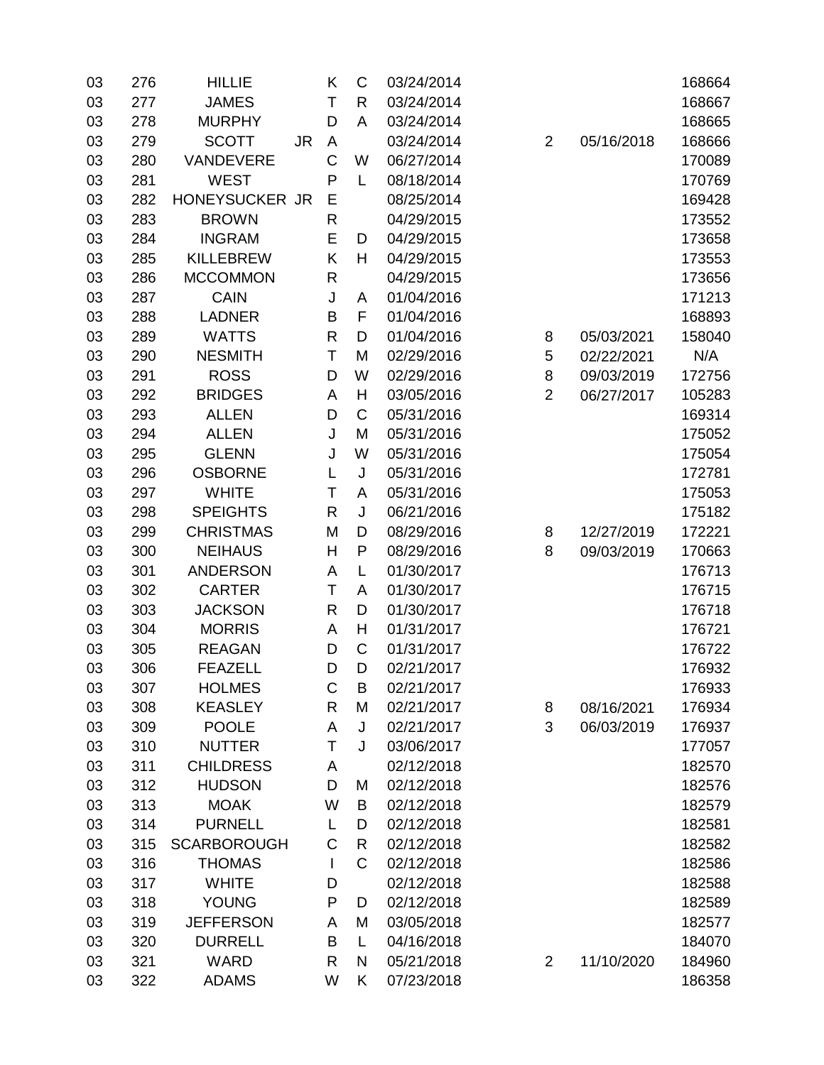| | | | | | | | | | |
|---|---|---|---|---|---|---|---|---|---|
| 03 | 276 | HILLIE | | K | C | 03/24/2014 | | | 168664 |
| 03 | 277 | JAMES | | T | R | 03/24/2014 | | | 168667 |
| 03 | 278 | MURPHY | | D | A | 03/24/2014 | | | 168665 |
| 03 | 279 | SCOTT | JR | A | | 03/24/2014 | 2 | 05/16/2018 | 168666 |
| 03 | 280 | VANDEVERE | | C | W | 06/27/2014 | | | 170089 |
| 03 | 281 | WEST | | P | L | 08/18/2014 | | | 170769 |
| 03 | 282 | HONEYSUCKER | JR | E | | 08/25/2014 | | | 169428 |
| 03 | 283 | BROWN | | R | | 04/29/2015 | | | 173552 |
| 03 | 284 | INGRAM | | E | D | 04/29/2015 | | | 173658 |
| 03 | 285 | KILLEBREW | | K | H | 04/29/2015 | | | 173553 |
| 03 | 286 | MCCOMMON | | R | | 04/29/2015 | | | 173656 |
| 03 | 287 | CAIN | | J | A | 01/04/2016 | | | 171213 |
| 03 | 288 | LADNER | | B | F | 01/04/2016 | | | 168893 |
| 03 | 289 | WATTS | | R | D | 01/04/2016 | 8 | 05/03/2021 | 158040 |
| 03 | 290 | NESMITH | | T | M | 02/29/2016 | 5 | 02/22/2021 | N/A |
| 03 | 291 | ROSS | | D | W | 02/29/2016 | 8 | 09/03/2019 | 172756 |
| 03 | 292 | BRIDGES | | A | H | 03/05/2016 | 2 | 06/27/2017 | 105283 |
| 03 | 293 | ALLEN | | D | C | 05/31/2016 | | | 169314 |
| 03 | 294 | ALLEN | | J | M | 05/31/2016 | | | 175052 |
| 03 | 295 | GLENN | | J | W | 05/31/2016 | | | 175054 |
| 03 | 296 | OSBORNE | | L | J | 05/31/2016 | | | 172781 |
| 03 | 297 | WHITE | | T | A | 05/31/2016 | | | 175053 |
| 03 | 298 | SPEIGHTS | | R | J | 06/21/2016 | | | 175182 |
| 03 | 299 | CHRISTMAS | | M | D | 08/29/2016 | 8 | 12/27/2019 | 172221 |
| 03 | 300 | NEIHAUS | | H | P | 08/29/2016 | 8 | 09/03/2019 | 170663 |
| 03 | 301 | ANDERSON | | A | L | 01/30/2017 | | | 176713 |
| 03 | 302 | CARTER | | T | A | 01/30/2017 | | | 176715 |
| 03 | 303 | JACKSON | | R | D | 01/30/2017 | | | 176718 |
| 03 | 304 | MORRIS | | A | H | 01/31/2017 | | | 176721 |
| 03 | 305 | REAGAN | | D | C | 01/31/2017 | | | 176722 |
| 03 | 306 | FEAZELL | | D | D | 02/21/2017 | | | 176932 |
| 03 | 307 | HOLMES | | C | B | 02/21/2017 | | | 176933 |
| 03 | 308 | KEASLEY | | R | M | 02/21/2017 | 8 | 08/16/2021 | 176934 |
| 03 | 309 | POOLE | | A | J | 02/21/2017 | 3 | 06/03/2019 | 176937 |
| 03 | 310 | NUTTER | | T | J | 03/06/2017 | | | 177057 |
| 03 | 311 | CHILDRESS | | A | | 02/12/2018 | | | 182570 |
| 03 | 312 | HUDSON | | D | M | 02/12/2018 | | | 182576 |
| 03 | 313 | MOAK | | W | B | 02/12/2018 | | | 182579 |
| 03 | 314 | PURNELL | | L | D | 02/12/2018 | | | 182581 |
| 03 | 315 | SCARBOROUGH | | C | R | 02/12/2018 | | | 182582 |
| 03 | 316 | THOMAS | | I | C | 02/12/2018 | | | 182586 |
| 03 | 317 | WHITE | | D | | 02/12/2018 | | | 182588 |
| 03 | 318 | YOUNG | | P | D | 02/12/2018 | | | 182589 |
| 03 | 319 | JEFFERSON | | A | M | 03/05/2018 | | | 182577 |
| 03 | 320 | DURRELL | | B | L | 04/16/2018 | | | 184070 |
| 03 | 321 | WARD | | R | N | 05/21/2018 | 2 | 11/10/2020 | 184960 |
| 03 | 322 | ADAMS | | W | K | 07/23/2018 | | | 186358 |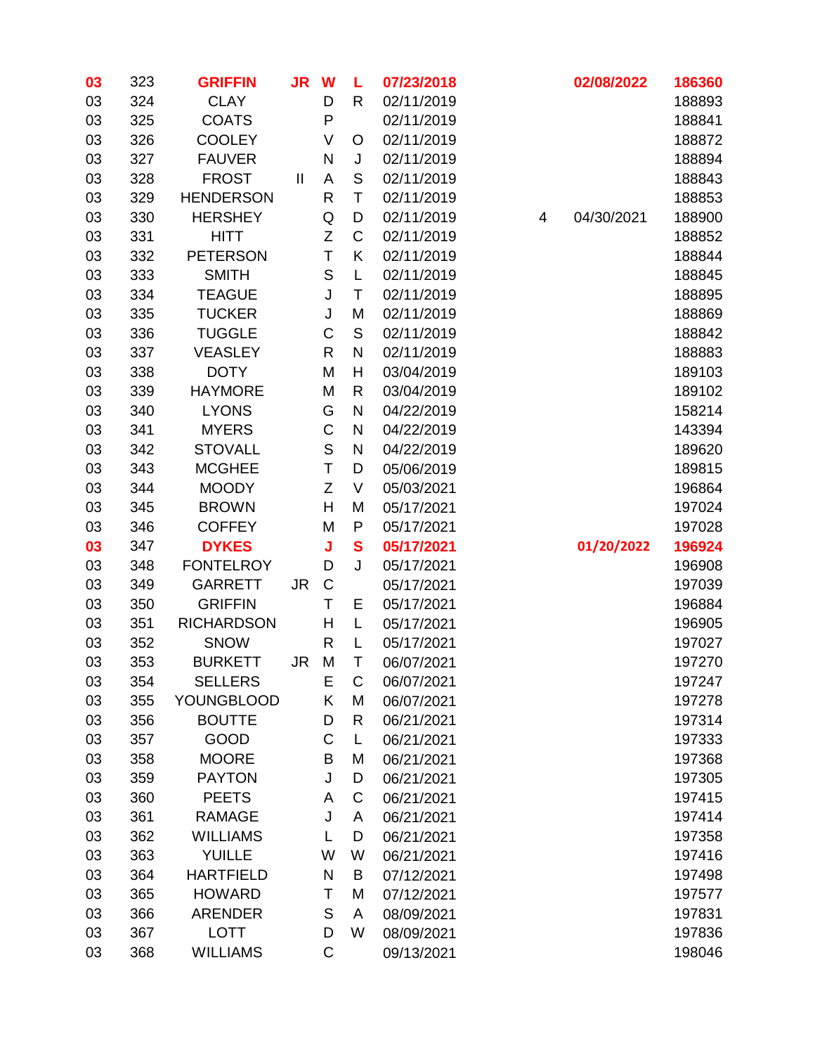| | | | | | | | | | |
|---|---|---|---|---|---|---|---|---|---|
| **03** | 323 | **GRIFFIN** | **JR** | **W** | **L** | **07/23/2018** | | **02/08/2022** | **186360** |
| 03 | 324 | CLAY | | D | R | 02/11/2019 | | | 188893 |
| 03 | 325 | COATS | | P | | 02/11/2019 | | | 188841 |
| 03 | 326 | COOLEY | | V | O | 02/11/2019 | | | 188872 |
| 03 | 327 | FAUVER | | N | J | 02/11/2019 | | | 188894 |
| 03 | 328 | FROST | II | A | S | 02/11/2019 | | | 188843 |
| 03 | 329 | HENDERSON | | R | T | 02/11/2019 | | | 188853 |
| 03 | 330 | HERSHEY | | Q | D | 02/11/2019 | 4 | 04/30/2021 | 188900 |
| 03 | 331 | HITT | | Z | C | 02/11/2019 | | | 188852 |
| 03 | 332 | PETERSON | | T | K | 02/11/2019 | | | 188844 |
| 03 | 333 | SMITH | | S | L | 02/11/2019 | | | 188845 |
| 03 | 334 | TEAGUE | | J | T | 02/11/2019 | | | 188895 |
| 03 | 335 | TUCKER | | J | M | 02/11/2019 | | | 188869 |
| 03 | 336 | TUGGLE | | C | S | 02/11/2019 | | | 188842 |
| 03 | 337 | VEASLEY | | R | N | 02/11/2019 | | | 188883 |
| 03 | 338 | DOTY | | M | H | 03/04/2019 | | | 189103 |
| 03 | 339 | HAYMORE | | M | R | 03/04/2019 | | | 189102 |
| 03 | 340 | LYONS | | G | N | 04/22/2019 | | | 158214 |
| 03 | 341 | MYERS | | C | N | 04/22/2019 | | | 143394 |
| 03 | 342 | STOVALL | | S | N | 04/22/2019 | | | 189620 |
| 03 | 343 | MCGHEE | | T | D | 05/06/2019 | | | 189815 |
| 03 | 344 | MOODY | | Z | V | 05/03/2021 | | | 196864 |
| 03 | 345 | BROWN | | H | M | 05/17/2021 | | | 197024 |
| 03 | 346 | COFFEY | | M | P | 05/17/2021 | | | 197028 |
| **03** | **347** | **DYKES** | | **J** | **S** | **05/17/2021** | | **01/20/2022** | **196924** |
| 03 | 348 | FONTELROY | | D | J | 05/17/2021 | | | 196908 |
| 03 | 349 | GARRETT | JR | C | | 05/17/2021 | | | 197039 |
| 03 | 350 | GRIFFIN | | T | E | 05/17/2021 | | | 196884 |
| 03 | 351 | RICHARDSON | | H | L | 05/17/2021 | | | 196905 |
| 03 | 352 | SNOW | | R | L | 05/17/2021 | | | 197027 |
| 03 | 353 | BURKETT | JR | M | T | 06/07/2021 | | | 197270 |
| 03 | 354 | SELLERS | | E | C | 06/07/2021 | | | 197247 |
| 03 | 355 | YOUNGBLOOD | | K | M | 06/07/2021 | | | 197278 |
| 03 | 356 | BOUTTE | | D | R | 06/21/2021 | | | 197314 |
| 03 | 357 | GOOD | | C | L | 06/21/2021 | | | 197333 |
| 03 | 358 | MOORE | | B | M | 06/21/2021 | | | 197368 |
| 03 | 359 | PAYTON | | J | D | 06/21/2021 | | | 197305 |
| 03 | 360 | PEETS | | A | C | 06/21/2021 | | | 197415 |
| 03 | 361 | RAMAGE | | J | A | 06/21/2021 | | | 197414 |
| 03 | 362 | WILLIAMS | | L | D | 06/21/2021 | | | 197358 |
| 03 | 363 | YUILLE | | W | W | 06/21/2021 | | | 197416 |
| 03 | 364 | HARTFIELD | | N | B | 07/12/2021 | | | 197498 |
| 03 | 365 | HOWARD | | T | M | 07/12/2021 | | | 197577 |
| 03 | 366 | ARENDER | | S | A | 08/09/2021 | | | 197831 |
| 03 | 367 | LOTT | | D | W | 08/09/2021 | | | 197836 |
| 03 | 368 | WILLIAMS | | C | | 09/13/2021 | | | 198046 |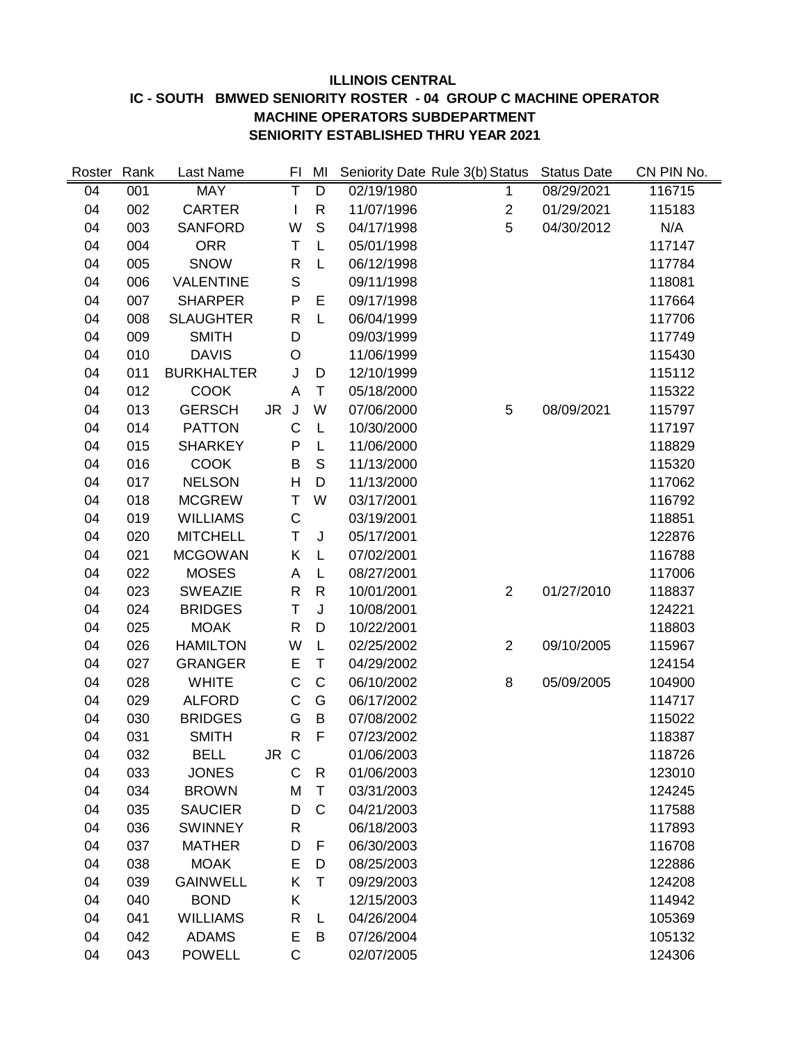**ILLINOIS CENTRAL**

**IC - SOUTH BMWED SENIORITY ROSTER - 04 GROUP C MACHINE OPERATOR**

**MACHINE OPERATORS SUBDEPARTMENT**

**SENIORITY ESTABLISHED THRU YEAR 2021**

| Roster | Rank | Last Name | | FI | MI | Seniority Date | Rule 3(b) | Status | Status Date | CN PIN No. |
|---|---|---|---|---|---|---|---|---|---|---|
| 04 | 001 | MAY | | T | D | 02/19/1980 | | 1 | 08/29/2021 | 116715 |
| 04 | 002 | CARTER | | I | R | 11/07/1996 | | 2 | 01/29/2021 | 115183 |
| 04 | 003 | SANFORD | | W | S | 04/17/1998 | | 5 | 04/30/2012 | N/A |
| 04 | 004 | ORR | | T | L | 05/01/1998 | | | | 117147 |
| 04 | 005 | SNOW | | R | L | 06/12/1998 | | | | 117784 |
| 04 | 006 | VALENTINE | | S | | 09/11/1998 | | | | 118081 |
| 04 | 007 | SHARPER | | P | E | 09/17/1998 | | | | 117664 |
| 04 | 008 | SLAUGHTER | | R | L | 06/04/1999 | | | | 117706 |
| 04 | 009 | SMITH | | D | | 09/03/1999 | | | | 117749 |
| 04 | 010 | DAVIS | | O | | 11/06/1999 | | | | 115430 |
| 04 | 011 | BURKHALTER | | J | D | 12/10/1999 | | | | 115112 |
| 04 | 012 | COOK | | A | T | 05/18/2000 | | | | 115322 |
| 04 | 013 | GERSCH | JR | J | W | 07/06/2000 | | 5 | 08/09/2021 | 115797 |
| 04 | 014 | PATTON | | C | L | 10/30/2000 | | | | 117197 |
| 04 | 015 | SHARKEY | | P | L | 11/06/2000 | | | | 118829 |
| 04 | 016 | COOK | | B | S | 11/13/2000 | | | | 115320 |
| 04 | 017 | NELSON | | H | D | 11/13/2000 | | | | 117062 |
| 04 | 018 | MCGREW | | T | W | 03/17/2001 | | | | 116792 |
| 04 | 019 | WILLIAMS | | C | | 03/19/2001 | | | | 118851 |
| 04 | 020 | MITCHELL | | T | J | 05/17/2001 | | | | 122876 |
| 04 | 021 | MCGOWAN | | K | L | 07/02/2001 | | | | 116788 |
| 04 | 022 | MOSES | | A | L | 08/27/2001 | | | | 117006 |
| 04 | 023 | SWEAZIE | | R | R | 10/01/2001 | | 2 | 01/27/2010 | 118837 |
| 04 | 024 | BRIDGES | | T | J | 10/08/2001 | | | | 124221 |
| 04 | 025 | MOAK | | R | D | 10/22/2001 | | | | 118803 |
| 04 | 026 | HAMILTON | | W | L | 02/25/2002 | | 2 | 09/10/2005 | 115967 |
| 04 | 027 | GRANGER | | E | T | 04/29/2002 | | | | 124154 |
| 04 | 028 | WHITE | | C | C | 06/10/2002 | | 8 | 05/09/2005 | 104900 |
| 04 | 029 | ALFORD | | C | G | 06/17/2002 | | | | 114717 |
| 04 | 030 | BRIDGES | | G | B | 07/08/2002 | | | | 115022 |
| 04 | 031 | SMITH | | R | F | 07/23/2002 | | | | 118387 |
| 04 | 032 | BELL | JR | C | | 01/06/2003 | | | | 118726 |
| 04 | 033 | JONES | | C | R | 01/06/2003 | | | | 123010 |
| 04 | 034 | BROWN | | M | T | 03/31/2003 | | | | 124245 |
| 04 | 035 | SAUCIER | | D | C | 04/21/2003 | | | | 117588 |
| 04 | 036 | SWINNEY | | R | | 06/18/2003 | | | | 117893 |
| 04 | 037 | MATHER | | D | F | 06/30/2003 | | | | 116708 |
| 04 | 038 | MOAK | | E | D | 08/25/2003 | | | | 122886 |
| 04 | 039 | GAINWELL | | K | T | 09/29/2003 | | | | 124208 |
| 04 | 040 | BOND | | K | | 12/15/2003 | | | | 114942 |
| 04 | 041 | WILLIAMS | | R | L | 04/26/2004 | | | | 105369 |
| 04 | 042 | ADAMS | | E | B | 07/26/2004 | | | | 105132 |
| 04 | 043 | POWELL | | C | | 02/07/2005 | | | | 124306 |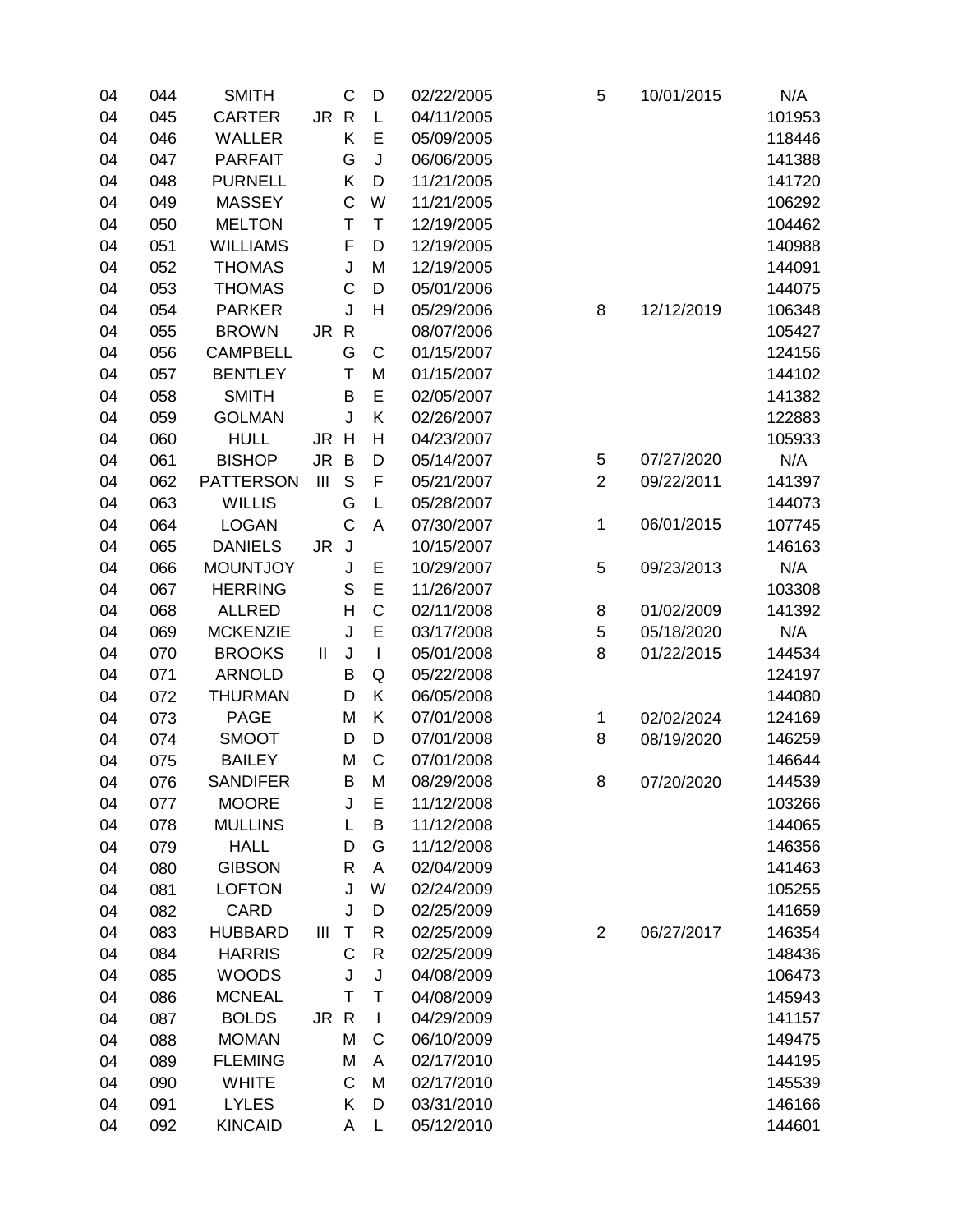| | | | | | | | | | | |
|---|---|---|---|---|---|---|---|---|---|---|
| 04 | 044 | SMITH | | C | D | 02/22/2005 | 5 | 10/01/2015 | N/A |
| 04 | 045 | CARTER | JR | R | L | 04/11/2005 | | | 101953 |
| 04 | 046 | WALLER | | K | E | 05/09/2005 | | | 118446 |
| 04 | 047 | PARFAIT | | G | J | 06/06/2005 | | | 141388 |
| 04 | 048 | PURNELL | | K | D | 11/21/2005 | | | 141720 |
| 04 | 049 | MASSEY | | C | W | 11/21/2005 | | | 106292 |
| 04 | 050 | MELTON | | T | T | 12/19/2005 | | | 104462 |
| 04 | 051 | WILLIAMS | | F | D | 12/19/2005 | | | 140988 |
| 04 | 052 | THOMAS | | J | M | 12/19/2005 | | | 144091 |
| 04 | 053 | THOMAS | | C | D | 05/01/2006 | | | 144075 |
| 04 | 054 | PARKER | | J | H | 05/29/2006 | 8 | 12/12/2019 | 106348 |
| 04 | 055 | BROWN | JR | R | | 08/07/2006 | | | 105427 |
| 04 | 056 | CAMPBELL | | G | C | 01/15/2007 | | | 124156 |
| 04 | 057 | BENTLEY | | T | M | 01/15/2007 | | | 144102 |
| 04 | 058 | SMITH | | B | E | 02/05/2007 | | | 141382 |
| 04 | 059 | GOLMAN | | J | K | 02/26/2007 | | | 122883 |
| 04 | 060 | HULL | JR | H | H | 04/23/2007 | | | 105933 |
| 04 | 061 | BISHOP | JR | B | D | 05/14/2007 | 5 | 07/27/2020 | N/A |
| 04 | 062 | PATTERSON | III | S | F | 05/21/2007 | 2 | 09/22/2011 | 141397 |
| 04 | 063 | WILLIS | | G | L | 05/28/2007 | | | 144073 |
| 04 | 064 | LOGAN | | C | A | 07/30/2007 | 1 | 06/01/2015 | 107745 |
| 04 | 065 | DANIELS | JR | J | | 10/15/2007 | | | 146163 |
| 04 | 066 | MOUNTJOY | | J | E | 10/29/2007 | 5 | 09/23/2013 | N/A |
| 04 | 067 | HERRING | | S | E | 11/26/2007 | | | 103308 |
| 04 | 068 | ALLRED | | H | C | 02/11/2008 | 8 | 01/02/2009 | 141392 |
| 04 | 069 | MCKENZIE | | J | E | 03/17/2008 | 5 | 05/18/2020 | N/A |
| 04 | 070 | BROOKS | II | J | I | 05/01/2008 | 8 | 01/22/2015 | 144534 |
| 04 | 071 | ARNOLD | | B | Q | 05/22/2008 | | | 124197 |
| 04 | 072 | THURMAN | | D | K | 06/05/2008 | | | 144080 |
| 04 | 073 | PAGE | | M | K | 07/01/2008 | 1 | 02/02/2024 | 124169 |
| 04 | 074 | SMOOT | | D | D | 07/01/2008 | 8 | 08/19/2020 | 146259 |
| 04 | 075 | BAILEY | | M | C | 07/01/2008 | | | 146644 |
| 04 | 076 | SANDIFER | | B | M | 08/29/2008 | 8 | 07/20/2020 | 144539 |
| 04 | 077 | MOORE | | J | E | 11/12/2008 | | | 103266 |
| 04 | 078 | MULLINS | | L | B | 11/12/2008 | | | 144065 |
| 04 | 079 | HALL | | D | G | 11/12/2008 | | | 146356 |
| 04 | 080 | GIBSON | | R | A | 02/04/2009 | | | 141463 |
| 04 | 081 | LOFTON | | J | W | 02/24/2009 | | | 105255 |
| 04 | 082 | CARD | | J | D | 02/25/2009 | | | 141659 |
| 04 | 083 | HUBBARD | III | T | R | 02/25/2009 | 2 | 06/27/2017 | 146354 |
| 04 | 084 | HARRIS | | C | R | 02/25/2009 | | | 148436 |
| 04 | 085 | WOODS | | J | J | 04/08/2009 | | | 106473 |
| 04 | 086 | MCNEAL | | T | T | 04/08/2009 | | | 145943 |
| 04 | 087 | BOLDS | JR | R | I | 04/29/2009 | | | 141157 |
| 04 | 088 | MOMAN | | M | C | 06/10/2009 | | | 149475 |
| 04 | 089 | FLEMING | | M | A | 02/17/2010 | | | 144195 |
| 04 | 090 | WHITE | | C | M | 02/17/2010 | | | 145539 |
| 04 | 091 | LYLES | | K | D | 03/31/2010 | | | 146166 |
| 04 | 092 | KINCAID | | A | L | 05/12/2010 | | | 144601 |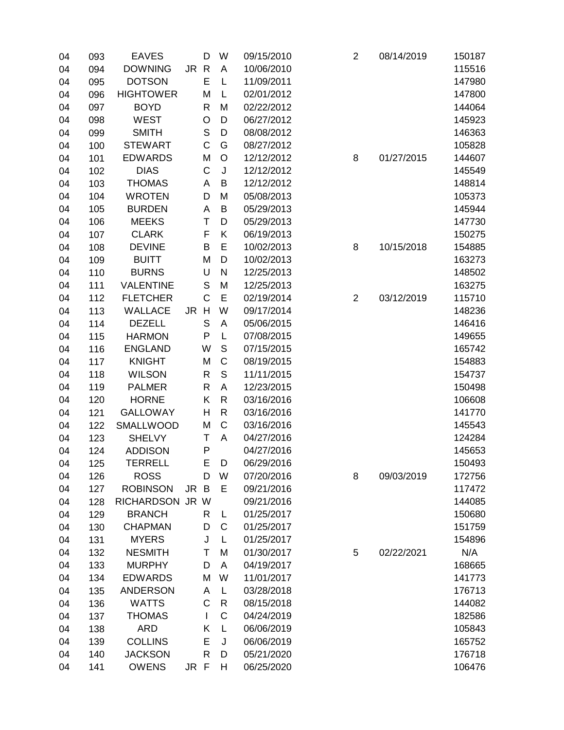| | | | | | | | | | |
|---|---|---|---|---|---|---|---|---|---|
| 04 | 093 | EAVES | | D | W | 09/15/2010 | 2 | 08/14/2019 | 150187 |
| 04 | 094 | DOWNING | JR | R | A | 10/06/2010 | | | 115516 |
| 04 | 095 | DOTSON | | E | L | 11/09/2011 | | | 147980 |
| 04 | 096 | HIGHTOWER | | M | L | 02/01/2012 | | | 147800 |
| 04 | 097 | BOYD | | R | M | 02/22/2012 | | | 144064 |
| 04 | 098 | WEST | | O | D | 06/27/2012 | | | 145923 |
| 04 | 099 | SMITH | | S | D | 08/08/2012 | | | 146363 |
| 04 | 100 | STEWART | | C | G | 08/27/2012 | | | 105828 |
| 04 | 101 | EDWARDS | | M | O | 12/12/2012 | 8 | 01/27/2015 | 144607 |
| 04 | 102 | DIAS | | C | J | 12/12/2012 | | | 145549 |
| 04 | 103 | THOMAS | | A | B | 12/12/2012 | | | 148814 |
| 04 | 104 | WROTEN | | D | M | 05/08/2013 | | | 105373 |
| 04 | 105 | BURDEN | | A | B | 05/29/2013 | | | 145944 |
| 04 | 106 | MEEKS | | T | D | 05/29/2013 | | | 147730 |
| 04 | 107 | CLARK | | F | K | 06/19/2013 | | | 150275 |
| 04 | 108 | DEVINE | | B | E | 10/02/2013 | 8 | 10/15/2018 | 154885 |
| 04 | 109 | BUITT | | M | D | 10/02/2013 | | | 163273 |
| 04 | 110 | BURNS | | U | N | 12/25/2013 | | | 148502 |
| 04 | 111 | VALENTINE | | S | M | 12/25/2013 | | | 163275 |
| 04 | 112 | FLETCHER | | C | E | 02/19/2014 | 2 | 03/12/2019 | 115710 |
| 04 | 113 | WALLACE | JR | H | W | 09/17/2014 | | | 148236 |
| 04 | 114 | DEZELL | | S | A | 05/06/2015 | | | 146416 |
| 04 | 115 | HARMON | | P | L | 07/08/2015 | | | 149655 |
| 04 | 116 | ENGLAND | | W | S | 07/15/2015 | | | 165742 |
| 04 | 117 | KNIGHT | | M | C | 08/19/2015 | | | 154883 |
| 04 | 118 | WILSON | | R | S | 11/11/2015 | | | 154737 |
| 04 | 119 | PALMER | | R | A | 12/23/2015 | | | 150498 |
| 04 | 120 | HORNE | | K | R | 03/16/2016 | | | 106608 |
| 04 | 121 | GALLOWAY | | H | R | 03/16/2016 | | | 141770 |
| 04 | 122 | SMALLWOOD | | M | C | 03/16/2016 | | | 145543 |
| 04 | 123 | SHELVY | | T | A | 04/27/2016 | | | 124284 |
| 04 | 124 | ADDISON | | P | | 04/27/2016 | | | 145653 |
| 04 | 125 | TERRELL | | E | D | 06/29/2016 | | | 150493 |
| 04 | 126 | ROSS | | D | W | 07/20/2016 | 8 | 09/03/2019 | 172756 |
| 04 | 127 | ROBINSON | JR | B | E | 09/21/2016 | | | 117472 |
| 04 | 128 | RICHARDSON | JR | W | | 09/21/2016 | | | 144085 |
| 04 | 129 | BRANCH | | R | L | 01/25/2017 | | | 150680 |
| 04 | 130 | CHAPMAN | | D | C | 01/25/2017 | | | 151759 |
| 04 | 131 | MYERS | | J | L | 01/25/2017 | | | 154896 |
| 04 | 132 | NESMITH | | T | M | 01/30/2017 | 5 | 02/22/2021 | N/A |
| 04 | 133 | MURPHY | | D | A | 04/19/2017 | | | 168665 |
| 04 | 134 | EDWARDS | | M | W | 11/01/2017 | | | 141773 |
| 04 | 135 | ANDERSON | | A | L | 03/28/2018 | | | 176713 |
| 04 | 136 | WATTS | | C | R | 08/15/2018 | | | 144082 |
| 04 | 137 | THOMAS | | I | C | 04/24/2019 | | | 182586 |
| 04 | 138 | ARD | | K | L | 06/06/2019 | | | 105843 |
| 04 | 139 | COLLINS | | E | J | 06/06/2019 | | | 165752 |
| 04 | 140 | JACKSON | | R | D | 05/21/2020 | | | 176718 |
| 04 | 141 | OWENS | JR | F | H | 06/25/2020 | | | 106476 |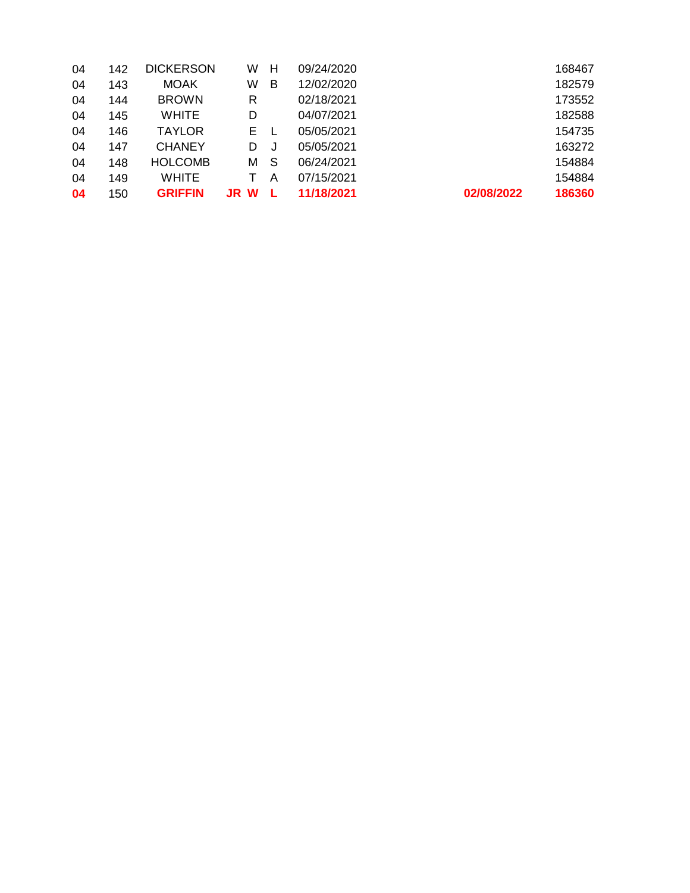| | | | | | | | | |
|---|---|---|---|---|---|---|---|---|
| 04 | 142 | DICKERSON | | W | H | 09/24/2020 | | 168467 |
| 04 | 143 | MOAK | | W | B | 12/02/2020 | | 182579 |
| 04 | 144 | BROWN | | R | | 02/18/2021 | | 173552 |
| 04 | 145 | WHITE | | D | | 04/07/2021 | | 182588 |
| 04 | 146 | TAYLOR | | E | L | 05/05/2021 | | 154735 |
| 04 | 147 | CHANEY | | D | J | 05/05/2021 | | 163272 |
| 04 | 148 | HOLCOMB | | M | S | 06/24/2021 | | 154884 |
| 04 | 149 | WHITE | | T | A | 07/15/2021 | | 154884 |
| **04** | 150 | **GRIFFIN** | **JR** | **W** | **L** | **11/18/2021** | **02/08/2022** | **186360** |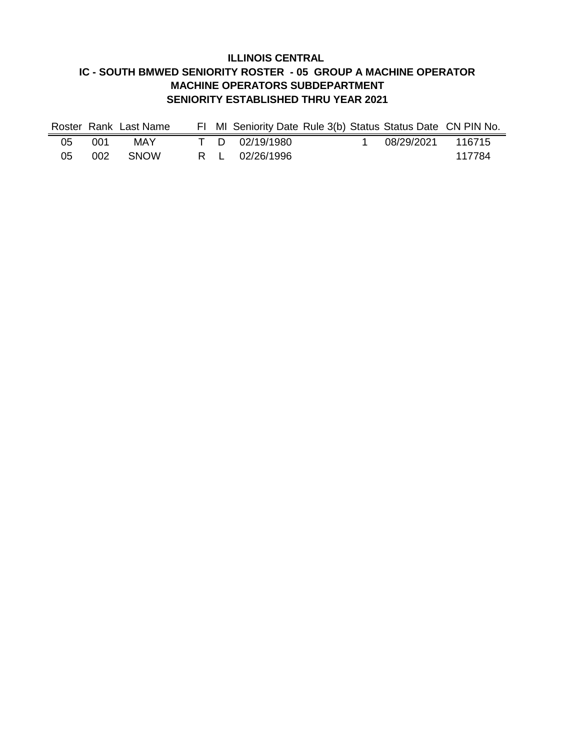# ILLINOIS CENTRAL
## IC - SOUTH BMWED SENIORITY ROSTER - 05 GROUP A MACHINE OPERATOR
## MACHINE OPERATORS SUBDEPARTMENT
## SENIORITY ESTABLISHED THRU YEAR 2021

| Roster | Rank | Last Name | FI | MI | Seniority Date | Rule 3(b) | Status | Status Date | CN PIN No. |
|---|---|---|---|---|---|---|---|---|---|
| 05 | 001 | MAY | T | D | 02/19/1980 | | 1 | 08/29/2021 | 116715 |
| 05 | 002 | SNOW | R | L | 02/26/1996 | | | | 117784 |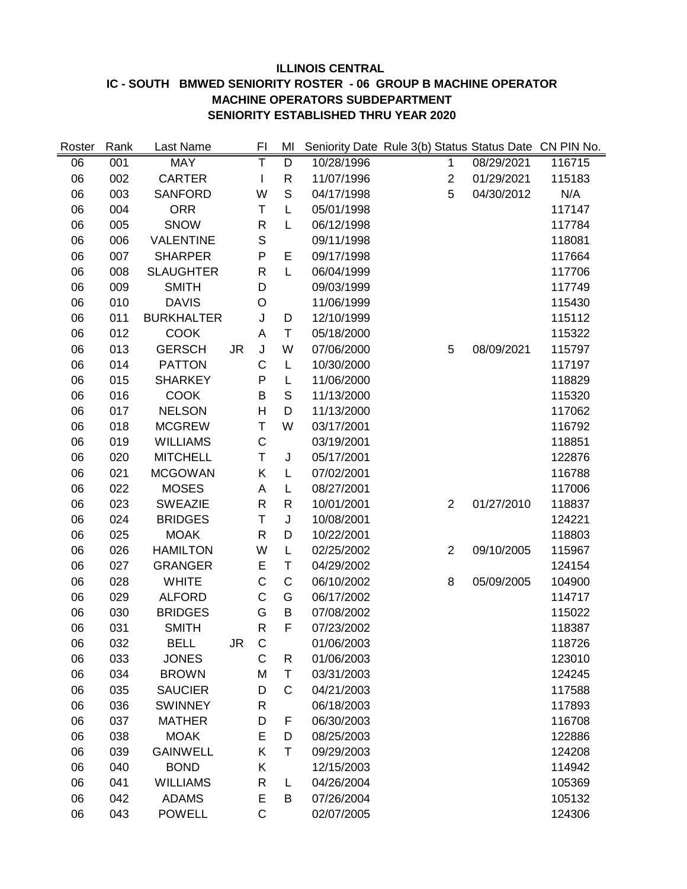**ILLINOIS CENTRAL**

**IC - SOUTH BMWED SENIORITY ROSTER - 06 GROUP B MACHINE OPERATOR**

**MACHINE OPERATORS SUBDEPARTMENT**

**SENIORITY ESTABLISHED THRU YEAR 2020**

| Roster | Rank | Last Name | | FI | MI | Seniority Date | Rule 3(b) Status | Status Date | CN PIN No. |
|---|---|---|---|---|---|---|---|---|---|
| 06 | 001 | MAY | | T | D | 10/28/1996 | 1 | 08/29/2021 | 116715 |
| 06 | 002 | CARTER | | I | R | 11/07/1996 | 2 | 01/29/2021 | 115183 |
| 06 | 003 | SANFORD | | W | S | 04/17/1998 | 5 | 04/30/2012 | N/A |
| 06 | 004 | ORR | | T | L | 05/01/1998 | | | 117147 |
| 06 | 005 | SNOW | | R | L | 06/12/1998 | | | 117784 |
| 06 | 006 | VALENTINE | | S | | 09/11/1998 | | | 118081 |
| 06 | 007 | SHARPER | | P | E | 09/17/1998 | | | 117664 |
| 06 | 008 | SLAUGHTER | | R | L | 06/04/1999 | | | 117706 |
| 06 | 009 | SMITH | | D | | 09/03/1999 | | | 117749 |
| 06 | 010 | DAVIS | | O | | 11/06/1999 | | | 115430 |
| 06 | 011 | BURKHALTER | | J | D | 12/10/1999 | | | 115112 |
| 06 | 012 | COOK | | A | T | 05/18/2000 | | | 115322 |
| 06 | 013 | GERSCH | JR | J | W | 07/06/2000 | 5 | 08/09/2021 | 115797 |
| 06 | 014 | PATTON | | C | L | 10/30/2000 | | | 117197 |
| 06 | 015 | SHARKEY | | P | L | 11/06/2000 | | | 118829 |
| 06 | 016 | COOK | | B | S | 11/13/2000 | | | 115320 |
| 06 | 017 | NELSON | | H | D | 11/13/2000 | | | 117062 |
| 06 | 018 | MCGREW | | T | W | 03/17/2001 | | | 116792 |
| 06 | 019 | WILLIAMS | | C | | 03/19/2001 | | | 118851 |
| 06 | 020 | MITCHELL | | T | J | 05/17/2001 | | | 122876 |
| 06 | 021 | MCGOWAN | | K | L | 07/02/2001 | | | 116788 |
| 06 | 022 | MOSES | | A | L | 08/27/2001 | | | 117006 |
| 06 | 023 | SWEAZIE | | R | R | 10/01/2001 | 2 | 01/27/2010 | 118837 |
| 06 | 024 | BRIDGES | | T | J | 10/08/2001 | | | 124221 |
| 06 | 025 | MOAK | | R | D | 10/22/2001 | | | 118803 |
| 06 | 026 | HAMILTON | | W | L | 02/25/2002 | 2 | 09/10/2005 | 115967 |
| 06 | 027 | GRANGER | | E | T | 04/29/2002 | | | 124154 |
| 06 | 028 | WHITE | | C | C | 06/10/2002 | 8 | 05/09/2005 | 104900 |
| 06 | 029 | ALFORD | | C | G | 06/17/2002 | | | 114717 |
| 06 | 030 | BRIDGES | | G | B | 07/08/2002 | | | 115022 |
| 06 | 031 | SMITH | | R | F | 07/23/2002 | | | 118387 |
| 06 | 032 | BELL | JR | C | | 01/06/2003 | | | 118726 |
| 06 | 033 | JONES | | C | R | 01/06/2003 | | | 123010 |
| 06 | 034 | BROWN | | M | T | 03/31/2003 | | | 124245 |
| 06 | 035 | SAUCIER | | D | C | 04/21/2003 | | | 117588 |
| 06 | 036 | SWINNEY | | R | | 06/18/2003 | | | 117893 |
| 06 | 037 | MATHER | | D | F | 06/30/2003 | | | 116708 |
| 06 | 038 | MOAK | | E | D | 08/25/2003 | | | 122886 |
| 06 | 039 | GAINWELL | | K | T | 09/29/2003 | | | 124208 |
| 06 | 040 | BOND | | K | | 12/15/2003 | | | 114942 |
| 06 | 041 | WILLIAMS | | R | L | 04/26/2004 | | | 105369 |
| 06 | 042 | ADAMS | | E | B | 07/26/2004 | | | 105132 |
| 06 | 043 | POWELL | | C | | 02/07/2005 | | | 124306 |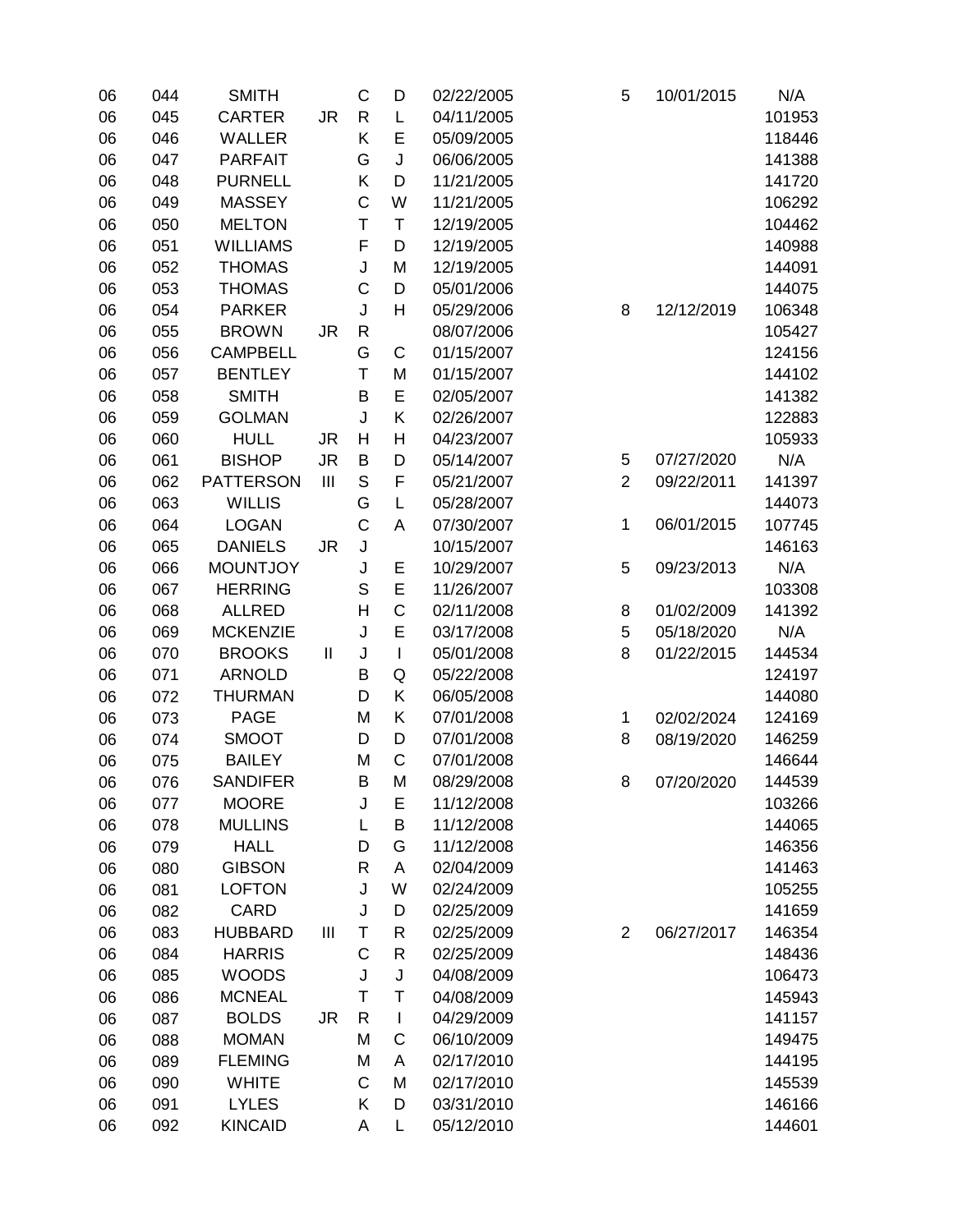| | | | | | | | | | |
|---|---|---|---|---|---|---|---|---|---|
| 06 | 044 | SMITH | | C | D | 02/22/2005 | 5 | 10/01/2015 | N/A |
| 06 | 045 | CARTER | JR | R | L | 04/11/2005 | | | 101953 |
| 06 | 046 | WALLER | | K | E | 05/09/2005 | | | 118446 |
| 06 | 047 | PARFAIT | | G | J | 06/06/2005 | | | 141388 |
| 06 | 048 | PURNELL | | K | D | 11/21/2005 | | | 141720 |
| 06 | 049 | MASSEY | | C | W | 11/21/2005 | | | 106292 |
| 06 | 050 | MELTON | | T | T | 12/19/2005 | | | 104462 |
| 06 | 051 | WILLIAMS | | F | D | 12/19/2005 | | | 140988 |
| 06 | 052 | THOMAS | | J | M | 12/19/2005 | | | 144091 |
| 06 | 053 | THOMAS | | C | D | 05/01/2006 | | | 144075 |
| 06 | 054 | PARKER | | J | H | 05/29/2006 | 8 | 12/12/2019 | 106348 |
| 06 | 055 | BROWN | JR | R | | 08/07/2006 | | | 105427 |
| 06 | 056 | CAMPBELL | | G | C | 01/15/2007 | | | 124156 |
| 06 | 057 | BENTLEY | | T | M | 01/15/2007 | | | 144102 |
| 06 | 058 | SMITH | | B | E | 02/05/2007 | | | 141382 |
| 06 | 059 | GOLMAN | | J | K | 02/26/2007 | | | 122883 |
| 06 | 060 | HULL | JR | H | H | 04/23/2007 | | | 105933 |
| 06 | 061 | BISHOP | JR | B | D | 05/14/2007 | 5 | 07/27/2020 | N/A |
| 06 | 062 | PATTERSON | III | S | F | 05/21/2007 | 2 | 09/22/2011 | 141397 |
| 06 | 063 | WILLIS | | G | L | 05/28/2007 | | | 144073 |
| 06 | 064 | LOGAN | | C | A | 07/30/2007 | 1 | 06/01/2015 | 107745 |
| 06 | 065 | DANIELS | JR | J | | 10/15/2007 | | | 146163 |
| 06 | 066 | MOUNTJOY | | J | E | 10/29/2007 | 5 | 09/23/2013 | N/A |
| 06 | 067 | HERRING | | S | E | 11/26/2007 | | | 103308 |
| 06 | 068 | ALLRED | | H | C | 02/11/2008 | 8 | 01/02/2009 | 141392 |
| 06 | 069 | MCKENZIE | | J | E | 03/17/2008 | 5 | 05/18/2020 | N/A |
| 06 | 070 | BROOKS | II | J | I | 05/01/2008 | 8 | 01/22/2015 | 144534 |
| 06 | 071 | ARNOLD | | B | Q | 05/22/2008 | | | 124197 |
| 06 | 072 | THURMAN | | D | K | 06/05/2008 | | | 144080 |
| 06 | 073 | PAGE | | M | K | 07/01/2008 | 1 | 02/02/2024 | 124169 |
| 06 | 074 | SMOOT | | D | D | 07/01/2008 | 8 | 08/19/2020 | 146259 |
| 06 | 075 | BAILEY | | M | C | 07/01/2008 | | | 146644 |
| 06 | 076 | SANDIFER | | B | M | 08/29/2008 | 8 | 07/20/2020 | 144539 |
| 06 | 077 | MOORE | | J | E | 11/12/2008 | | | 103266 |
| 06 | 078 | MULLINS | | L | B | 11/12/2008 | | | 144065 |
| 06 | 079 | HALL | | D | G | 11/12/2008 | | | 146356 |
| 06 | 080 | GIBSON | | R | A | 02/04/2009 | | | 141463 |
| 06 | 081 | LOFTON | | J | W | 02/24/2009 | | | 105255 |
| 06 | 082 | CARD | | J | D | 02/25/2009 | | | 141659 |
| 06 | 083 | HUBBARD | III | T | R | 02/25/2009 | 2 | 06/27/2017 | 146354 |
| 06 | 084 | HARRIS | | C | R | 02/25/2009 | | | 148436 |
| 06 | 085 | WOODS | | J | J | 04/08/2009 | | | 106473 |
| 06 | 086 | MCNEAL | | T | T | 04/08/2009 | | | 145943 |
| 06 | 087 | BOLDS | JR | R | I | 04/29/2009 | | | 141157 |
| 06 | 088 | MOMAN | | M | C | 06/10/2009 | | | 149475 |
| 06 | 089 | FLEMING | | M | A | 02/17/2010 | | | 144195 |
| 06 | 090 | WHITE | | C | M | 02/17/2010 | | | 145539 |
| 06 | 091 | LYLES | | K | D | 03/31/2010 | | | 146166 |
| 06 | 092 | KINCAID | | A | L | 05/12/2010 | | | 144601 |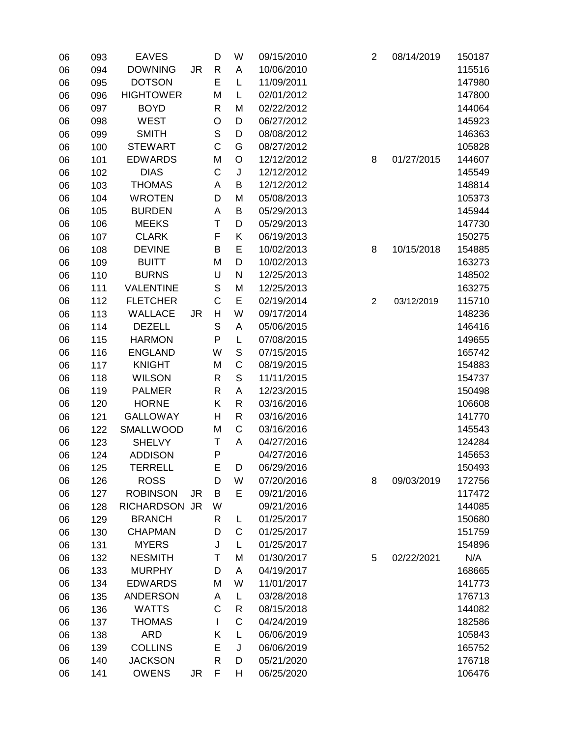| | | | | | | | | | |
|---|---|---|---|---|---|---|---|---|---|
| 06 | 093 | EAVES | | D | W | 09/15/2010 | 2 | 08/14/2019 | 150187 |
| 06 | 094 | DOWNING | JR | R | A | 10/06/2010 | | | 115516 |
| 06 | 095 | DOTSON | | E | L | 11/09/2011 | | | 147980 |
| 06 | 096 | HIGHTOWER | | M | L | 02/01/2012 | | | 147800 |
| 06 | 097 | BOYD | | R | M | 02/22/2012 | | | 144064 |
| 06 | 098 | WEST | | O | D | 06/27/2012 | | | 145923 |
| 06 | 099 | SMITH | | S | D | 08/08/2012 | | | 146363 |
| 06 | 100 | STEWART | | C | G | 08/27/2012 | | | 105828 |
| 06 | 101 | EDWARDS | | M | O | 12/12/2012 | 8 | 01/27/2015 | 144607 |
| 06 | 102 | DIAS | | C | J | 12/12/2012 | | | 145549 |
| 06 | 103 | THOMAS | | A | B | 12/12/2012 | | | 148814 |
| 06 | 104 | WROTEN | | D | M | 05/08/2013 | | | 105373 |
| 06 | 105 | BURDEN | | A | B | 05/29/2013 | | | 145944 |
| 06 | 106 | MEEKS | | T | D | 05/29/2013 | | | 147730 |
| 06 | 107 | CLARK | | F | K | 06/19/2013 | | | 150275 |
| 06 | 108 | DEVINE | | B | E | 10/02/2013 | 8 | 10/15/2018 | 154885 |
| 06 | 109 | BUITT | | M | D | 10/02/2013 | | | 163273 |
| 06 | 110 | BURNS | | U | N | 12/25/2013 | | | 148502 |
| 06 | 111 | VALENTINE | | S | M | 12/25/2013 | | | 163275 |
| 06 | 112 | FLETCHER | | C | E | 02/19/2014 | 2 | 03/12/2019 | 115710 |
| 06 | 113 | WALLACE | JR | H | W | 09/17/2014 | | | 148236 |
| 06 | 114 | DEZELL | | S | A | 05/06/2015 | | | 146416 |
| 06 | 115 | HARMON | | P | L | 07/08/2015 | | | 149655 |
| 06 | 116 | ENGLAND | | W | S | 07/15/2015 | | | 165742 |
| 06 | 117 | KNIGHT | | M | C | 08/19/2015 | | | 154883 |
| 06 | 118 | WILSON | | R | S | 11/11/2015 | | | 154737 |
| 06 | 119 | PALMER | | R | A | 12/23/2015 | | | 150498 |
| 06 | 120 | HORNE | | K | R | 03/16/2016 | | | 106608 |
| 06 | 121 | GALLOWAY | | H | R | 03/16/2016 | | | 141770 |
| 06 | 122 | SMALLWOOD | | M | C | 03/16/2016 | | | 145543 |
| 06 | 123 | SHELVY | | T | A | 04/27/2016 | | | 124284 |
| 06 | 124 | ADDISON | | P | | 04/27/2016 | | | 145653 |
| 06 | 125 | TERRELL | | E | D | 06/29/2016 | | | 150493 |
| 06 | 126 | ROSS | | D | W | 07/20/2016 | 8 | 09/03/2019 | 172756 |
| 06 | 127 | ROBINSON | JR | B | E | 09/21/2016 | | | 117472 |
| 06 | 128 | RICHARDSON | JR | W | | 09/21/2016 | | | 144085 |
| 06 | 129 | BRANCH | | R | L | 01/25/2017 | | | 150680 |
| 06 | 130 | CHAPMAN | | D | C | 01/25/2017 | | | 151759 |
| 06 | 131 | MYERS | | J | L | 01/25/2017 | | | 154896 |
| 06 | 132 | NESMITH | | T | M | 01/30/2017 | 5 | 02/22/2021 | N/A |
| 06 | 133 | MURPHY | | D | A | 04/19/2017 | | | 168665 |
| 06 | 134 | EDWARDS | | M | W | 11/01/2017 | | | 141773 |
| 06 | 135 | ANDERSON | | A | L | 03/28/2018 | | | 176713 |
| 06 | 136 | WATTS | | C | R | 08/15/2018 | | | 144082 |
| 06 | 137 | THOMAS | | I | C | 04/24/2019 | | | 182586 |
| 06 | 138 | ARD | | K | L | 06/06/2019 | | | 105843 |
| 06 | 139 | COLLINS | | E | J | 06/06/2019 | | | 165752 |
| 06 | 140 | JACKSON | | R | D | 05/21/2020 | | | 176718 |
| 06 | 141 | OWENS | JR | F | H | 06/25/2020 | | | 106476 |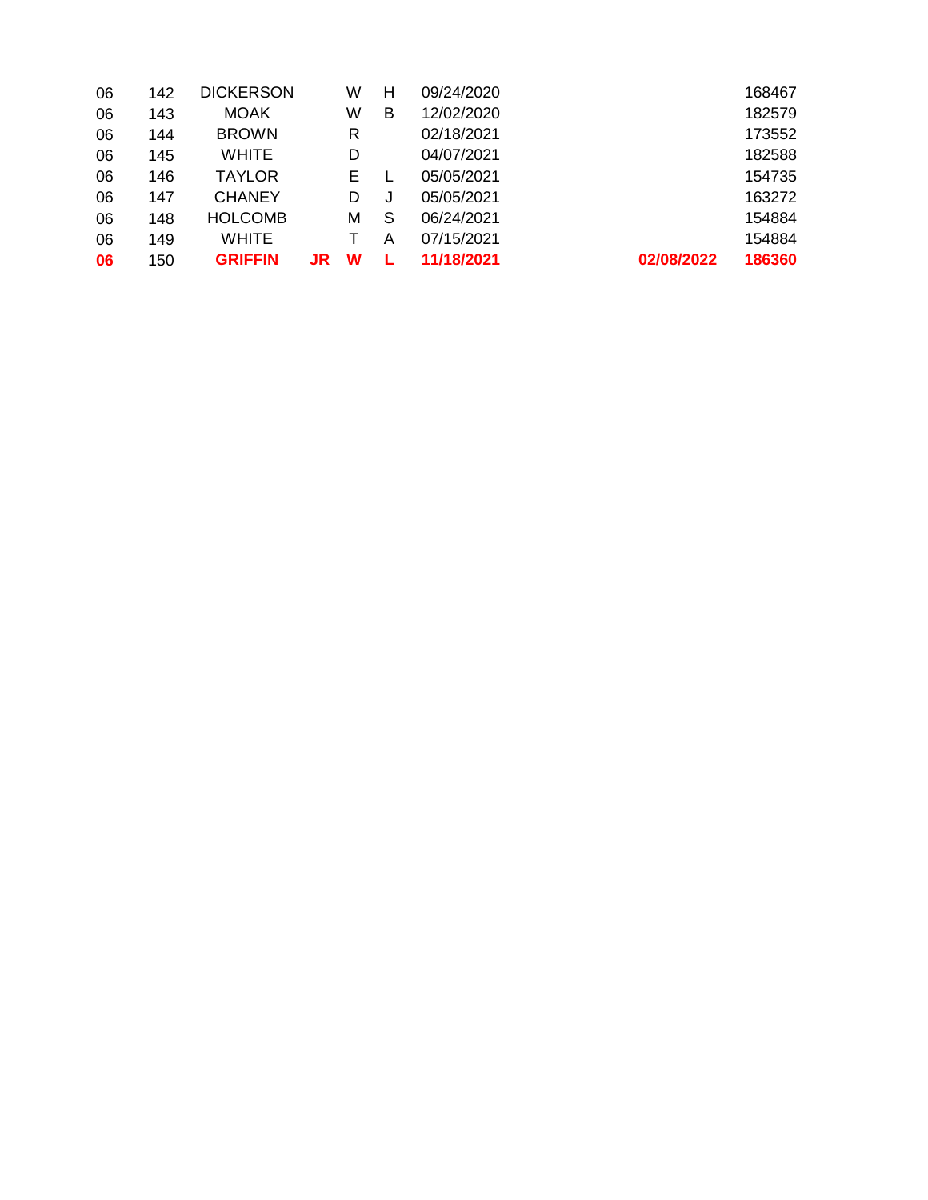| | | | | | | | | |
|---|---|---|---|---|---|---|---|---|
| 06 | 142 | DICKERSON | | W | H | 09/24/2020 | | 168467 |
| 06 | 143 | MOAK | | W | B | 12/02/2020 | | 182579 |
| 06 | 144 | BROWN | | R | | 02/18/2021 | | 173552 |
| 06 | 145 | WHITE | | D | | 04/07/2021 | | 182588 |
| 06 | 146 | TAYLOR | | E | L | 05/05/2021 | | 154735 |
| 06 | 147 | CHANEY | | D | J | 05/05/2021 | | 163272 |
| 06 | 148 | HOLCOMB | | M | S | 06/24/2021 | | 154884 |
| 06 | 149 | WHITE | | T | A | 07/15/2021 | | 154884 |
| **06** | 150 | **GRIFFIN** | **JR** | **W** | **L** | **11/18/2021** | **02/08/2022** | **186360** |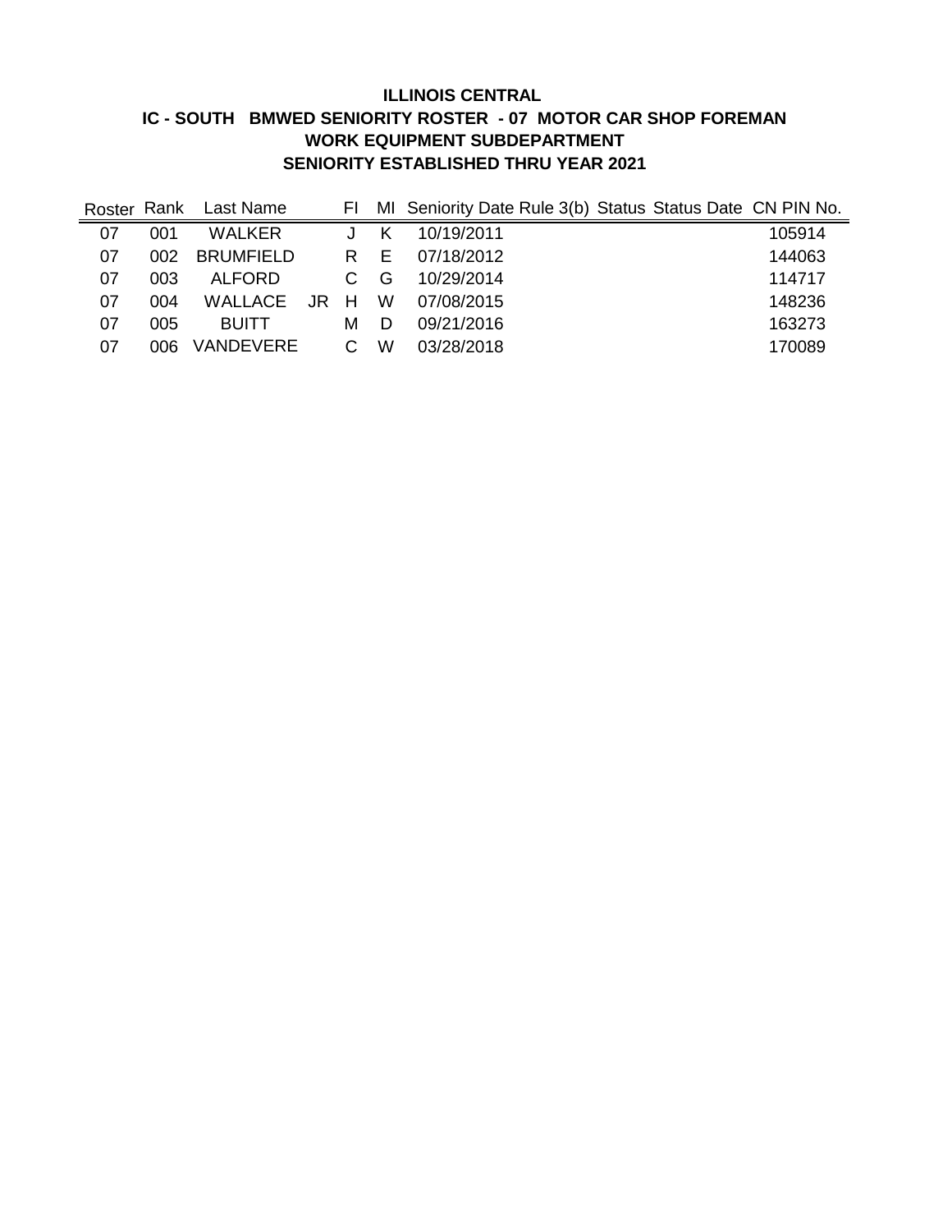# ILLINOIS CENTRAL
## IC - SOUTH BMWED SENIORITY ROSTER - 07 MOTOR CAR SHOP FOREMAN
## WORK EQUIPMENT SUBDEPARTMENT
## SENIORITY ESTABLISHED THRU YEAR 2021

| Roster | Rank | Last Name | | FI | MI | Seniority Date | Rule 3(b) | Status | Status Date | CN PIN No. |
|---|---|---|---|---|---|---|---|---|---|---|
| 07 | 001 | WALKER | | J | K | 10/19/2011 | | | | 105914 |
| 07 | 002 | BRUMFIELD | | R | E | 07/18/2012 | | | | 144063 |
| 07 | 003 | ALFORD | | C | G | 10/29/2014 | | | | 114717 |
| 07 | 004 | WALLACE | JR | H | W | 07/08/2015 | | | | 148236 |
| 07 | 005 | BUITT | | M | D | 09/21/2016 | | | | 163273 |
| 07 | 006 | VANDEVERE | | C | W | 03/28/2018 | | | | 170089 |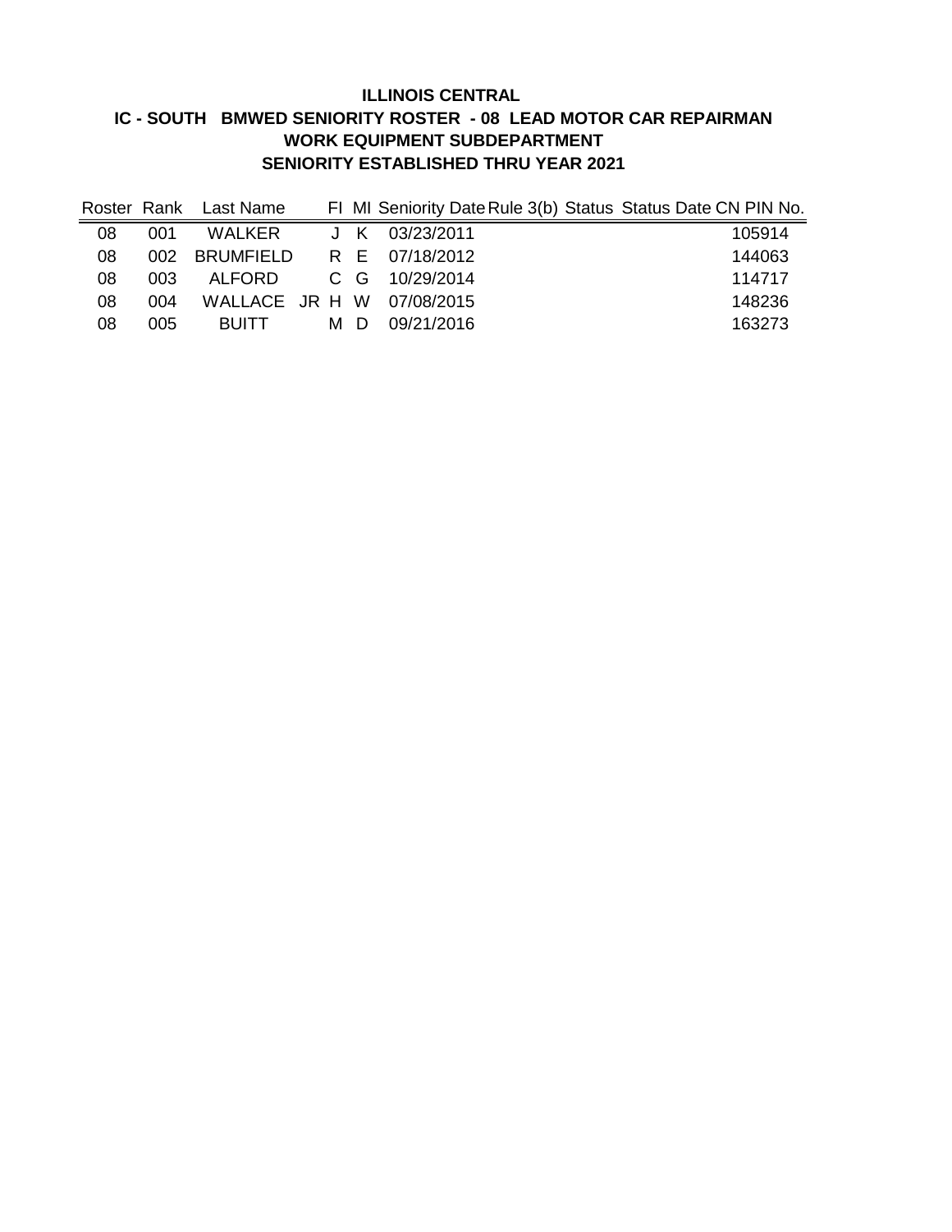**ILLINOIS CENTRAL**

**IC - SOUTH BMWED SENIORITY ROSTER - 08 LEAD MOTOR CAR REPAIRMAN**

**WORK EQUIPMENT SUBDEPARTMENT**

**SENIORITY ESTABLISHED THRU YEAR 2021**

| Roster | Rank | Last Name | FI | MI | Seniority Date | Rule 3(b) | Status | Status Date | CN PIN No. |
|---|---|---|---|---|---|---|---|---|---|
| 08 | 001 | WALKER | J | K | 03/23/2011 | | | | 105914 |
| 08 | 002 | BRUMFIELD | R | E | 07/18/2012 | | | | 144063 |
| 08 | 003 | ALFORD | C | G | 10/29/2014 | | | | 114717 |
| 08 | 004 | WALLACE JR | H | W | 07/08/2015 | | | | 148236 |
| 08 | 005 | BUITT | M | D | 09/21/2016 | | | | 163273 |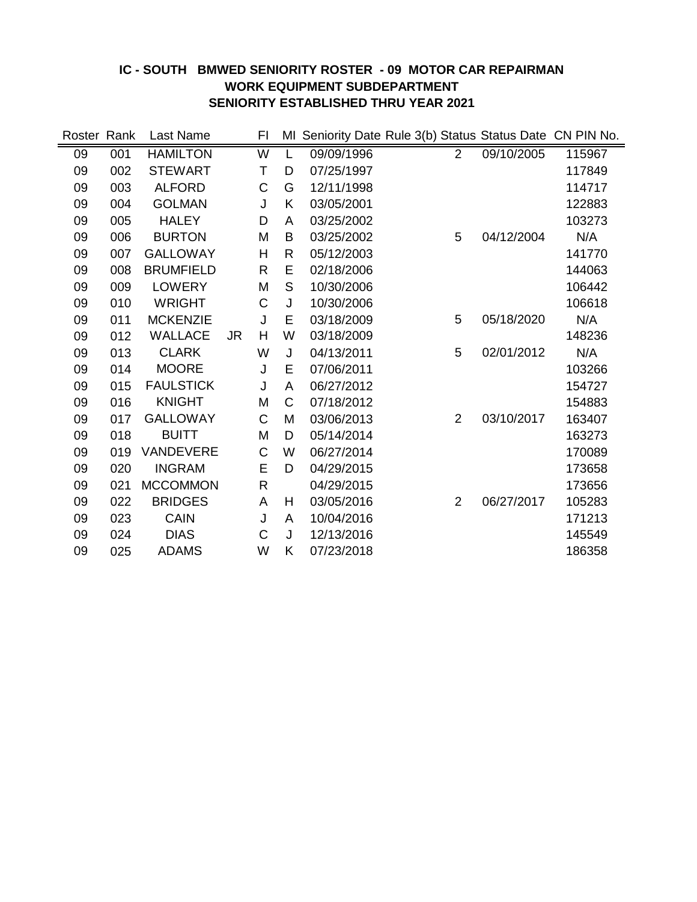**IC - SOUTH BMWED SENIORITY ROSTER - 09 MOTOR CAR REPAIRMAN**
**WORK EQUIPMENT SUBDEPARTMENT**
**SENIORITY ESTABLISHED THRU YEAR 2021**

| Roster | Rank | Last Name | | FI | MI | Seniority Date | Rule 3(b) Status | Status Date | CN PIN No. |
|---|---|---|---|---|---|---|---|---|---|
| 09 | 001 | HAMILTON | | W | L | 09/09/1996 | 2 | 09/10/2005 | 115967 |
| 09 | 002 | STEWART | | T | D | 07/25/1997 | | | 117849 |
| 09 | 003 | ALFORD | | C | G | 12/11/1998 | | | 114717 |
| 09 | 004 | GOLMAN | | J | K | 03/05/2001 | | | 122883 |
| 09 | 005 | HALEY | | D | A | 03/25/2002 | | | 103273 |
| 09 | 006 | BURTON | | M | B | 03/25/2002 | 5 | 04/12/2004 | N/A |
| 09 | 007 | GALLOWAY | | H | R | 05/12/2003 | | | 141770 |
| 09 | 008 | BRUMFIELD | | R | E | 02/18/2006 | | | 144063 |
| 09 | 009 | LOWERY | | M | S | 10/30/2006 | | | 106442 |
| 09 | 010 | WRIGHT | | C | J | 10/30/2006 | | | 106618 |
| 09 | 011 | MCKENZIE | | J | E | 03/18/2009 | 5 | 05/18/2020 | N/A |
| 09 | 012 | WALLACE | JR | H | W | 03/18/2009 | | | 148236 |
| 09 | 013 | CLARK | | W | J | 04/13/2011 | 5 | 02/01/2012 | N/A |
| 09 | 014 | MOORE | | J | E | 07/06/2011 | | | 103266 |
| 09 | 015 | FAULSTICK | | J | A | 06/27/2012 | | | 154727 |
| 09 | 016 | KNIGHT | | M | C | 07/18/2012 | | | 154883 |
| 09 | 017 | GALLOWAY | | C | M | 03/06/2013 | 2 | 03/10/2017 | 163407 |
| 09 | 018 | BUITT | | M | D | 05/14/2014 | | | 163273 |
| 09 | 019 | VANDEVERE | | C | W | 06/27/2014 | | | 170089 |
| 09 | 020 | INGRAM | | E | D | 04/29/2015 | | | 173658 |
| 09 | 021 | MCCOMMON | | R | | 04/29/2015 | | | 173656 |
| 09 | 022 | BRIDGES | | A | H | 03/05/2016 | 2 | 06/27/2017 | 105283 |
| 09 | 023 | CAIN | | J | A | 10/04/2016 | | | 171213 |
| 09 | 024 | DIAS | | C | J | 12/13/2016 | | | 145549 |
| 09 | 025 | ADAMS | | W | K | 07/23/2018 | | | 186358 |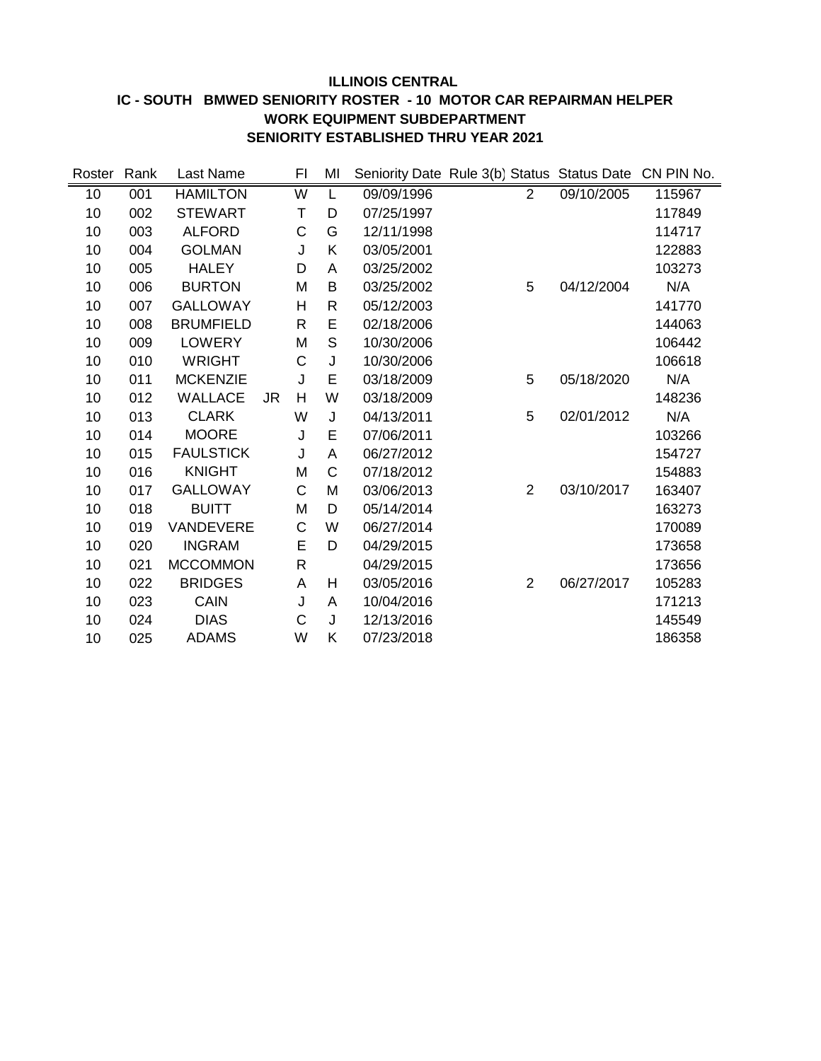**ILLINOIS CENTRAL**

**IC - SOUTH BMWED SENIORITY ROSTER - 10 MOTOR CAR REPAIRMAN HELPER**

**WORK EQUIPMENT SUBDEPARTMENT**

**SENIORITY ESTABLISHED THRU YEAR 2021**

| Roster | Rank | Last Name | | FI | MI | Seniority Date | Rule 3(b) | Status | Status Date | CN PIN No. |
|---|---|---|---|---|---|---|---|---|---|---|
| 10 | 001 | HAMILTON | | W | L | 09/09/1996 | | 2 | 09/10/2005 | 115967 |
| 10 | 002 | STEWART | | T | D | 07/25/1997 | | | | 117849 |
| 10 | 003 | ALFORD | | C | G | 12/11/1998 | | | | 114717 |
| 10 | 004 | GOLMAN | | J | K | 03/05/2001 | | | | 122883 |
| 10 | 005 | HALEY | | D | A | 03/25/2002 | | | | 103273 |
| 10 | 006 | BURTON | | M | B | 03/25/2002 | | 5 | 04/12/2004 | N/A |
| 10 | 007 | GALLOWAY | | H | R | 05/12/2003 | | | | 141770 |
| 10 | 008 | BRUMFIELD | | R | E | 02/18/2006 | | | | 144063 |
| 10 | 009 | LOWERY | | M | S | 10/30/2006 | | | | 106442 |
| 10 | 010 | WRIGHT | | C | J | 10/30/2006 | | | | 106618 |
| 10 | 011 | MCKENZIE | | J | E | 03/18/2009 | | 5 | 05/18/2020 | N/A |
| 10 | 012 | WALLACE | JR | H | W | 03/18/2009 | | | | 148236 |
| 10 | 013 | CLARK | | W | J | 04/13/2011 | | 5 | 02/01/2012 | N/A |
| 10 | 014 | MOORE | | J | E | 07/06/2011 | | | | 103266 |
| 10 | 015 | FAULSTICK | | J | A | 06/27/2012 | | | | 154727 |
| 10 | 016 | KNIGHT | | M | C | 07/18/2012 | | | | 154883 |
| 10 | 017 | GALLOWAY | | C | M | 03/06/2013 | | 2 | 03/10/2017 | 163407 |
| 10 | 018 | BUITT | | M | D | 05/14/2014 | | | | 163273 |
| 10 | 019 | VANDEVERE | | C | W | 06/27/2014 | | | | 170089 |
| 10 | 020 | INGRAM | | E | D | 04/29/2015 | | | | 173658 |
| 10 | 021 | MCCOMMON | | R | | 04/29/2015 | | | | 173656 |
| 10 | 022 | BRIDGES | | A | H | 03/05/2016 | | 2 | 06/27/2017 | 105283 |
| 10 | 023 | CAIN | | J | A | 10/04/2016 | | | | 171213 |
| 10 | 024 | DIAS | | C | J | 12/13/2016 | | | | 145549 |
| 10 | 025 | ADAMS | | W | K | 07/23/2018 | | | | 186358 |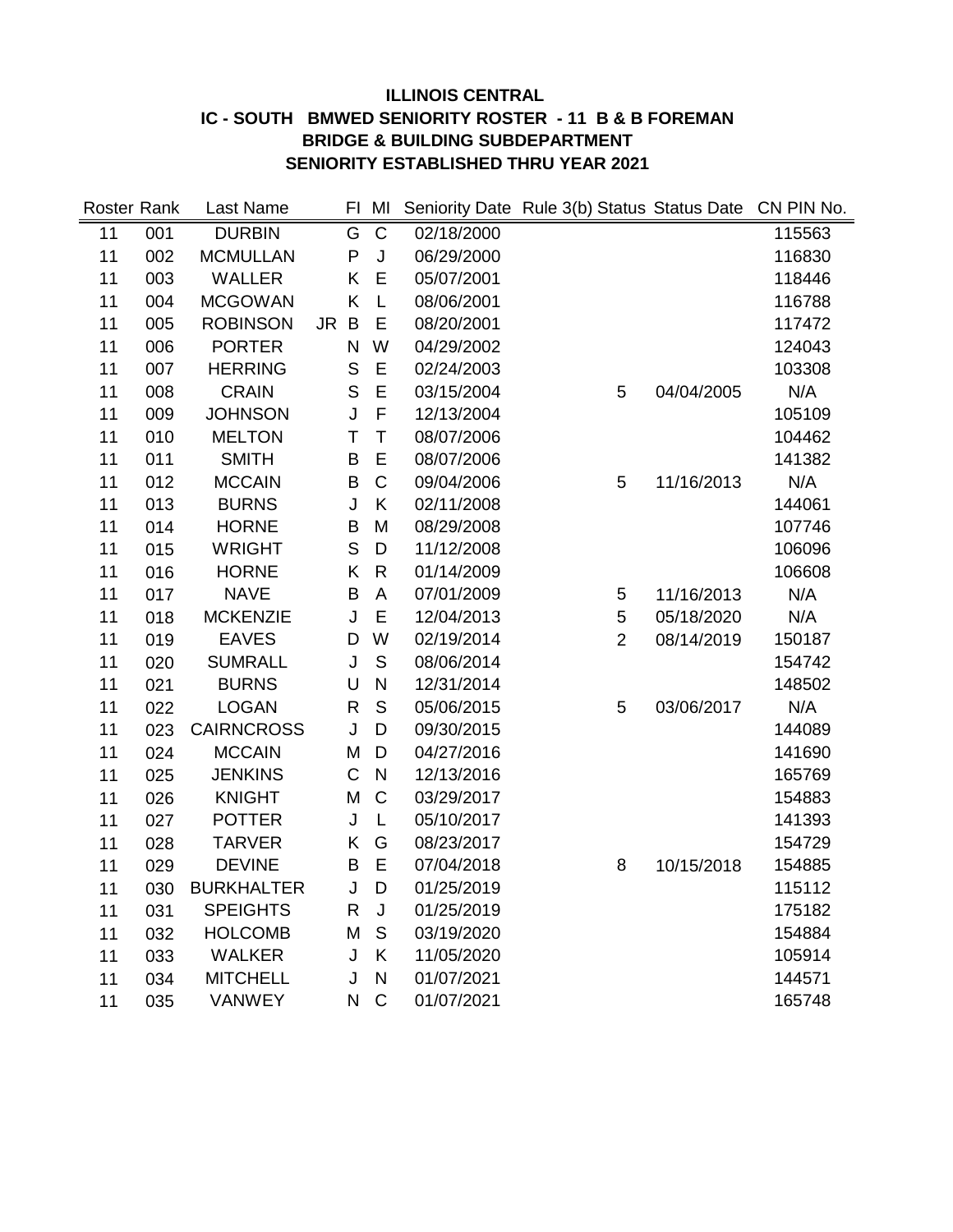**ILLINOIS CENTRAL**
**IC - SOUTH BMWED SENIORITY ROSTER - 11 B & B FOREMAN**
**BRIDGE & BUILDING SUBDEPARTMENT**
**SENIORITY ESTABLISHED THRU YEAR 2021**

| Roster | Rank | Last Name | | FI | MI | Seniority Date | Rule 3(b) Status | Status Date | CN PIN No. |
|---|---|---|---|---|---|---|---|---|---|
| 11 | 001 | DURBIN | | G | C | 02/18/2000 | | | 115563 |
| 11 | 002 | MCMULLAN | | P | J | 06/29/2000 | | | 116830 |
| 11 | 003 | WALLER | | K | E | 05/07/2001 | | | 118446 |
| 11 | 004 | MCGOWAN | | K | L | 08/06/2001 | | | 116788 |
| 11 | 005 | ROBINSON | JR | B | E | 08/20/2001 | | | 117472 |
| 11 | 006 | PORTER | | N | W | 04/29/2002 | | | 124043 |
| 11 | 007 | HERRING | | S | E | 02/24/2003 | | | 103308 |
| 11 | 008 | CRAIN | | S | E | 03/15/2004 | 5 | 04/04/2005 | N/A |
| 11 | 009 | JOHNSON | | J | F | 12/13/2004 | | | 105109 |
| 11 | 010 | MELTON | | T | T | 08/07/2006 | | | 104462 |
| 11 | 011 | SMITH | | B | E | 08/07/2006 | | | 141382 |
| 11 | 012 | MCCAIN | | B | C | 09/04/2006 | 5 | 11/16/2013 | N/A |
| 11 | 013 | BURNS | | J | K | 02/11/2008 | | | 144061 |
| 11 | 014 | HORNE | | B | M | 08/29/2008 | | | 107746 |
| 11 | 015 | WRIGHT | | S | D | 11/12/2008 | | | 106096 |
| 11 | 016 | HORNE | | K | R | 01/14/2009 | | | 106608 |
| 11 | 017 | NAVE | | B | A | 07/01/2009 | 5 | 11/16/2013 | N/A |
| 11 | 018 | MCKENZIE | | J | E | 12/04/2013 | 5 | 05/18/2020 | N/A |
| 11 | 019 | EAVES | | D | W | 02/19/2014 | 2 | 08/14/2019 | 150187 |
| 11 | 020 | SUMRALL | | J | S | 08/06/2014 | | | 154742 |
| 11 | 021 | BURNS | | U | N | 12/31/2014 | | | 148502 |
| 11 | 022 | LOGAN | | R | S | 05/06/2015 | 5 | 03/06/2017 | N/A |
| 11 | 023 | CAIRNCROSS | | J | D | 09/30/2015 | | | 144089 |
| 11 | 024 | MCCAIN | | M | D | 04/27/2016 | | | 141690 |
| 11 | 025 | JENKINS | | C | N | 12/13/2016 | | | 165769 |
| 11 | 026 | KNIGHT | | M | C | 03/29/2017 | | | 154883 |
| 11 | 027 | POTTER | | J | L | 05/10/2017 | | | 141393 |
| 11 | 028 | TARVER | | K | G | 08/23/2017 | | | 154729 |
| 11 | 029 | DEVINE | | B | E | 07/04/2018 | 8 | 10/15/2018 | 154885 |
| 11 | 030 | BURKHALTER | | J | D | 01/25/2019 | | | 115112 |
| 11 | 031 | SPEIGHTS | | R | J | 01/25/2019 | | | 175182 |
| 11 | 032 | HOLCOMB | | M | S | 03/19/2020 | | | 154884 |
| 11 | 033 | WALKER | | J | K | 11/05/2020 | | | 105914 |
| 11 | 034 | MITCHELL | | J | N | 01/07/2021 | | | 144571 |
| 11 | 035 | VANWEY | | N | C | 01/07/2021 | | | 165748 |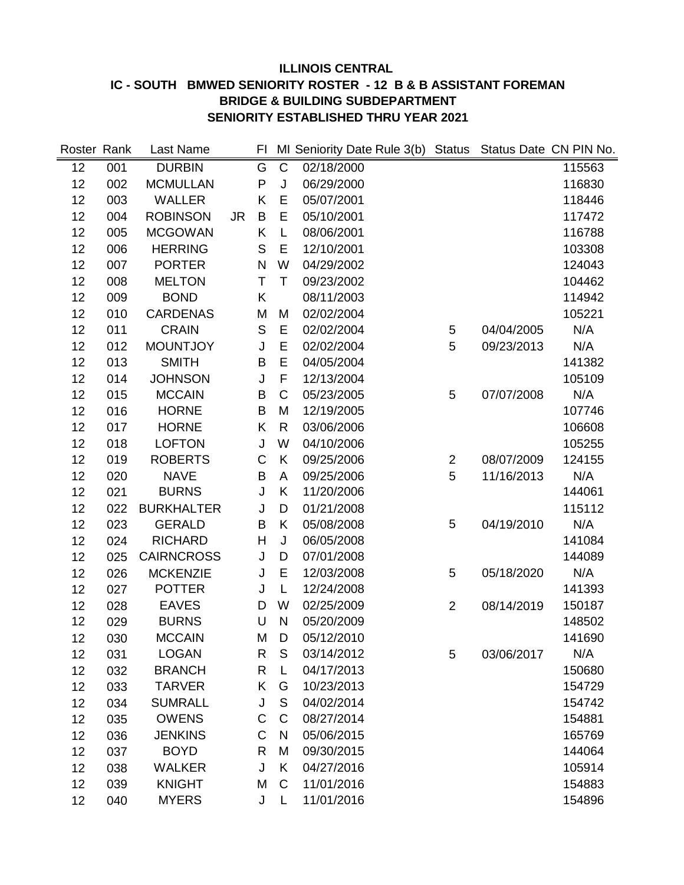**ILLINOIS CENTRAL**

**IC - SOUTH BMWED SENIORITY ROSTER - 12 B & B ASSISTANT FOREMAN**

**BRIDGE & BUILDING SUBDEPARTMENT**

**SENIORITY ESTABLISHED THRU YEAR 2021**

| Roster | Rank | Last Name | | FI | MI | Seniority Date Rule 3(b) | Status | Status Date | CN PIN No. |
|---|---|---|---|---|---|---|---|---|---|
| 12 | 001 | DURBIN | | G | C | 02/18/2000 | | | 115563 |
| 12 | 002 | MCMULLAN | | P | J | 06/29/2000 | | | 116830 |
| 12 | 003 | WALLER | | K | E | 05/07/2001 | | | 118446 |
| 12 | 004 | ROBINSON | JR | B | E | 05/10/2001 | | | 117472 |
| 12 | 005 | MCGOWAN | | K | L | 08/06/2001 | | | 116788 |
| 12 | 006 | HERRING | | S | E | 12/10/2001 | | | 103308 |
| 12 | 007 | PORTER | | N | W | 04/29/2002 | | | 124043 |
| 12 | 008 | MELTON | | T | T | 09/23/2002 | | | 104462 |
| 12 | 009 | BOND | | K | | 08/11/2003 | | | 114942 |
| 12 | 010 | CARDENAS | | M | M | 02/02/2004 | | | 105221 |
| 12 | 011 | CRAIN | | S | E | 02/02/2004 | 5 | 04/04/2005 | N/A |
| 12 | 012 | MOUNTJOY | | J | E | 02/02/2004 | 5 | 09/23/2013 | N/A |
| 12 | 013 | SMITH | | B | E | 04/05/2004 | | | 141382 |
| 12 | 014 | JOHNSON | | J | F | 12/13/2004 | | | 105109 |
| 12 | 015 | MCCAIN | | B | C | 05/23/2005 | 5 | 07/07/2008 | N/A |
| 12 | 016 | HORNE | | B | M | 12/19/2005 | | | 107746 |
| 12 | 017 | HORNE | | K | R | 03/06/2006 | | | 106608 |
| 12 | 018 | LOFTON | | J | W | 04/10/2006 | | | 105255 |
| 12 | 019 | ROBERTS | | C | K | 09/25/2006 | 2 | 08/07/2009 | 124155 |
| 12 | 020 | NAVE | | B | A | 09/25/2006 | 5 | 11/16/2013 | N/A |
| 12 | 021 | BURNS | | J | K | 11/20/2006 | | | 144061 |
| 12 | 022 | BURKHALTER | | J | D | 01/21/2008 | | | 115112 |
| 12 | 023 | GERALD | | B | K | 05/08/2008 | 5 | 04/19/2010 | N/A |
| 12 | 024 | RICHARD | | H | J | 06/05/2008 | | | 141084 |
| 12 | 025 | CAIRNCROSS | | J | D | 07/01/2008 | | | 144089 |
| 12 | 026 | MCKENZIE | | J | E | 12/03/2008 | 5 | 05/18/2020 | N/A |
| 12 | 027 | POTTER | | J | L | 12/24/2008 | | | 141393 |
| 12 | 028 | EAVES | | D | W | 02/25/2009 | 2 | 08/14/2019 | 150187 |
| 12 | 029 | BURNS | | U | N | 05/20/2009 | | | 148502 |
| 12 | 030 | MCCAIN | | M | D | 05/12/2010 | | | 141690 |
| 12 | 031 | LOGAN | | R | S | 03/14/2012 | 5 | 03/06/2017 | N/A |
| 12 | 032 | BRANCH | | R | L | 04/17/2013 | | | 150680 |
| 12 | 033 | TARVER | | K | G | 10/23/2013 | | | 154729 |
| 12 | 034 | SUMRALL | | J | S | 04/02/2014 | | | 154742 |
| 12 | 035 | OWENS | | C | C | 08/27/2014 | | | 154881 |
| 12 | 036 | JENKINS | | C | N | 05/06/2015 | | | 165769 |
| 12 | 037 | BOYD | | R | M | 09/30/2015 | | | 144064 |
| 12 | 038 | WALKER | | J | K | 04/27/2016 | | | 105914 |
| 12 | 039 | KNIGHT | | M | C | 11/01/2016 | | | 154883 |
| 12 | 040 | MYERS | | J | L | 11/01/2016 | | | 154896 |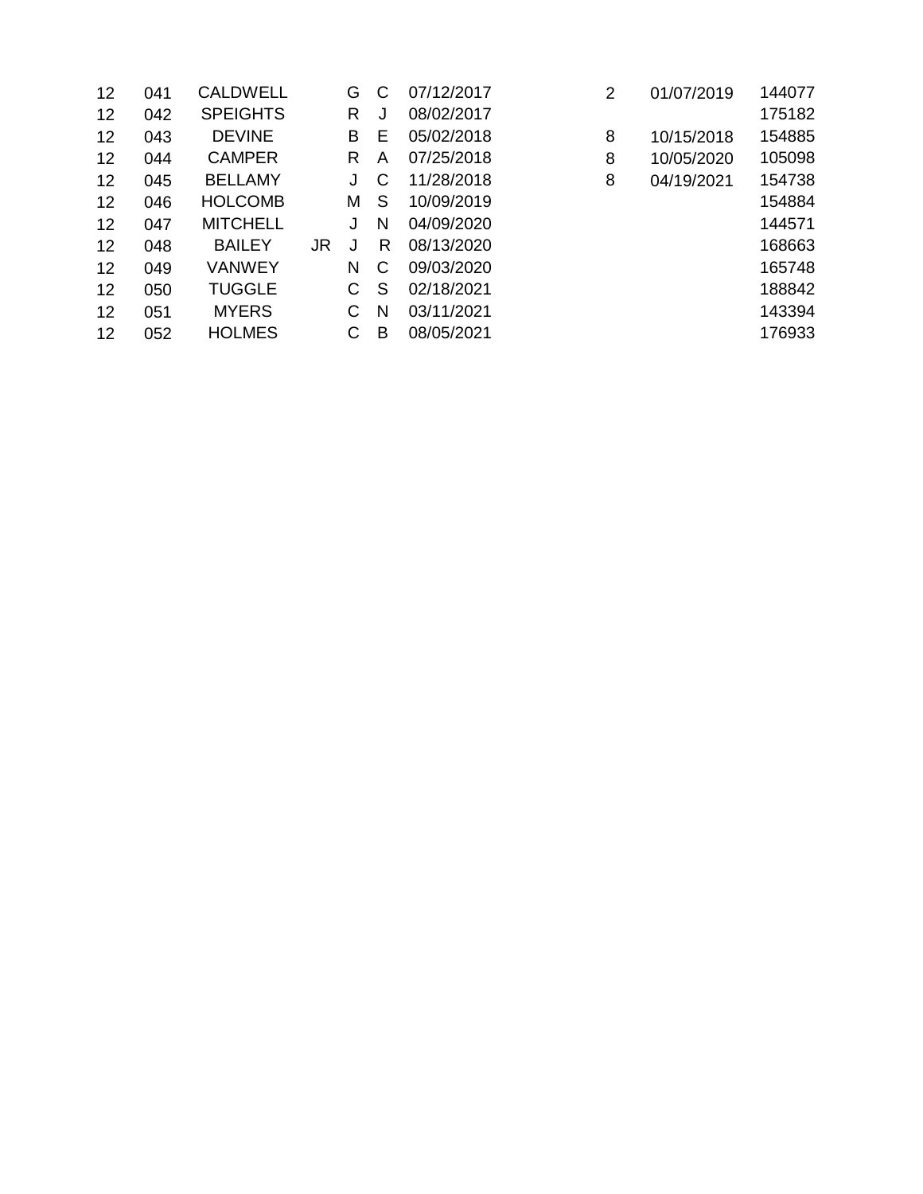| | | | | | | | | | |
|---|---|---|---|---|---|---|---|---|---|
| 12 | 041 | CALDWELL | | G | C | 07/12/2017 | 2 | 01/07/2019 | 144077 |
| 12 | 042 | SPEIGHTS | | R | J | 08/02/2017 | | | 175182 |
| 12 | 043 | DEVINE | | B | E | 05/02/2018 | 8 | 10/15/2018 | 154885 |
| 12 | 044 | CAMPER | | R | A | 07/25/2018 | 8 | 10/05/2020 | 105098 |
| 12 | 045 | BELLAMY | | J | C | 11/28/2018 | 8 | 04/19/2021 | 154738 |
| 12 | 046 | HOLCOMB | | M | S | 10/09/2019 | | | 154884 |
| 12 | 047 | MITCHELL | | J | N | 04/09/2020 | | | 144571 |
| 12 | 048 | BAILEY | JR | J | R | 08/13/2020 | | | 168663 |
| 12 | 049 | VANWEY | | N | C | 09/03/2020 | | | 165748 |
| 12 | 050 | TUGGLE | | C | S | 02/18/2021 | | | 188842 |
| 12 | 051 | MYERS | | C | N | 03/11/2021 | | | 143394 |
| 12 | 052 | HOLMES | | C | B | 08/05/2021 | | | 176933 |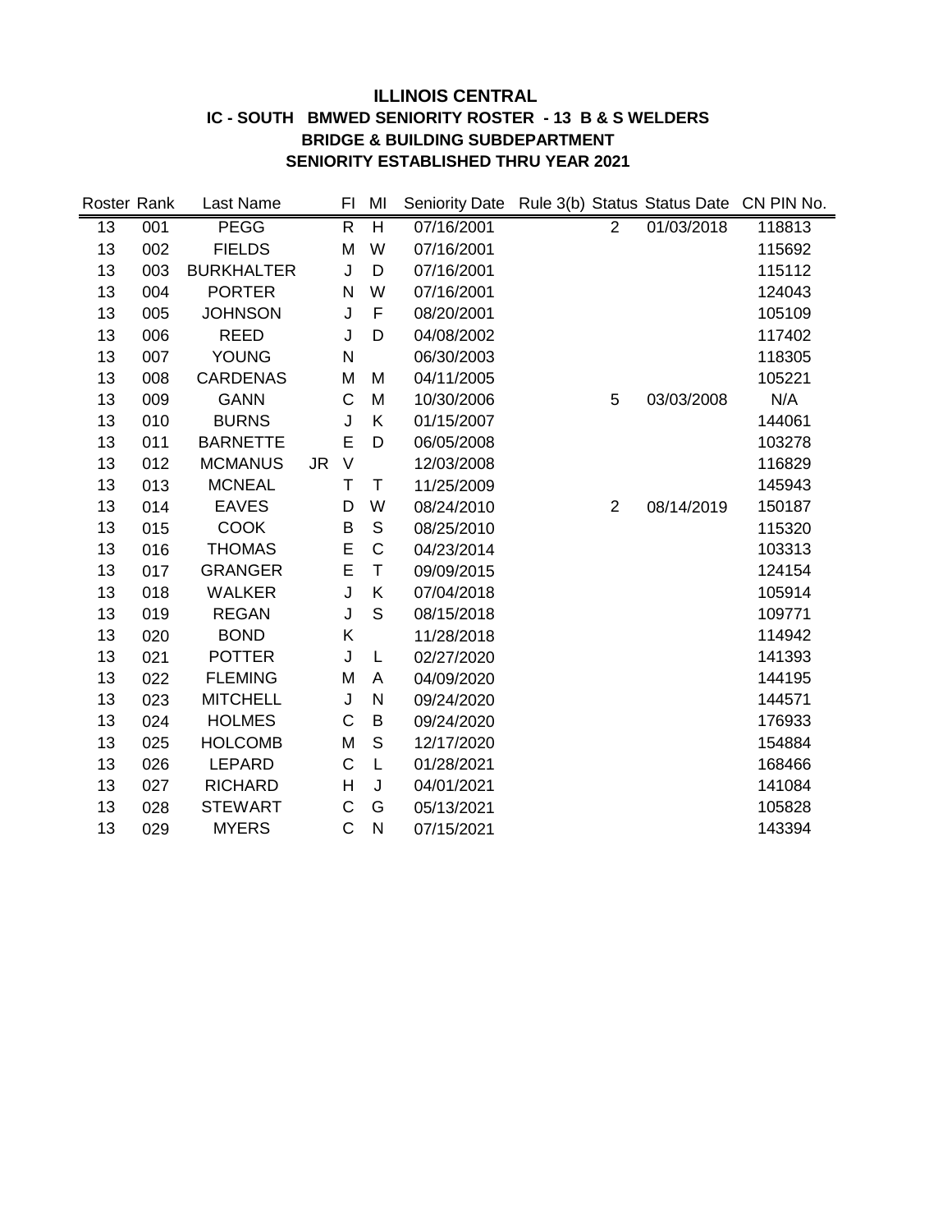**ILLINOIS CENTRAL**

**IC - SOUTH BMWED SENIORITY ROSTER - 13 B & S WELDERS**

**BRIDGE & BUILDING SUBDEPARTMENT**

**SENIORITY ESTABLISHED THRU YEAR 2021**

| Roster | Rank | Last Name | | FI | MI | Seniority Date | Rule 3(b) | Status | Status Date | CN PIN No. |
|---|---|---|---|---|---|---|---|---|---|---|
| 13 | 001 | PEGG | | R | H | 07/16/2001 | | 2 | 01/03/2018 | 118813 |
| 13 | 002 | FIELDS | | M | W | 07/16/2001 | | | | 115692 |
| 13 | 003 | BURKHALTER | | J | D | 07/16/2001 | | | | 115112 |
| 13 | 004 | PORTER | | N | W | 07/16/2001 | | | | 124043 |
| 13 | 005 | JOHNSON | | J | F | 08/20/2001 | | | | 105109 |
| 13 | 006 | REED | | J | D | 04/08/2002 | | | | 117402 |
| 13 | 007 | YOUNG | | N | | 06/30/2003 | | | | 118305 |
| 13 | 008 | CARDENAS | | M | M | 04/11/2005 | | | | 105221 |
| 13 | 009 | GANN | | C | M | 10/30/2006 | | 5 | 03/03/2008 | N/A |
| 13 | 010 | BURNS | | J | K | 01/15/2007 | | | | 144061 |
| 13 | 011 | BARNETTE | | E | D | 06/05/2008 | | | | 103278 |
| 13 | 012 | MCMANUS | JR | V | | 12/03/2008 | | | | 116829 |
| 13 | 013 | MCNEAL | | T | T | 11/25/2009 | | | | 145943 |
| 13 | 014 | EAVES | | D | W | 08/24/2010 | | 2 | 08/14/2019 | 150187 |
| 13 | 015 | COOK | | B | S | 08/25/2010 | | | | 115320 |
| 13 | 016 | THOMAS | | E | C | 04/23/2014 | | | | 103313 |
| 13 | 017 | GRANGER | | E | T | 09/09/2015 | | | | 124154 |
| 13 | 018 | WALKER | | J | K | 07/04/2018 | | | | 105914 |
| 13 | 019 | REGAN | | J | S | 08/15/2018 | | | | 109771 |
| 13 | 020 | BOND | | K | | 11/28/2018 | | | | 114942 |
| 13 | 021 | POTTER | | J | L | 02/27/2020 | | | | 141393 |
| 13 | 022 | FLEMING | | M | A | 04/09/2020 | | | | 144195 |
| 13 | 023 | MITCHELL | | J | N | 09/24/2020 | | | | 144571 |
| 13 | 024 | HOLMES | | C | B | 09/24/2020 | | | | 176933 |
| 13 | 025 | HOLCOMB | | M | S | 12/17/2020 | | | | 154884 |
| 13 | 026 | LEPARD | | C | L | 01/28/2021 | | | | 168466 |
| 13 | 027 | RICHARD | | H | J | 04/01/2021 | | | | 141084 |
| 13 | 028 | STEWART | | C | G | 05/13/2021 | | | | 105828 |
| 13 | 029 | MYERS | | C | N | 07/15/2021 | | | | 143394 |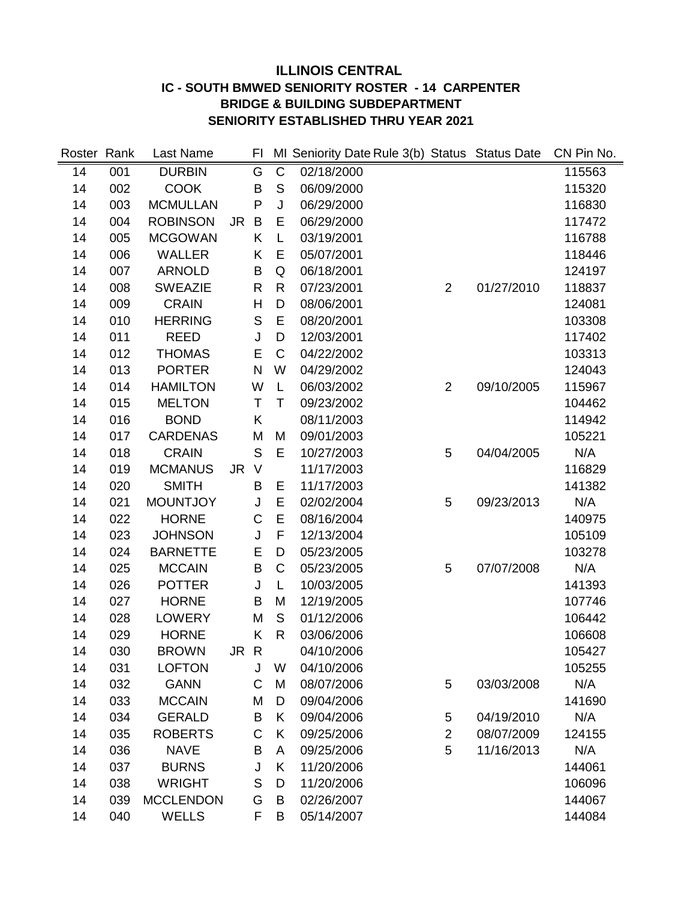# ILLINOIS CENTRAL
## IC - SOUTH BMWED SENIORITY ROSTER - 14 CARPENTER
## BRIDGE & BUILDING SUBDEPARTMENT
## SENIORITY ESTABLISHED THRU YEAR 2021

| Roster | Rank | Last Name | | FI | MI | Seniority Date | Rule 3(b) | Status | Status Date | CN Pin No. |
|---|---|---|---|---|---|---|---|---|---|---|
| 14 | 001 | DURBIN | | G | C | 02/18/2000 | | | | 115563 |
| 14 | 002 | COOK | | B | S | 06/09/2000 | | | | 115320 |
| 14 | 003 | MCMULLAN | | P | J | 06/29/2000 | | | | 116830 |
| 14 | 004 | ROBINSON | JR | B | E | 06/29/2000 | | | | 117472 |
| 14 | 005 | MCGOWAN | | K | L | 03/19/2001 | | | | 116788 |
| 14 | 006 | WALLER | | K | E | 05/07/2001 | | | | 118446 |
| 14 | 007 | ARNOLD | | B | Q | 06/18/2001 | | | | 124197 |
| 14 | 008 | SWEAZIE | | R | R | 07/23/2001 | | 2 | 01/27/2010 | 118837 |
| 14 | 009 | CRAIN | | H | D | 08/06/2001 | | | | 124081 |
| 14 | 010 | HERRING | | S | E | 08/20/2001 | | | | 103308 |
| 14 | 011 | REED | | J | D | 12/03/2001 | | | | 117402 |
| 14 | 012 | THOMAS | | E | C | 04/22/2002 | | | | 103313 |
| 14 | 013 | PORTER | | N | W | 04/29/2002 | | | | 124043 |
| 14 | 014 | HAMILTON | | W | L | 06/03/2002 | | 2 | 09/10/2005 | 115967 |
| 14 | 015 | MELTON | | T | T | 09/23/2002 | | | | 104462 |
| 14 | 016 | BOND | | K | | 08/11/2003 | | | | 114942 |
| 14 | 017 | CARDENAS | | M | M | 09/01/2003 | | | | 105221 |
| 14 | 018 | CRAIN | | S | E | 10/27/2003 | | 5 | 04/04/2005 | N/A |
| 14 | 019 | MCMANUS | JR | V | | 11/17/2003 | | | | 116829 |
| 14 | 020 | SMITH | | B | E | 11/17/2003 | | | | 141382 |
| 14 | 021 | MOUNTJOY | | J | E | 02/02/2004 | | 5 | 09/23/2013 | N/A |
| 14 | 022 | HORNE | | C | E | 08/16/2004 | | | | 140975 |
| 14 | 023 | JOHNSON | | J | F | 12/13/2004 | | | | 105109 |
| 14 | 024 | BARNETTE | | E | D | 05/23/2005 | | | | 103278 |
| 14 | 025 | MCCAIN | | B | C | 05/23/2005 | | 5 | 07/07/2008 | N/A |
| 14 | 026 | POTTER | | J | L | 10/03/2005 | | | | 141393 |
| 14 | 027 | HORNE | | B | M | 12/19/2005 | | | | 107746 |
| 14 | 028 | LOWERY | | M | S | 01/12/2006 | | | | 106442 |
| 14 | 029 | HORNE | | K | R | 03/06/2006 | | | | 106608 |
| 14 | 030 | BROWN | JR | R | | 04/10/2006 | | | | 105427 |
| 14 | 031 | LOFTON | | J | W | 04/10/2006 | | | | 105255 |
| 14 | 032 | GANN | | C | M | 08/07/2006 | | 5 | 03/03/2008 | N/A |
| 14 | 033 | MCCAIN | | M | D | 09/04/2006 | | | | 141690 |
| 14 | 034 | GERALD | | B | K | 09/04/2006 | | 5 | 04/19/2010 | N/A |
| 14 | 035 | ROBERTS | | C | K | 09/25/2006 | | 2 | 08/07/2009 | 124155 |
| 14 | 036 | NAVE | | B | A | 09/25/2006 | | 5 | 11/16/2013 | N/A |
| 14 | 037 | BURNS | | J | K | 11/20/2006 | | | | 144061 |
| 14 | 038 | WRIGHT | | S | D | 11/20/2006 | | | | 106096 |
| 14 | 039 | MCCLENDON | | G | B | 02/26/2007 | | | | 144067 |
| 14 | 040 | WELLS | | F | B | 05/14/2007 | | | | 144084 |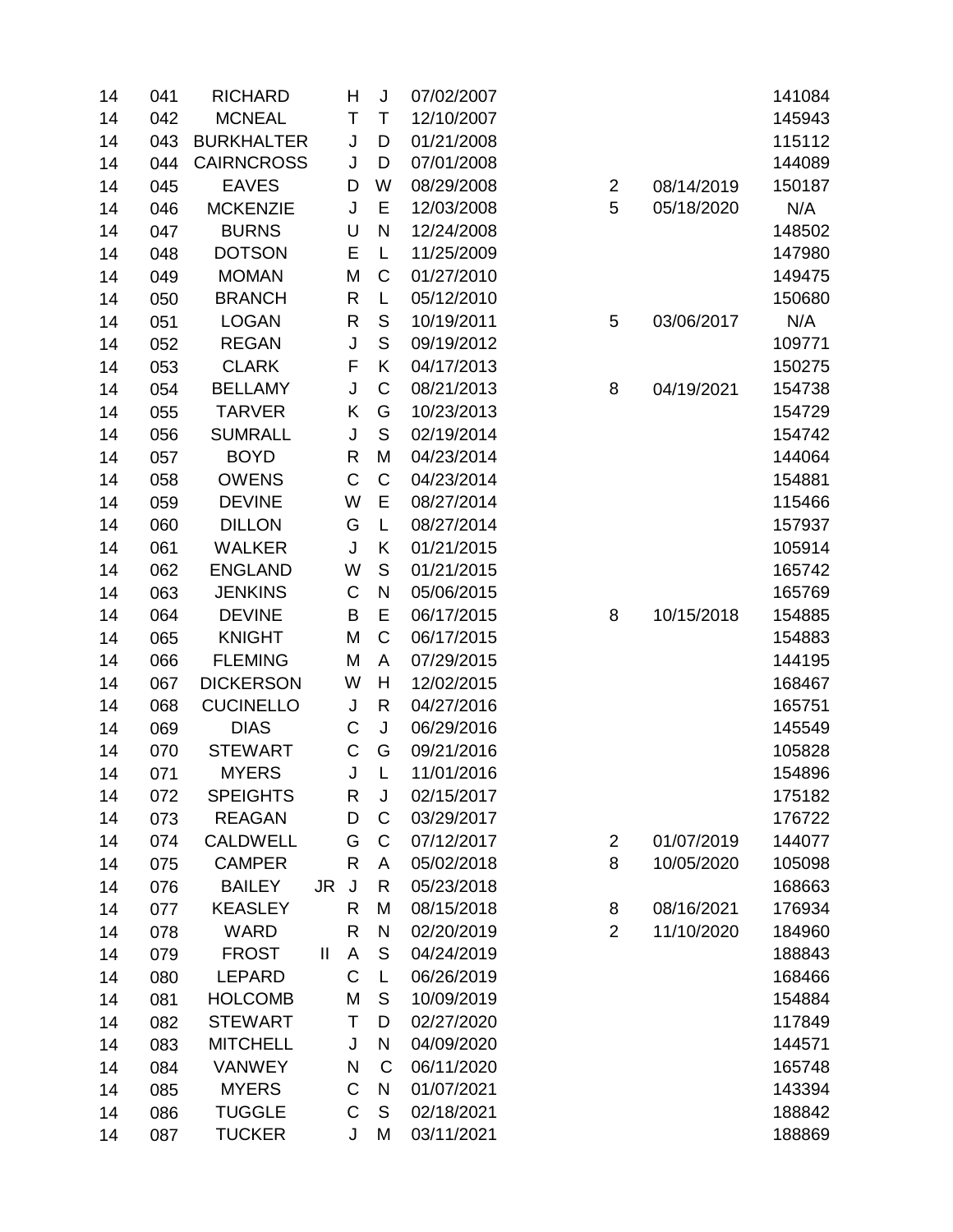| | | | | | | | | | |
|---|---|---|---|---|---|---|---|---|---|
| 14 | 041 | RICHARD | | H | J | 07/02/2007 | | | 141084 |
| 14 | 042 | MCNEAL | | T | T | 12/10/2007 | | | 145943 |
| 14 | 043 | BURKHALTER | | J | D | 01/21/2008 | | | 115112 |
| 14 | 044 | CAIRNCROSS | | J | D | 07/01/2008 | | | 144089 |
| 14 | 045 | EAVES | | D | W | 08/29/2008 | 2 | 08/14/2019 | 150187 |
| 14 | 046 | MCKENZIE | | J | E | 12/03/2008 | 5 | 05/18/2020 | N/A |
| 14 | 047 | BURNS | | U | N | 12/24/2008 | | | 148502 |
| 14 | 048 | DOTSON | | E | L | 11/25/2009 | | | 147980 |
| 14 | 049 | MOMAN | | M | C | 01/27/2010 | | | 149475 |
| 14 | 050 | BRANCH | | R | L | 05/12/2010 | | | 150680 |
| 14 | 051 | LOGAN | | R | S | 10/19/2011 | 5 | 03/06/2017 | N/A |
| 14 | 052 | REGAN | | J | S | 09/19/2012 | | | 109771 |
| 14 | 053 | CLARK | | F | K | 04/17/2013 | | | 150275 |
| 14 | 054 | BELLAMY | | J | C | 08/21/2013 | 8 | 04/19/2021 | 154738 |
| 14 | 055 | TARVER | | K | G | 10/23/2013 | | | 154729 |
| 14 | 056 | SUMRALL | | J | S | 02/19/2014 | | | 154742 |
| 14 | 057 | BOYD | | R | M | 04/23/2014 | | | 144064 |
| 14 | 058 | OWENS | | C | C | 04/23/2014 | | | 154881 |
| 14 | 059 | DEVINE | | W | E | 08/27/2014 | | | 115466 |
| 14 | 060 | DILLON | | G | L | 08/27/2014 | | | 157937 |
| 14 | 061 | WALKER | | J | K | 01/21/2015 | | | 105914 |
| 14 | 062 | ENGLAND | | W | S | 01/21/2015 | | | 165742 |
| 14 | 063 | JENKINS | | C | N | 05/06/2015 | | | 165769 |
| 14 | 064 | DEVINE | | B | E | 06/17/2015 | 8 | 10/15/2018 | 154885 |
| 14 | 065 | KNIGHT | | M | C | 06/17/2015 | | | 154883 |
| 14 | 066 | FLEMING | | M | A | 07/29/2015 | | | 144195 |
| 14 | 067 | DICKERSON | | W | H | 12/02/2015 | | | 168467 |
| 14 | 068 | CUCINELLO | | J | R | 04/27/2016 | | | 165751 |
| 14 | 069 | DIAS | | C | J | 06/29/2016 | | | 145549 |
| 14 | 070 | STEWART | | C | G | 09/21/2016 | | | 105828 |
| 14 | 071 | MYERS | | J | L | 11/01/2016 | | | 154896 |
| 14 | 072 | SPEIGHTS | | R | J | 02/15/2017 | | | 175182 |
| 14 | 073 | REAGAN | | D | C | 03/29/2017 | | | 176722 |
| 14 | 074 | CALDWELL | | G | C | 07/12/2017 | 2 | 01/07/2019 | 144077 |
| 14 | 075 | CAMPER | | R | A | 05/02/2018 | 8 | 10/05/2020 | 105098 |
| 14 | 076 | BAILEY | JR | J | R | 05/23/2018 | | | 168663 |
| 14 | 077 | KEASLEY | | R | M | 08/15/2018 | 8 | 08/16/2021 | 176934 |
| 14 | 078 | WARD | | R | N | 02/20/2019 | 2 | 11/10/2020 | 184960 |
| 14 | 079 | FROST | II | A | S | 04/24/2019 | | | 188843 |
| 14 | 080 | LEPARD | | C | L | 06/26/2019 | | | 168466 |
| 14 | 081 | HOLCOMB | | M | S | 10/09/2019 | | | 154884 |
| 14 | 082 | STEWART | | T | D | 02/27/2020 | | | 117849 |
| 14 | 083 | MITCHELL | | J | N | 04/09/2020 | | | 144571 |
| 14 | 084 | VANWEY | | N | C | 06/11/2020 | | | 165748 |
| 14 | 085 | MYERS | | C | N | 01/07/2021 | | | 143394 |
| 14 | 086 | TUGGLE | | C | S | 02/18/2021 | | | 188842 |
| 14 | 087 | TUCKER | | J | M | 03/11/2021 | | | 188869 |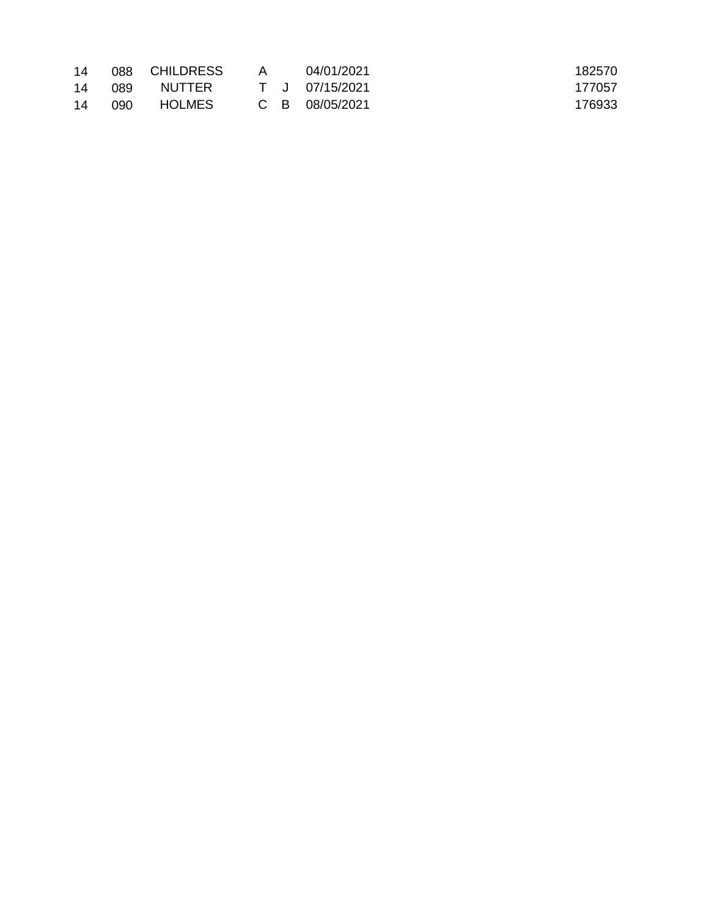| | | | | | | |
|---|---|---|---|---|---|---|
| 14 | 088 | CHILDRESS | A | | 04/01/2021 | 182570 |
| 14 | 089 | NUTTER | T | J | 07/15/2021 | 177057 |
| 14 | 090 | HOLMES | C | B | 08/05/2021 | 176933 |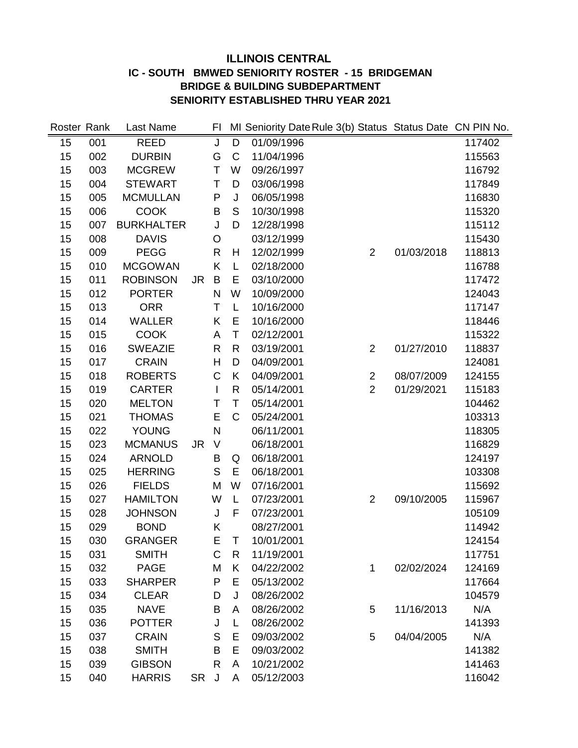# ILLINOIS CENTRAL
## IC - SOUTH BMWED SENIORITY ROSTER - 15 BRIDGEMAN
## BRIDGE & BUILDING SUBDEPARTMENT
## SENIORITY ESTABLISHED THRU YEAR 2021

| Roster | Rank | Last Name | | FI | MI | Seniority Date | Rule 3(b) | Status | Status Date | CN PIN No. |
|---|---|---|---|---|---|---|---|---|---|---|
| 15 | 001 | REED | | J | D | 01/09/1996 | | | | 117402 |
| 15 | 002 | DURBIN | | G | C | 11/04/1996 | | | | 115563 |
| 15 | 003 | MCGREW | | T | W | 09/26/1997 | | | | 116792 |
| 15 | 004 | STEWART | | T | D | 03/06/1998 | | | | 117849 |
| 15 | 005 | MCMULLAN | | P | J | 06/05/1998 | | | | 116830 |
| 15 | 006 | COOK | | B | S | 10/30/1998 | | | | 115320 |
| 15 | 007 | BURKHALTER | | J | D | 12/28/1998 | | | | 115112 |
| 15 | 008 | DAVIS | | O | | 03/12/1999 | | | | 115430 |
| 15 | 009 | PEGG | | R | H | 12/02/1999 | | 2 | 01/03/2018 | 118813 |
| 15 | 010 | MCGOWAN | | K | L | 02/18/2000 | | | | 116788 |
| 15 | 011 | ROBINSON | JR | B | E | 03/10/2000 | | | | 117472 |
| 15 | 012 | PORTER | | N | W | 10/09/2000 | | | | 124043 |
| 15 | 013 | ORR | | T | L | 10/16/2000 | | | | 117147 |
| 15 | 014 | WALLER | | K | E | 10/16/2000 | | | | 118446 |
| 15 | 015 | COOK | | A | T | 02/12/2001 | | | | 115322 |
| 15 | 016 | SWEAZIE | | R | R | 03/19/2001 | | 2 | 01/27/2010 | 118837 |
| 15 | 017 | CRAIN | | H | D | 04/09/2001 | | | | 124081 |
| 15 | 018 | ROBERTS | | C | K | 04/09/2001 | | 2 | 08/07/2009 | 124155 |
| 15 | 019 | CARTER | | I | R | 05/14/2001 | | 2 | 01/29/2021 | 115183 |
| 15 | 020 | MELTON | | T | T | 05/14/2001 | | | | 104462 |
| 15 | 021 | THOMAS | | E | C | 05/24/2001 | | | | 103313 |
| 15 | 022 | YOUNG | | N | | 06/11/2001 | | | | 118305 |
| 15 | 023 | MCMANUS | JR | V | | 06/18/2001 | | | | 116829 |
| 15 | 024 | ARNOLD | | B | Q | 06/18/2001 | | | | 124197 |
| 15 | 025 | HERRING | | S | E | 06/18/2001 | | | | 103308 |
| 15 | 026 | FIELDS | | M | W | 07/16/2001 | | | | 115692 |
| 15 | 027 | HAMILTON | | W | L | 07/23/2001 | | 2 | 09/10/2005 | 115967 |
| 15 | 028 | JOHNSON | | J | F | 07/23/2001 | | | | 105109 |
| 15 | 029 | BOND | | K | | 08/27/2001 | | | | 114942 |
| 15 | 030 | GRANGER | | E | T | 10/01/2001 | | | | 124154 |
| 15 | 031 | SMITH | | C | R | 11/19/2001 | | | | 117751 |
| 15 | 032 | PAGE | | M | K | 04/22/2002 | | 1 | 02/02/2024 | 124169 |
| 15 | 033 | SHARPER | | P | E | 05/13/2002 | | | | 117664 |
| 15 | 034 | CLEAR | | D | J | 08/26/2002 | | | | 104579 |
| 15 | 035 | NAVE | | B | A | 08/26/2002 | | 5 | 11/16/2013 | N/A |
| 15 | 036 | POTTER | | J | L | 08/26/2002 | | | | 141393 |
| 15 | 037 | CRAIN | | S | E | 09/03/2002 | | 5 | 04/04/2005 | N/A |
| 15 | 038 | SMITH | | B | E | 09/03/2002 | | | | 141382 |
| 15 | 039 | GIBSON | | R | A | 10/21/2002 | | | | 141463 |
| 15 | 040 | HARRIS | SR | J | A | 05/12/2003 | | | | 116042 |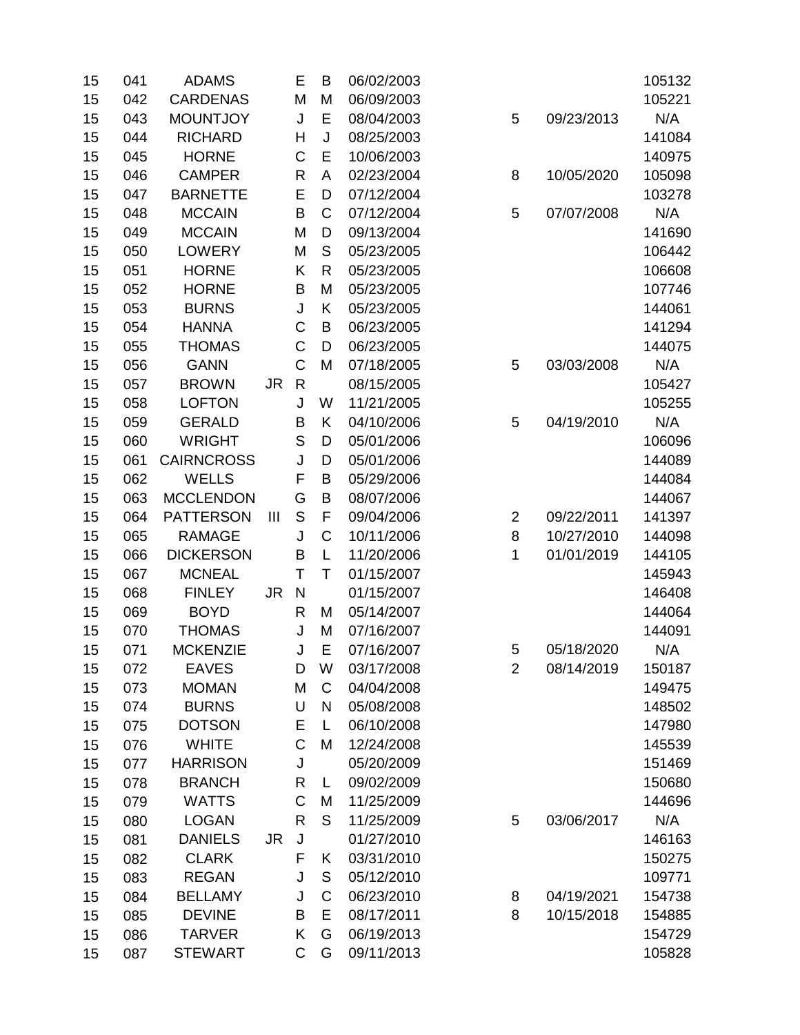| | | | | | | | | | |
|---|---|---|---|---|---|---|---|---|---|
| 15 | 041 | ADAMS | | E | B | 06/02/2003 | | | 105132 |
| 15 | 042 | CARDENAS | | M | M | 06/09/2003 | | | 105221 |
| 15 | 043 | MOUNTJOY | | J | E | 08/04/2003 | 5 | 09/23/2013 | N/A |
| 15 | 044 | RICHARD | | H | J | 08/25/2003 | | | 141084 |
| 15 | 045 | HORNE | | C | E | 10/06/2003 | | | 140975 |
| 15 | 046 | CAMPER | | R | A | 02/23/2004 | 8 | 10/05/2020 | 105098 |
| 15 | 047 | BARNETTE | | E | D | 07/12/2004 | | | 103278 |
| 15 | 048 | MCCAIN | | B | C | 07/12/2004 | 5 | 07/07/2008 | N/A |
| 15 | 049 | MCCAIN | | M | D | 09/13/2004 | | | 141690 |
| 15 | 050 | LOWERY | | M | S | 05/23/2005 | | | 106442 |
| 15 | 051 | HORNE | | K | R | 05/23/2005 | | | 106608 |
| 15 | 052 | HORNE | | B | M | 05/23/2005 | | | 107746 |
| 15 | 053 | BURNS | | J | K | 05/23/2005 | | | 144061 |
| 15 | 054 | HANNA | | C | B | 06/23/2005 | | | 141294 |
| 15 | 055 | THOMAS | | C | D | 06/23/2005 | | | 144075 |
| 15 | 056 | GANN | | C | M | 07/18/2005 | 5 | 03/03/2008 | N/A |
| 15 | 057 | BROWN | JR | R | | 08/15/2005 | | | 105427 |
| 15 | 058 | LOFTON | | J | W | 11/21/2005 | | | 105255 |
| 15 | 059 | GERALD | | B | K | 04/10/2006 | 5 | 04/19/2010 | N/A |
| 15 | 060 | WRIGHT | | S | D | 05/01/2006 | | | 106096 |
| 15 | 061 | CAIRNCROSS | | J | D | 05/01/2006 | | | 144089 |
| 15 | 062 | WELLS | | F | B | 05/29/2006 | | | 144084 |
| 15 | 063 | MCCLENDON | | G | B | 08/07/2006 | | | 144067 |
| 15 | 064 | PATTERSON | III | S | F | 09/04/2006 | 2 | 09/22/2011 | 141397 |
| 15 | 065 | RAMAGE | | J | C | 10/11/2006 | 8 | 10/27/2010 | 144098 |
| 15 | 066 | DICKERSON | | B | L | 11/20/2006 | 1 | 01/01/2019 | 144105 |
| 15 | 067 | MCNEAL | | T | T | 01/15/2007 | | | 145943 |
| 15 | 068 | FINLEY | JR | N | | 01/15/2007 | | | 146408 |
| 15 | 069 | BOYD | | R | M | 05/14/2007 | | | 144064 |
| 15 | 070 | THOMAS | | J | M | 07/16/2007 | | | 144091 |
| 15 | 071 | MCKENZIE | | J | E | 07/16/2007 | 5 | 05/18/2020 | N/A |
| 15 | 072 | EAVES | | D | W | 03/17/2008 | 2 | 08/14/2019 | 150187 |
| 15 | 073 | MOMAN | | M | C | 04/04/2008 | | | 149475 |
| 15 | 074 | BURNS | | U | N | 05/08/2008 | | | 148502 |
| 15 | 075 | DOTSON | | E | L | 06/10/2008 | | | 147980 |
| 15 | 076 | WHITE | | C | M | 12/24/2008 | | | 145539 |
| 15 | 077 | HARRISON | | J | | 05/20/2009 | | | 151469 |
| 15 | 078 | BRANCH | | R | L | 09/02/2009 | | | 150680 |
| 15 | 079 | WATTS | | C | M | 11/25/2009 | | | 144696 |
| 15 | 080 | LOGAN | | R | S | 11/25/2009 | 5 | 03/06/2017 | N/A |
| 15 | 081 | DANIELS | JR | J | | 01/27/2010 | | | 146163 |
| 15 | 082 | CLARK | | F | K | 03/31/2010 | | | 150275 |
| 15 | 083 | REGAN | | J | S | 05/12/2010 | | | 109771 |
| 15 | 084 | BELLAMY | | J | C | 06/23/2010 | 8 | 04/19/2021 | 154738 |
| 15 | 085 | DEVINE | | B | E | 08/17/2011 | 8 | 10/15/2018 | 154885 |
| 15 | 086 | TARVER | | K | G | 06/19/2013 | | | 154729 |
| 15 | 087 | STEWART | | C | G | 09/11/2013 | | | 105828 |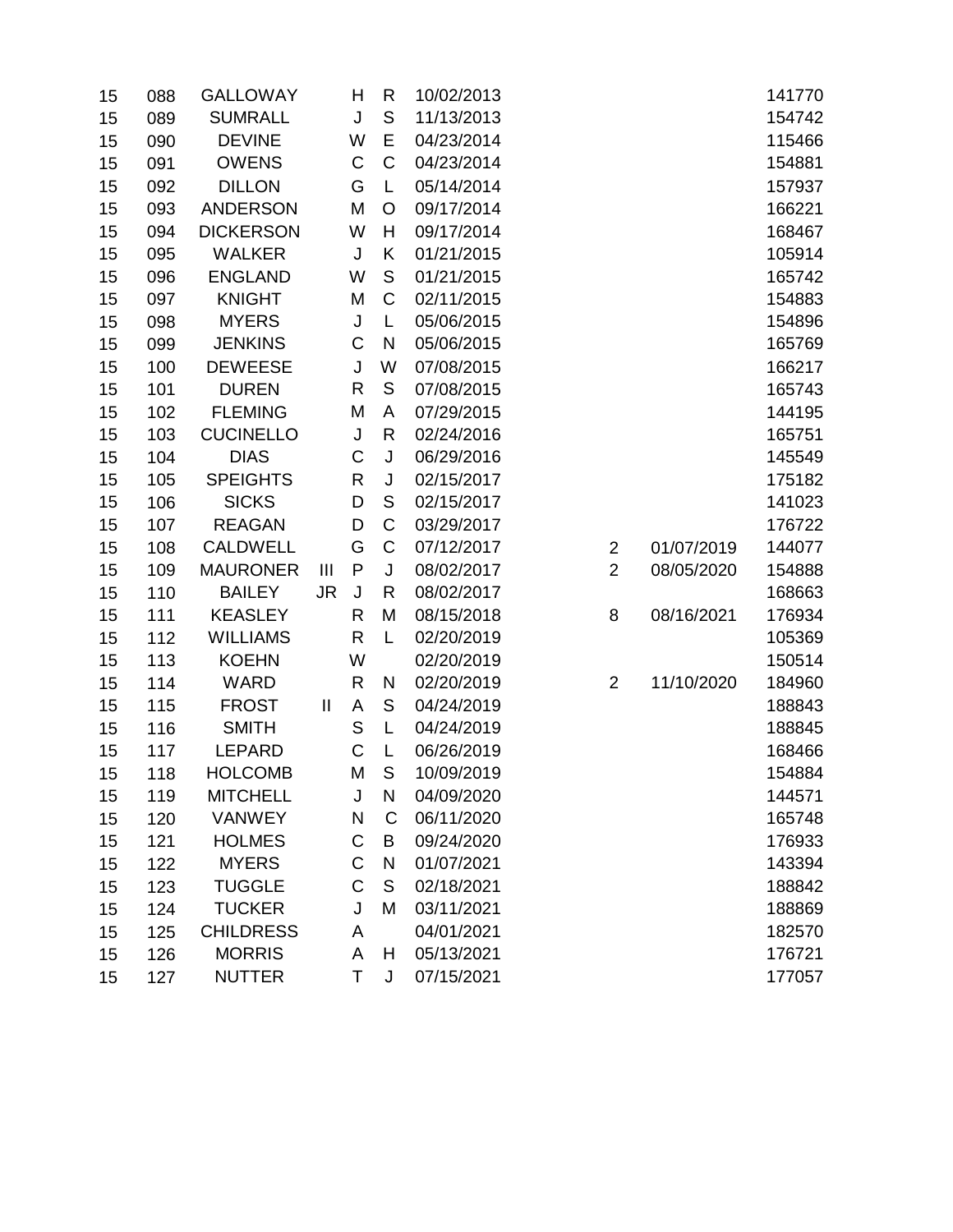| | | | | | | | | | |
|---|---|---|---|---|---|---|---|---|---|
| 15 | 088 | GALLOWAY | | H | R | 10/02/2013 | | | 141770 |
| 15 | 089 | SUMRALL | | J | S | 11/13/2013 | | | 154742 |
| 15 | 090 | DEVINE | | W | E | 04/23/2014 | | | 115466 |
| 15 | 091 | OWENS | | C | C | 04/23/2014 | | | 154881 |
| 15 | 092 | DILLON | | G | L | 05/14/2014 | | | 157937 |
| 15 | 093 | ANDERSON | | M | O | 09/17/2014 | | | 166221 |
| 15 | 094 | DICKERSON | | W | H | 09/17/2014 | | | 168467 |
| 15 | 095 | WALKER | | J | K | 01/21/2015 | | | 105914 |
| 15 | 096 | ENGLAND | | W | S | 01/21/2015 | | | 165742 |
| 15 | 097 | KNIGHT | | M | C | 02/11/2015 | | | 154883 |
| 15 | 098 | MYERS | | J | L | 05/06/2015 | | | 154896 |
| 15 | 099 | JENKINS | | C | N | 05/06/2015 | | | 165769 |
| 15 | 100 | DEWEESE | | J | W | 07/08/2015 | | | 166217 |
| 15 | 101 | DUREN | | R | S | 07/08/2015 | | | 165743 |
| 15 | 102 | FLEMING | | M | A | 07/29/2015 | | | 144195 |
| 15 | 103 | CUCINELLO | | J | R | 02/24/2016 | | | 165751 |
| 15 | 104 | DIAS | | C | J | 06/29/2016 | | | 145549 |
| 15 | 105 | SPEIGHTS | | R | J | 02/15/2017 | | | 175182 |
| 15 | 106 | SICKS | | D | S | 02/15/2017 | | | 141023 |
| 15 | 107 | REAGAN | | D | C | 03/29/2017 | | | 176722 |
| 15 | 108 | CALDWELL | | G | C | 07/12/2017 | 2 | 01/07/2019 | 144077 |
| 15 | 109 | MAURONER | III | P | J | 08/02/2017 | 2 | 08/05/2020 | 154888 |
| 15 | 110 | BAILEY | JR | J | R | 08/02/2017 | | | 168663 |
| 15 | 111 | KEASLEY | | R | M | 08/15/2018 | 8 | 08/16/2021 | 176934 |
| 15 | 112 | WILLIAMS | | R | L | 02/20/2019 | | | 105369 |
| 15 | 113 | KOEHN | | W | | 02/20/2019 | | | 150514 |
| 15 | 114 | WARD | | R | N | 02/20/2019 | 2 | 11/10/2020 | 184960 |
| 15 | 115 | FROST | II | A | S | 04/24/2019 | | | 188843 |
| 15 | 116 | SMITH | | S | L | 04/24/2019 | | | 188845 |
| 15 | 117 | LEPARD | | C | L | 06/26/2019 | | | 168466 |
| 15 | 118 | HOLCOMB | | M | S | 10/09/2019 | | | 154884 |
| 15 | 119 | MITCHELL | | J | N | 04/09/2020 | | | 144571 |
| 15 | 120 | VANWEY | | N | C | 06/11/2020 | | | 165748 |
| 15 | 121 | HOLMES | | C | B | 09/24/2020 | | | 176933 |
| 15 | 122 | MYERS | | C | N | 01/07/2021 | | | 143394 |
| 15 | 123 | TUGGLE | | C | S | 02/18/2021 | | | 188842 |
| 15 | 124 | TUCKER | | J | M | 03/11/2021 | | | 188869 |
| 15 | 125 | CHILDRESS | | A | | 04/01/2021 | | | 182570 |
| 15 | 126 | MORRIS | | A | H | 05/13/2021 | | | 176721 |
| 15 | 127 | NUTTER | | T | J | 07/15/2021 | | | 177057 |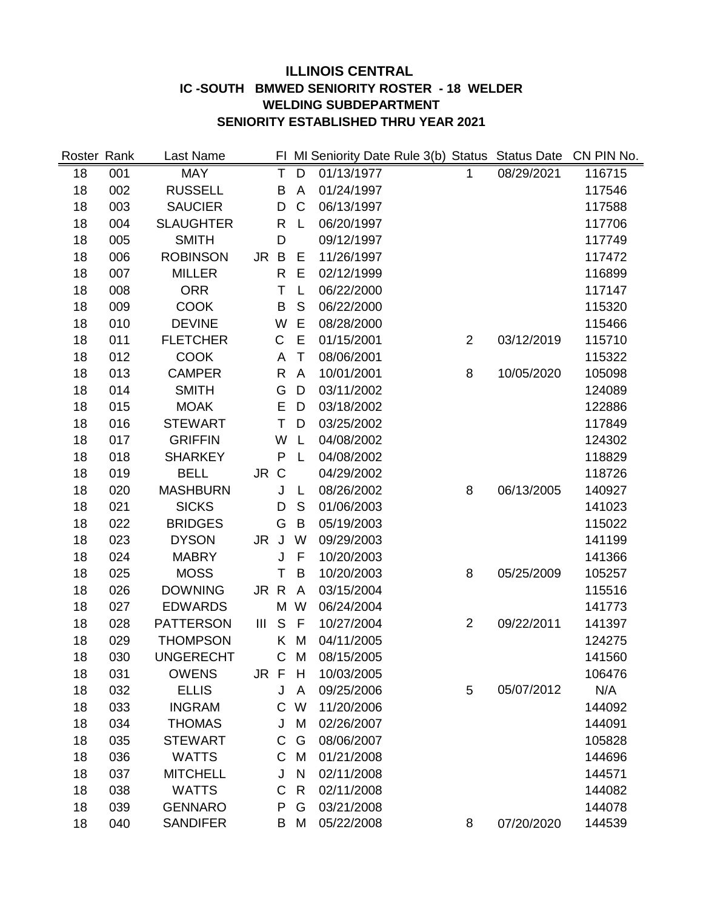## ILLINOIS CENTRAL
## IC -SOUTH BMWED SENIORITY ROSTER - 18 WELDER
## WELDING SUBDEPARTMENT
## SENIORITY ESTABLISHED THRU YEAR 2021

| Roster | Rank | Last Name | | FI | MI | Seniority Date | Rule 3(b) | Status | Status Date | CN PIN No. |
|---|---|---|---|---|---|---|---|---|---|---|
| 18 | 001 | MAY | | T | D | 01/13/1977 | | 1 | 08/29/2021 | 116715 |
| 18 | 002 | RUSSELL | | B | A | 01/24/1997 | | | | 117546 |
| 18 | 003 | SAUCIER | | D | C | 06/13/1997 | | | | 117588 |
| 18 | 004 | SLAUGHTER | | R | L | 06/20/1997 | | | | 117706 |
| 18 | 005 | SMITH | | D | | 09/12/1997 | | | | 117749 |
| 18 | 006 | ROBINSON | JR | B | E | 11/26/1997 | | | | 117472 |
| 18 | 007 | MILLER | | R | E | 02/12/1999 | | | | 116899 |
| 18 | 008 | ORR | | T | L | 06/22/2000 | | | | 117147 |
| 18 | 009 | COOK | | B | S | 06/22/2000 | | | | 115320 |
| 18 | 010 | DEVINE | | W | E | 08/28/2000 | | | | 115466 |
| 18 | 011 | FLETCHER | | C | E | 01/15/2001 | | 2 | 03/12/2019 | 115710 |
| 18 | 012 | COOK | | A | T | 08/06/2001 | | | | 115322 |
| 18 | 013 | CAMPER | | R | A | 10/01/2001 | | 8 | 10/05/2020 | 105098 |
| 18 | 014 | SMITH | | G | D | 03/11/2002 | | | | 124089 |
| 18 | 015 | MOAK | | E | D | 03/18/2002 | | | | 122886 |
| 18 | 016 | STEWART | | T | D | 03/25/2002 | | | | 117849 |
| 18 | 017 | GRIFFIN | | W | L | 04/08/2002 | | | | 124302 |
| 18 | 018 | SHARKEY | | P | L | 04/08/2002 | | | | 118829 |
| 18 | 019 | BELL | JR | C | | 04/29/2002 | | | | 118726 |
| 18 | 020 | MASHBURN | | J | L | 08/26/2002 | | 8 | 06/13/2005 | 140927 |
| 18 | 021 | SICKS | | D | S | 01/06/2003 | | | | 141023 |
| 18 | 022 | BRIDGES | | G | B | 05/19/2003 | | | | 115022 |
| 18 | 023 | DYSON | JR | J | W | 09/29/2003 | | | | 141199 |
| 18 | 024 | MABRY | | J | F | 10/20/2003 | | | | 141366 |
| 18 | 025 | MOSS | | T | B | 10/20/2003 | | 8 | 05/25/2009 | 105257 |
| 18 | 026 | DOWNING | JR | R | A | 03/15/2004 | | | | 115516 |
| 18 | 027 | EDWARDS | | M | W | 06/24/2004 | | | | 141773 |
| 18 | 028 | PATTERSON | III | S | F | 10/27/2004 | | 2 | 09/22/2011 | 141397 |
| 18 | 029 | THOMPSON | | K | M | 04/11/2005 | | | | 124275 |
| 18 | 030 | UNGERECHT | | C | M | 08/15/2005 | | | | 141560 |
| 18 | 031 | OWENS | JR | F | H | 10/03/2005 | | | | 106476 |
| 18 | 032 | ELLIS | | J | A | 09/25/2006 | | 5 | 05/07/2012 | N/A |
| 18 | 033 | INGRAM | | C | W | 11/20/2006 | | | | 144092 |
| 18 | 034 | THOMAS | | J | M | 02/26/2007 | | | | 144091 |
| 18 | 035 | STEWART | | C | G | 08/06/2007 | | | | 105828 |
| 18 | 036 | WATTS | | C | M | 01/21/2008 | | | | 144696 |
| 18 | 037 | MITCHELL | | J | N | 02/11/2008 | | | | 144571 |
| 18 | 038 | WATTS | | C | R | 02/11/2008 | | | | 144082 |
| 18 | 039 | GENNARO | | P | G | 03/21/2008 | | | | 144078 |
| 18 | 040 | SANDIFER | | B | M | 05/22/2008 | | 8 | 07/20/2020 | 144539 |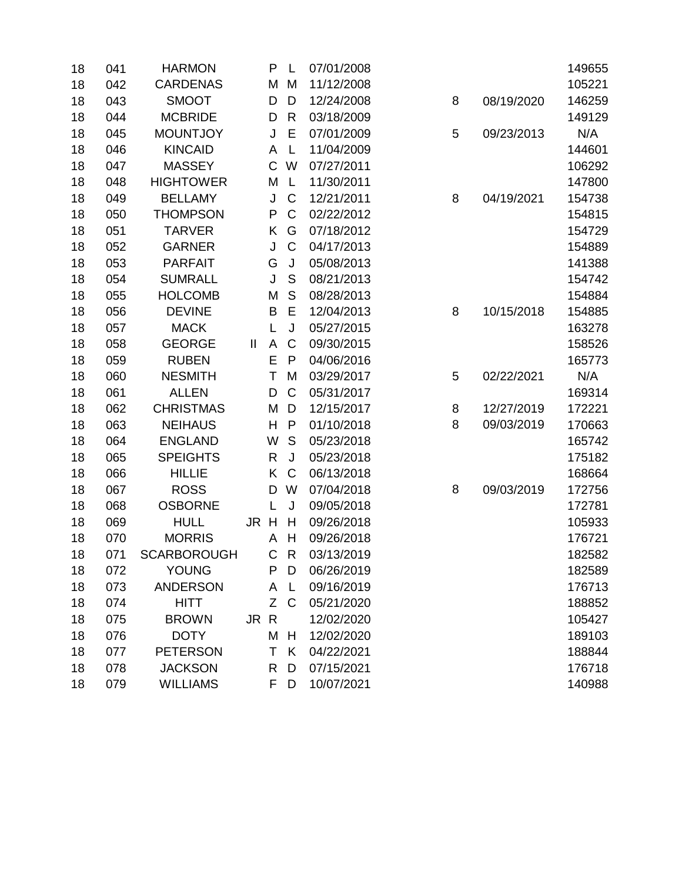| | | | | | | | | | |
|---|---|---|---|---|---|---|---|---|---|
| 18 | 041 | HARMON | | P | L | 07/01/2008 | | | 149655 |
| 18 | 042 | CARDENAS | | M | M | 11/12/2008 | | | 105221 |
| 18 | 043 | SMOOT | | D | D | 12/24/2008 | 8 | 08/19/2020 | 146259 |
| 18 | 044 | MCBRIDE | | D | R | 03/18/2009 | | | 149129 |
| 18 | 045 | MOUNTJOY | | J | E | 07/01/2009 | 5 | 09/23/2013 | N/A |
| 18 | 046 | KINCAID | | A | L | 11/04/2009 | | | 144601 |
| 18 | 047 | MASSEY | | C | W | 07/27/2011 | | | 106292 |
| 18 | 048 | HIGHTOWER | | M | L | 11/30/2011 | | | 147800 |
| 18 | 049 | BELLAMY | | J | C | 12/21/2011 | 8 | 04/19/2021 | 154738 |
| 18 | 050 | THOMPSON | | P | C | 02/22/2012 | | | 154815 |
| 18 | 051 | TARVER | | K | G | 07/18/2012 | | | 154729 |
| 18 | 052 | GARNER | | J | C | 04/17/2013 | | | 154889 |
| 18 | 053 | PARFAIT | | G | J | 05/08/2013 | | | 141388 |
| 18 | 054 | SUMRALL | | J | S | 08/21/2013 | | | 154742 |
| 18 | 055 | HOLCOMB | | M | S | 08/28/2013 | | | 154884 |
| 18 | 056 | DEVINE | | B | E | 12/04/2013 | 8 | 10/15/2018 | 154885 |
| 18 | 057 | MACK | | L | J | 05/27/2015 | | | 163278 |
| 18 | 058 | GEORGE | II | A | C | 09/30/2015 | | | 158526 |
| 18 | 059 | RUBEN | | E | P | 04/06/2016 | | | 165773 |
| 18 | 060 | NESMITH | | T | M | 03/29/2017 | 5 | 02/22/2021 | N/A |
| 18 | 061 | ALLEN | | D | C | 05/31/2017 | | | 169314 |
| 18 | 062 | CHRISTMAS | | M | D | 12/15/2017 | 8 | 12/27/2019 | 172221 |
| 18 | 063 | NEIHAUS | | H | P | 01/10/2018 | 8 | 09/03/2019 | 170663 |
| 18 | 064 | ENGLAND | | W | S | 05/23/2018 | | | 165742 |
| 18 | 065 | SPEIGHTS | | R | J | 05/23/2018 | | | 175182 |
| 18 | 066 | HILLIE | | K | C | 06/13/2018 | | | 168664 |
| 18 | 067 | ROSS | | D | W | 07/04/2018 | 8 | 09/03/2019 | 172756 |
| 18 | 068 | OSBORNE | | L | J | 09/05/2018 | | | 172781 |
| 18 | 069 | HULL | JR | H | H | 09/26/2018 | | | 105933 |
| 18 | 070 | MORRIS | | A | H | 09/26/2018 | | | 176721 |
| 18 | 071 | SCARBOROUGH | | C | R | 03/13/2019 | | | 182582 |
| 18 | 072 | YOUNG | | P | D | 06/26/2019 | | | 182589 |
| 18 | 073 | ANDERSON | | A | L | 09/16/2019 | | | 176713 |
| 18 | 074 | HITT | | Z | C | 05/21/2020 | | | 188852 |
| 18 | 075 | BROWN | JR | R | | 12/02/2020 | | | 105427 |
| 18 | 076 | DOTY | | M | H | 12/02/2020 | | | 189103 |
| 18 | 077 | PETERSON | | T | K | 04/22/2021 | | | 188844 |
| 18 | 078 | JACKSON | | R | D | 07/15/2021 | | | 176718 |
| 18 | 079 | WILLIAMS | | F | D | 10/07/2021 | | | 140988 |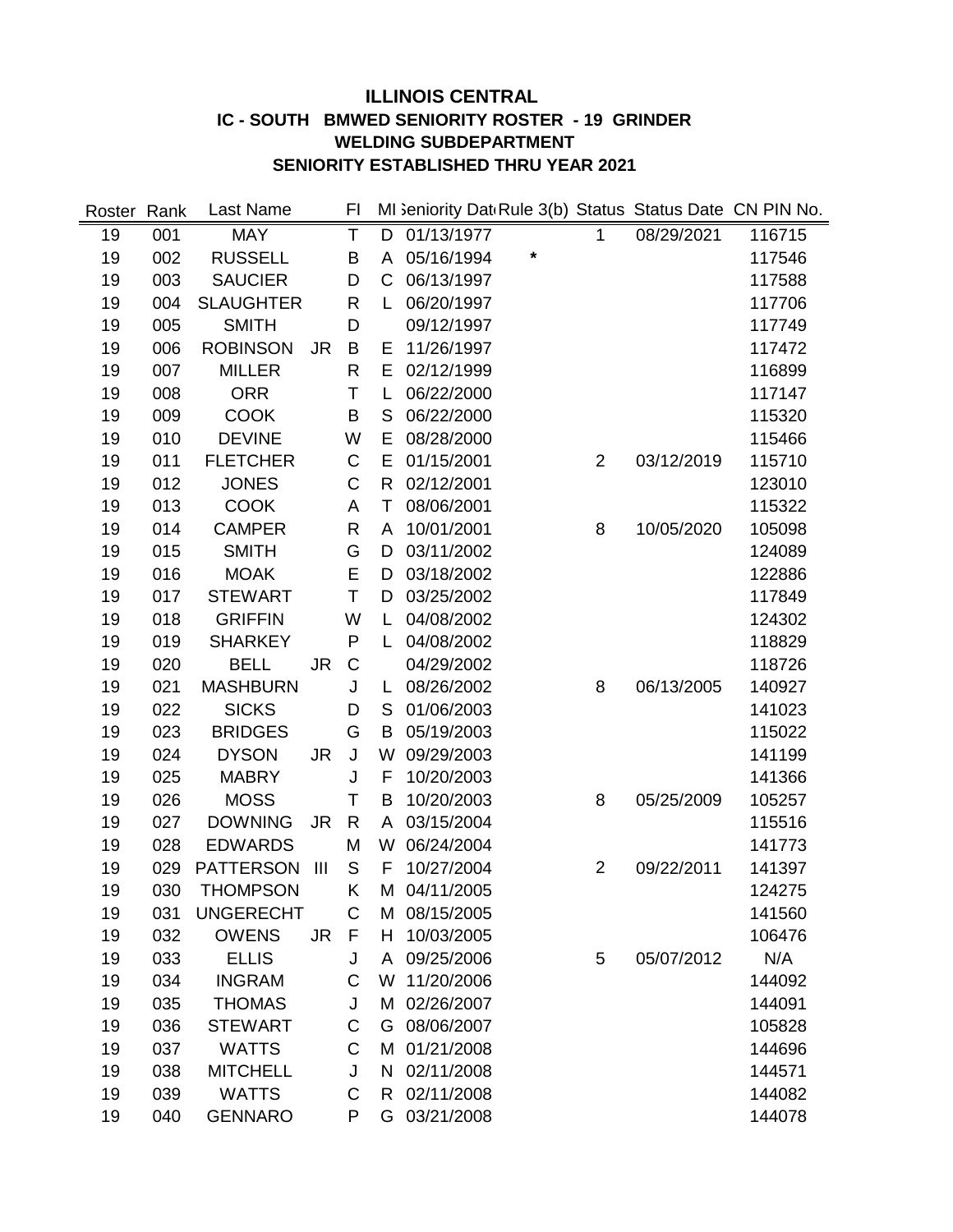**ILLINOIS CENTRAL**
**IC - SOUTH BMWED SENIORITY ROSTER - 19 GRINDER**
**WELDING SUBDEPARTMENT**
**SENIORITY ESTABLISHED THRU YEAR 2021**

| Roster | Rank | Last Name | | FI | MI | Seniority Date | Rule 3(b) | Status | Status Date | CN PIN No. |
|---|---|---|---|---|---|---|---|---|---|---|
| 19 | 001 | MAY | | T | D | 01/13/1977 | | 1 | 08/29/2021 | 116715 |
| 19 | 002 | RUSSELL | | B | A | 05/16/1994 | * | | | 117546 |
| 19 | 003 | SAUCIER | | D | C | 06/13/1997 | | | | 117588 |
| 19 | 004 | SLAUGHTER | | R | L | 06/20/1997 | | | | 117706 |
| 19 | 005 | SMITH | | D | | 09/12/1997 | | | | 117749 |
| 19 | 006 | ROBINSON | JR | B | E | 11/26/1997 | | | | 117472 |
| 19 | 007 | MILLER | | R | E | 02/12/1999 | | | | 116899 |
| 19 | 008 | ORR | | T | L | 06/22/2000 | | | | 117147 |
| 19 | 009 | COOK | | B | S | 06/22/2000 | | | | 115320 |
| 19 | 010 | DEVINE | | W | E | 08/28/2000 | | | | 115466 |
| 19 | 011 | FLETCHER | | C | E | 01/15/2001 | | 2 | 03/12/2019 | 115710 |
| 19 | 012 | JONES | | C | R | 02/12/2001 | | | | 123010 |
| 19 | 013 | COOK | | A | T | 08/06/2001 | | | | 115322 |
| 19 | 014 | CAMPER | | R | A | 10/01/2001 | | 8 | 10/05/2020 | 105098 |
| 19 | 015 | SMITH | | G | D | 03/11/2002 | | | | 124089 |
| 19 | 016 | MOAK | | E | D | 03/18/2002 | | | | 122886 |
| 19 | 017 | STEWART | | T | D | 03/25/2002 | | | | 117849 |
| 19 | 018 | GRIFFIN | | W | L | 04/08/2002 | | | | 124302 |
| 19 | 019 | SHARKEY | | P | L | 04/08/2002 | | | | 118829 |
| 19 | 020 | BELL | JR | C | | 04/29/2002 | | | | 118726 |
| 19 | 021 | MASHBURN | | J | L | 08/26/2002 | | 8 | 06/13/2005 | 140927 |
| 19 | 022 | SICKS | | D | S | 01/06/2003 | | | | 141023 |
| 19 | 023 | BRIDGES | | G | B | 05/19/2003 | | | | 115022 |
| 19 | 024 | DYSON | JR | J | W | 09/29/2003 | | | | 141199 |
| 19 | 025 | MABRY | | J | F | 10/20/2003 | | | | 141366 |
| 19 | 026 | MOSS | | T | B | 10/20/2003 | | 8 | 05/25/2009 | 105257 |
| 19 | 027 | DOWNING | JR | R | A | 03/15/2004 | | | | 115516 |
| 19 | 028 | EDWARDS | | M | W | 06/24/2004 | | | | 141773 |
| 19 | 029 | PATTERSON | III | S | F | 10/27/2004 | | 2 | 09/22/2011 | 141397 |
| 19 | 030 | THOMPSON | | K | M | 04/11/2005 | | | | 124275 |
| 19 | 031 | UNGERECHT | | C | M | 08/15/2005 | | | | 141560 |
| 19 | 032 | OWENS | JR | F | H | 10/03/2005 | | | | 106476 |
| 19 | 033 | ELLIS | | J | A | 09/25/2006 | | 5 | 05/07/2012 | N/A |
| 19 | 034 | INGRAM | | C | W | 11/20/2006 | | | | 144092 |
| 19 | 035 | THOMAS | | J | M | 02/26/2007 | | | | 144091 |
| 19 | 036 | STEWART | | C | G | 08/06/2007 | | | | 105828 |
| 19 | 037 | WATTS | | C | M | 01/21/2008 | | | | 144696 |
| 19 | 038 | MITCHELL | | J | N | 02/11/2008 | | | | 144571 |
| 19 | 039 | WATTS | | C | R | 02/11/2008 | | | | 144082 |
| 19 | 040 | GENNARO | | P | G | 03/21/2008 | | | | 144078 |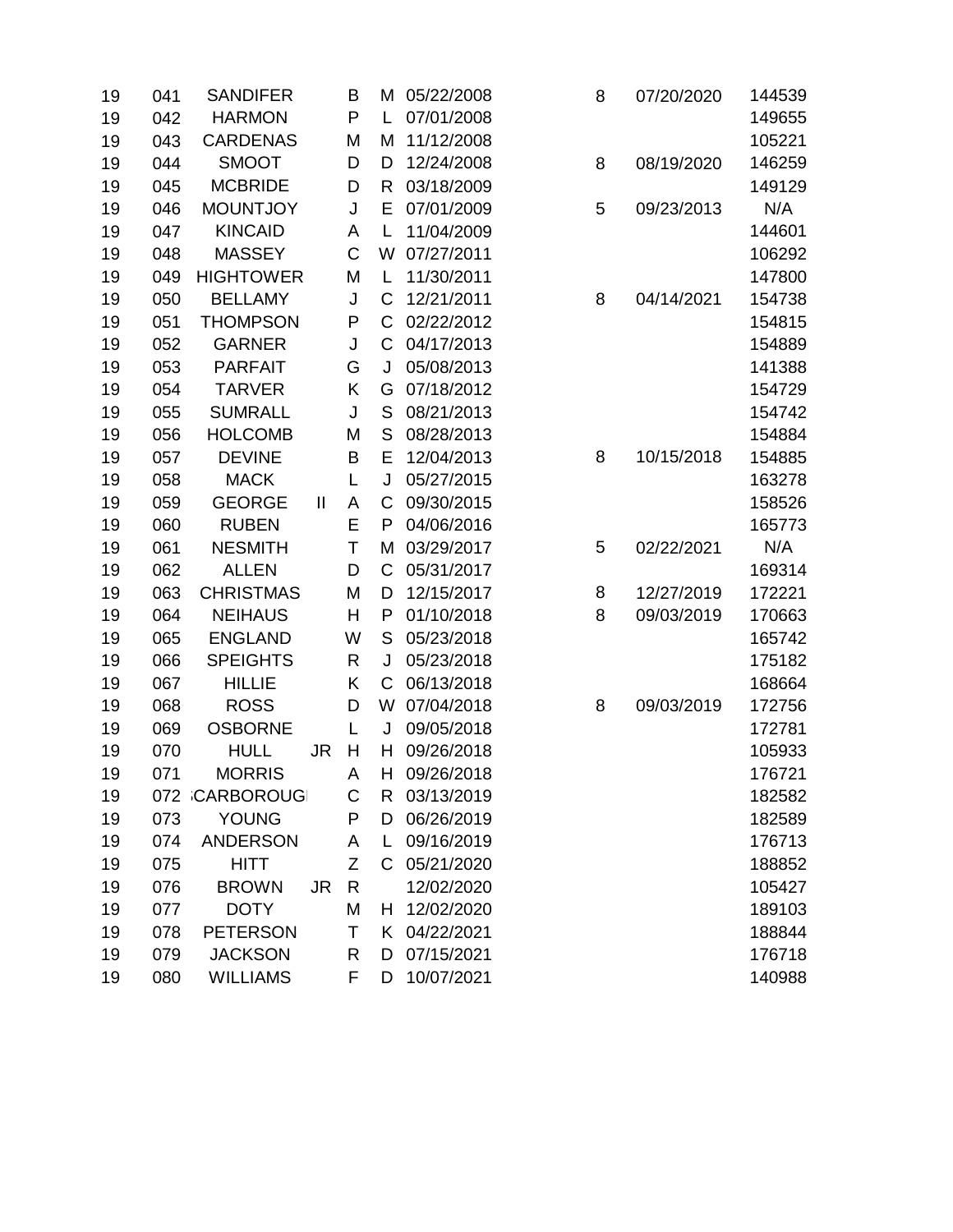| | | | | | | | | | |
|---|---|---|---|---|---|---|---|---|---|
| 19 | 041 | SANDIFER | | B | M | 05/22/2008 | 8 | 07/20/2020 | 144539 |
| 19 | 042 | HARMON | | P | L | 07/01/2008 | | | 149655 |
| 19 | 043 | CARDENAS | | M | M | 11/12/2008 | | | 105221 |
| 19 | 044 | SMOOT | | D | D | 12/24/2008 | 8 | 08/19/2020 | 146259 |
| 19 | 045 | MCBRIDE | | D | R | 03/18/2009 | | | 149129 |
| 19 | 046 | MOUNTJOY | | J | E | 07/01/2009 | 5 | 09/23/2013 | N/A |
| 19 | 047 | KINCAID | | A | L | 11/04/2009 | | | 144601 |
| 19 | 048 | MASSEY | | C | W | 07/27/2011 | | | 106292 |
| 19 | 049 | HIGHTOWER | | M | L | 11/30/2011 | | | 147800 |
| 19 | 050 | BELLAMY | | J | C | 12/21/2011 | 8 | 04/14/2021 | 154738 |
| 19 | 051 | THOMPSON | | P | C | 02/22/2012 | | | 154815 |
| 19 | 052 | GARNER | | J | C | 04/17/2013 | | | 154889 |
| 19 | 053 | PARFAIT | | G | J | 05/08/2013 | | | 141388 |
| 19 | 054 | TARVER | | K | G | 07/18/2012 | | | 154729 |
| 19 | 055 | SUMRALL | | J | S | 08/21/2013 | | | 154742 |
| 19 | 056 | HOLCOMB | | M | S | 08/28/2013 | | | 154884 |
| 19 | 057 | DEVINE | | B | E | 12/04/2013 | 8 | 10/15/2018 | 154885 |
| 19 | 058 | MACK | | L | J | 05/27/2015 | | | 163278 |
| 19 | 059 | GEORGE | II | A | C | 09/30/2015 | | | 158526 |
| 19 | 060 | RUBEN | | E | P | 04/06/2016 | | | 165773 |
| 19 | 061 | NESMITH | | T | M | 03/29/2017 | 5 | 02/22/2021 | N/A |
| 19 | 062 | ALLEN | | D | C | 05/31/2017 | | | 169314 |
| 19 | 063 | CHRISTMAS | | M | D | 12/15/2017 | 8 | 12/27/2019 | 172221 |
| 19 | 064 | NEIHAUS | | H | P | 01/10/2018 | 8 | 09/03/2019 | 170663 |
| 19 | 065 | ENGLAND | | W | S | 05/23/2018 | | | 165742 |
| 19 | 066 | SPEIGHTS | | R | J | 05/23/2018 | | | 175182 |
| 19 | 067 | HILLIE | | K | C | 06/13/2018 | | | 168664 |
| 19 | 068 | ROSS | | D | W | 07/04/2018 | 8 | 09/03/2019 | 172756 |
| 19 | 069 | OSBORNE | | L | J | 09/05/2018 | | | 172781 |
| 19 | 070 | HULL | JR | H | H | 09/26/2018 | | | 105933 |
| 19 | 071 | MORRIS | | A | H | 09/26/2018 | | | 176721 |
| 19 | 072 | SCARBOROUGH | | C | R | 03/13/2019 | | | 182582 |
| 19 | 073 | YOUNG | | P | D | 06/26/2019 | | | 182589 |
| 19 | 074 | ANDERSON | | A | L | 09/16/2019 | | | 176713 |
| 19 | 075 | HITT | | Z | C | 05/21/2020 | | | 188852 |
| 19 | 076 | BROWN | JR | R | | 12/02/2020 | | | 105427 |
| 19 | 077 | DOTY | | M | H | 12/02/2020 | | | 189103 |
| 19 | 078 | PETERSON | | T | K | 04/22/2021 | | | 188844 |
| 19 | 079 | JACKSON | | R | D | 07/15/2021 | | | 176718 |
| 19 | 080 | WILLIAMS | | F | D | 10/07/2021 | | | 140988 |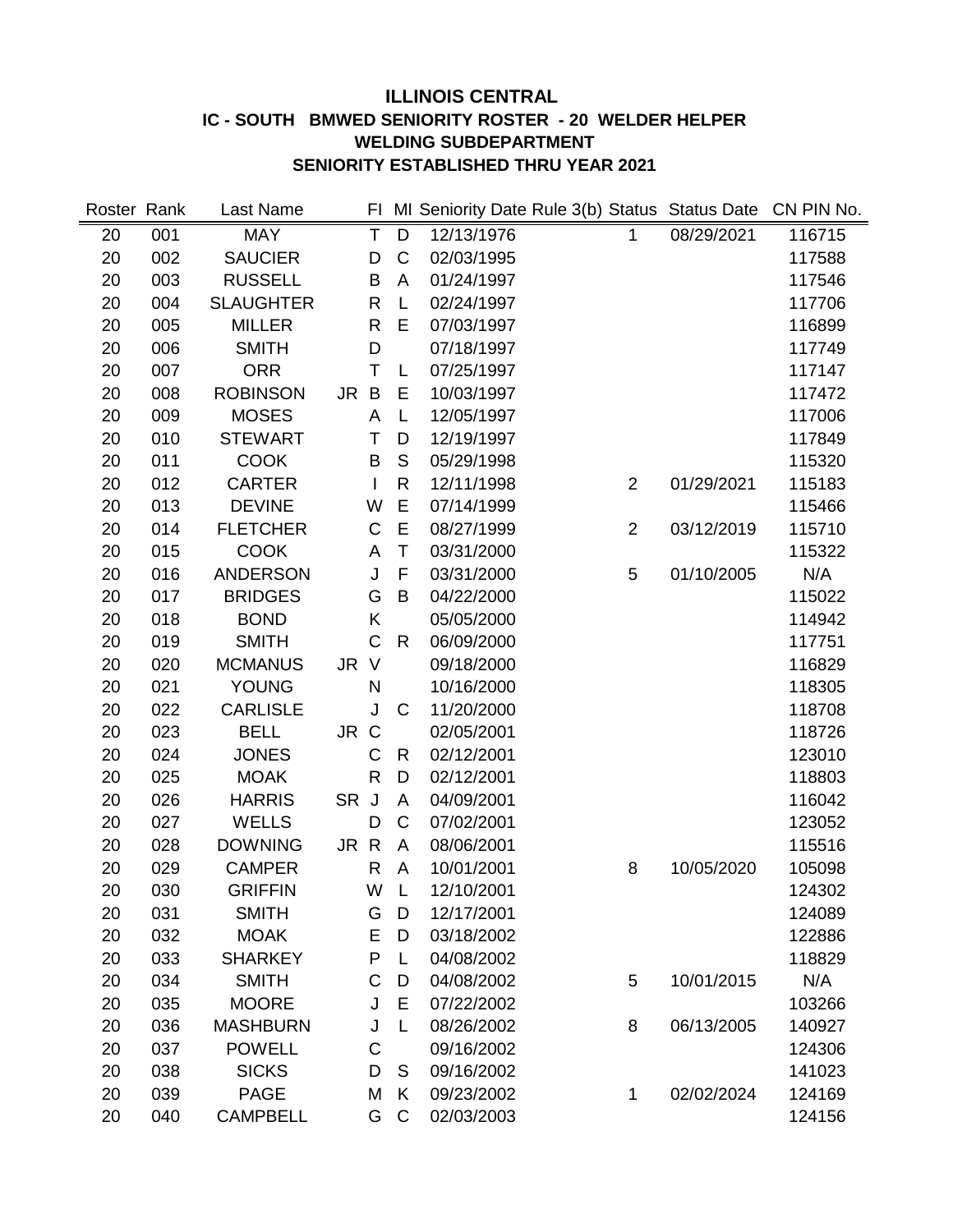# ILLINOIS CENTRAL

## IC - SOUTH BMWED SENIORITY ROSTER - 20 WELDER HELPER

## WELDING SUBDEPARTMENT

## SENIORITY ESTABLISHED THRU YEAR 2021

| Roster | Rank | Last Name | | FI | MI | Seniority Date | Rule 3(b) | Status | Status Date | CN PIN No. |
|---|---|---|---|---|---|---|---|---|---|---|
| 20 | 001 | MAY | | T | D | 12/13/1976 | | 1 | 08/29/2021 | 116715 |
| 20 | 002 | SAUCIER | | D | C | 02/03/1995 | | | | 117588 |
| 20 | 003 | RUSSELL | | B | A | 01/24/1997 | | | | 117546 |
| 20 | 004 | SLAUGHTER | | R | L | 02/24/1997 | | | | 117706 |
| 20 | 005 | MILLER | | R | E | 07/03/1997 | | | | 116899 |
| 20 | 006 | SMITH | | D | | 07/18/1997 | | | | 117749 |
| 20 | 007 | ORR | | T | L | 07/25/1997 | | | | 117147 |
| 20 | 008 | ROBINSON | JR | B | E | 10/03/1997 | | | | 117472 |
| 20 | 009 | MOSES | | A | L | 12/05/1997 | | | | 117006 |
| 20 | 010 | STEWART | | T | D | 12/19/1997 | | | | 117849 |
| 20 | 011 | COOK | | B | S | 05/29/1998 | | | | 115320 |
| 20 | 012 | CARTER | | I | R | 12/11/1998 | | 2 | 01/29/2021 | 115183 |
| 20 | 013 | DEVINE | | W | E | 07/14/1999 | | | | 115466 |
| 20 | 014 | FLETCHER | | C | E | 08/27/1999 | | 2 | 03/12/2019 | 115710 |
| 20 | 015 | COOK | | A | T | 03/31/2000 | | | | 115322 |
| 20 | 016 | ANDERSON | | J | F | 03/31/2000 | | 5 | 01/10/2005 | N/A |
| 20 | 017 | BRIDGES | | G | B | 04/22/2000 | | | | 115022 |
| 20 | 018 | BOND | | K | | 05/05/2000 | | | | 114942 |
| 20 | 019 | SMITH | | C | R | 06/09/2000 | | | | 117751 |
| 20 | 020 | MCMANUS | JR | V | | 09/18/2000 | | | | 116829 |
| 20 | 021 | YOUNG | | N | | 10/16/2000 | | | | 118305 |
| 20 | 022 | CARLISLE | | J | C | 11/20/2000 | | | | 118708 |
| 20 | 023 | BELL | JR | C | | 02/05/2001 | | | | 118726 |
| 20 | 024 | JONES | | C | R | 02/12/2001 | | | | 123010 |
| 20 | 025 | MOAK | | R | D | 02/12/2001 | | | | 118803 |
| 20 | 026 | HARRIS | SR | J | A | 04/09/2001 | | | | 116042 |
| 20 | 027 | WELLS | | D | C | 07/02/2001 | | | | 123052 |
| 20 | 028 | DOWNING | JR | R | A | 08/06/2001 | | | | 115516 |
| 20 | 029 | CAMPER | | R | A | 10/01/2001 | | 8 | 10/05/2020 | 105098 |
| 20 | 030 | GRIFFIN | | W | L | 12/10/2001 | | | | 124302 |
| 20 | 031 | SMITH | | G | D | 12/17/2001 | | | | 124089 |
| 20 | 032 | MOAK | | E | D | 03/18/2002 | | | | 122886 |
| 20 | 033 | SHARKEY | | P | L | 04/08/2002 | | | | 118829 |
| 20 | 034 | SMITH | | C | D | 04/08/2002 | | 5 | 10/01/2015 | N/A |
| 20 | 035 | MOORE | | J | E | 07/22/2002 | | | | 103266 |
| 20 | 036 | MASHBURN | | J | L | 08/26/2002 | | 8 | 06/13/2005 | 140927 |
| 20 | 037 | POWELL | | C | | 09/16/2002 | | | | 124306 |
| 20 | 038 | SICKS | | D | S | 09/16/2002 | | | | 141023 |
| 20 | 039 | PAGE | | M | K | 09/23/2002 | | 1 | 02/02/2024 | 124169 |
| 20 | 040 | CAMPBELL | | G | C | 02/03/2003 | | | | 124156 |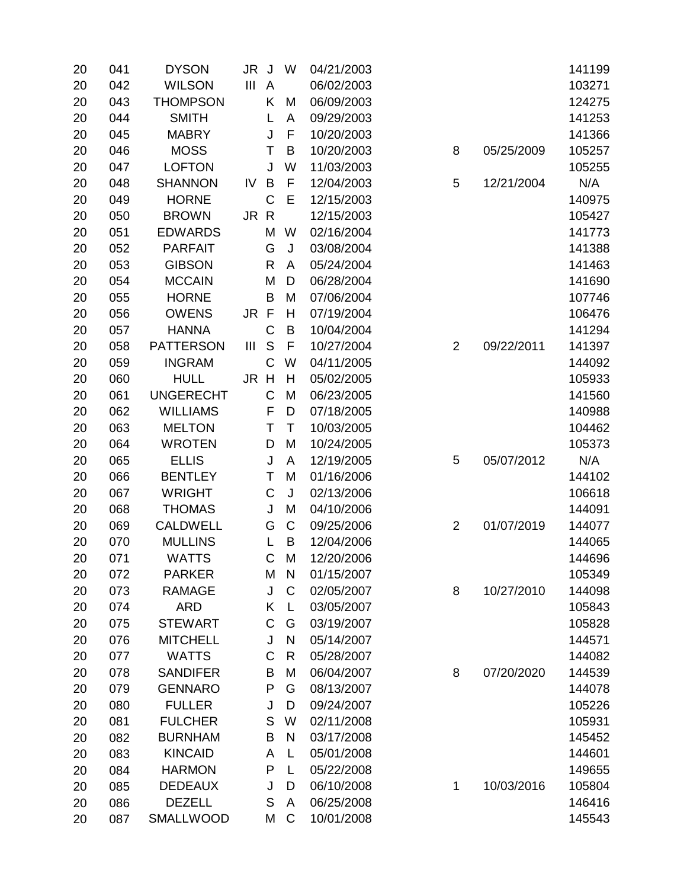| | | | | | | | | | |
|---|---|---|---|---|---|---|---|---|---|
| 20 | 041 | DYSON | JR | J | W | 04/21/2003 | | | 141199 |
| 20 | 042 | WILSON | III | A | | 06/02/2003 | | | 103271 |
| 20 | 043 | THOMPSON | | K | M | 06/09/2003 | | | 124275 |
| 20 | 044 | SMITH | | L | A | 09/29/2003 | | | 141253 |
| 20 | 045 | MABRY | | J | F | 10/20/2003 | | | 141366 |
| 20 | 046 | MOSS | | T | B | 10/20/2003 | 8 | 05/25/2009 | 105257 |
| 20 | 047 | LOFTON | | J | W | 11/03/2003 | | | 105255 |
| 20 | 048 | SHANNON | IV | B | F | 12/04/2003 | 5 | 12/21/2004 | N/A |
| 20 | 049 | HORNE | | C | E | 12/15/2003 | | | 140975 |
| 20 | 050 | BROWN | JR | R | | 12/15/2003 | | | 105427 |
| 20 | 051 | EDWARDS | | M | W | 02/16/2004 | | | 141773 |
| 20 | 052 | PARFAIT | | G | J | 03/08/2004 | | | 141388 |
| 20 | 053 | GIBSON | | R | A | 05/24/2004 | | | 141463 |
| 20 | 054 | MCCAIN | | M | D | 06/28/2004 | | | 141690 |
| 20 | 055 | HORNE | | B | M | 07/06/2004 | | | 107746 |
| 20 | 056 | OWENS | JR | F | H | 07/19/2004 | | | 106476 |
| 20 | 057 | HANNA | | C | B | 10/04/2004 | | | 141294 |
| 20 | 058 | PATTERSON | III | S | F | 10/27/2004 | 2 | 09/22/2011 | 141397 |
| 20 | 059 | INGRAM | | C | W | 04/11/2005 | | | 144092 |
| 20 | 060 | HULL | JR | H | H | 05/02/2005 | | | 105933 |
| 20 | 061 | UNGERECHT | | C | M | 06/23/2005 | | | 141560 |
| 20 | 062 | WILLIAMS | | F | D | 07/18/2005 | | | 140988 |
| 20 | 063 | MELTON | | T | T | 10/03/2005 | | | 104462 |
| 20 | 064 | WROTEN | | D | M | 10/24/2005 | | | 105373 |
| 20 | 065 | ELLIS | | J | A | 12/19/2005 | 5 | 05/07/2012 | N/A |
| 20 | 066 | BENTLEY | | T | M | 01/16/2006 | | | 144102 |
| 20 | 067 | WRIGHT | | C | J | 02/13/2006 | | | 106618 |
| 20 | 068 | THOMAS | | J | M | 04/10/2006 | | | 144091 |
| 20 | 069 | CALDWELL | | G | C | 09/25/2006 | 2 | 01/07/2019 | 144077 |
| 20 | 070 | MULLINS | | L | B | 12/04/2006 | | | 144065 |
| 20 | 071 | WATTS | | C | M | 12/20/2006 | | | 144696 |
| 20 | 072 | PARKER | | M | N | 01/15/2007 | | | 105349 |
| 20 | 073 | RAMAGE | | J | C | 02/05/2007 | 8 | 10/27/2010 | 144098 |
| 20 | 074 | ARD | | K | L | 03/05/2007 | | | 105843 |
| 20 | 075 | STEWART | | C | G | 03/19/2007 | | | 105828 |
| 20 | 076 | MITCHELL | | J | N | 05/14/2007 | | | 144571 |
| 20 | 077 | WATTS | | C | R | 05/28/2007 | | | 144082 |
| 20 | 078 | SANDIFER | | B | M | 06/04/2007 | 8 | 07/20/2020 | 144539 |
| 20 | 079 | GENNARO | | P | G | 08/13/2007 | | | 144078 |
| 20 | 080 | FULLER | | J | D | 09/24/2007 | | | 105226 |
| 20 | 081 | FULCHER | | S | W | 02/11/2008 | | | 105931 |
| 20 | 082 | BURNHAM | | B | N | 03/17/2008 | | | 145452 |
| 20 | 083 | KINCAID | | A | L | 05/01/2008 | | | 144601 |
| 20 | 084 | HARMON | | P | L | 05/22/2008 | | | 149655 |
| 20 | 085 | DEDEAUX | | J | D | 06/10/2008 | 1 | 10/03/2016 | 105804 |
| 20 | 086 | DEZELL | | S | A | 06/25/2008 | | | 146416 |
| 20 | 087 | SMALLWOOD | | M | C | 10/01/2008 | | | 145543 |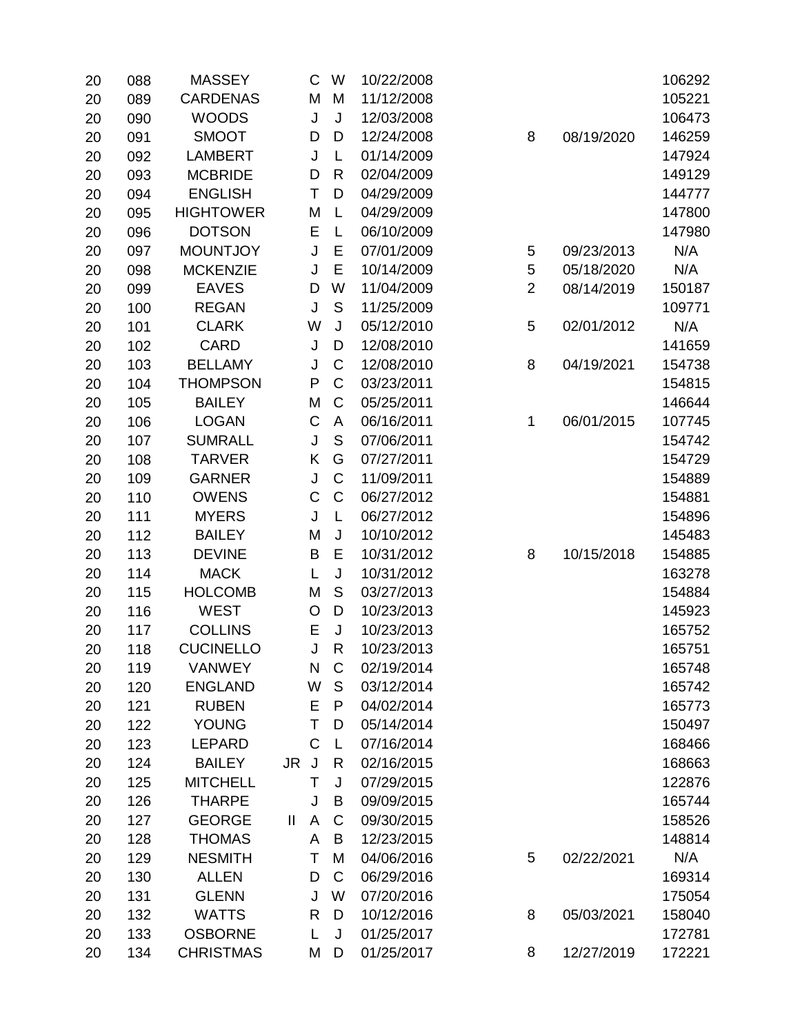| | | | | | | | | | |
|---|---|---|---|---|---|---|---|---|---|
| 20 | 088 | MASSEY | | C | W | 10/22/2008 | | | 106292 |
| 20 | 089 | CARDENAS | | M | M | 11/12/2008 | | | 105221 |
| 20 | 090 | WOODS | | J | J | 12/03/2008 | | | 106473 |
| 20 | 091 | SMOOT | | D | D | 12/24/2008 | 8 | 08/19/2020 | 146259 |
| 20 | 092 | LAMBERT | | J | L | 01/14/2009 | | | 147924 |
| 20 | 093 | MCBRIDE | | D | R | 02/04/2009 | | | 149129 |
| 20 | 094 | ENGLISH | | T | D | 04/29/2009 | | | 144777 |
| 20 | 095 | HIGHTOWER | | M | L | 04/29/2009 | | | 147800 |
| 20 | 096 | DOTSON | | E | L | 06/10/2009 | | | 147980 |
| 20 | 097 | MOUNTJOY | | J | E | 07/01/2009 | 5 | 09/23/2013 | N/A |
| 20 | 098 | MCKENZIE | | J | E | 10/14/2009 | 5 | 05/18/2020 | N/A |
| 20 | 099 | EAVES | | D | W | 11/04/2009 | 2 | 08/14/2019 | 150187 |
| 20 | 100 | REGAN | | J | S | 11/25/2009 | | | 109771 |
| 20 | 101 | CLARK | | W | J | 05/12/2010 | 5 | 02/01/2012 | N/A |
| 20 | 102 | CARD | | J | D | 12/08/2010 | | | 141659 |
| 20 | 103 | BELLAMY | | J | C | 12/08/2010 | 8 | 04/19/2021 | 154738 |
| 20 | 104 | THOMPSON | | P | C | 03/23/2011 | | | 154815 |
| 20 | 105 | BAILEY | | M | C | 05/25/2011 | | | 146644 |
| 20 | 106 | LOGAN | | C | A | 06/16/2011 | 1 | 06/01/2015 | 107745 |
| 20 | 107 | SUMRALL | | J | S | 07/06/2011 | | | 154742 |
| 20 | 108 | TARVER | | K | G | 07/27/2011 | | | 154729 |
| 20 | 109 | GARNER | | J | C | 11/09/2011 | | | 154889 |
| 20 | 110 | OWENS | | C | C | 06/27/2012 | | | 154881 |
| 20 | 111 | MYERS | | J | L | 06/27/2012 | | | 154896 |
| 20 | 112 | BAILEY | | M | J | 10/10/2012 | | | 145483 |
| 20 | 113 | DEVINE | | B | E | 10/31/2012 | 8 | 10/15/2018 | 154885 |
| 20 | 114 | MACK | | L | J | 10/31/2012 | | | 163278 |
| 20 | 115 | HOLCOMB | | M | S | 03/27/2013 | | | 154884 |
| 20 | 116 | WEST | | O | D | 10/23/2013 | | | 145923 |
| 20 | 117 | COLLINS | | E | J | 10/23/2013 | | | 165752 |
| 20 | 118 | CUCINELLO | | J | R | 10/23/2013 | | | 165751 |
| 20 | 119 | VANWEY | | N | C | 02/19/2014 | | | 165748 |
| 20 | 120 | ENGLAND | | W | S | 03/12/2014 | | | 165742 |
| 20 | 121 | RUBEN | | E | P | 04/02/2014 | | | 165773 |
| 20 | 122 | YOUNG | | T | D | 05/14/2014 | | | 150497 |
| 20 | 123 | LEPARD | | C | L | 07/16/2014 | | | 168466 |
| 20 | 124 | BAILEY | JR | J | R | 02/16/2015 | | | 168663 |
| 20 | 125 | MITCHELL | | T | J | 07/29/2015 | | | 122876 |
| 20 | 126 | THARPE | | J | B | 09/09/2015 | | | 165744 |
| 20 | 127 | GEORGE | II | A | C | 09/30/2015 | | | 158526 |
| 20 | 128 | THOMAS | | A | B | 12/23/2015 | | | 148814 |
| 20 | 129 | NESMITH | | T | M | 04/06/2016 | 5 | 02/22/2021 | N/A |
| 20 | 130 | ALLEN | | D | C | 06/29/2016 | | | 169314 |
| 20 | 131 | GLENN | | J | W | 07/20/2016 | | | 175054 |
| 20 | 132 | WATTS | | R | D | 10/12/2016 | 8 | 05/03/2021 | 158040 |
| 20 | 133 | OSBORNE | | L | J | 01/25/2017 | | | 172781 |
| 20 | 134 | CHRISTMAS | | M | D | 01/25/2017 | 8 | 12/27/2019 | 172221 |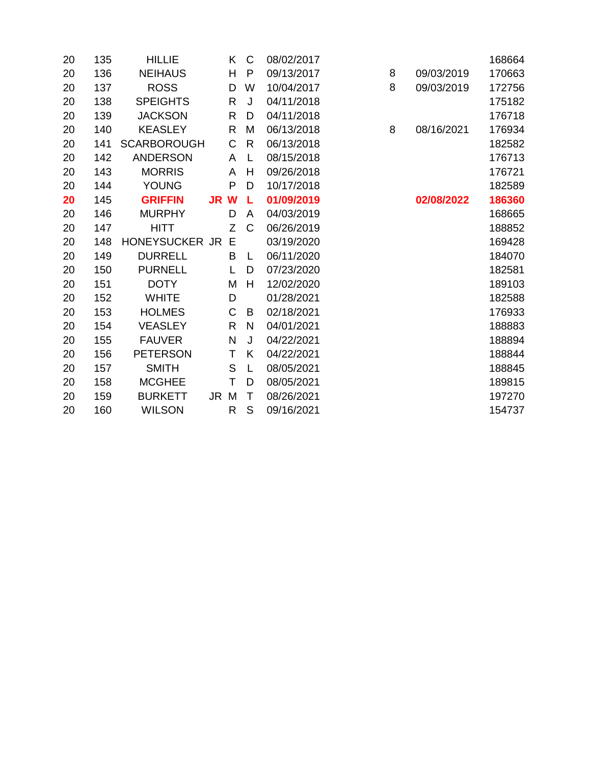| | | | | | | | | | |
|---|---|---|---|---|---|---|---|---|---|
| 20 | 135 | HILLIE | | K | C | 08/02/2017 | | | 168664 |
| 20 | 136 | NEIHAUS | | H | P | 09/13/2017 | 8 | 09/03/2019 | 170663 |
| 20 | 137 | ROSS | | D | W | 10/04/2017 | 8 | 09/03/2019 | 172756 |
| 20 | 138 | SPEIGHTS | | R | J | 04/11/2018 | | | 175182 |
| 20 | 139 | JACKSON | | R | D | 04/11/2018 | | | 176718 |
| 20 | 140 | KEASLEY | | R | M | 06/13/2018 | 8 | 08/16/2021 | 176934 |
| 20 | 141 | SCARBOROUGH | | C | R | 06/13/2018 | | | 182582 |
| 20 | 142 | ANDERSON | | A | L | 08/15/2018 | | | 176713 |
| 20 | 143 | MORRIS | | A | H | 09/26/2018 | | | 176721 |
| 20 | 144 | YOUNG | | P | D | 10/17/2018 | | | 182589 |
| **20** | 145 | **GRIFFIN** | **JR** | **W** | **L** | **01/09/2019** | | **02/08/2022** | **186360** |
| 20 | 146 | MURPHY | | D | A | 04/03/2019 | | | 168665 |
| 20 | 147 | HITT | | Z | C | 06/26/2019 | | | 188852 |
| 20 | 148 | HONEYSUCKER | JR | E | | 03/19/2020 | | | 169428 |
| 20 | 149 | DURRELL | | B | L | 06/11/2020 | | | 184070 |
| 20 | 150 | PURNELL | | L | D | 07/23/2020 | | | 182581 |
| 20 | 151 | DOTY | | M | H | 12/02/2020 | | | 189103 |
| 20 | 152 | WHITE | | D | | 01/28/2021 | | | 182588 |
| 20 | 153 | HOLMES | | C | B | 02/18/2021 | | | 176933 |
| 20 | 154 | VEASLEY | | R | N | 04/01/2021 | | | 188883 |
| 20 | 155 | FAUVER | | N | J | 04/22/2021 | | | 188894 |
| 20 | 156 | PETERSON | | T | K | 04/22/2021 | | | 188844 |
| 20 | 157 | SMITH | | S | L | 08/05/2021 | | | 188845 |
| 20 | 158 | MCGHEE | | T | D | 08/05/2021 | | | 189815 |
| 20 | 159 | BURKETT | JR | M | T | 08/26/2021 | | | 197270 |
| 20 | 160 | WILSON | | R | S | 09/16/2021 | | | 154737 |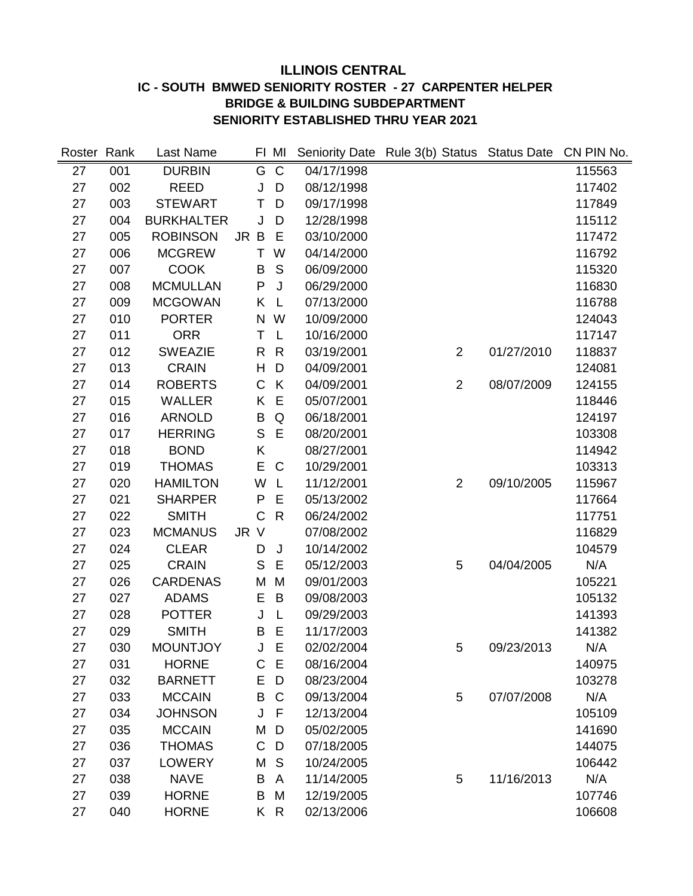**ILLINOIS CENTRAL**
**IC - SOUTH BMWED SENIORITY ROSTER - 27 CARPENTER HELPER**
**BRIDGE & BUILDING SUBDEPARTMENT**
**SENIORITY ESTABLISHED THRU YEAR 2021**

| Roster | Rank | Last Name | | FI | MI | Seniority Date | Rule 3(b) Status | Status Date | CN PIN No. |
|---|---|---|---|---|---|---|---|---|---|
| 27 | 001 | DURBIN | | G | C | 04/17/1998 | | | 115563 |
| 27 | 002 | REED | | J | D | 08/12/1998 | | | 117402 |
| 27 | 003 | STEWART | | T | D | 09/17/1998 | | | 117849 |
| 27 | 004 | BURKHALTER | | J | D | 12/28/1998 | | | 115112 |
| 27 | 005 | ROBINSON | JR | B | E | 03/10/2000 | | | 117472 |
| 27 | 006 | MCGREW | | T | W | 04/14/2000 | | | 116792 |
| 27 | 007 | COOK | | B | S | 06/09/2000 | | | 115320 |
| 27 | 008 | MCMULLAN | | P | J | 06/29/2000 | | | 116830 |
| 27 | 009 | MCGOWAN | | K | L | 07/13/2000 | | | 116788 |
| 27 | 010 | PORTER | | N | W | 10/09/2000 | | | 124043 |
| 27 | 011 | ORR | | T | L | 10/16/2000 | | | 117147 |
| 27 | 012 | SWEAZIE | | R | R | 03/19/2001 | 2 | 01/27/2010 | 118837 |
| 27 | 013 | CRAIN | | H | D | 04/09/2001 | | | 124081 |
| 27 | 014 | ROBERTS | | C | K | 04/09/2001 | 2 | 08/07/2009 | 124155 |
| 27 | 015 | WALLER | | K | E | 05/07/2001 | | | 118446 |
| 27 | 016 | ARNOLD | | B | Q | 06/18/2001 | | | 124197 |
| 27 | 017 | HERRING | | S | E | 08/20/2001 | | | 103308 |
| 27 | 018 | BOND | | K | | 08/27/2001 | | | 114942 |
| 27 | 019 | THOMAS | | E | C | 10/29/2001 | | | 103313 |
| 27 | 020 | HAMILTON | | W | L | 11/12/2001 | 2 | 09/10/2005 | 115967 |
| 27 | 021 | SHARPER | | P | E | 05/13/2002 | | | 117664 |
| 27 | 022 | SMITH | | C | R | 06/24/2002 | | | 117751 |
| 27 | 023 | MCMANUS | JR | V | | 07/08/2002 | | | 116829 |
| 27 | 024 | CLEAR | | D | J | 10/14/2002 | | | 104579 |
| 27 | 025 | CRAIN | | S | E | 05/12/2003 | 5 | 04/04/2005 | N/A |
| 27 | 026 | CARDENAS | | M | M | 09/01/2003 | | | 105221 |
| 27 | 027 | ADAMS | | E | B | 09/08/2003 | | | 105132 |
| 27 | 028 | POTTER | | J | L | 09/29/2003 | | | 141393 |
| 27 | 029 | SMITH | | B | E | 11/17/2003 | | | 141382 |
| 27 | 030 | MOUNTJOY | | J | E | 02/02/2004 | 5 | 09/23/2013 | N/A |
| 27 | 031 | HORNE | | C | E | 08/16/2004 | | | 140975 |
| 27 | 032 | BARNETT | | E | D | 08/23/2004 | | | 103278 |
| 27 | 033 | MCCAIN | | B | C | 09/13/2004 | 5 | 07/07/2008 | N/A |
| 27 | 034 | JOHNSON | | J | F | 12/13/2004 | | | 105109 |
| 27 | 035 | MCCAIN | | M | D | 05/02/2005 | | | 141690 |
| 27 | 036 | THOMAS | | C | D | 07/18/2005 | | | 144075 |
| 27 | 037 | LOWERY | | M | S | 10/24/2005 | | | 106442 |
| 27 | 038 | NAVE | | B | A | 11/14/2005 | 5 | 11/16/2013 | N/A |
| 27 | 039 | HORNE | | B | M | 12/19/2005 | | | 107746 |
| 27 | 040 | HORNE | | K | R | 02/13/2006 | | | 106608 |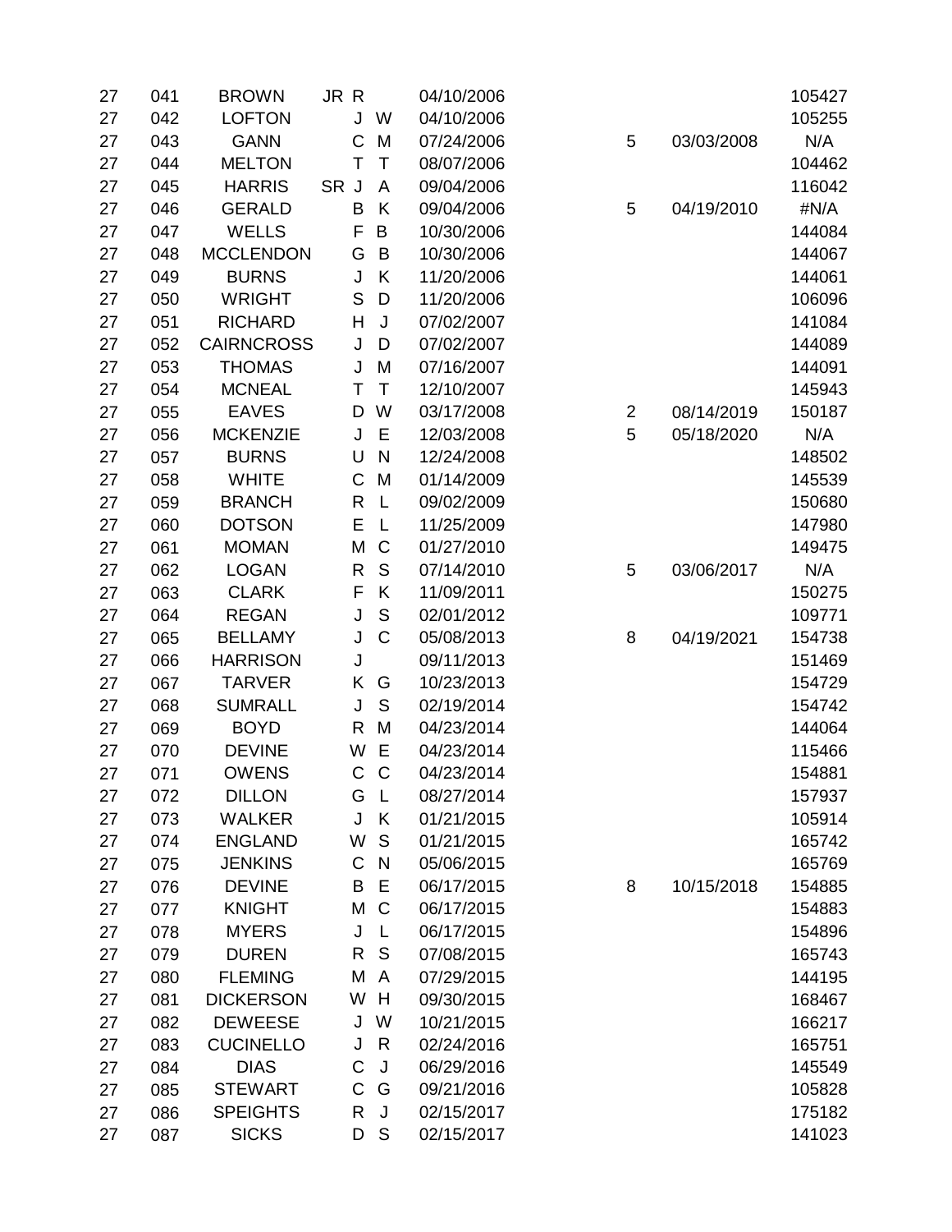| | | | | | | | | | |
|---|---|---|---|---|---|---|---|---|---|
| 27 | 041 | BROWN | JR | R | | 04/10/2006 | | | 105427 |
| 27 | 042 | LOFTON | | J | W | 04/10/2006 | | | 105255 |
| 27 | 043 | GANN | | C | M | 07/24/2006 | 5 | 03/03/2008 | N/A |
| 27 | 044 | MELTON | | T | T | 08/07/2006 | | | 104462 |
| 27 | 045 | HARRIS | SR | J | A | 09/04/2006 | | | 116042 |
| 27 | 046 | GERALD | | B | K | 09/04/2006 | 5 | 04/19/2010 | #N/A |
| 27 | 047 | WELLS | | F | B | 10/30/2006 | | | 144084 |
| 27 | 048 | MCCLENDON | | G | B | 10/30/2006 | | | 144067 |
| 27 | 049 | BURNS | | J | K | 11/20/2006 | | | 144061 |
| 27 | 050 | WRIGHT | | S | D | 11/20/2006 | | | 106096 |
| 27 | 051 | RICHARD | | H | J | 07/02/2007 | | | 141084 |
| 27 | 052 | CAIRNCROSS | | J | D | 07/02/2007 | | | 144089 |
| 27 | 053 | THOMAS | | J | M | 07/16/2007 | | | 144091 |
| 27 | 054 | MCNEAL | | T | T | 12/10/2007 | | | 145943 |
| 27 | 055 | EAVES | | D | W | 03/17/2008 | 2 | 08/14/2019 | 150187 |
| 27 | 056 | MCKENZIE | | J | E | 12/03/2008 | 5 | 05/18/2020 | N/A |
| 27 | 057 | BURNS | | U | N | 12/24/2008 | | | 148502 |
| 27 | 058 | WHITE | | C | M | 01/14/2009 | | | 145539 |
| 27 | 059 | BRANCH | | R | L | 09/02/2009 | | | 150680 |
| 27 | 060 | DOTSON | | E | L | 11/25/2009 | | | 147980 |
| 27 | 061 | MOMAN | | M | C | 01/27/2010 | | | 149475 |
| 27 | 062 | LOGAN | | R | S | 07/14/2010 | 5 | 03/06/2017 | N/A |
| 27 | 063 | CLARK | | F | K | 11/09/2011 | | | 150275 |
| 27 | 064 | REGAN | | J | S | 02/01/2012 | | | 109771 |
| 27 | 065 | BELLAMY | | J | C | 05/08/2013 | 8 | 04/19/2021 | 154738 |
| 27 | 066 | HARRISON | | J | | 09/11/2013 | | | 151469 |
| 27 | 067 | TARVER | | K | G | 10/23/2013 | | | 154729 |
| 27 | 068 | SUMRALL | | J | S | 02/19/2014 | | | 154742 |
| 27 | 069 | BOYD | | R | M | 04/23/2014 | | | 144064 |
| 27 | 070 | DEVINE | | W | E | 04/23/2014 | | | 115466 |
| 27 | 071 | OWENS | | C | C | 04/23/2014 | | | 154881 |
| 27 | 072 | DILLON | | G | L | 08/27/2014 | | | 157937 |
| 27 | 073 | WALKER | | J | K | 01/21/2015 | | | 105914 |
| 27 | 074 | ENGLAND | | W | S | 01/21/2015 | | | 165742 |
| 27 | 075 | JENKINS | | C | N | 05/06/2015 | | | 165769 |
| 27 | 076 | DEVINE | | B | E | 06/17/2015 | 8 | 10/15/2018 | 154885 |
| 27 | 077 | KNIGHT | | M | C | 06/17/2015 | | | 154883 |
| 27 | 078 | MYERS | | J | L | 06/17/2015 | | | 154896 |
| 27 | 079 | DUREN | | R | S | 07/08/2015 | | | 165743 |
| 27 | 080 | FLEMING | | M | A | 07/29/2015 | | | 144195 |
| 27 | 081 | DICKERSON | | W | H | 09/30/2015 | | | 168467 |
| 27 | 082 | DEWEESE | | J | W | 10/21/2015 | | | 166217 |
| 27 | 083 | CUCINELLO | | J | R | 02/24/2016 | | | 165751 |
| 27 | 084 | DIAS | | C | J | 06/29/2016 | | | 145549 |
| 27 | 085 | STEWART | | C | G | 09/21/2016 | | | 105828 |
| 27 | 086 | SPEIGHTS | | R | J | 02/15/2017 | | | 175182 |
| 27 | 087 | SICKS | | D | S | 02/15/2017 | | | 141023 |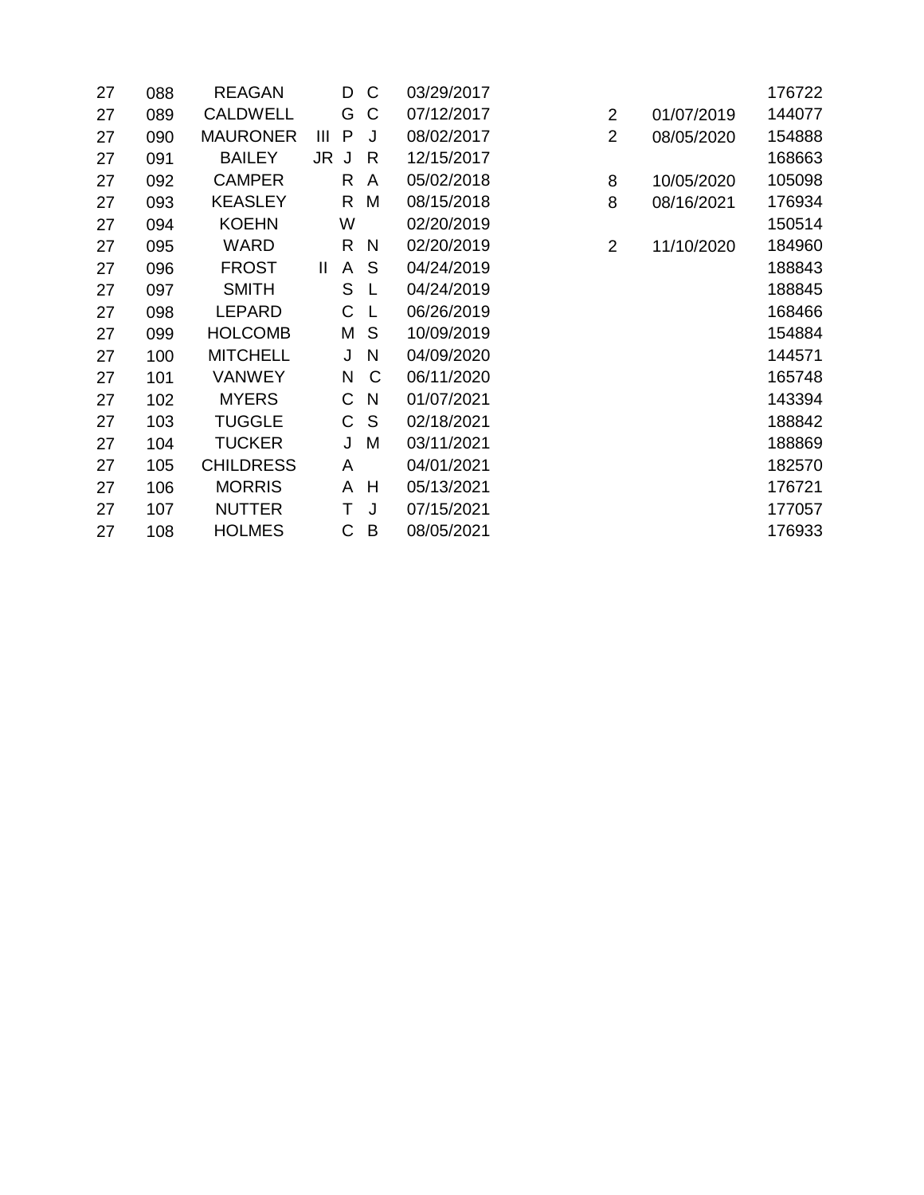| | | | | | | | | | |
|---|---|---|---|---|---|---|---|---|---|
| 27 | 088 | REAGAN | | D | C | 03/29/2017 | | | 176722 |
| 27 | 089 | CALDWELL | | G | C | 07/12/2017 | 2 | 01/07/2019 | 144077 |
| 27 | 090 | MAURONER | III | P | J | 08/02/2017 | 2 | 08/05/2020 | 154888 |
| 27 | 091 | BAILEY | JR | J | R | 12/15/2017 | | | 168663 |
| 27 | 092 | CAMPER | | R | A | 05/02/2018 | 8 | 10/05/2020 | 105098 |
| 27 | 093 | KEASLEY | | R | M | 08/15/2018 | 8 | 08/16/2021 | 176934 |
| 27 | 094 | KOEHN | | W | | 02/20/2019 | | | 150514 |
| 27 | 095 | WARD | | R | N | 02/20/2019 | 2 | 11/10/2020 | 184960 |
| 27 | 096 | FROST | II | A | S | 04/24/2019 | | | 188843 |
| 27 | 097 | SMITH | | S | L | 04/24/2019 | | | 188845 |
| 27 | 098 | LEPARD | | C | L | 06/26/2019 | | | 168466 |
| 27 | 099 | HOLCOMB | | M | S | 10/09/2019 | | | 154884 |
| 27 | 100 | MITCHELL | | J | N | 04/09/2020 | | | 144571 |
| 27 | 101 | VANWEY | | N | C | 06/11/2020 | | | 165748 |
| 27 | 102 | MYERS | | C | N | 01/07/2021 | | | 143394 |
| 27 | 103 | TUGGLE | | C | S | 02/18/2021 | | | 188842 |
| 27 | 104 | TUCKER | | J | M | 03/11/2021 | | | 188869 |
| 27 | 105 | CHILDRESS | | A | | 04/01/2021 | | | 182570 |
| 27 | 106 | MORRIS | | A | H | 05/13/2021 | | | 176721 |
| 27 | 107 | NUTTER | | T | J | 07/15/2021 | | | 177057 |
| 27 | 108 | HOLMES | | C | B | 08/05/2021 | | | 176933 |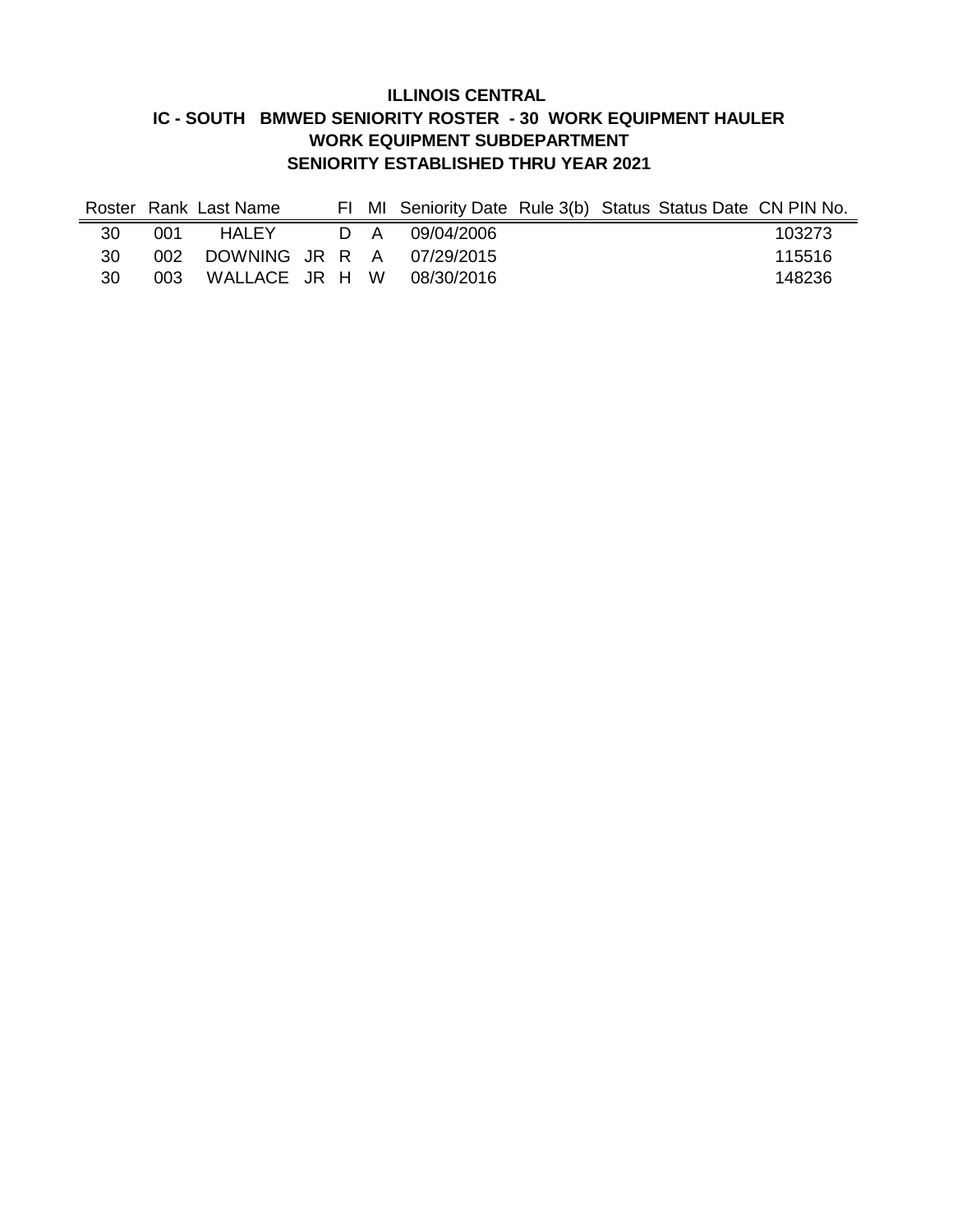# ILLINOIS CENTRAL
## IC - SOUTH BMWED SENIORITY ROSTER - 30 WORK EQUIPMENT HAULER
## WORK EQUIPMENT SUBDEPARTMENT
## SENIORITY ESTABLISHED THRU YEAR 2021

| Roster | Rank | Last Name | FI | MI | Seniority Date | Rule 3(b) | Status | Status Date | CN PIN No. |
|---|---|---|---|---|---|---|---|---|---|
| 30 | 001 | HALEY | D | A | 09/04/2006 | | | | 103273 |
| 30 | 002 | DOWNING JR | R | A | 07/29/2015 | | | | 115516 |
| 30 | 003 | WALLACE JR | H | W | 08/30/2016 | | | | 148236 |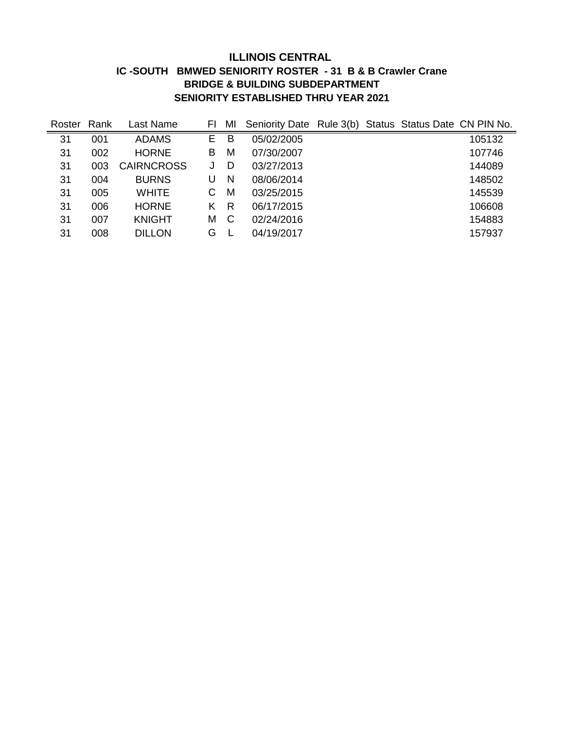# ILLINOIS CENTRAL

## IC -SOUTH BMWED SENIORITY ROSTER - 31 B & B Crawler Crane

## BRIDGE & BUILDING SUBDEPARTMENT

## SENIORITY ESTABLISHED THRU YEAR 2021

| Roster | Rank | Last Name | FI | MI | Seniority Date | Rule 3(b) | Status | Status Date | CN PIN No. |
|---|---|---|---|---|---|---|---|---|---|
| 31 | 001 | ADAMS | E | B | 05/02/2005 | | | | 105132 |
| 31 | 002 | HORNE | B | M | 07/30/2007 | | | | 107746 |
| 31 | 003 | CAIRNCROSS | J | D | 03/27/2013 | | | | 144089 |
| 31 | 004 | BURNS | U | N | 08/06/2014 | | | | 148502 |
| 31 | 005 | WHITE | C | M | 03/25/2015 | | | | 145539 |
| 31 | 006 | HORNE | K | R | 06/17/2015 | | | | 106608 |
| 31 | 007 | KNIGHT | M | C | 02/24/2016 | | | | 154883 |
| 31 | 008 | DILLON | G | L | 04/19/2017 | | | | 157937 |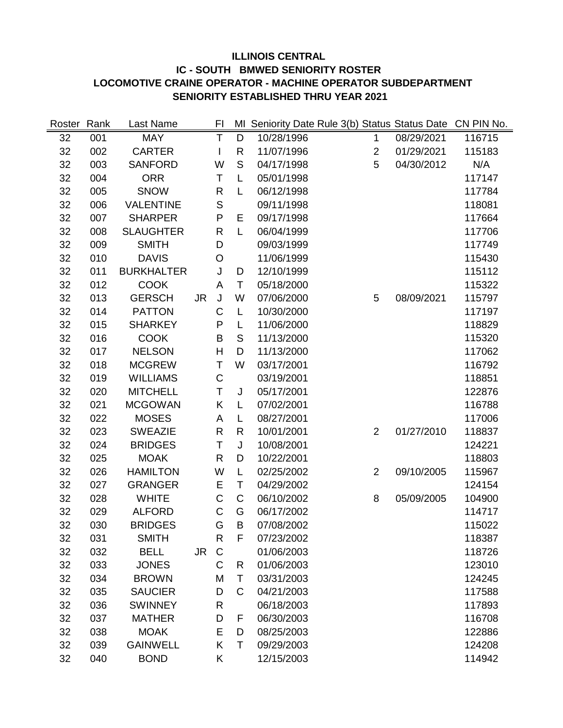**ILLINOIS CENTRAL**

**IC - SOUTH BMWED SENIORITY ROSTER**

**LOCOMOTIVE CRAINE OPERATOR - MACHINE OPERATOR SUBDEPARTMENT**

**SENIORITY ESTABLISHED THRU YEAR 2021**

| Roster | Rank | Last Name | | FI | MI | Seniority Date | Rule 3(b) | Status | Status Date | CN PIN No. |
|---|---|---|---|---|---|---|---|---|---|---|
| 32 | 001 | MAY | | T | D | 10/28/1996 | | 1 | 08/29/2021 | 116715 |
| 32 | 002 | CARTER | | I | R | 11/07/1996 | | 2 | 01/29/2021 | 115183 |
| 32 | 003 | SANFORD | | W | S | 04/17/1998 | | 5 | 04/30/2012 | N/A |
| 32 | 004 | ORR | | T | L | 05/01/1998 | | | | 117147 |
| 32 | 005 | SNOW | | R | L | 06/12/1998 | | | | 117784 |
| 32 | 006 | VALENTINE | | S | | 09/11/1998 | | | | 118081 |
| 32 | 007 | SHARPER | | P | E | 09/17/1998 | | | | 117664 |
| 32 | 008 | SLAUGHTER | | R | L | 06/04/1999 | | | | 117706 |
| 32 | 009 | SMITH | | D | | 09/03/1999 | | | | 117749 |
| 32 | 010 | DAVIS | | O | | 11/06/1999 | | | | 115430 |
| 32 | 011 | BURKHALTER | | J | D | 12/10/1999 | | | | 115112 |
| 32 | 012 | COOK | | A | T | 05/18/2000 | | | | 115322 |
| 32 | 013 | GERSCH | JR | J | W | 07/06/2000 | | 5 | 08/09/2021 | 115797 |
| 32 | 014 | PATTON | | C | L | 10/30/2000 | | | | 117197 |
| 32 | 015 | SHARKEY | | P | L | 11/06/2000 | | | | 118829 |
| 32 | 016 | COOK | | B | S | 11/13/2000 | | | | 115320 |
| 32 | 017 | NELSON | | H | D | 11/13/2000 | | | | 117062 |
| 32 | 018 | MCGREW | | T | W | 03/17/2001 | | | | 116792 |
| 32 | 019 | WILLIAMS | | C | | 03/19/2001 | | | | 118851 |
| 32 | 020 | MITCHELL | | T | J | 05/17/2001 | | | | 122876 |
| 32 | 021 | MCGOWAN | | K | L | 07/02/2001 | | | | 116788 |
| 32 | 022 | MOSES | | A | L | 08/27/2001 | | | | 117006 |
| 32 | 023 | SWEAZIE | | R | R | 10/01/2001 | | 2 | 01/27/2010 | 118837 |
| 32 | 024 | BRIDGES | | T | J | 10/08/2001 | | | | 124221 |
| 32 | 025 | MOAK | | R | D | 10/22/2001 | | | | 118803 |
| 32 | 026 | HAMILTON | | W | L | 02/25/2002 | | 2 | 09/10/2005 | 115967 |
| 32 | 027 | GRANGER | | E | T | 04/29/2002 | | | | 124154 |
| 32 | 028 | WHITE | | C | C | 06/10/2002 | | 8 | 05/09/2005 | 104900 |
| 32 | 029 | ALFORD | | C | G | 06/17/2002 | | | | 114717 |
| 32 | 030 | BRIDGES | | G | B | 07/08/2002 | | | | 115022 |
| 32 | 031 | SMITH | | R | F | 07/23/2002 | | | | 118387 |
| 32 | 032 | BELL | JR | C | | 01/06/2003 | | | | 118726 |
| 32 | 033 | JONES | | C | R | 01/06/2003 | | | | 123010 |
| 32 | 034 | BROWN | | M | T | 03/31/2003 | | | | 124245 |
| 32 | 035 | SAUCIER | | D | C | 04/21/2003 | | | | 117588 |
| 32 | 036 | SWINNEY | | R | | 06/18/2003 | | | | 117893 |
| 32 | 037 | MATHER | | D | F | 06/30/2003 | | | | 116708 |
| 32 | 038 | MOAK | | E | D | 08/25/2003 | | | | 122886 |
| 32 | 039 | GAINWELL | | K | T | 09/29/2003 | | | | 124208 |
| 32 | 040 | BOND | | K | | 12/15/2003 | | | | 114942 |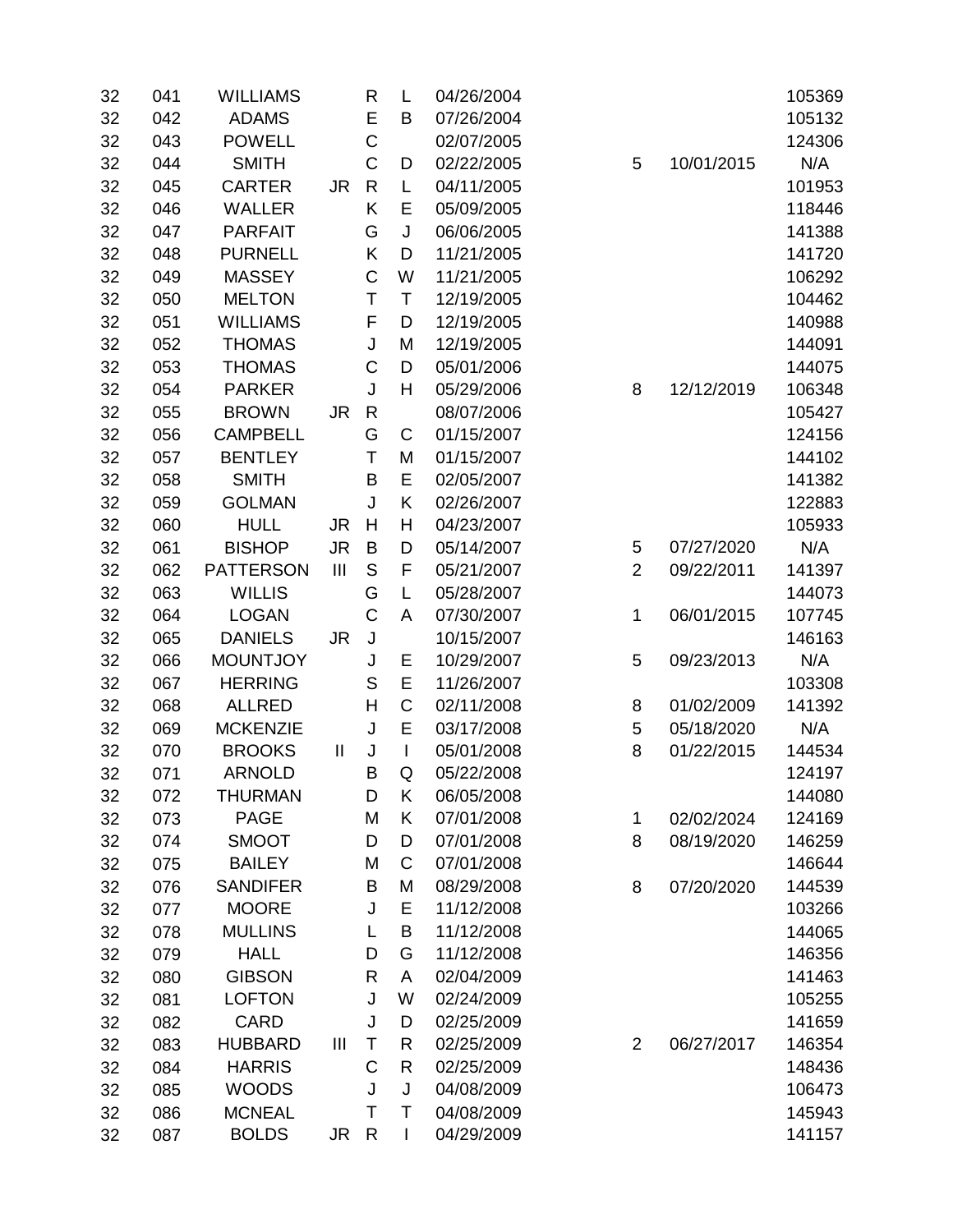| | | | | | | | | | |
|---|---|---|---|---|---|---|---|---|---|
| 32 | 041 | WILLIAMS | | R | L | 04/26/2004 | | | 105369 |
| 32 | 042 | ADAMS | | E | B | 07/26/2004 | | | 105132 |
| 32 | 043 | POWELL | | C | | 02/07/2005 | | | 124306 |
| 32 | 044 | SMITH | | C | D | 02/22/2005 | 5 | 10/01/2015 | N/A |
| 32 | 045 | CARTER | JR | R | L | 04/11/2005 | | | 101953 |
| 32 | 046 | WALLER | | K | E | 05/09/2005 | | | 118446 |
| 32 | 047 | PARFAIT | | G | J | 06/06/2005 | | | 141388 |
| 32 | 048 | PURNELL | | K | D | 11/21/2005 | | | 141720 |
| 32 | 049 | MASSEY | | C | W | 11/21/2005 | | | 106292 |
| 32 | 050 | MELTON | | T | T | 12/19/2005 | | | 104462 |
| 32 | 051 | WILLIAMS | | F | D | 12/19/2005 | | | 140988 |
| 32 | 052 | THOMAS | | J | M | 12/19/2005 | | | 144091 |
| 32 | 053 | THOMAS | | C | D | 05/01/2006 | | | 144075 |
| 32 | 054 | PARKER | | J | H | 05/29/2006 | 8 | 12/12/2019 | 106348 |
| 32 | 055 | BROWN | JR | R | | 08/07/2006 | | | 105427 |
| 32 | 056 | CAMPBELL | | G | C | 01/15/2007 | | | 124156 |
| 32 | 057 | BENTLEY | | T | M | 01/15/2007 | | | 144102 |
| 32 | 058 | SMITH | | B | E | 02/05/2007 | | | 141382 |
| 32 | 059 | GOLMAN | | J | K | 02/26/2007 | | | 122883 |
| 32 | 060 | HULL | JR | H | H | 04/23/2007 | | | 105933 |
| 32 | 061 | BISHOP | JR | B | D | 05/14/2007 | 5 | 07/27/2020 | N/A |
| 32 | 062 | PATTERSON | III | S | F | 05/21/2007 | 2 | 09/22/2011 | 141397 |
| 32 | 063 | WILLIS | | G | L | 05/28/2007 | | | 144073 |
| 32 | 064 | LOGAN | | C | A | 07/30/2007 | 1 | 06/01/2015 | 107745 |
| 32 | 065 | DANIELS | JR | J | | 10/15/2007 | | | 146163 |
| 32 | 066 | MOUNTJOY | | J | E | 10/29/2007 | 5 | 09/23/2013 | N/A |
| 32 | 067 | HERRING | | S | E | 11/26/2007 | | | 103308 |
| 32 | 068 | ALLRED | | H | C | 02/11/2008 | 8 | 01/02/2009 | 141392 |
| 32 | 069 | MCKENZIE | | J | E | 03/17/2008 | 5 | 05/18/2020 | N/A |
| 32 | 070 | BROOKS | II | J | I | 05/01/2008 | 8 | 01/22/2015 | 144534 |
| 32 | 071 | ARNOLD | | B | Q | 05/22/2008 | | | 124197 |
| 32 | 072 | THURMAN | | D | K | 06/05/2008 | | | 144080 |
| 32 | 073 | PAGE | | M | K | 07/01/2008 | 1 | 02/02/2024 | 124169 |
| 32 | 074 | SMOOT | | D | D | 07/01/2008 | 8 | 08/19/2020 | 146259 |
| 32 | 075 | BAILEY | | M | C | 07/01/2008 | | | 146644 |
| 32 | 076 | SANDIFER | | B | M | 08/29/2008 | 8 | 07/20/2020 | 144539 |
| 32 | 077 | MOORE | | J | E | 11/12/2008 | | | 103266 |
| 32 | 078 | MULLINS | | L | B | 11/12/2008 | | | 144065 |
| 32 | 079 | HALL | | D | G | 11/12/2008 | | | 146356 |
| 32 | 080 | GIBSON | | R | A | 02/04/2009 | | | 141463 |
| 32 | 081 | LOFTON | | J | W | 02/24/2009 | | | 105255 |
| 32 | 082 | CARD | | J | D | 02/25/2009 | | | 141659 |
| 32 | 083 | HUBBARD | III | T | R | 02/25/2009 | 2 | 06/27/2017 | 146354 |
| 32 | 084 | HARRIS | | C | R | 02/25/2009 | | | 148436 |
| 32 | 085 | WOODS | | J | J | 04/08/2009 | | | 106473 |
| 32 | 086 | MCNEAL | | T | T | 04/08/2009 | | | 145943 |
| 32 | 087 | BOLDS | JR | R | I | 04/29/2009 | | | 141157 |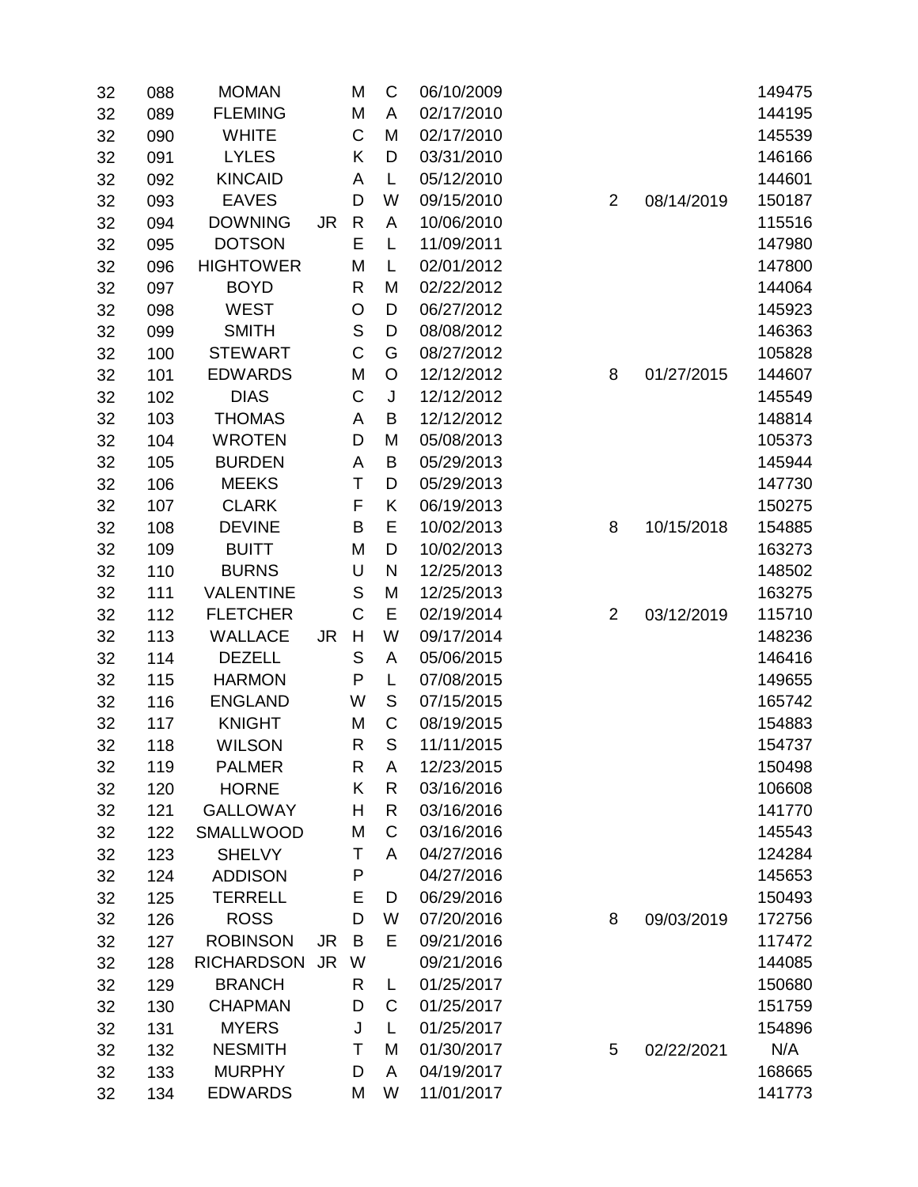| | | | | | | | | | |
|---|---|---|---|---|---|---|---|---|---|
| 32 | 088 | MOMAN | | M | C | 06/10/2009 | | | 149475 |
| 32 | 089 | FLEMING | | M | A | 02/17/2010 | | | 144195 |
| 32 | 090 | WHITE | | C | M | 02/17/2010 | | | 145539 |
| 32 | 091 | LYLES | | K | D | 03/31/2010 | | | 146166 |
| 32 | 092 | KINCAID | | A | L | 05/12/2010 | | | 144601 |
| 32 | 093 | EAVES | | D | W | 09/15/2010 | 2 | 08/14/2019 | 150187 |
| 32 | 094 | DOWNING | JR | R | A | 10/06/2010 | | | 115516 |
| 32 | 095 | DOTSON | | E | L | 11/09/2011 | | | 147980 |
| 32 | 096 | HIGHTOWER | | M | L | 02/01/2012 | | | 147800 |
| 32 | 097 | BOYD | | R | M | 02/22/2012 | | | 144064 |
| 32 | 098 | WEST | | O | D | 06/27/2012 | | | 145923 |
| 32 | 099 | SMITH | | S | D | 08/08/2012 | | | 146363 |
| 32 | 100 | STEWART | | C | G | 08/27/2012 | | | 105828 |
| 32 | 101 | EDWARDS | | M | O | 12/12/2012 | 8 | 01/27/2015 | 144607 |
| 32 | 102 | DIAS | | C | J | 12/12/2012 | | | 145549 |
| 32 | 103 | THOMAS | | A | B | 12/12/2012 | | | 148814 |
| 32 | 104 | WROTEN | | D | M | 05/08/2013 | | | 105373 |
| 32 | 105 | BURDEN | | A | B | 05/29/2013 | | | 145944 |
| 32 | 106 | MEEKS | | T | D | 05/29/2013 | | | 147730 |
| 32 | 107 | CLARK | | F | K | 06/19/2013 | | | 150275 |
| 32 | 108 | DEVINE | | B | E | 10/02/2013 | 8 | 10/15/2018 | 154885 |
| 32 | 109 | BUITT | | M | D | 10/02/2013 | | | 163273 |
| 32 | 110 | BURNS | | U | N | 12/25/2013 | | | 148502 |
| 32 | 111 | VALENTINE | | S | M | 12/25/2013 | | | 163275 |
| 32 | 112 | FLETCHER | | C | E | 02/19/2014 | 2 | 03/12/2019 | 115710 |
| 32 | 113 | WALLACE | JR | H | W | 09/17/2014 | | | 148236 |
| 32 | 114 | DEZELL | | S | A | 05/06/2015 | | | 146416 |
| 32 | 115 | HARMON | | P | L | 07/08/2015 | | | 149655 |
| 32 | 116 | ENGLAND | | W | S | 07/15/2015 | | | 165742 |
| 32 | 117 | KNIGHT | | M | C | 08/19/2015 | | | 154883 |
| 32 | 118 | WILSON | | R | S | 11/11/2015 | | | 154737 |
| 32 | 119 | PALMER | | R | A | 12/23/2015 | | | 150498 |
| 32 | 120 | HORNE | | K | R | 03/16/2016 | | | 106608 |
| 32 | 121 | GALLOWAY | | H | R | 03/16/2016 | | | 141770 |
| 32 | 122 | SMALLWOOD | | M | C | 03/16/2016 | | | 145543 |
| 32 | 123 | SHELVY | | T | A | 04/27/2016 | | | 124284 |
| 32 | 124 | ADDISON | | P | | 04/27/2016 | | | 145653 |
| 32 | 125 | TERRELL | | E | D | 06/29/2016 | | | 150493 |
| 32 | 126 | ROSS | | D | W | 07/20/2016 | 8 | 09/03/2019 | 172756 |
| 32 | 127 | ROBINSON | JR | B | E | 09/21/2016 | | | 117472 |
| 32 | 128 | RICHARDSON | JR | W | | 09/21/2016 | | | 144085 |
| 32 | 129 | BRANCH | | R | L | 01/25/2017 | | | 150680 |
| 32 | 130 | CHAPMAN | | D | C | 01/25/2017 | | | 151759 |
| 32 | 131 | MYERS | | J | L | 01/25/2017 | | | 154896 |
| 32 | 132 | NESMITH | | T | M | 01/30/2017 | 5 | 02/22/2021 | N/A |
| 32 | 133 | MURPHY | | D | A | 04/19/2017 | | | 168665 |
| 32 | 134 | EDWARDS | | M | W | 11/01/2017 | | | 141773 |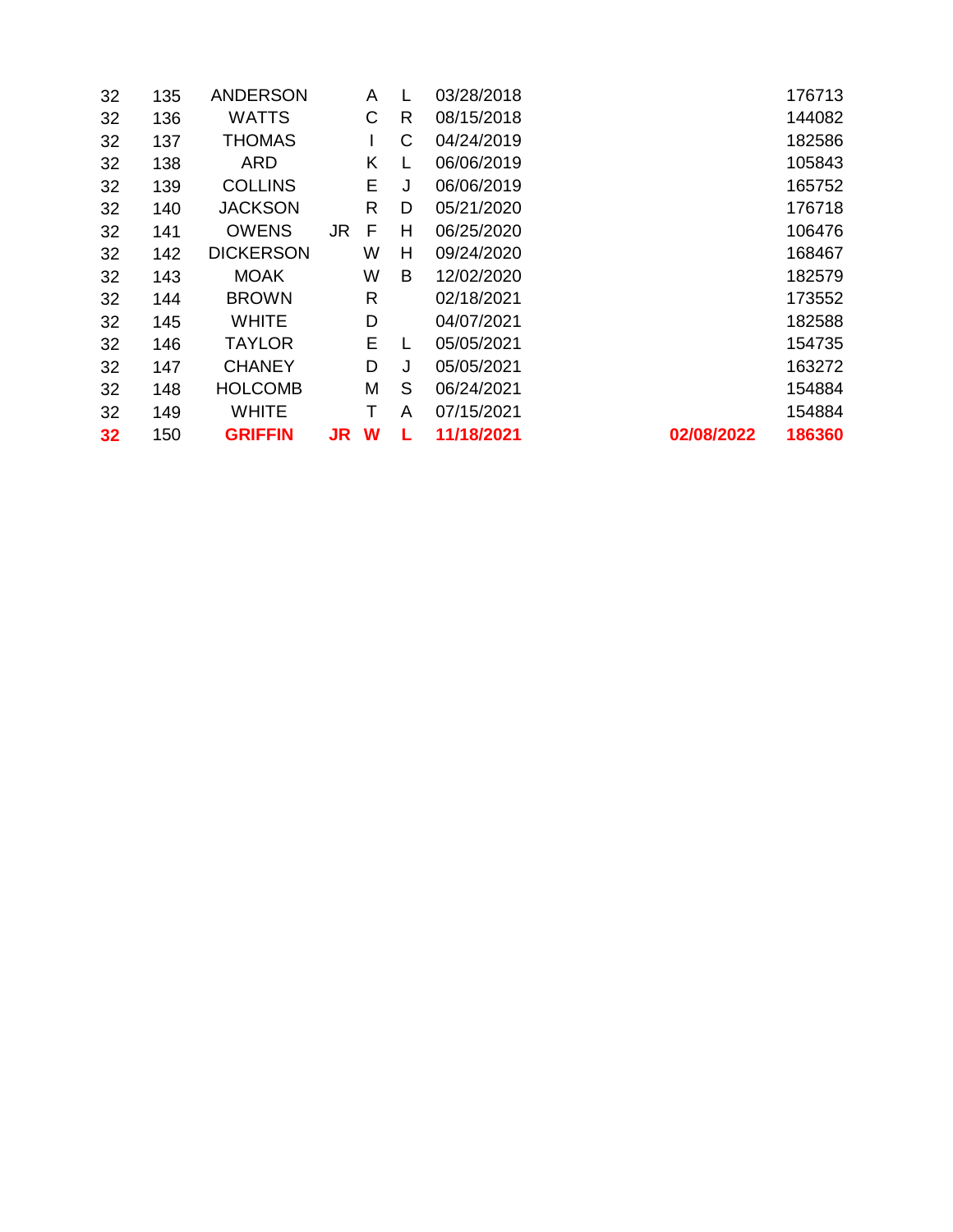| | | | | | | | | |
|---|---|---|---|---|---|---|---|---|
| 32 | 135 | ANDERSON | | A | L | 03/28/2018 | | 176713 |
| 32 | 136 | WATTS | | C | R | 08/15/2018 | | 144082 |
| 32 | 137 | THOMAS | | I | C | 04/24/2019 | | 182586 |
| 32 | 138 | ARD | | K | L | 06/06/2019 | | 105843 |
| 32 | 139 | COLLINS | | E | J | 06/06/2019 | | 165752 |
| 32 | 140 | JACKSON | | R | D | 05/21/2020 | | 176718 |
| 32 | 141 | OWENS | JR | F | H | 06/25/2020 | | 106476 |
| 32 | 142 | DICKERSON | | W | H | 09/24/2020 | | 168467 |
| 32 | 143 | MOAK | | W | B | 12/02/2020 | | 182579 |
| 32 | 144 | BROWN | | R | | 02/18/2021 | | 173552 |
| 32 | 145 | WHITE | | D | | 04/07/2021 | | 182588 |
| 32 | 146 | TAYLOR | | E | L | 05/05/2021 | | 154735 |
| 32 | 147 | CHANEY | | D | J | 05/05/2021 | | 163272 |
| 32 | 148 | HOLCOMB | | M | S | 06/24/2021 | | 154884 |
| 32 | 149 | WHITE | | T | A | 07/15/2021 | | 154884 |
| **32** | 150 | **GRIFFIN** | **JR** | **W** | **L** | **11/18/2021** | **02/08/2022** | **186360** |